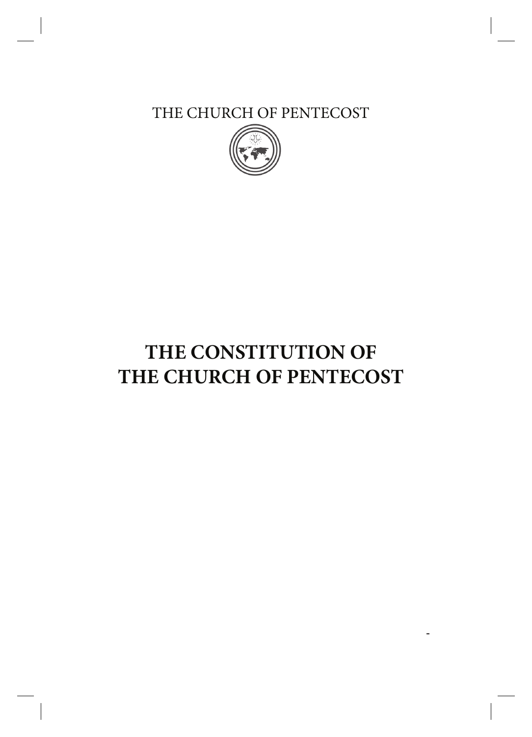THE CHURCH OF PENTECOST

# THE CONSTITUTION OF THE CHURCH OF PENTECOST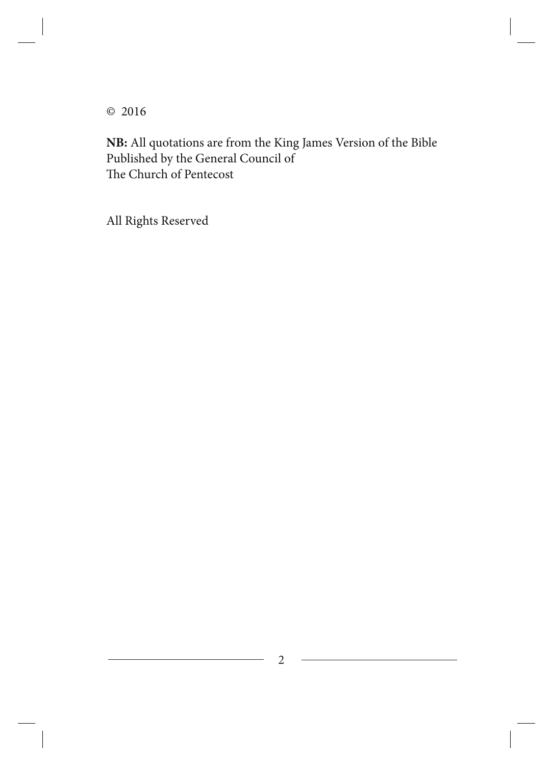© 2016

**NB:** All quotations are from the King James Version of the Bible
Published by the General Council of
The Church of Pentecost

All Rights Reserved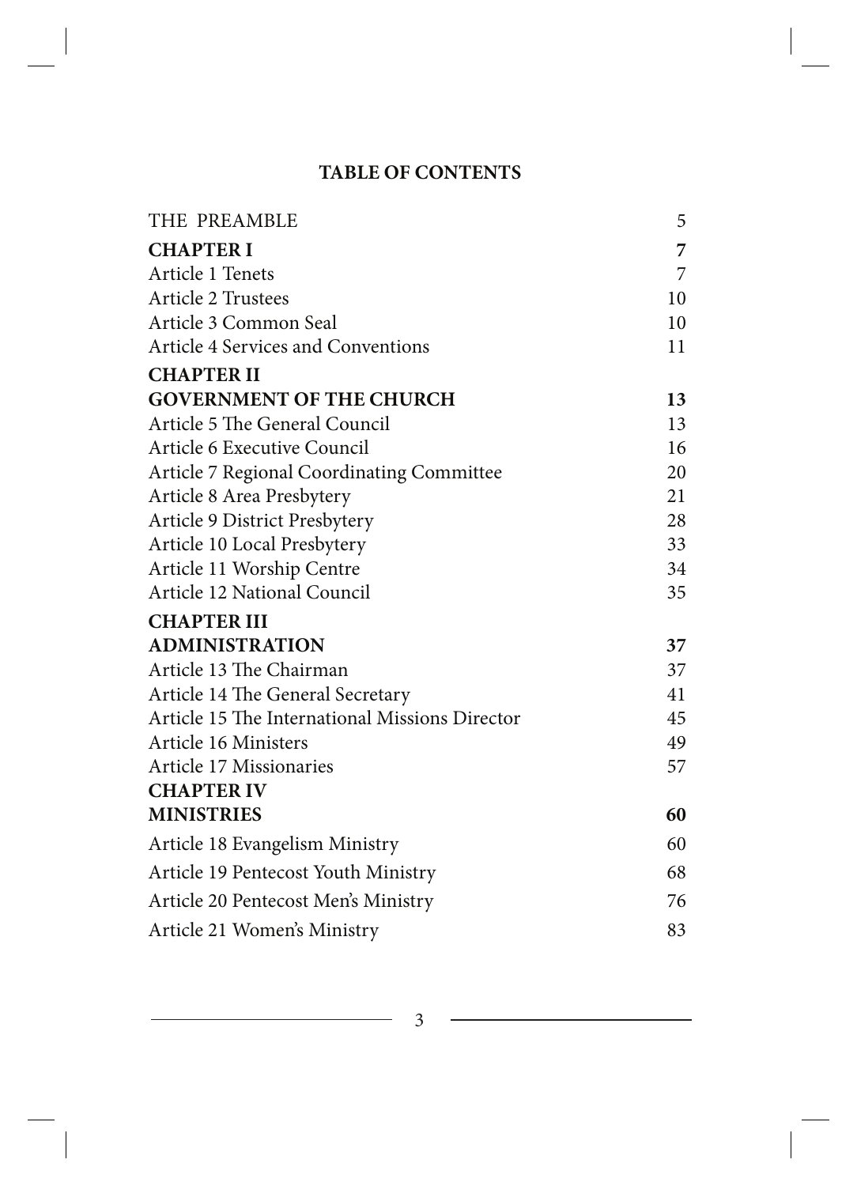# TABLE OF CONTENTS

| | |
|---|---|
| THE PREAMBLE | 5 |
| **CHAPTER I** | **7** |
| Article 1 Tenets | 7 |
| Article 2 Trustees | 10 |
| Article 3 Common Seal | 10 |
| Article 4 Services and Conventions | 11 |
| **CHAPTER II** | |
| **GOVERNMENT OF THE CHURCH** | **13** |
| Article 5 The General Council | 13 |
| Article 6 Executive Council | 16 |
| Article 7 Regional Coordinating Committee | 20 |
| Article 8 Area Presbytery | 21 |
| Article 9 District Presbytery | 28 |
| Article 10 Local Presbytery | 33 |
| Article 11 Worship Centre | 34 |
| Article 12 National Council | 35 |
| **CHAPTER III** | |
| **ADMINISTRATION** | **37** |
| Article 13 The Chairman | 37 |
| Article 14 The General Secretary | 41 |
| Article 15 The International Missions Director | 45 |
| Article 16 Ministers | 49 |
| Article 17 Missionaries | 57 |
| **CHAPTER IV** | |
| **MINISTRIES** | **60** |
| Article 18 Evangelism Ministry | 60 |
| Article 19 Pentecost Youth Ministry | 68 |
| Article 20 Pentecost Men's Ministry | 76 |
| Article 21 Women's Ministry | 83 |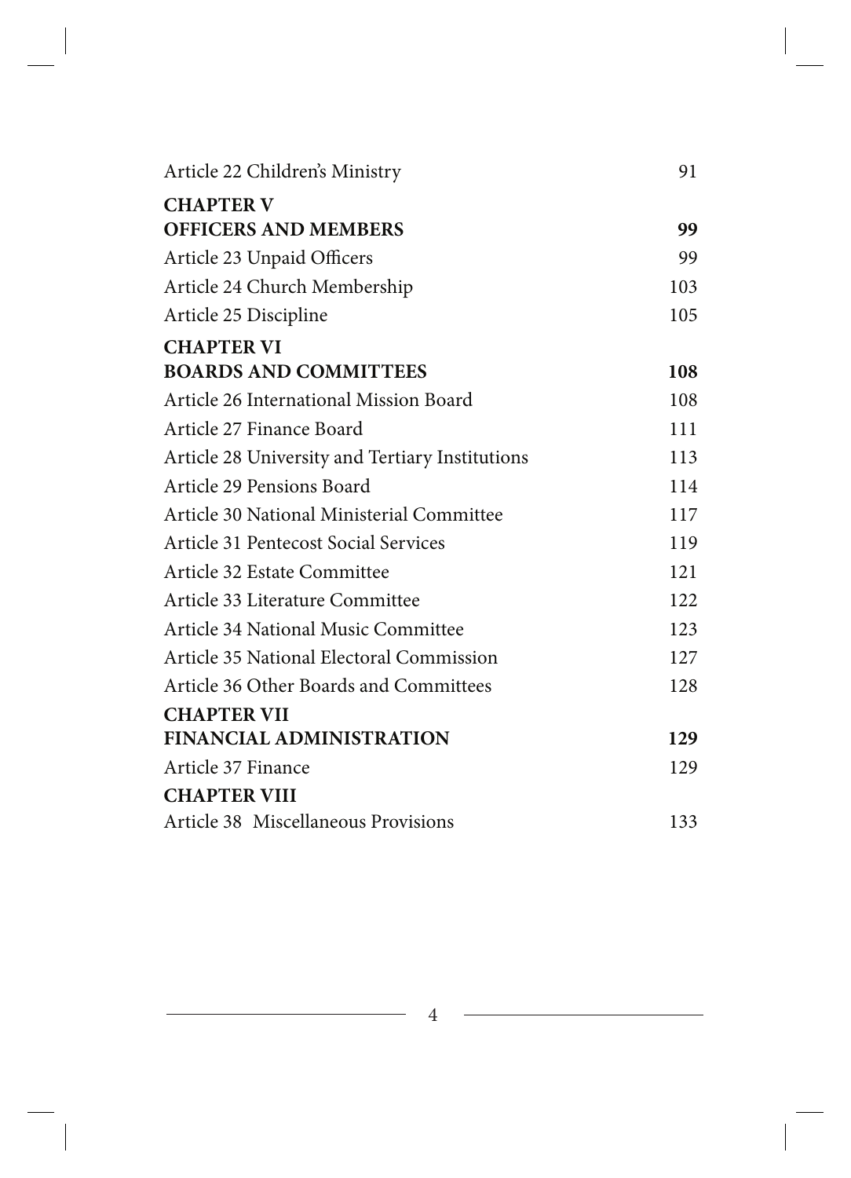| | |
|---|---|
| Article 22 Children's Ministry | 91 |
| **CHAPTER V** | |
| **OFFICERS AND MEMBERS** | **99** |
| Article 23 Unpaid Officers | 99 |
| Article 24 Church Membership | 103 |
| Article 25 Discipline | 105 |
| **CHAPTER VI** | |
| **BOARDS AND COMMITTEES** | **108** |
| Article 26 International Mission Board | 108 |
| Article 27 Finance Board | 111 |
| Article 28 University and Tertiary Institutions | 113 |
| Article 29 Pensions Board | 114 |
| Article 30 National Ministerial Committee | 117 |
| Article 31 Pentecost Social Services | 119 |
| Article 32 Estate Committee | 121 |
| Article 33 Literature Committee | 122 |
| Article 34 National Music Committee | 123 |
| Article 35 National Electoral Commission | 127 |
| Article 36 Other Boards and Committees | 128 |
| **CHAPTER VII** | |
| **FINANCIAL ADMINISTRATION** | **129** |
| Article 37 Finance | 129 |
| **CHAPTER VIII** | |
| Article 38 Miscellaneous Provisions | 133 |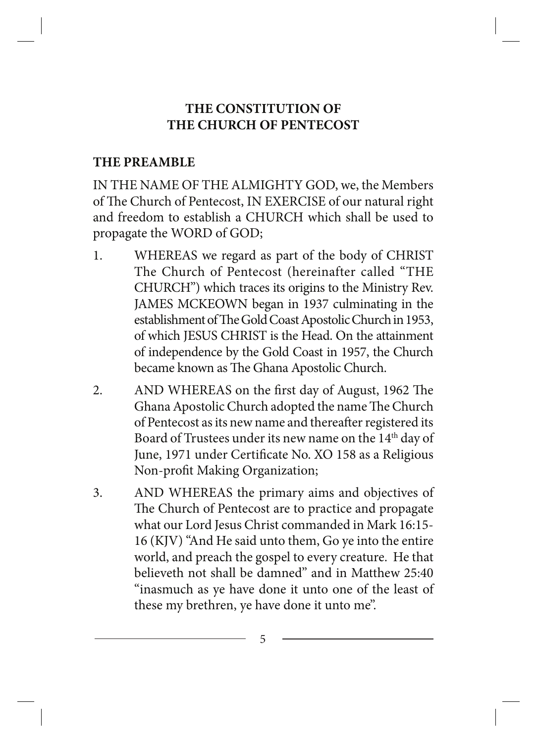# THE CONSTITUTION OF THE CHURCH OF PENTECOST

## THE PREAMBLE

IN THE NAME OF THE ALMIGHTY GOD, we, the Members of The Church of Pentecost, IN EXERCISE of our natural right and freedom to establish a CHURCH which shall be used to propagate the WORD of GOD;

1. WHEREAS we regard as part of the body of CHRIST The Church of Pentecost (hereinafter called "THE CHURCH") which traces its origins to the Ministry Rev. JAMES MCKEOWN began in 1937 culminating in the establishment of The Gold Coast Apostolic Church in 1953, of which JESUS CHRIST is the Head. On the attainment of independence by the Gold Coast in 1957, the Church became known as The Ghana Apostolic Church.

2. AND WHEREAS on the first day of August, 1962 The Ghana Apostolic Church adopted the name The Church of Pentecost as its new name and thereafter registered its Board of Trustees under its new name on the 14th day of June, 1971 under Certificate No. XO 158 as a Religious Non-profit Making Organization;

3. AND WHEREAS the primary aims and objectives of The Church of Pentecost are to practice and propagate what our Lord Jesus Christ commanded in Mark 16:15-16 (KJV) "And He said unto them, Go ye into the entire world, and preach the gospel to every creature. He that believeth not shall be damned" and in Matthew 25:40 "inasmuch as ye have done it unto one of the least of these my brethren, ye have done it unto me".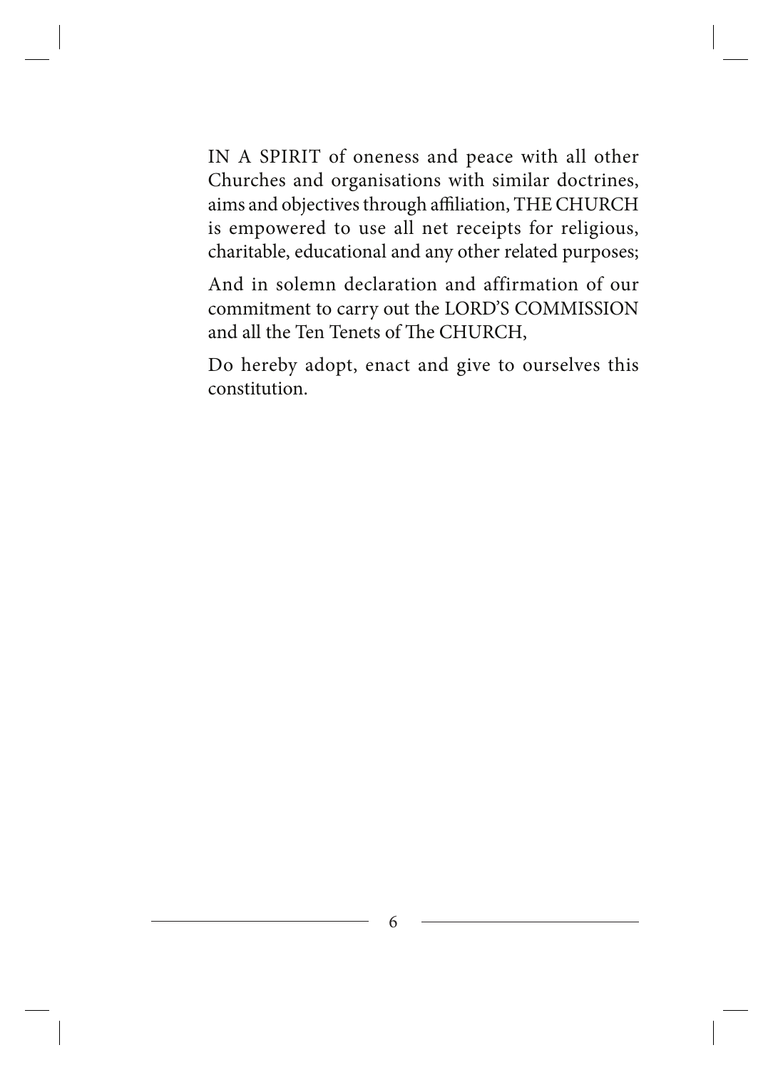IN A SPIRIT of oneness and peace with all other Churches and organisations with similar doctrines, aims and objectives through affiliation, THE CHURCH is empowered to use all net receipts for religious, charitable, educational and any other related purposes;

And in solemn declaration and affirmation of our commitment to carry out the LORD'S COMMISSION and all the Ten Tenets of The CHURCH,

Do hereby adopt, enact and give to ourselves this constitution.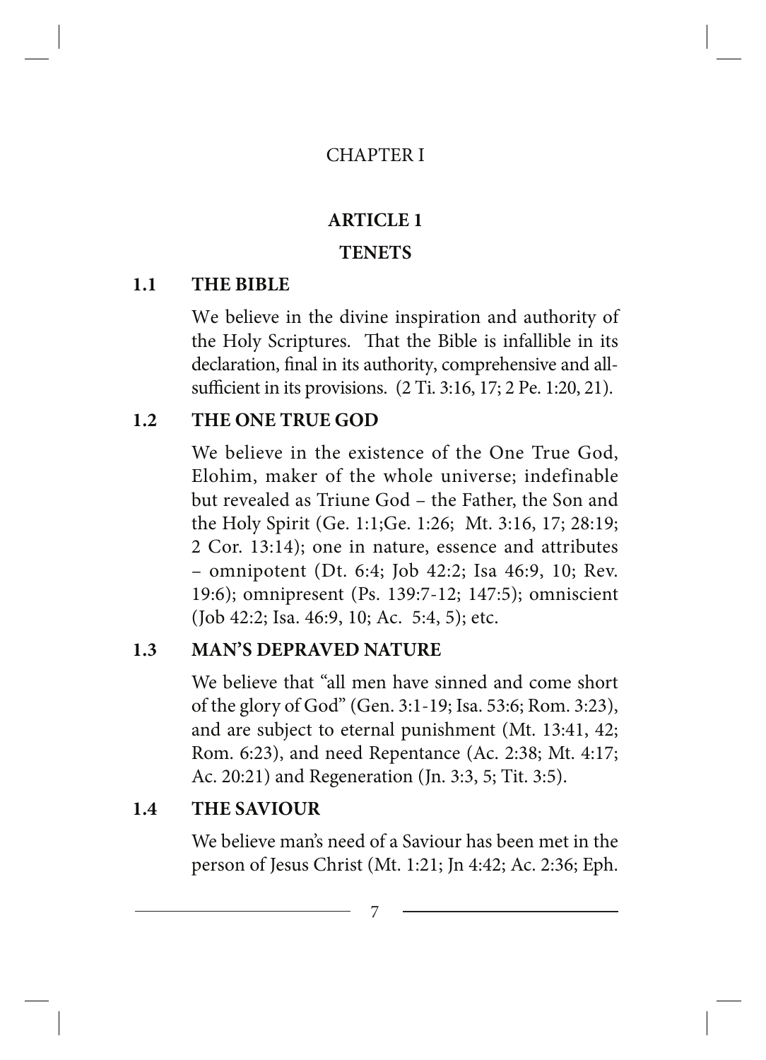# CHAPTER I

## ARTICLE 1

## TENETS

### 1.1 THE BIBLE

We believe in the divine inspiration and authority of the Holy Scriptures. That the Bible is infallible in its declaration, final in its authority, comprehensive and all-sufficient in its provisions. (2 Ti. 3:16, 17; 2 Pe. 1:20, 21).

### 1.2 THE ONE TRUE GOD

We believe in the existence of the One True God, Elohim, maker of the whole universe; indefinable but revealed as Triune God – the Father, the Son and the Holy Spirit (Ge. 1:1;Ge. 1:26; Mt. 3:16, 17; 28:19; 2 Cor. 13:14); one in nature, essence and attributes – omnipotent (Dt. 6:4; Job 42:2; Isa 46:9, 10; Rev. 19:6); omnipresent (Ps. 139:7-12; 147:5); omniscient (Job 42:2; Isa. 46:9, 10; Ac. 5:4, 5); etc.

### 1.3 MAN'S DEPRAVED NATURE

We believe that "all men have sinned and come short of the glory of God" (Gen. 3:1-19; Isa. 53:6; Rom. 3:23), and are subject to eternal punishment (Mt. 13:41, 42; Rom. 6:23), and need Repentance (Ac. 2:38; Mt. 4:17; Ac. 20:21) and Regeneration (Jn. 3:3, 5; Tit. 3:5).

### 1.4 THE SAVIOUR

We believe man's need of a Saviour has been met in the person of Jesus Christ (Mt. 1:21; Jn 4:42; Ac. 2:36; Eph.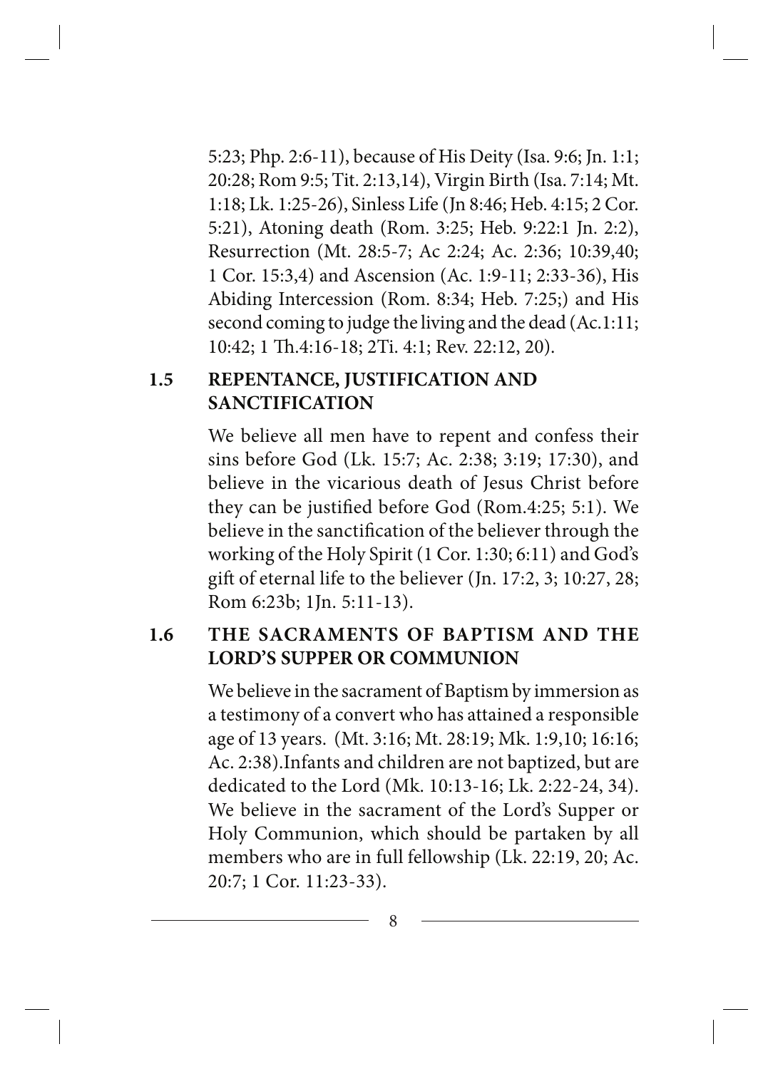5:23; Php. 2:6-11), because of His Deity (Isa. 9:6; Jn. 1:1; 20:28; Rom 9:5; Tit. 2:13,14), Virgin Birth (Isa. 7:14; Mt. 1:18; Lk. 1:25-26), Sinless Life (Jn 8:46; Heb. 4:15; 2 Cor. 5:21), Atoning death (Rom. 3:25; Heb. 9:22:1 Jn. 2:2), Resurrection (Mt. 28:5-7; Ac 2:24; Ac. 2:36; 10:39,40; 1 Cor. 15:3,4) and Ascension (Ac. 1:9-11; 2:33-36), His Abiding Intercession (Rom. 8:34; Heb. 7:25;) and His second coming to judge the living and the dead (Ac.1:11; 10:42; 1 Th.4:16-18; 2Ti. 4:1; Rev. 22:12, 20).

## 1.5 REPENTANCE, JUSTIFICATION AND SANCTIFICATION

We believe all men have to repent and confess their sins before God (Lk. 15:7; Ac. 2:38; 3:19; 17:30), and believe in the vicarious death of Jesus Christ before they can be justified before God (Rom.4:25; 5:1). We believe in the sanctification of the believer through the working of the Holy Spirit (1 Cor. 1:30; 6:11) and God's gift of eternal life to the believer (Jn. 17:2, 3; 10:27, 28; Rom 6:23b; 1Jn. 5:11-13).

## 1.6 THE SACRAMENTS OF BAPTISM AND THE LORD'S SUPPER OR COMMUNION

We believe in the sacrament of Baptism by immersion as a testimony of a convert who has attained a responsible age of 13 years. (Mt. 3:16; Mt. 28:19; Mk. 1:9,10; 16:16; Ac. 2:38).Infants and children are not baptized, but are dedicated to the Lord (Mk. 10:13-16; Lk. 2:22-24, 34). We believe in the sacrament of the Lord's Supper or Holy Communion, which should be partaken by all members who are in full fellowship (Lk. 22:19, 20; Ac. 20:7; 1 Cor. 11:23-33).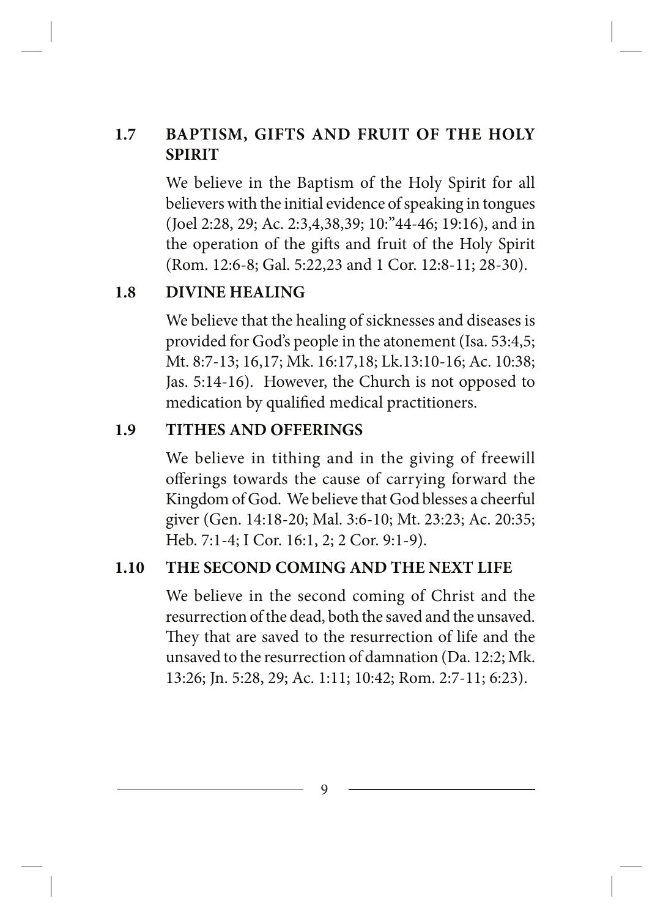### 1.7 BAPTISM, GIFTS AND FRUIT OF THE HOLY SPIRIT

We believe in the Baptism of the Holy Spirit for all believers with the initial evidence of speaking in tongues (Joel 2:28, 29; Ac. 2:3,4,38,39; 10:"44-46; 19:16), and in the operation of the gifts and fruit of the Holy Spirit (Rom. 12:6-8; Gal. 5:22,23 and 1 Cor. 12:8-11; 28-30).

### 1.8 DIVINE HEALING

We believe that the healing of sicknesses and diseases is provided for God's people in the atonement (Isa. 53:4,5; Mt. 8:7-13; 16,17; Mk. 16:17,18; Lk.13:10-16; Ac. 10:38; Jas. 5:14-16). However, the Church is not opposed to medication by qualified medical practitioners.

### 1.9 TITHES AND OFFERINGS

We believe in tithing and in the giving of freewill offerings towards the cause of carrying forward the Kingdom of God. We believe that God blesses a cheerful giver (Gen. 14:18-20; Mal. 3:6-10; Mt. 23:23; Ac. 20:35; Heb. 7:1-4; I Cor. 16:1, 2; 2 Cor. 9:1-9).

### 1.10 THE SECOND COMING AND THE NEXT LIFE

We believe in the second coming of Christ and the resurrection of the dead, both the saved and the unsaved. They that are saved to the resurrection of life and the unsaved to the resurrection of damnation (Da. 12:2; Mk. 13:26; Jn. 5:28, 29; Ac. 1:11; 10:42; Rom. 2:7-11; 6:23).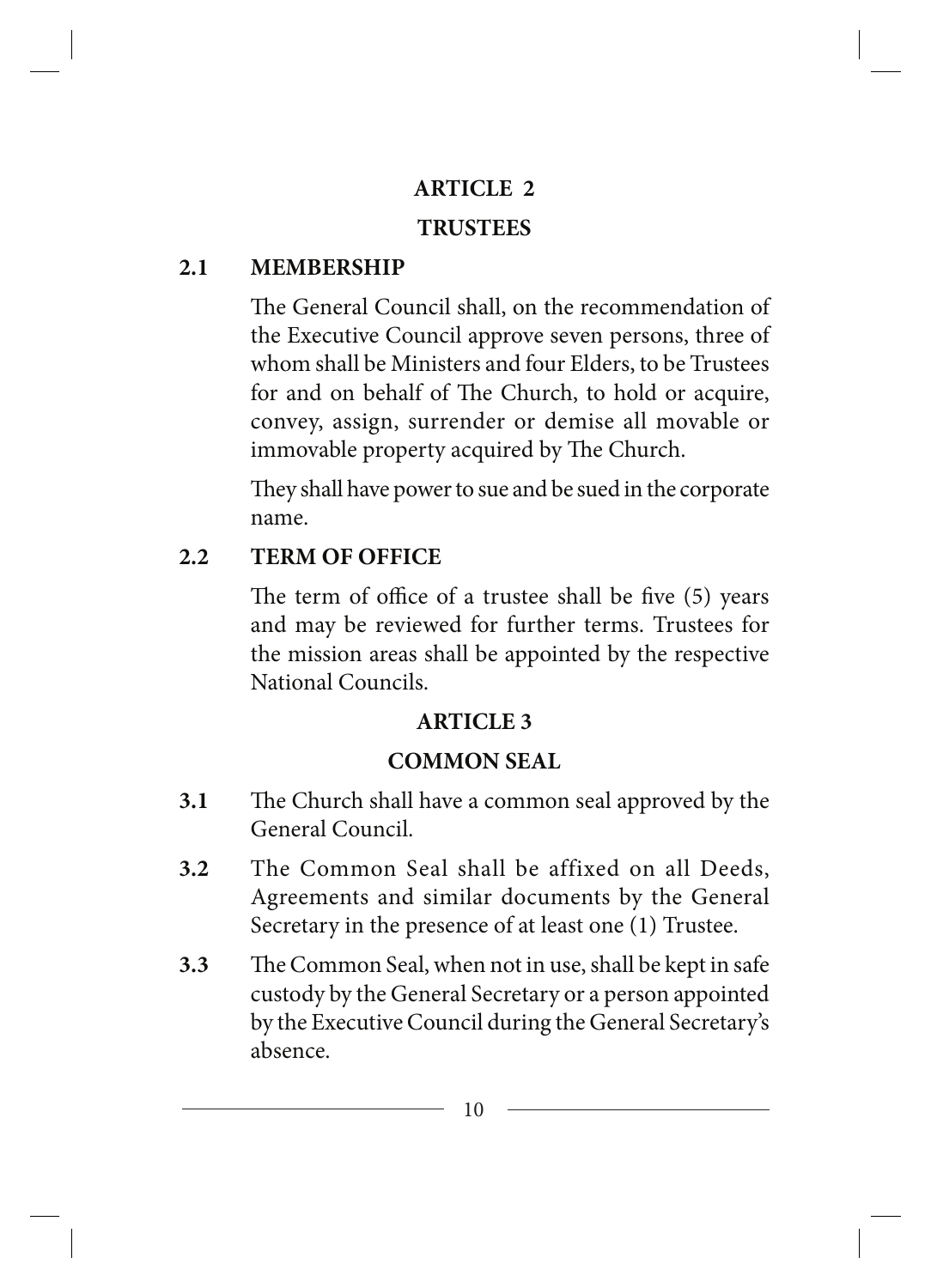## ARTICLE 2

## TRUSTEES

### 2.1 MEMBERSHIP

The General Council shall, on the recommendation of the Executive Council approve seven persons, three of whom shall be Ministers and four Elders, to be Trustees for and on behalf of The Church, to hold or acquire, convey, assign, surrender or demise all movable or immovable property acquired by The Church.

They shall have power to sue and be sued in the corporate name.

### 2.2 TERM OF OFFICE

The term of office of a trustee shall be five (5) years and may be reviewed for further terms. Trustees for the mission areas shall be appointed by the respective National Councils.

## ARTICLE 3

## COMMON SEAL

**3.1** The Church shall have a common seal approved by the General Council.

**3.2** The Common Seal shall be affixed on all Deeds, Agreements and similar documents by the General Secretary in the presence of at least one (1) Trustee.

**3.3** The Common Seal, when not in use, shall be kept in safe custody by the General Secretary or a person appointed by the Executive Council during the General Secretary's absence.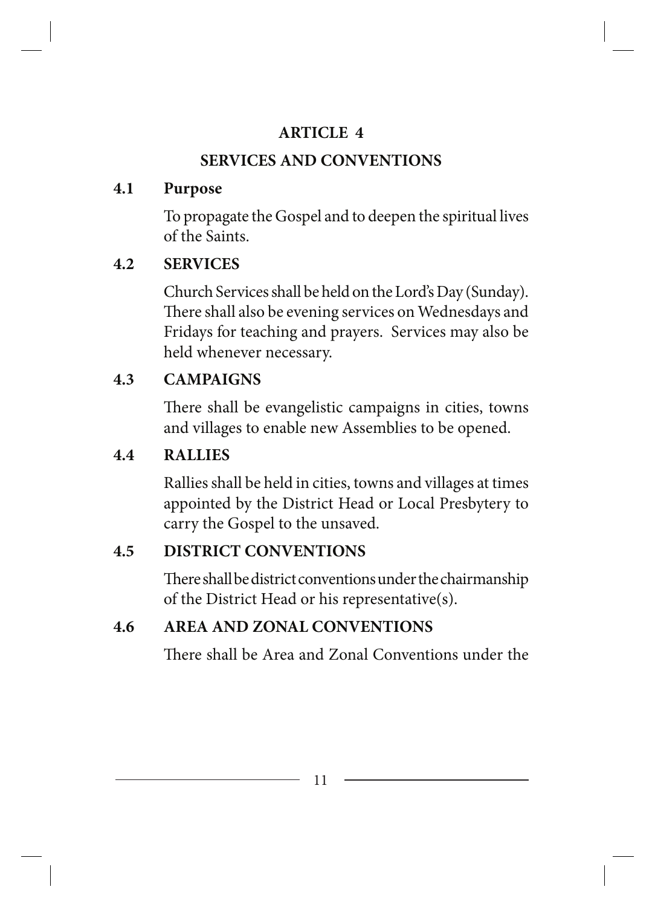## ARTICLE 4

## SERVICES AND CONVENTIONS

### 4.1 Purpose

To propagate the Gospel and to deepen the spiritual lives of the Saints.

### 4.2 SERVICES

Church Services shall be held on the Lord's Day (Sunday). There shall also be evening services on Wednesdays and Fridays for teaching and prayers. Services may also be held whenever necessary.

### 4.3 CAMPAIGNS

There shall be evangelistic campaigns in cities, towns and villages to enable new Assemblies to be opened.

### 4.4 RALLIES

Rallies shall be held in cities, towns and villages at times appointed by the District Head or Local Presbytery to carry the Gospel to the unsaved.

### 4.5 DISTRICT CONVENTIONS

There shall be district conventions under the chairmanship of the District Head or his representative(s).

### 4.6 AREA AND ZONAL CONVENTIONS

There shall be Area and Zonal Conventions under the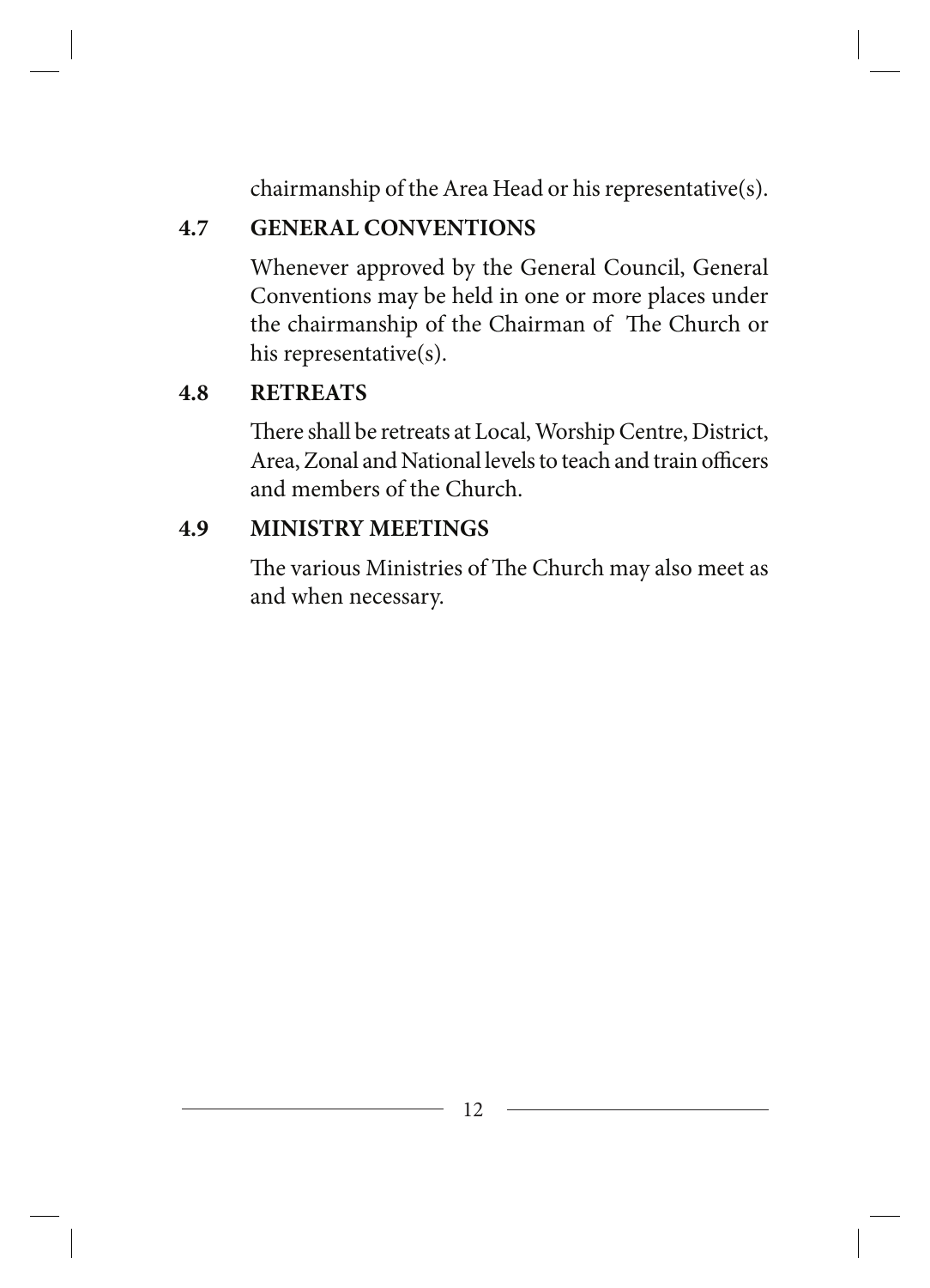chairmanship of the Area Head or his representative(s).

### 4.7 GENERAL CONVENTIONS

Whenever approved by the General Council, General Conventions may be held in one or more places under the chairmanship of the Chairman of The Church or his representative(s).

### 4.8 RETREATS

There shall be retreats at Local, Worship Centre, District, Area, Zonal and National levels to teach and train officers and members of the Church.

### 4.9 MINISTRY MEETINGS

The various Ministries of The Church may also meet as and when necessary.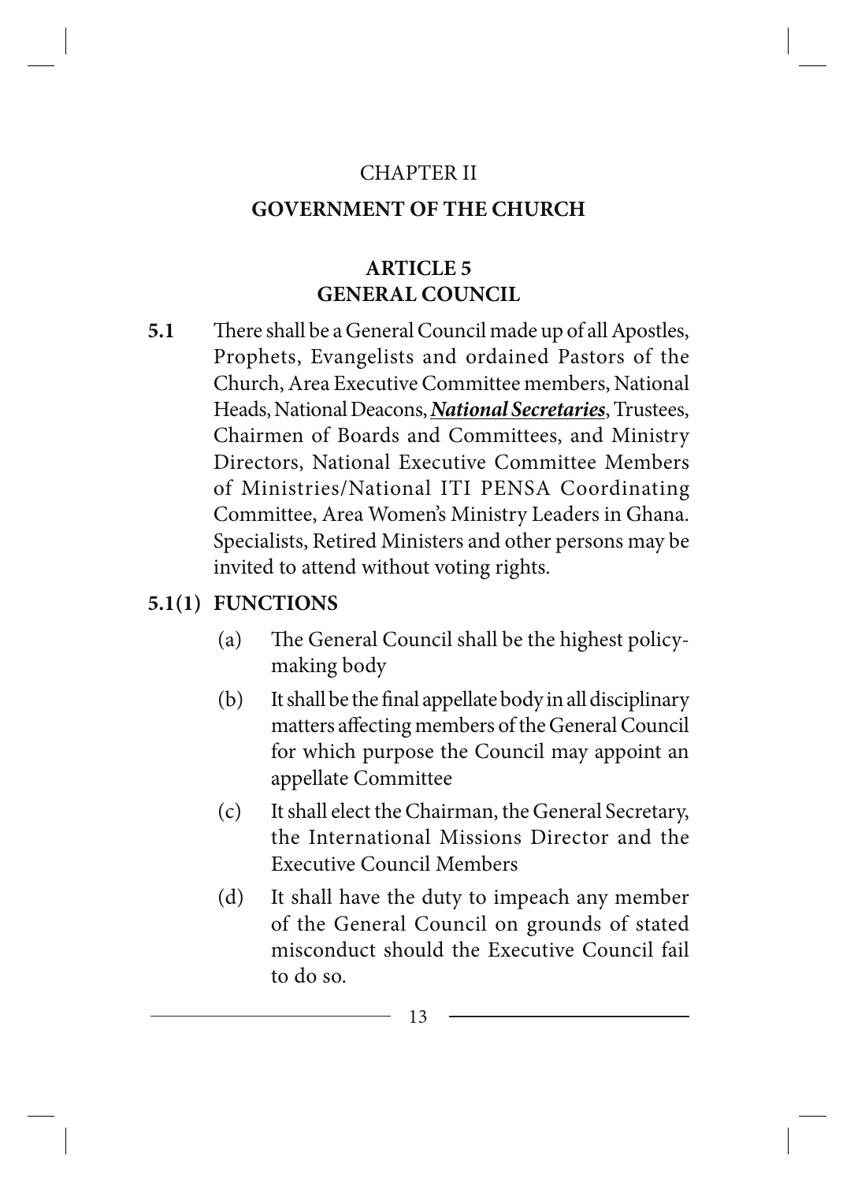CHAPTER II

## GOVERNMENT OF THE CHURCH

### ARTICLE 5
### GENERAL COUNCIL

**5.1** There shall be a General Council made up of all Apostles, Prophets, Evangelists and ordained Pastors of the Church, Area Executive Committee members, National Heads, National Deacons, ***National Secretaries***, Trustees, Chairmen of Boards and Committees, and Ministry Directors, National Executive Committee Members of Ministries/National ITI PENSA Coordinating Committee, Area Women's Ministry Leaders in Ghana. Specialists, Retired Ministers and other persons may be invited to attend without voting rights.

**5.1(1) FUNCTIONS**

(a) The General Council shall be the highest policy-making body

(b) It shall be the final appellate body in all disciplinary matters affecting members of the General Council for which purpose the Council may appoint an appellate Committee

(c) It shall elect the Chairman, the General Secretary, the International Missions Director and the Executive Council Members

(d) It shall have the duty to impeach any member of the General Council on grounds of stated misconduct should the Executive Council fail to do so.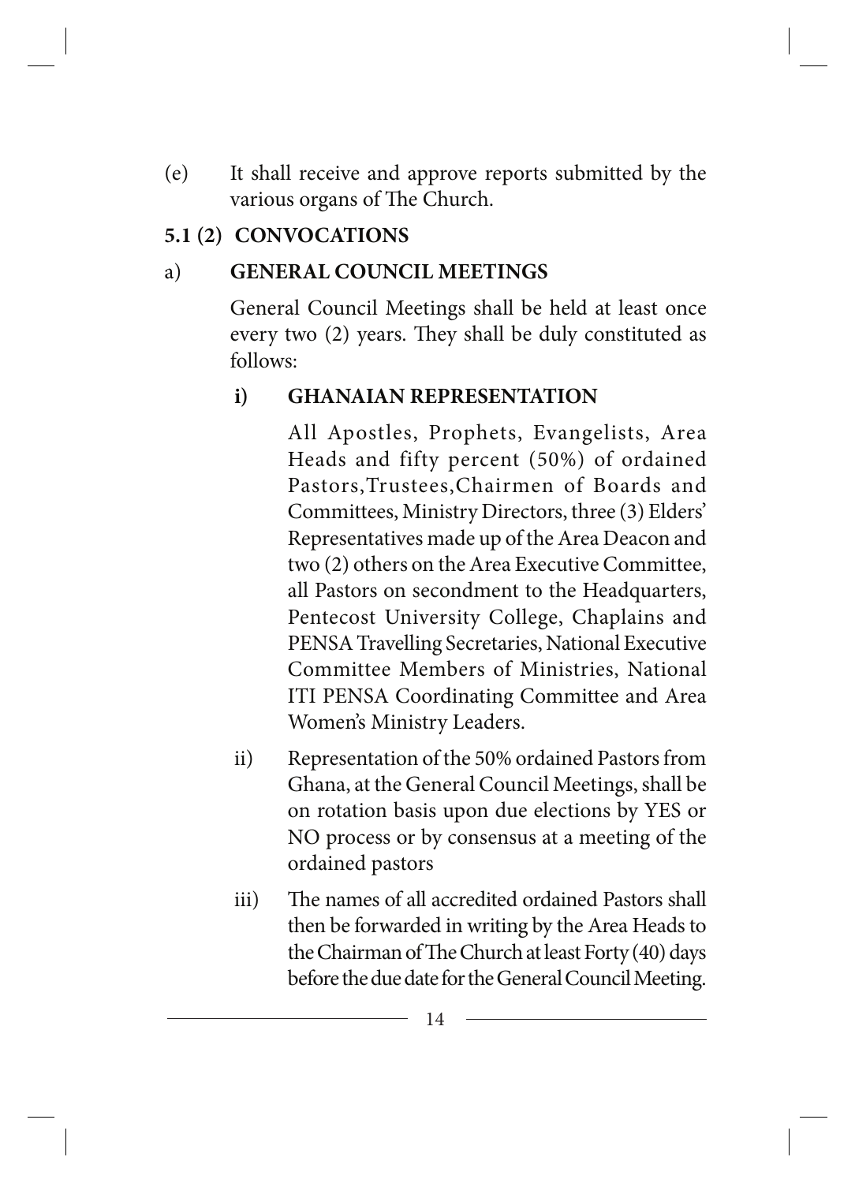(e) It shall receive and approve reports submitted by the various organs of The Church.

**5.1 (2) CONVOCATIONS**

a) **GENERAL COUNCIL MEETINGS**

General Council Meetings shall be held at least once every two (2) years. They shall be duly constituted as follows:

**i) GHANAIAN REPRESENTATION**

All Apostles, Prophets, Evangelists, Area Heads and fifty percent (50%) of ordained Pastors,Trustees,Chairmen of Boards and Committees, Ministry Directors, three (3) Elders' Representatives made up of the Area Deacon and two (2) others on the Area Executive Committee, all Pastors on secondment to the Headquarters, Pentecost University College, Chaplains and PENSA Travelling Secretaries, National Executive Committee Members of Ministries, National ITI PENSA Coordinating Committee and Area Women's Ministry Leaders.

ii) Representation of the 50% ordained Pastors from Ghana, at the General Council Meetings, shall be on rotation basis upon due elections by YES or NO process or by consensus at a meeting of the ordained pastors

iii) The names of all accredited ordained Pastors shall then be forwarded in writing by the Area Heads to the Chairman of The Church at least Forty (40) days before the due date for the General Council Meeting.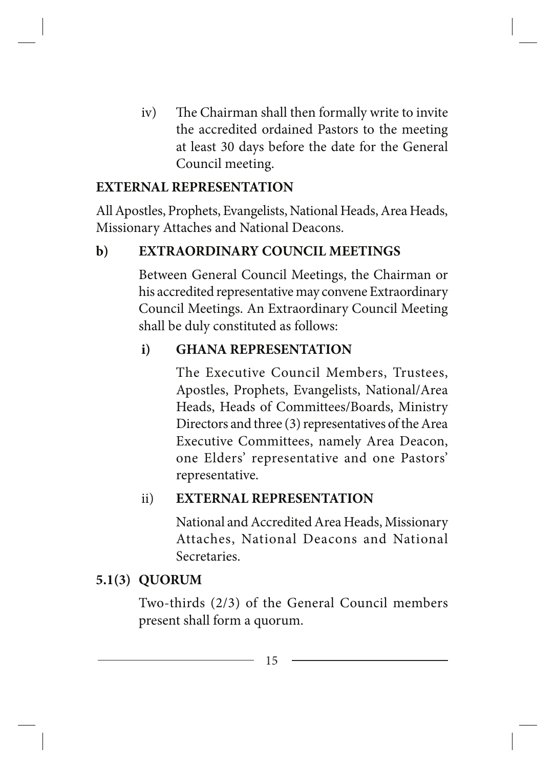iv) The Chairman shall then formally write to invite the accredited ordained Pastors to the meeting at least 30 days before the date for the General Council meeting.

**EXTERNAL REPRESENTATION**

All Apostles, Prophets, Evangelists, National Heads, Area Heads, Missionary Attaches and National Deacons.

**b) EXTRAORDINARY COUNCIL MEETINGS**

Between General Council Meetings, the Chairman or his accredited representative may convene Extraordinary Council Meetings. An Extraordinary Council Meeting shall be duly constituted as follows:

**i) GHANA REPRESENTATION**

The Executive Council Members, Trustees, Apostles, Prophets, Evangelists, National/Area Heads, Heads of Committees/Boards, Ministry Directors and three (3) representatives of the Area Executive Committees, namely Area Deacon, one Elders' representative and one Pastors' representative.

ii) **EXTERNAL REPRESENTATION**

National and Accredited Area Heads, Missionary Attaches, National Deacons and National Secretaries.

**5.1(3) QUORUM**

Two-thirds (2/3) of the General Council members present shall form a quorum.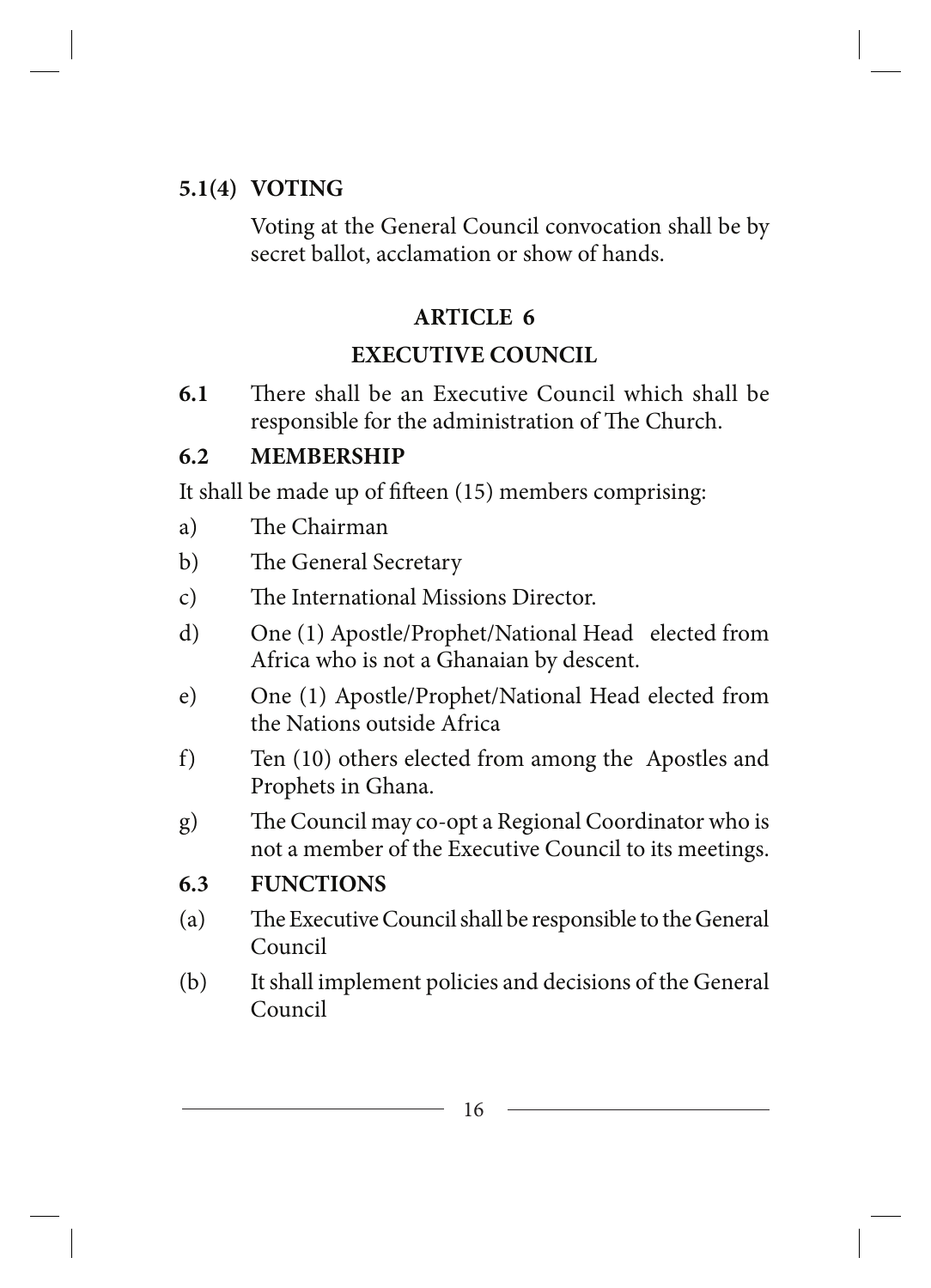### 5.1(4) VOTING

Voting at the General Council convocation shall be by secret ballot, acclamation or show of hands.

## ARTICLE 6

## EXECUTIVE COUNCIL

**6.1** There shall be an Executive Council which shall be responsible for the administration of The Church.

### 6.2 MEMBERSHIP

It shall be made up of fifteen (15) members comprising:

a) The Chairman

b) The General Secretary

c) The International Missions Director.

d) One (1) Apostle/Prophet/National Head elected from Africa who is not a Ghanaian by descent.

e) One (1) Apostle/Prophet/National Head elected from the Nations outside Africa

f) Ten (10) others elected from among the Apostles and Prophets in Ghana.

g) The Council may co-opt a Regional Coordinator who is not a member of the Executive Council to its meetings.

### 6.3 FUNCTIONS

(a) The Executive Council shall be responsible to the General Council

(b) It shall implement policies and decisions of the General Council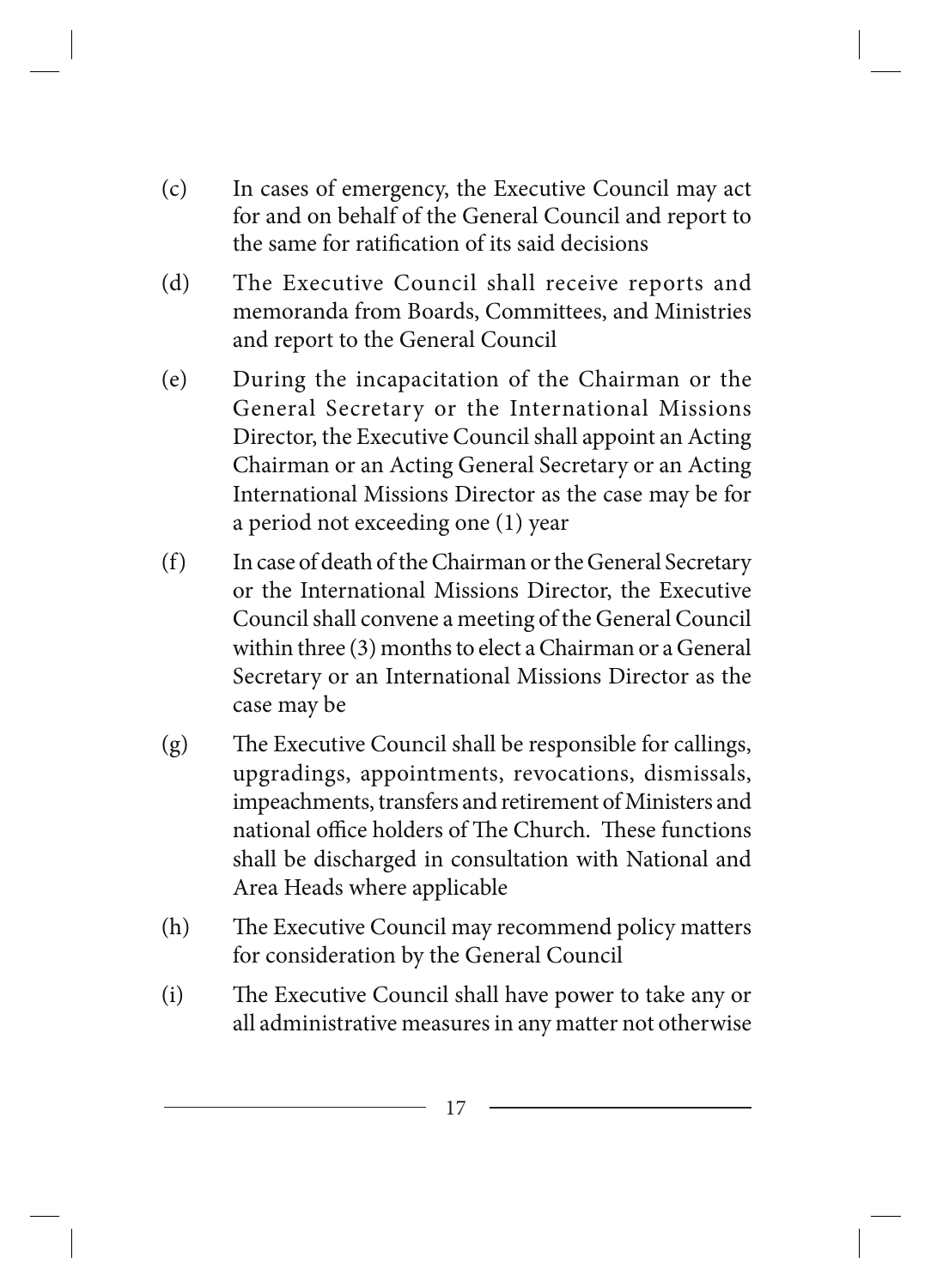(c) In cases of emergency, the Executive Council may act for and on behalf of the General Council and report to the same for ratification of its said decisions

(d) The Executive Council shall receive reports and memoranda from Boards, Committees, and Ministries and report to the General Council

(e) During the incapacitation of the Chairman or the General Secretary or the International Missions Director, the Executive Council shall appoint an Acting Chairman or an Acting General Secretary or an Acting International Missions Director as the case may be for a period not exceeding one (1) year

(f) In case of death of the Chairman or the General Secretary or the International Missions Director, the Executive Council shall convene a meeting of the General Council within three (3) months to elect a Chairman or a General Secretary or an International Missions Director as the case may be

(g) The Executive Council shall be responsible for callings, upgradings, appointments, revocations, dismissals, impeachments, transfers and retirement of Ministers and national office holders of The Church. These functions shall be discharged in consultation with National and Area Heads where applicable

(h) The Executive Council may recommend policy matters for consideration by the General Council

(i) The Executive Council shall have power to take any or all administrative measures in any matter not otherwise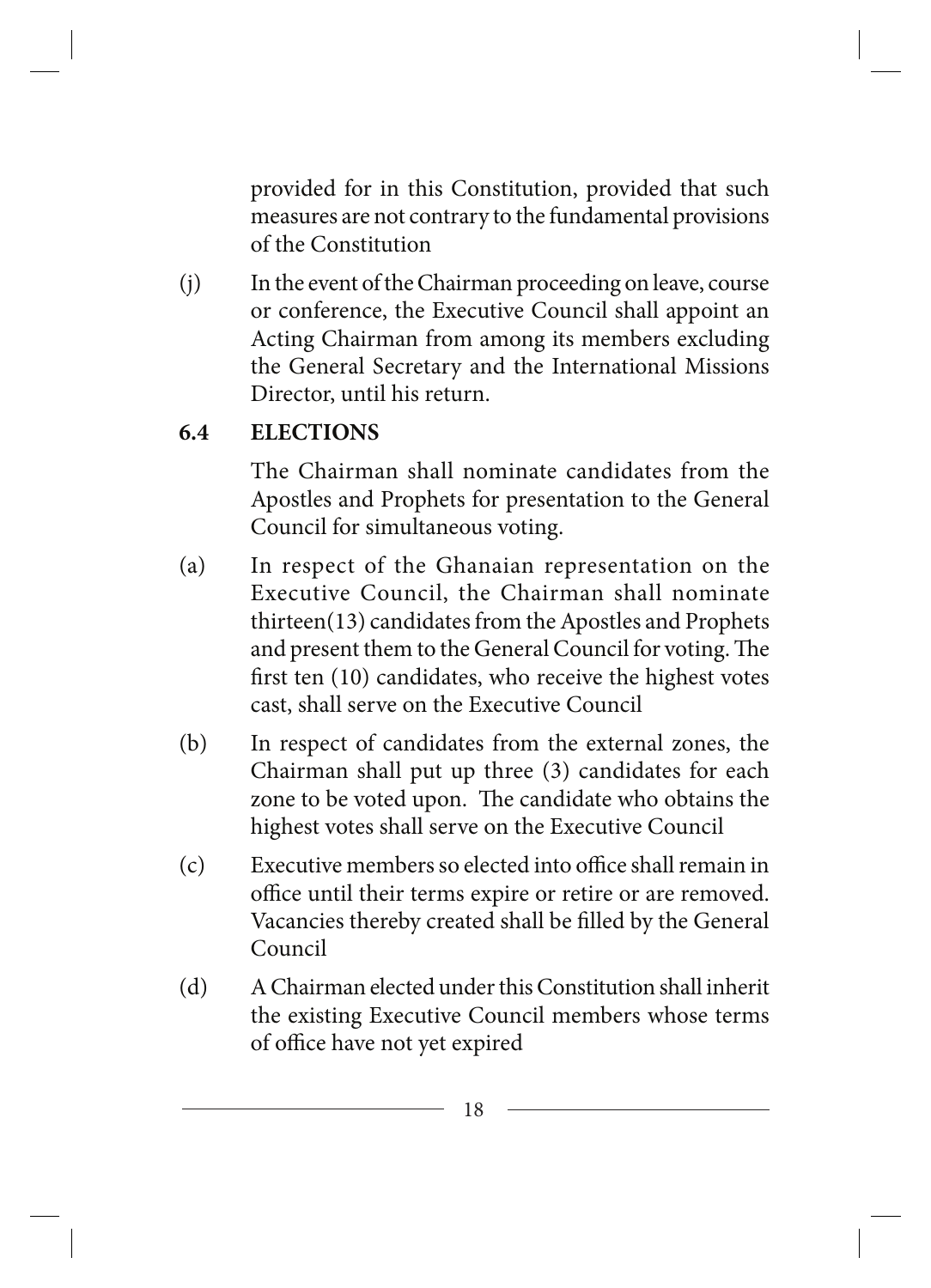provided for in this Constitution, provided that such measures are not contrary to the fundamental provisions of the Constitution

(j) In the event of the Chairman proceeding on leave, course or conference, the Executive Council shall appoint an Acting Chairman from among its members excluding the General Secretary and the International Missions Director, until his return.

**6.4 ELECTIONS**

The Chairman shall nominate candidates from the Apostles and Prophets for presentation to the General Council for simultaneous voting.

(a) In respect of the Ghanaian representation on the Executive Council, the Chairman shall nominate thirteen(13) candidates from the Apostles and Prophets and present them to the General Council for voting. The first ten (10) candidates, who receive the highest votes cast, shall serve on the Executive Council

(b) In respect of candidates from the external zones, the Chairman shall put up three (3) candidates for each zone to be voted upon. The candidate who obtains the highest votes shall serve on the Executive Council

(c) Executive members so elected into office shall remain in office until their terms expire or retire or are removed. Vacancies thereby created shall be filled by the General Council

(d) A Chairman elected under this Constitution shall inherit the existing Executive Council members whose terms of office have not yet expired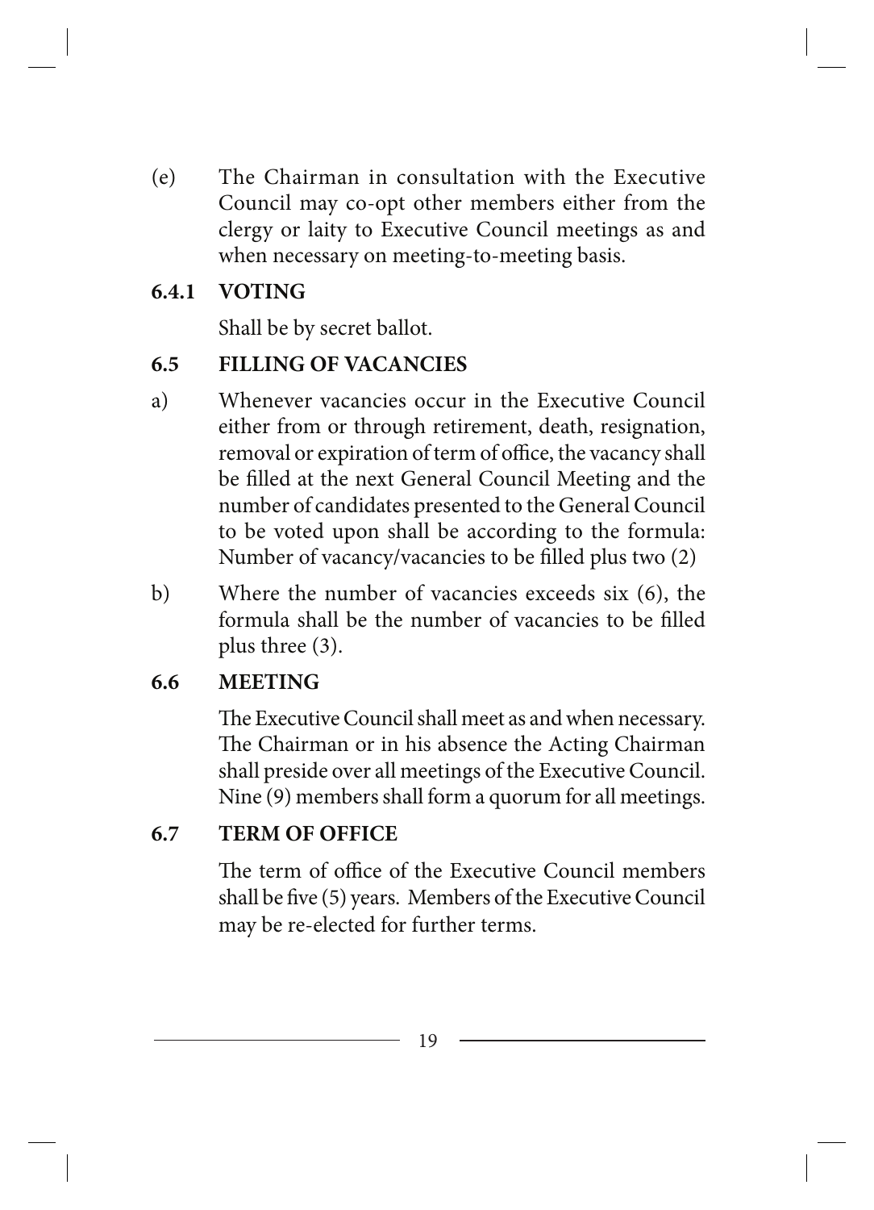(e) The Chairman in consultation with the Executive Council may co-opt other members either from the clergy or laity to Executive Council meetings as and when necessary on meeting-to-meeting basis.

### 6.4.1 VOTING

Shall be by secret ballot.

### 6.5 FILLING OF VACANCIES

a) Whenever vacancies occur in the Executive Council either from or through retirement, death, resignation, removal or expiration of term of office, the vacancy shall be filled at the next General Council Meeting and the number of candidates presented to the General Council to be voted upon shall be according to the formula: Number of vacancy/vacancies to be filled plus two (2)

b) Where the number of vacancies exceeds six (6), the formula shall be the number of vacancies to be filled plus three (3).

### 6.6 MEETING

The Executive Council shall meet as and when necessary. The Chairman or in his absence the Acting Chairman shall preside over all meetings of the Executive Council. Nine (9) members shall form a quorum for all meetings.

### 6.7 TERM OF OFFICE

The term of office of the Executive Council members shall be five (5) years. Members of the Executive Council may be re-elected for further terms.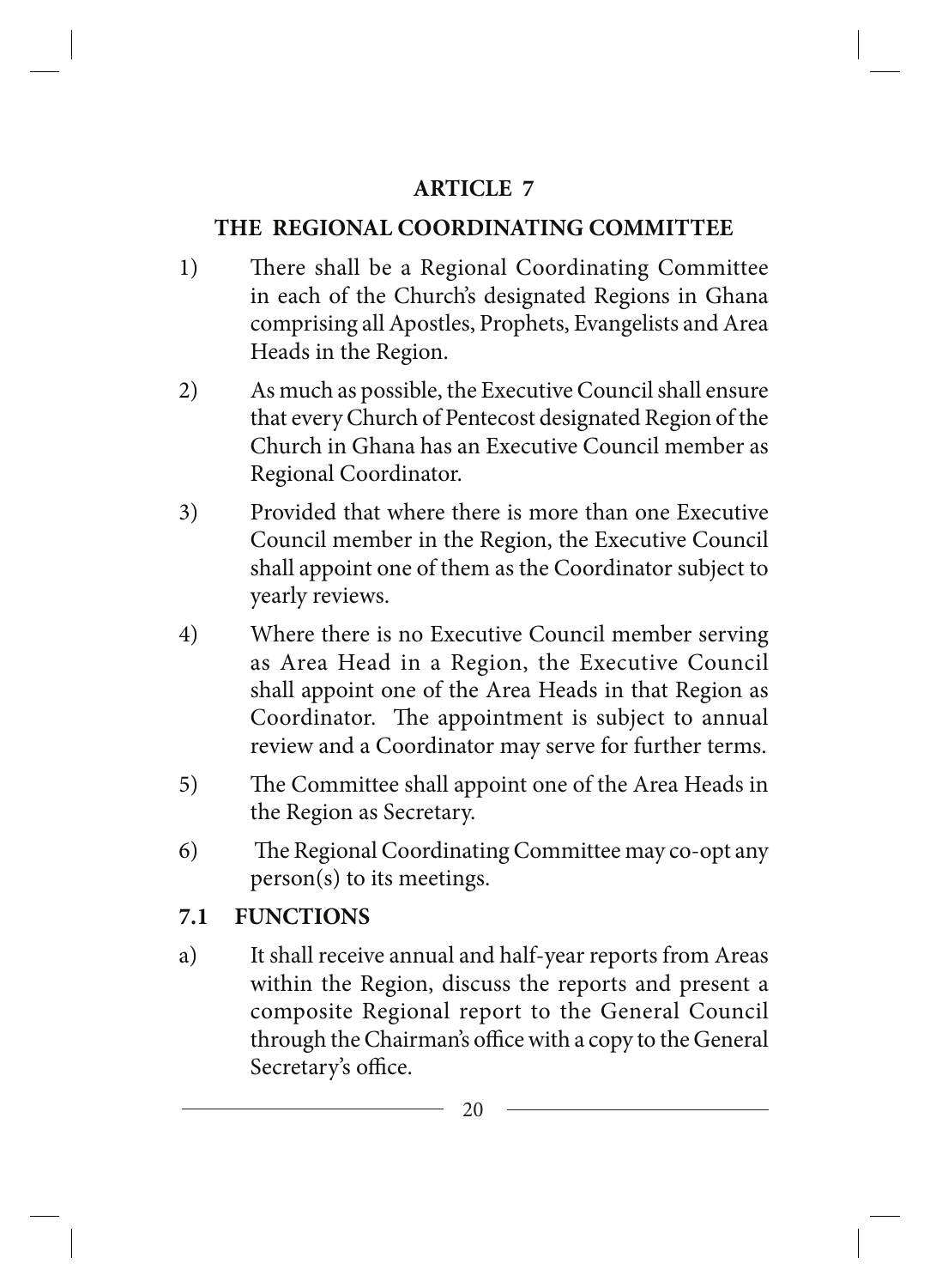## ARTICLE 7

## THE REGIONAL COORDINATING COMMITTEE

1) There shall be a Regional Coordinating Committee in each of the Church's designated Regions in Ghana comprising all Apostles, Prophets, Evangelists and Area Heads in the Region.

2) As much as possible, the Executive Council shall ensure that every Church of Pentecost designated Region of the Church in Ghana has an Executive Council member as Regional Coordinator.

3) Provided that where there is more than one Executive Council member in the Region, the Executive Council shall appoint one of them as the Coordinator subject to yearly reviews.

4) Where there is no Executive Council member serving as Area Head in a Region, the Executive Council shall appoint one of the Area Heads in that Region as Coordinator. The appointment is subject to annual review and a Coordinator may serve for further terms.

5) The Committee shall appoint one of the Area Heads in the Region as Secretary.

6) The Regional Coordinating Committee may co-opt any person(s) to its meetings.

### 7.1 FUNCTIONS

a) It shall receive annual and half-year reports from Areas within the Region, discuss the reports and present a composite Regional report to the General Council through the Chairman's office with a copy to the General Secretary's office.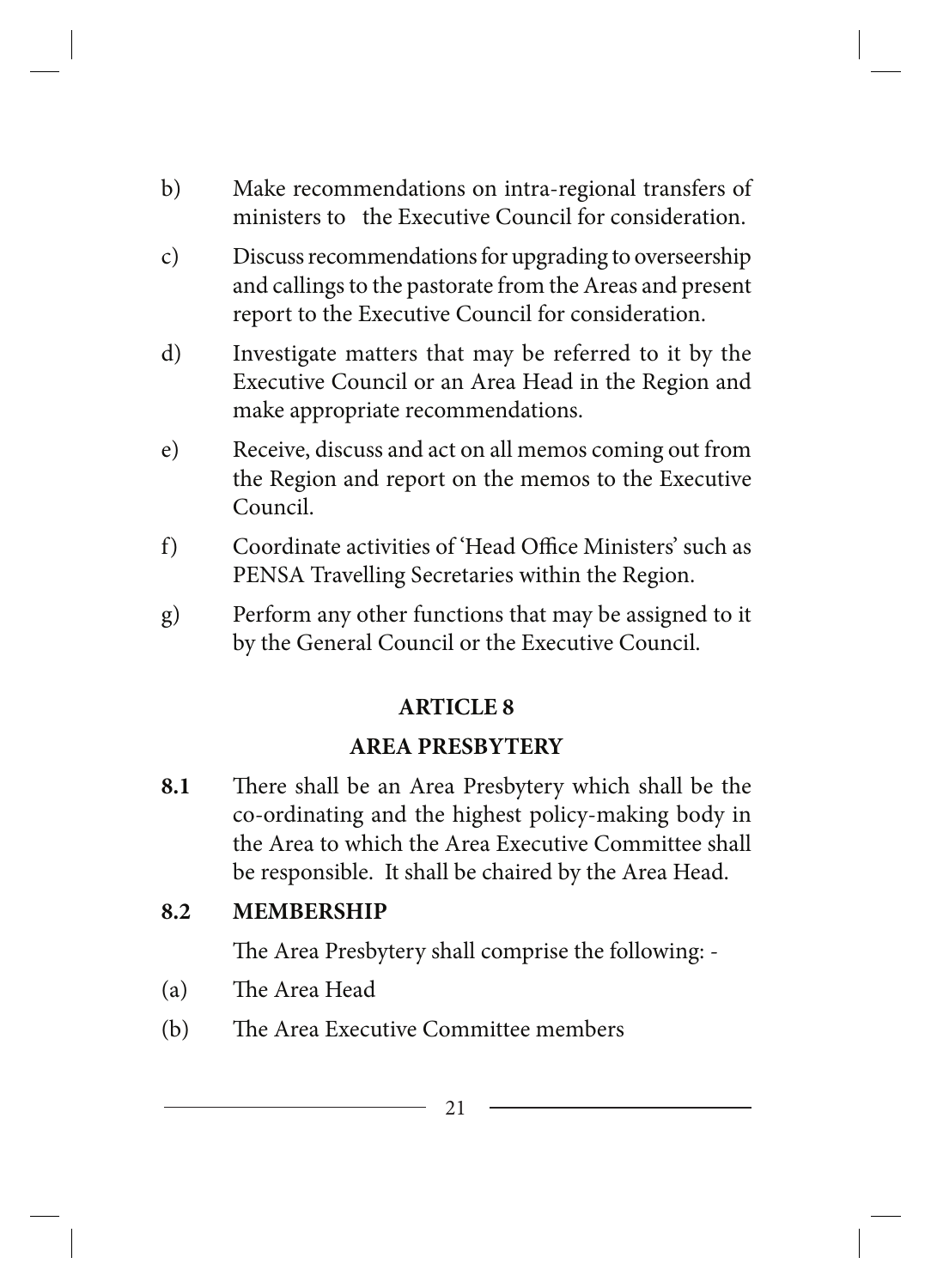b) Make recommendations on intra-regional transfers of ministers to the Executive Council for consideration.

c) Discuss recommendations for upgrading to overseership and callings to the pastorate from the Areas and present report to the Executive Council for consideration.

d) Investigate matters that may be referred to it by the Executive Council or an Area Head in the Region and make appropriate recommendations.

e) Receive, discuss and act on all memos coming out from the Region and report on the memos to the Executive Council.

f) Coordinate activities of 'Head Office Ministers' such as PENSA Travelling Secretaries within the Region.

g) Perform any other functions that may be assigned to it by the General Council or the Executive Council.

## ARTICLE 8

## AREA PRESBYTERY

**8.1** There shall be an Area Presbytery which shall be the co-ordinating and the highest policy-making body in the Area to which the Area Executive Committee shall be responsible. It shall be chaired by the Area Head.

**8.2 MEMBERSHIP**

The Area Presbytery shall comprise the following: -

(a) The Area Head

(b) The Area Executive Committee members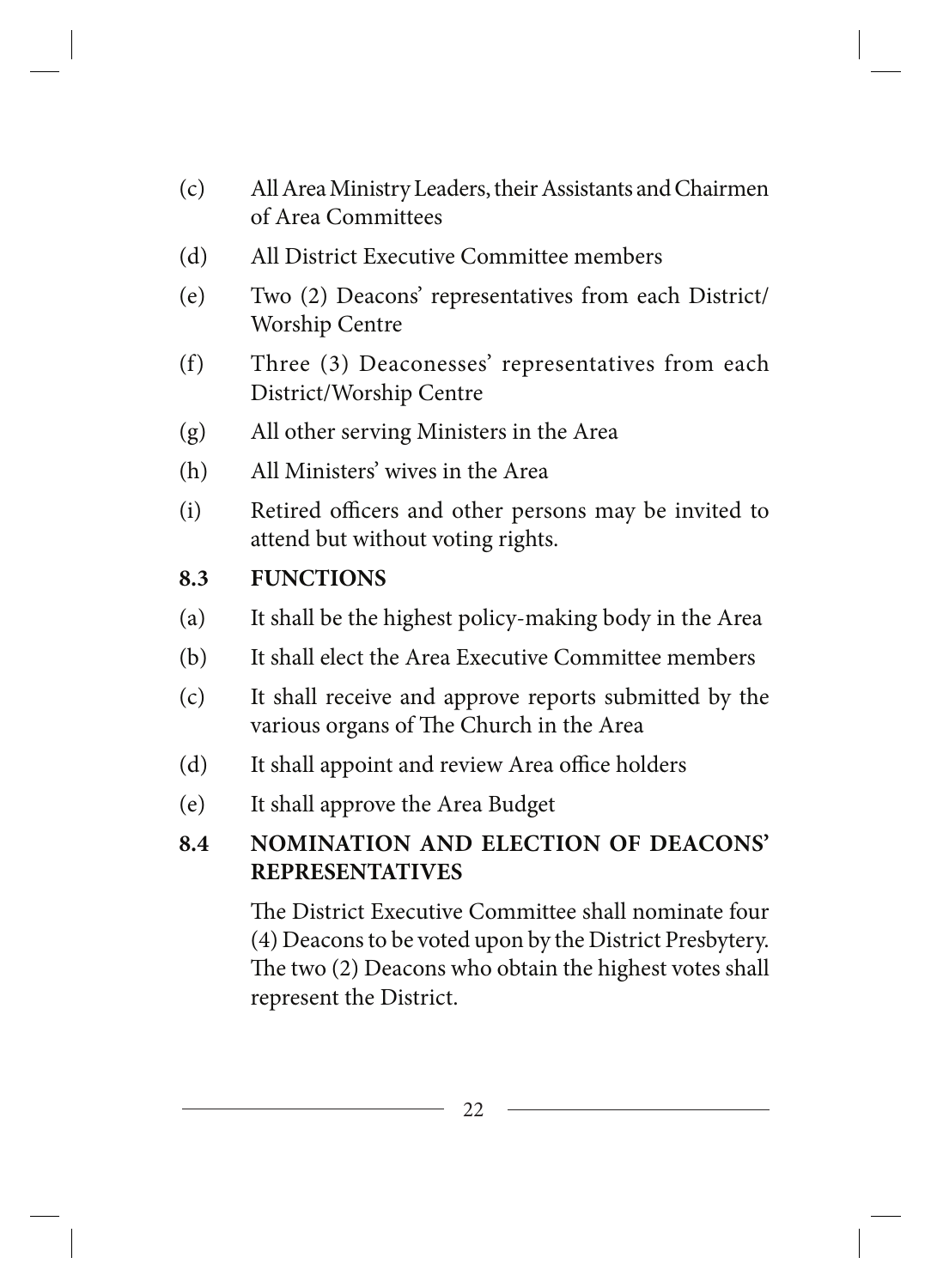(c) All Area Ministry Leaders, their Assistants and Chairmen of Area Committees

(d) All District Executive Committee members

(e) Two (2) Deacons' representatives from each District/ Worship Centre

(f) Three (3) Deaconesses' representatives from each District/Worship Centre

(g) All other serving Ministers in the Area

(h) All Ministers' wives in the Area

(i) Retired officers and other persons may be invited to attend but without voting rights.

### 8.3 FUNCTIONS

(a) It shall be the highest policy-making body in the Area

(b) It shall elect the Area Executive Committee members

(c) It shall receive and approve reports submitted by the various organs of The Church in the Area

(d) It shall appoint and review Area office holders

(e) It shall approve the Area Budget

### 8.4 NOMINATION AND ELECTION OF DEACONS' REPRESENTATIVES

The District Executive Committee shall nominate four (4) Deacons to be voted upon by the District Presbytery. The two (2) Deacons who obtain the highest votes shall represent the District.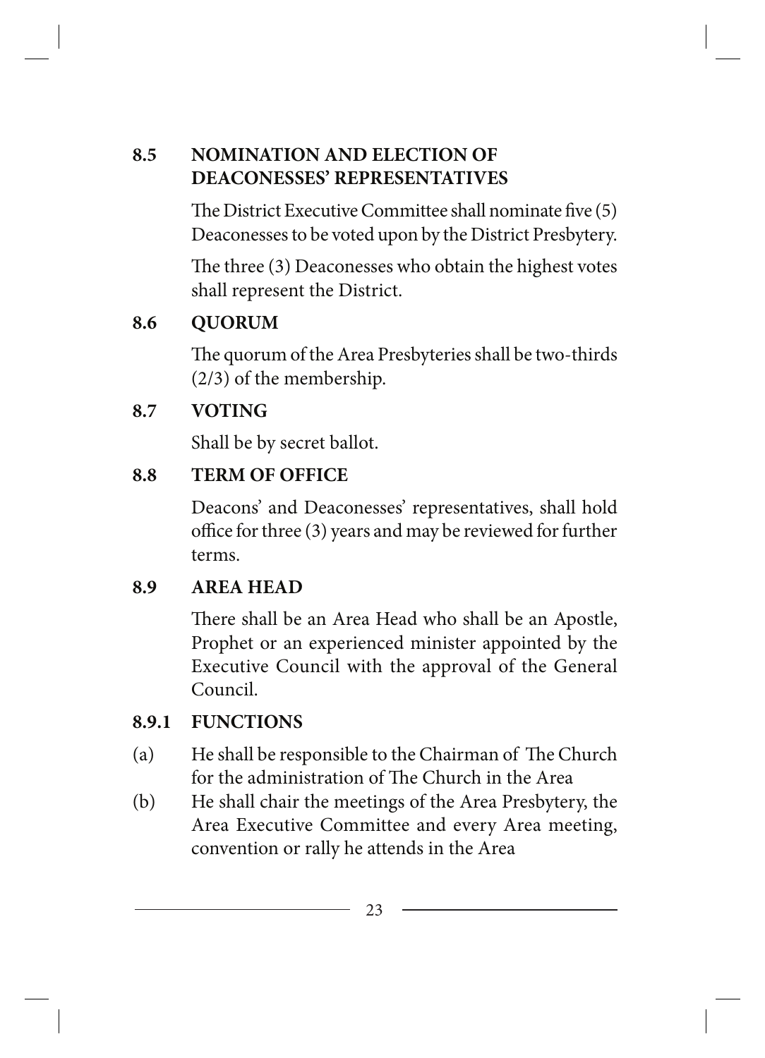### 8.5 NOMINATION AND ELECTION OF DEACONESSES' REPRESENTATIVES

The District Executive Committee shall nominate five (5) Deaconesses to be voted upon by the District Presbytery.

The three (3) Deaconesses who obtain the highest votes shall represent the District.

### 8.6 QUORUM

The quorum of the Area Presbyteries shall be two-thirds (2/3) of the membership.

### 8.7 VOTING

Shall be by secret ballot.

### 8.8 TERM OF OFFICE

Deacons' and Deaconesses' representatives, shall hold office for three (3) years and may be reviewed for further terms.

### 8.9 AREA HEAD

There shall be an Area Head who shall be an Apostle, Prophet or an experienced minister appointed by the Executive Council with the approval of the General Council.

### 8.9.1 FUNCTIONS

(a) He shall be responsible to the Chairman of The Church for the administration of The Church in the Area

(b) He shall chair the meetings of the Area Presbytery, the Area Executive Committee and every Area meeting, convention or rally he attends in the Area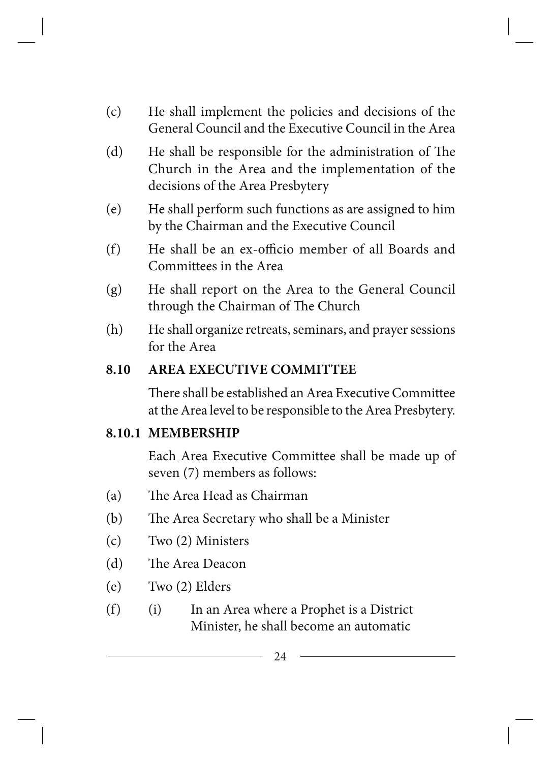(c) He shall implement the policies and decisions of the General Council and the Executive Council in the Area

(d) He shall be responsible for the administration of The Church in the Area and the implementation of the decisions of the Area Presbytery

(e) He shall perform such functions as are assigned to him by the Chairman and the Executive Council

(f) He shall be an ex-officio member of all Boards and Committees in the Area

(g) He shall report on the Area to the General Council through the Chairman of The Church

(h) He shall organize retreats, seminars, and prayer sessions for the Area

### 8.10 AREA EXECUTIVE COMMITTEE

There shall be established an Area Executive Committee at the Area level to be responsible to the Area Presbytery.

#### 8.10.1 MEMBERSHIP

Each Area Executive Committee shall be made up of seven (7) members as follows:

(a) The Area Head as Chairman

(b) The Area Secretary who shall be a Minister

(c) Two (2) Ministers

(d) The Area Deacon

(e) Two (2) Elders

(f) (i) In an Area where a Prophet is a District Minister, he shall become an automatic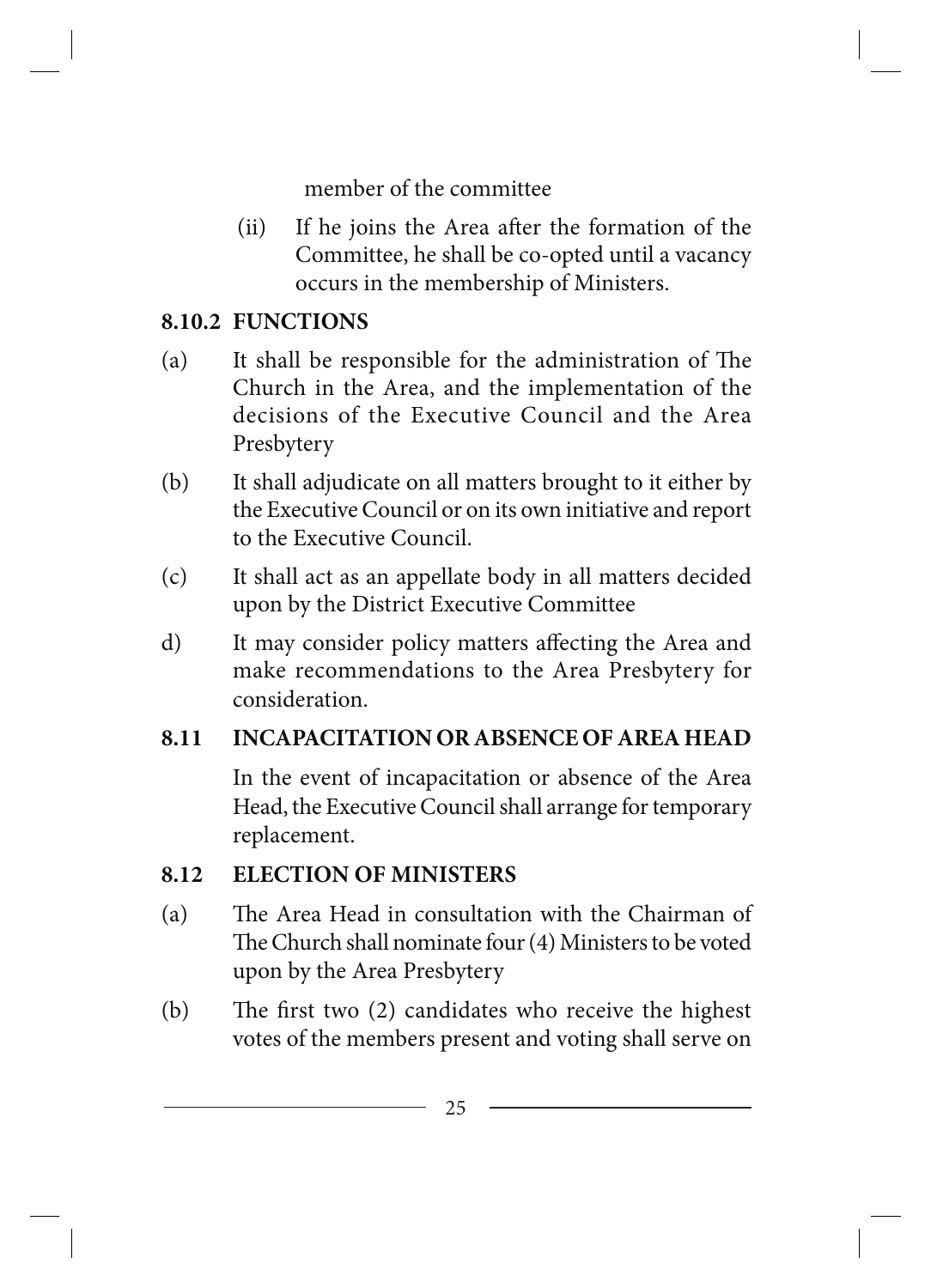member of the committee

(ii) If he joins the Area after the formation of the Committee, he shall be co-opted until a vacancy occurs in the membership of Ministers.

### 8.10.2 FUNCTIONS

(a) It shall be responsible for the administration of The Church in the Area, and the implementation of the decisions of the Executive Council and the Area Presbytery

(b) It shall adjudicate on all matters brought to it either by the Executive Council or on its own initiative and report to the Executive Council.

(c) It shall act as an appellate body in all matters decided upon by the District Executive Committee

d) It may consider policy matters affecting the Area and make recommendations to the Area Presbytery for consideration.

### 8.11 INCAPACITATION OR ABSENCE OF AREA HEAD

In the event of incapacitation or absence of the Area Head, the Executive Council shall arrange for temporary replacement.

### 8.12 ELECTION OF MINISTERS

(a) The Area Head in consultation with the Chairman of The Church shall nominate four (4) Ministers to be voted upon by the Area Presbytery

(b) The first two (2) candidates who receive the highest votes of the members present and voting shall serve on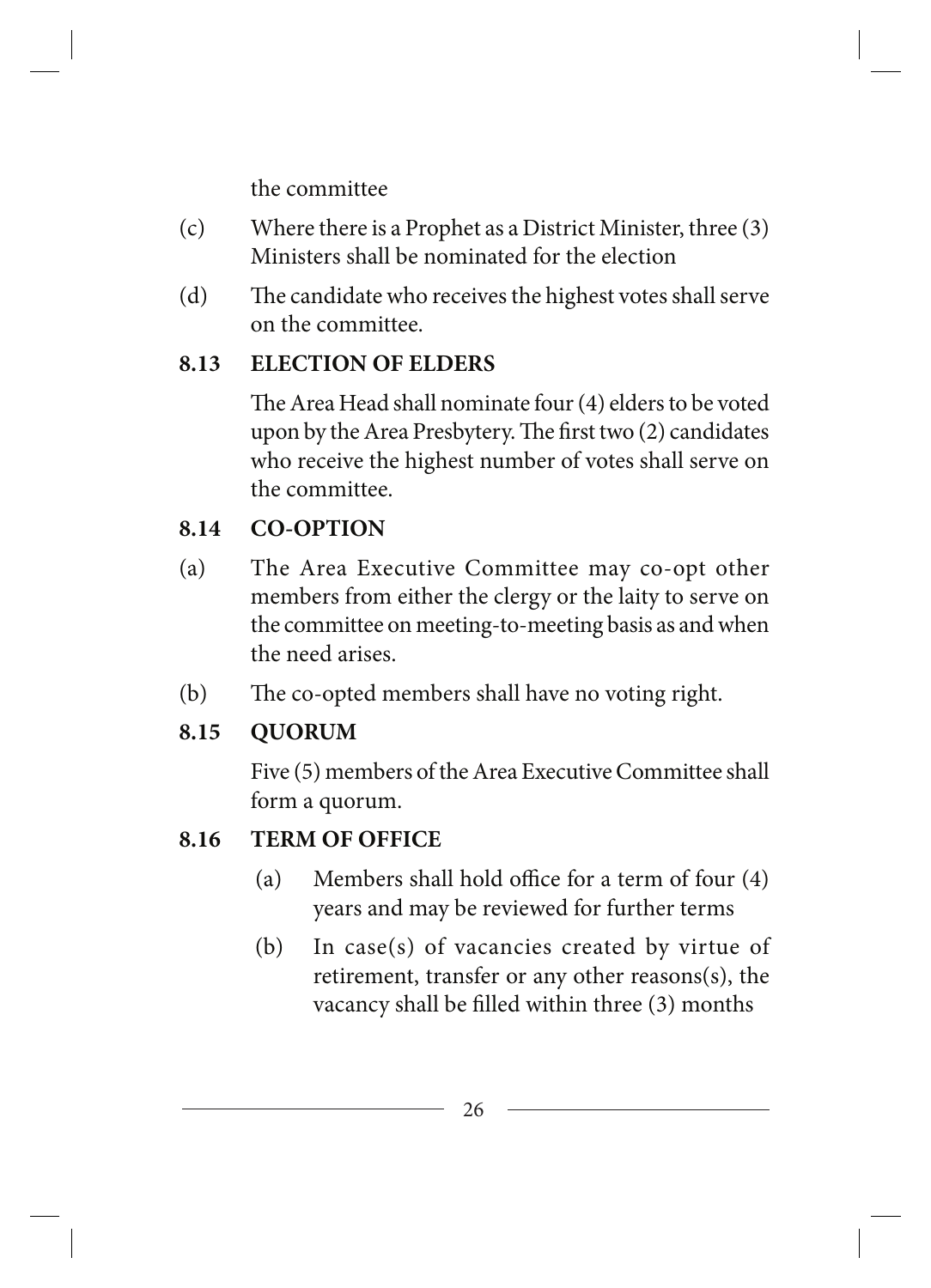the committee

(c) Where there is a Prophet as a District Minister, three (3) Ministers shall be nominated for the election

(d) The candidate who receives the highest votes shall serve on the committee.

**8.13 ELECTION OF ELDERS**

The Area Head shall nominate four (4) elders to be voted upon by the Area Presbytery. The first two (2) candidates who receive the highest number of votes shall serve on the committee.

**8.14 CO-OPTION**

(a) The Area Executive Committee may co-opt other members from either the clergy or the laity to serve on the committee on meeting-to-meeting basis as and when the need arises.

(b) The co-opted members shall have no voting right.

**8.15 QUORUM**

Five (5) members of the Area Executive Committee shall form a quorum.

**8.16 TERM OF OFFICE**

(a) Members shall hold office for a term of four (4) years and may be reviewed for further terms

(b) In case(s) of vacancies created by virtue of retirement, transfer or any other reasons(s), the vacancy shall be filled within three (3) months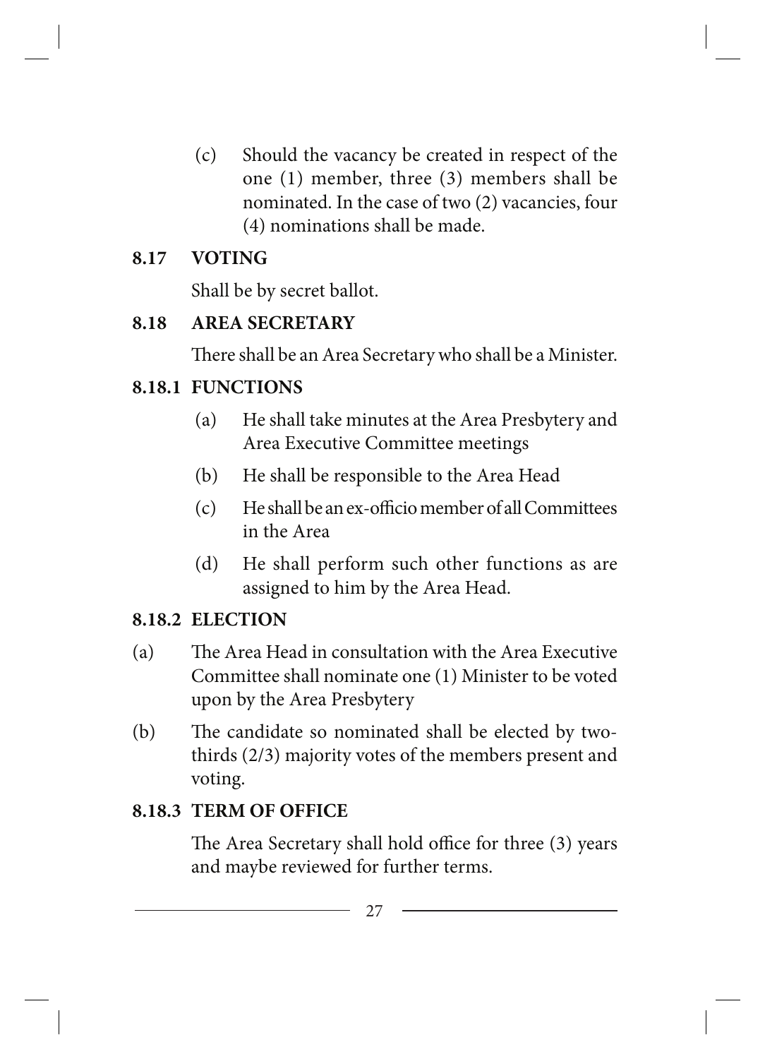(c) Should the vacancy be created in respect of the one (1) member, three (3) members shall be nominated. In the case of two (2) vacancies, four (4) nominations shall be made.

### 8.17 VOTING

Shall be by secret ballot.

### 8.18 AREA SECRETARY

There shall be an Area Secretary who shall be a Minister.

#### 8.18.1 FUNCTIONS

(a) He shall take minutes at the Area Presbytery and Area Executive Committee meetings

(b) He shall be responsible to the Area Head

(c) He shall be an ex-officio member of all Committees in the Area

(d) He shall perform such other functions as are assigned to him by the Area Head.

#### 8.18.2 ELECTION

(a) The Area Head in consultation with the Area Executive Committee shall nominate one (1) Minister to be voted upon by the Area Presbytery

(b) The candidate so nominated shall be elected by two-thirds (2/3) majority votes of the members present and voting.

#### 8.18.3 TERM OF OFFICE

The Area Secretary shall hold office for three (3) years and maybe reviewed for further terms.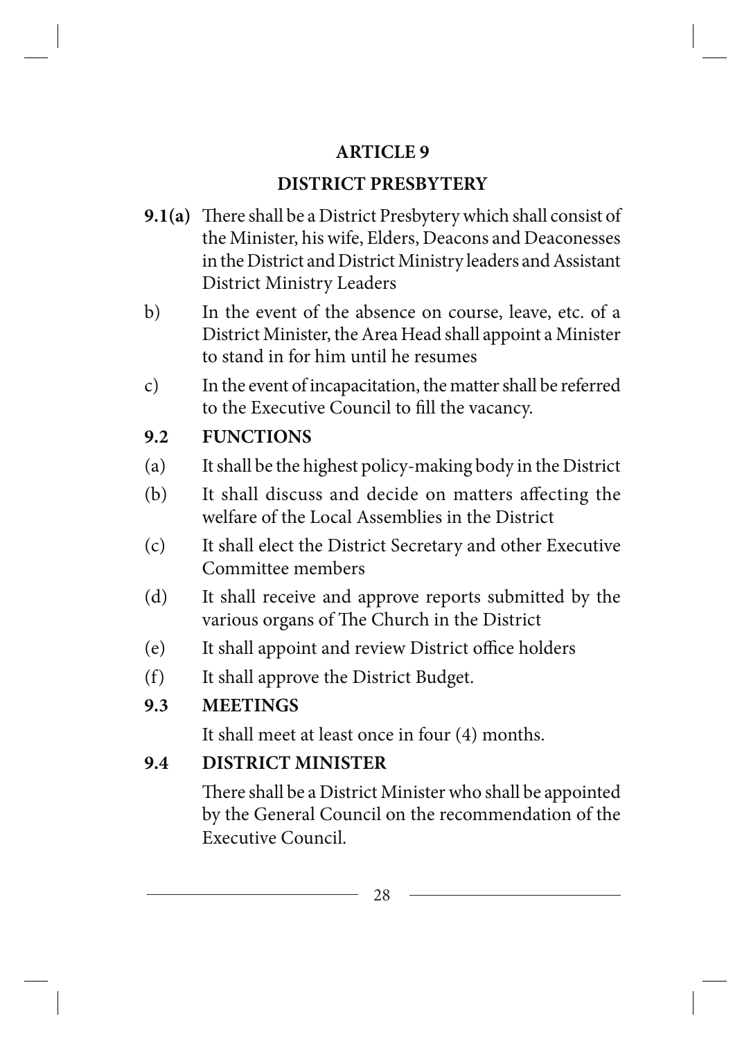## ARTICLE 9

## DISTRICT PRESBYTERY

**9.1(a)** There shall be a District Presbytery which shall consist of the Minister, his wife, Elders, Deacons and Deaconesses in the District and District Ministry leaders and Assistant District Ministry Leaders

b) In the event of the absence on course, leave, etc. of a District Minister, the Area Head shall appoint a Minister to stand in for him until he resumes

c) In the event of incapacitation, the matter shall be referred to the Executive Council to fill the vacancy.

**9.2 FUNCTIONS**

(a) It shall be the highest policy-making body in the District

(b) It shall discuss and decide on matters affecting the welfare of the Local Assemblies in the District

(c) It shall elect the District Secretary and other Executive Committee members

(d) It shall receive and approve reports submitted by the various organs of The Church in the District

(e) It shall appoint and review District office holders

(f) It shall approve the District Budget.

**9.3 MEETINGS**

It shall meet at least once in four (4) months.

**9.4 DISTRICT MINISTER**

There shall be a District Minister who shall be appointed by the General Council on the recommendation of the Executive Council.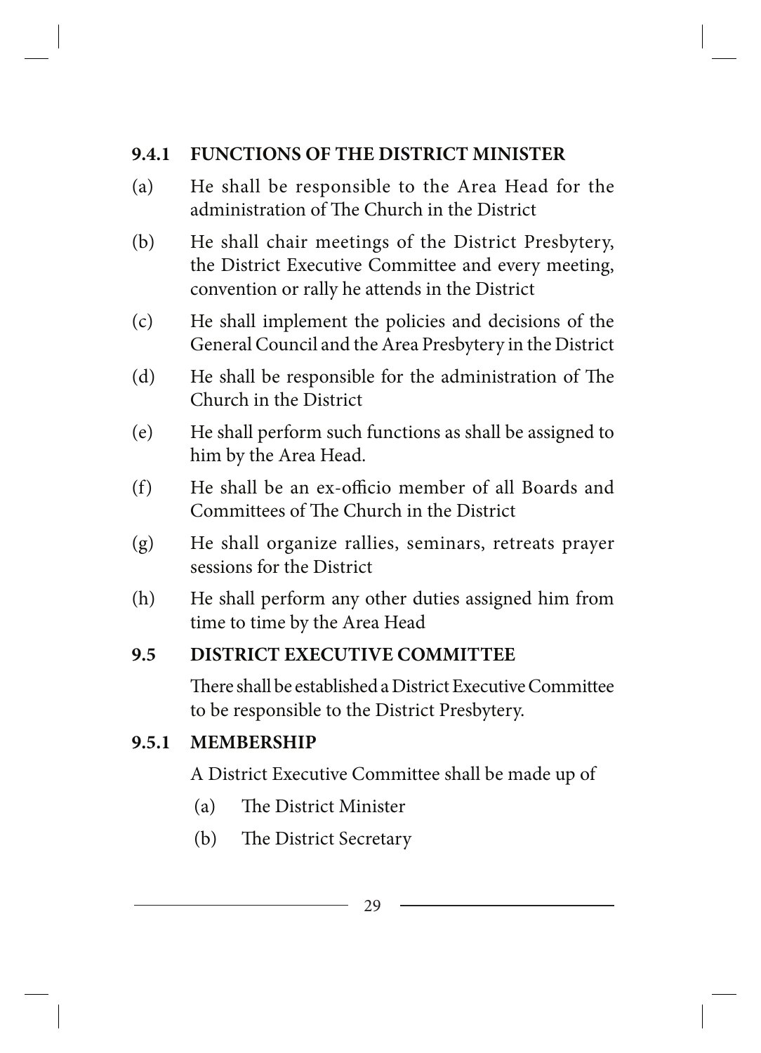### 9.4.1 FUNCTIONS OF THE DISTRICT MINISTER

(a) He shall be responsible to the Area Head for the administration of The Church in the District

(b) He shall chair meetings of the District Presbytery, the District Executive Committee and every meeting, convention or rally he attends in the District

(c) He shall implement the policies and decisions of the General Council and the Area Presbytery in the District

(d) He shall be responsible for the administration of The Church in the District

(e) He shall perform such functions as shall be assigned to him by the Area Head.

(f) He shall be an ex-officio member of all Boards and Committees of The Church in the District

(g) He shall organize rallies, seminars, retreats prayer sessions for the District

(h) He shall perform any other duties assigned him from time to time by the Area Head

### 9.5 DISTRICT EXECUTIVE COMMITTEE

There shall be established a District Executive Committee to be responsible to the District Presbytery.

### 9.5.1 MEMBERSHIP

A District Executive Committee shall be made up of

(a) The District Minister

(b) The District Secretary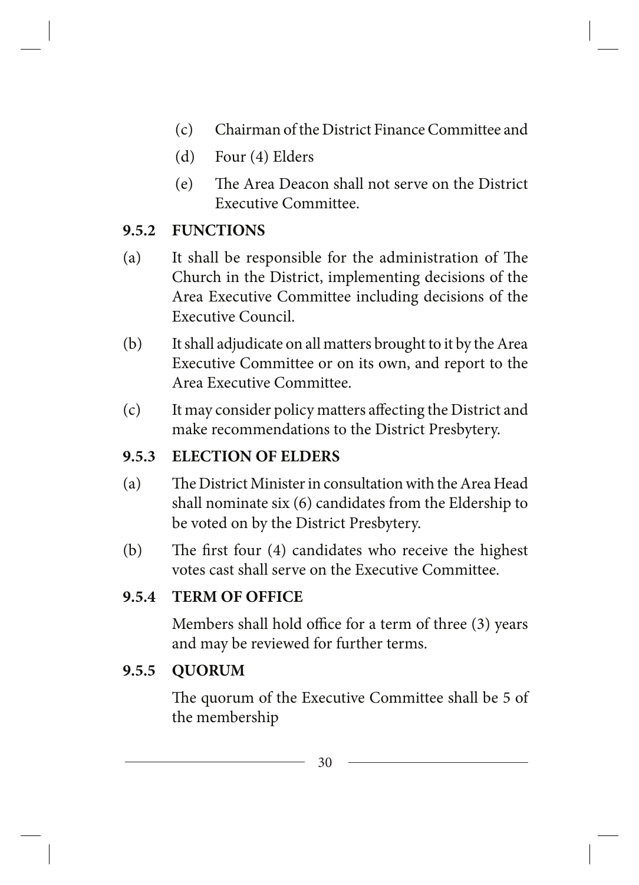(c) Chairman of the District Finance Committee and

(d) Four (4) Elders

(e) The Area Deacon shall not serve on the District Executive Committee.

### 9.5.2 FUNCTIONS

(a) It shall be responsible for the administration of The Church in the District, implementing decisions of the Area Executive Committee including decisions of the Executive Council.

(b) It shall adjudicate on all matters brought to it by the Area Executive Committee or on its own, and report to the Area Executive Committee.

(c) It may consider policy matters affecting the District and make recommendations to the District Presbytery.

### 9.5.3 ELECTION OF ELDERS

(a) The District Minister in consultation with the Area Head shall nominate six (6) candidates from the Eldership to be voted on by the District Presbytery.

(b) The first four (4) candidates who receive the highest votes cast shall serve on the Executive Committee.

### 9.5.4 TERM OF OFFICE

Members shall hold office for a term of three (3) years and may be reviewed for further terms.

### 9.5.5 QUORUM

The quorum of the Executive Committee shall be 5 of the membership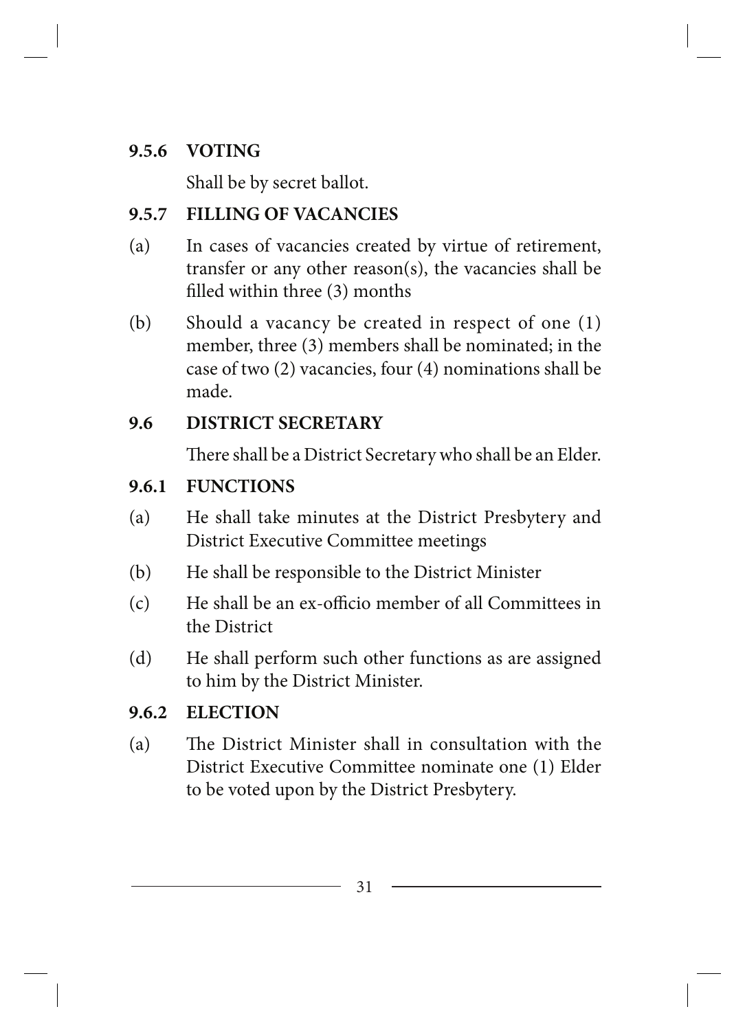### 9.5.6 VOTING

Shall be by secret ballot.

### 9.5.7 FILLING OF VACANCIES

(a) In cases of vacancies created by virtue of retirement, transfer or any other reason(s), the vacancies shall be filled within three (3) months

(b) Should a vacancy be created in respect of one (1) member, three (3) members shall be nominated; in the case of two (2) vacancies, four (4) nominations shall be made.

## 9.6 DISTRICT SECRETARY

There shall be a District Secretary who shall be an Elder.

### 9.6.1 FUNCTIONS

(a) He shall take minutes at the District Presbytery and District Executive Committee meetings

(b) He shall be responsible to the District Minister

(c) He shall be an ex-officio member of all Committees in the District

(d) He shall perform such other functions as are assigned to him by the District Minister.

### 9.6.2 ELECTION

(a) The District Minister shall in consultation with the District Executive Committee nominate one (1) Elder to be voted upon by the District Presbytery.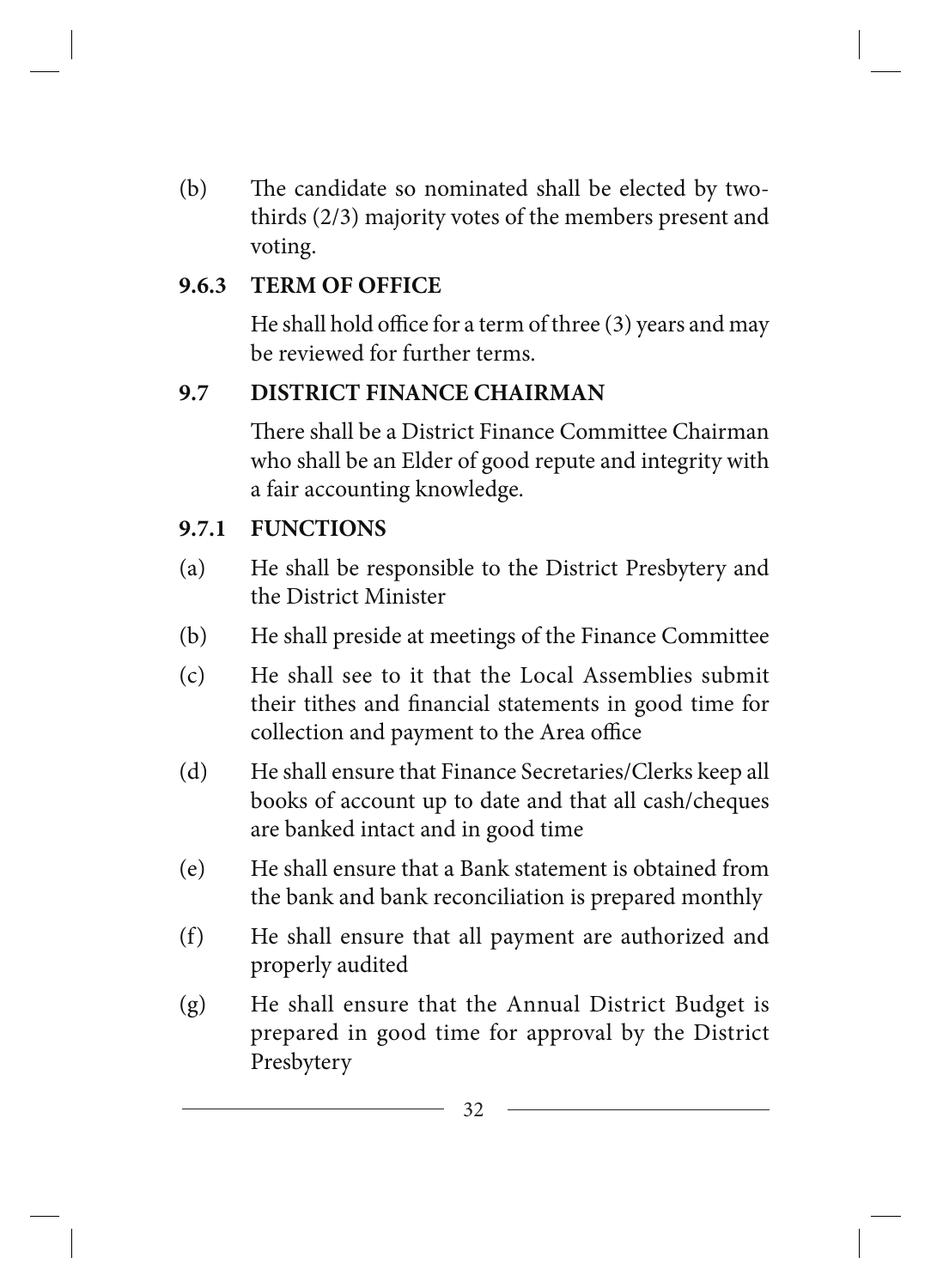(b) The candidate so nominated shall be elected by two-thirds (2/3) majority votes of the members present and voting.

### 9.6.3 TERM OF OFFICE

He shall hold office for a term of three (3) years and may be reviewed for further terms.

## 9.7 DISTRICT FINANCE CHAIRMAN

There shall be a District Finance Committee Chairman who shall be an Elder of good repute and integrity with a fair accounting knowledge.

### 9.7.1 FUNCTIONS

(a) He shall be responsible to the District Presbytery and the District Minister

(b) He shall preside at meetings of the Finance Committee

(c) He shall see to it that the Local Assemblies submit their tithes and financial statements in good time for collection and payment to the Area office

(d) He shall ensure that Finance Secretaries/Clerks keep all books of account up to date and that all cash/cheques are banked intact and in good time

(e) He shall ensure that a Bank statement is obtained from the bank and bank reconciliation is prepared monthly

(f) He shall ensure that all payment are authorized and properly audited

(g) He shall ensure that the Annual District Budget is prepared in good time for approval by the District Presbytery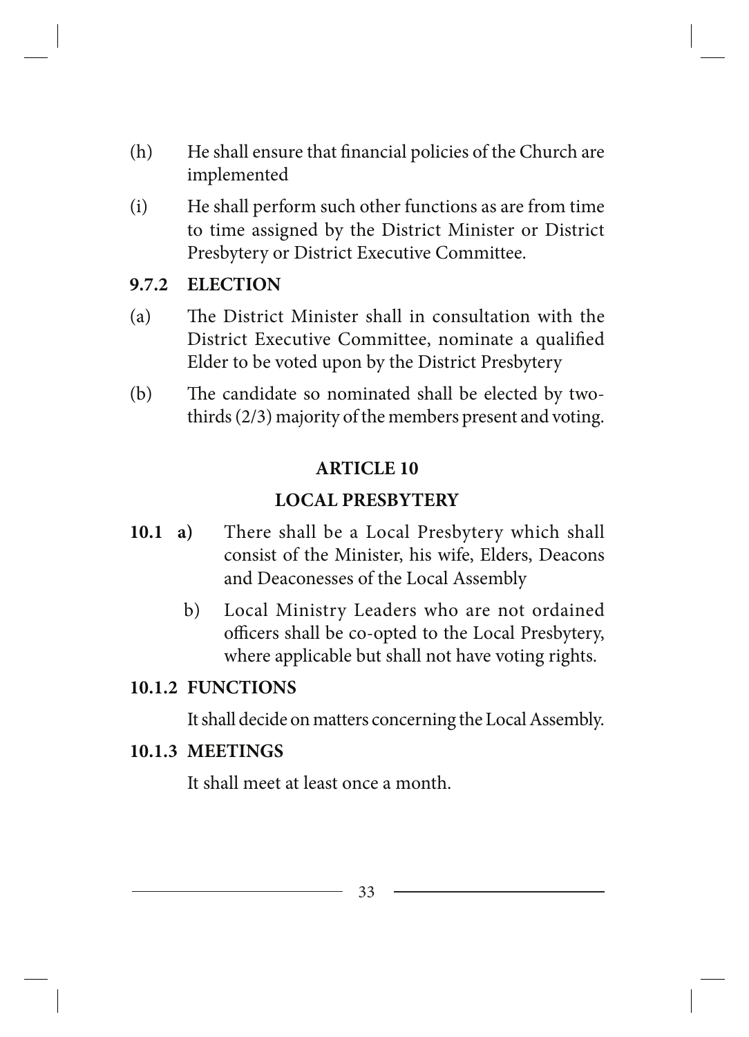(h) He shall ensure that financial policies of the Church are implemented

(i) He shall perform such other functions as are from time to time assigned by the District Minister or District Presbytery or District Executive Committee.

### 9.7.2 ELECTION

(a) The District Minister shall in consultation with the District Executive Committee, nominate a qualified Elder to be voted upon by the District Presbytery

(b) The candidate so nominated shall be elected by two-thirds (2/3) majority of the members present and voting.

## ARTICLE 10

## LOCAL PRESBYTERY

**10.1 a)** There shall be a Local Presbytery which shall consist of the Minister, his wife, Elders, Deacons and Deaconesses of the Local Assembly

b) Local Ministry Leaders who are not ordained officers shall be co-opted to the Local Presbytery, where applicable but shall not have voting rights.

### 10.1.2 FUNCTIONS

It shall decide on matters concerning the Local Assembly.

### 10.1.3 MEETINGS

It shall meet at least once a month.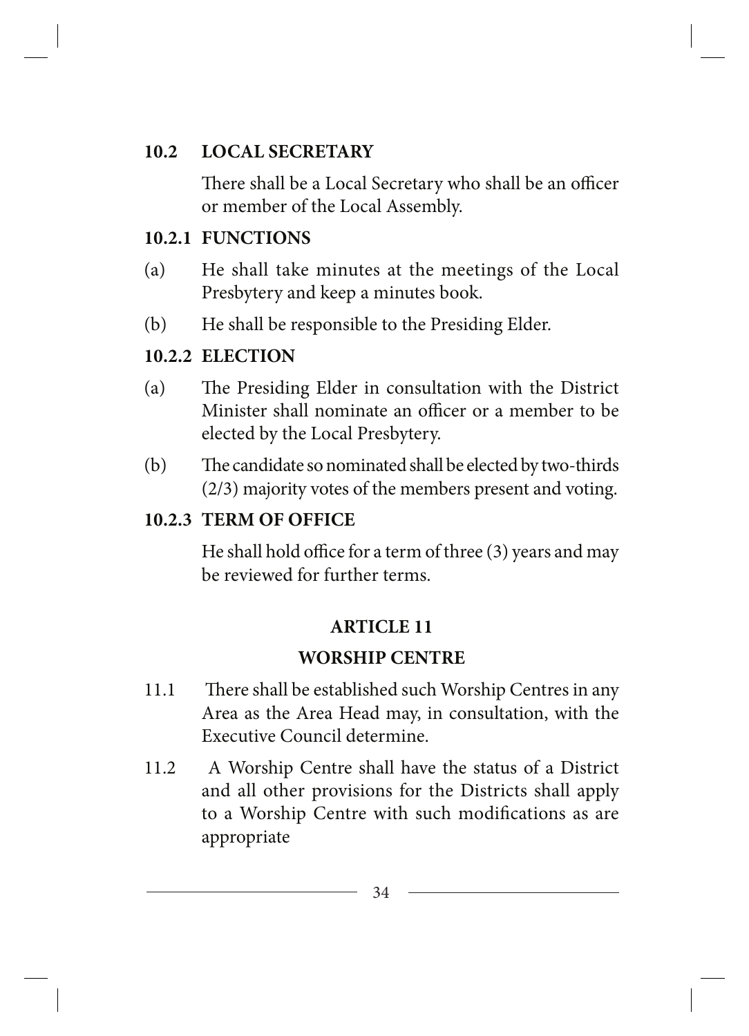### 10.2 LOCAL SECRETARY

There shall be a Local Secretary who shall be an officer or member of the Local Assembly.

#### 10.2.1 FUNCTIONS

(a) He shall take minutes at the meetings of the Local Presbytery and keep a minutes book.

(b) He shall be responsible to the Presiding Elder.

#### 10.2.2 ELECTION

(a) The Presiding Elder in consultation with the District Minister shall nominate an officer or a member to be elected by the Local Presbytery.

(b) The candidate so nominated shall be elected by two-thirds (2/3) majority votes of the members present and voting.

#### 10.2.3 TERM OF OFFICE

He shall hold office for a term of three (3) years and may be reviewed for further terms.

## ARTICLE 11

## WORSHIP CENTRE

11.1 There shall be established such Worship Centres in any Area as the Area Head may, in consultation, with the Executive Council determine.

11.2 A Worship Centre shall have the status of a District and all other provisions for the Districts shall apply to a Worship Centre with such modifications as are appropriate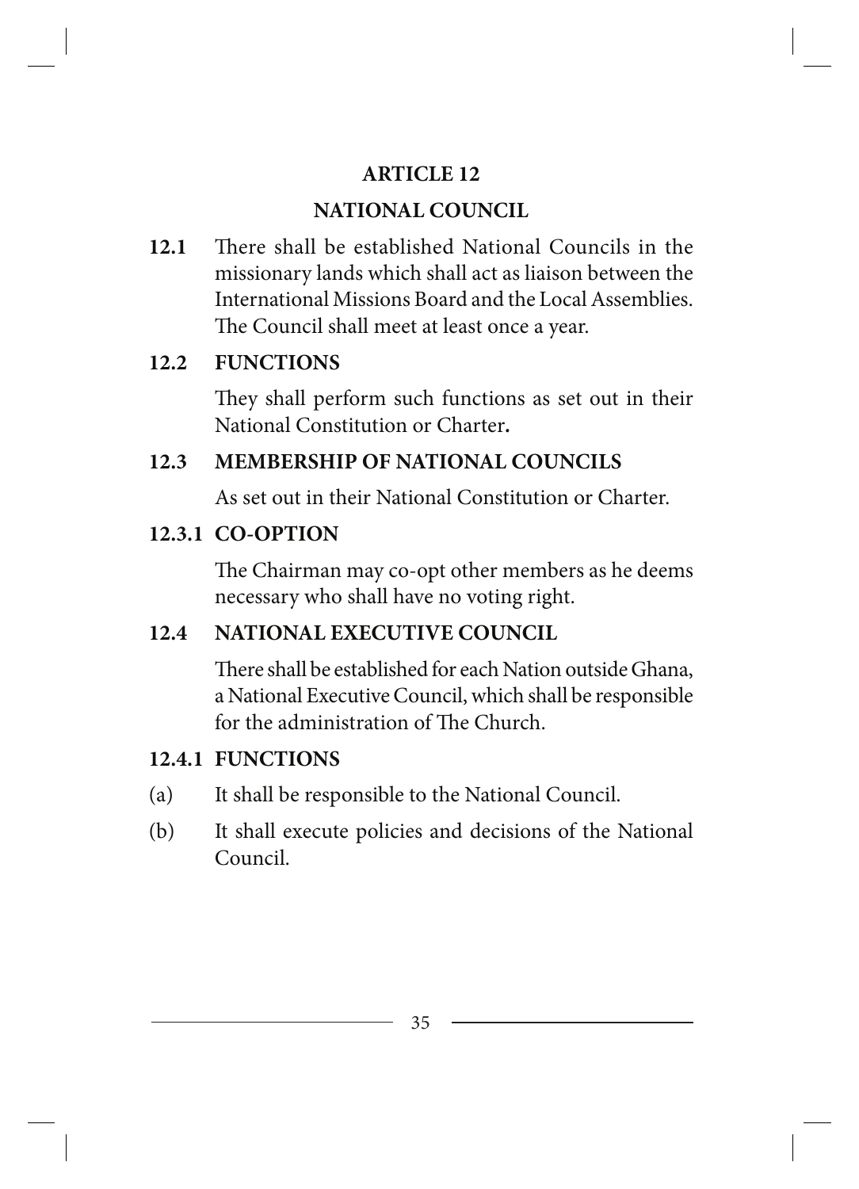## ARTICLE 12

## NATIONAL COUNCIL

**12.1** There shall be established National Councils in the missionary lands which shall act as liaison between the International Missions Board and the Local Assemblies. The Council shall meet at least once a year.

**12.2 FUNCTIONS**

They shall perform such functions as set out in their National Constitution or Charter**.**

**12.3 MEMBERSHIP OF NATIONAL COUNCILS**

As set out in their National Constitution or Charter.

**12.3.1 CO-OPTION**

The Chairman may co-opt other members as he deems necessary who shall have no voting right.

**12.4 NATIONAL EXECUTIVE COUNCIL**

There shall be established for each Nation outside Ghana, a National Executive Council, which shall be responsible for the administration of The Church.

**12.4.1 FUNCTIONS**

(a) It shall be responsible to the National Council.

(b) It shall execute policies and decisions of the National Council.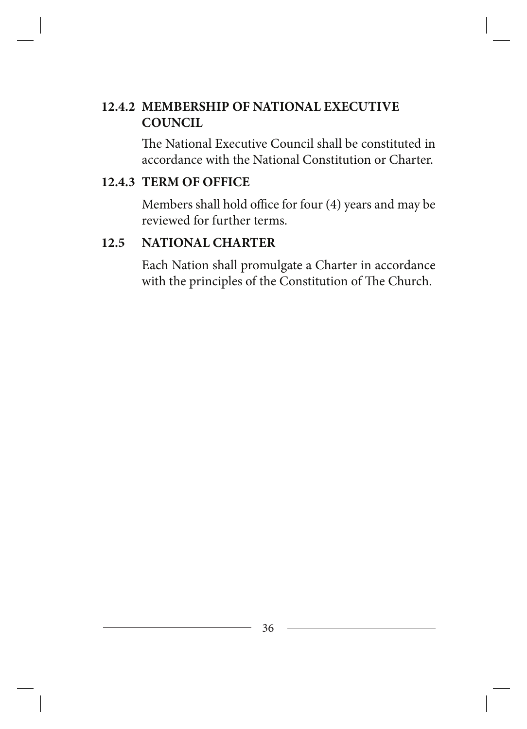#### 12.4.2 MEMBERSHIP OF NATIONAL EXECUTIVE COUNCIL

The National Executive Council shall be constituted in accordance with the National Constitution or Charter.

#### 12.4.3 TERM OF OFFICE

Members shall hold office for four (4) years and may be reviewed for further terms.

### 12.5 NATIONAL CHARTER

Each Nation shall promulgate a Charter in accordance with the principles of the Constitution of The Church.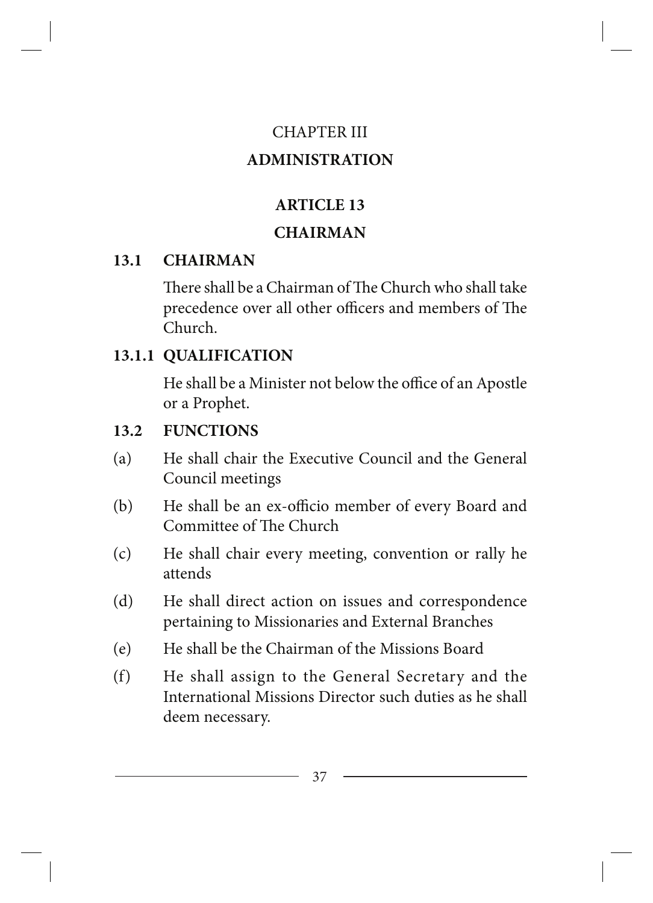# CHAPTER III

# ADMINISTRATION

## ARTICLE 13

## CHAIRMAN

### 13.1 CHAIRMAN

There shall be a Chairman of The Church who shall take precedence over all other officers and members of The Church.

### 13.1.1 QUALIFICATION

He shall be a Minister not below the office of an Apostle or a Prophet.

### 13.2 FUNCTIONS

(a) He shall chair the Executive Council and the General Council meetings

(b) He shall be an ex-officio member of every Board and Committee of The Church

(c) He shall chair every meeting, convention or rally he attends

(d) He shall direct action on issues and correspondence pertaining to Missionaries and External Branches

(e) He shall be the Chairman of the Missions Board

(f) He shall assign to the General Secretary and the International Missions Director such duties as he shall deem necessary.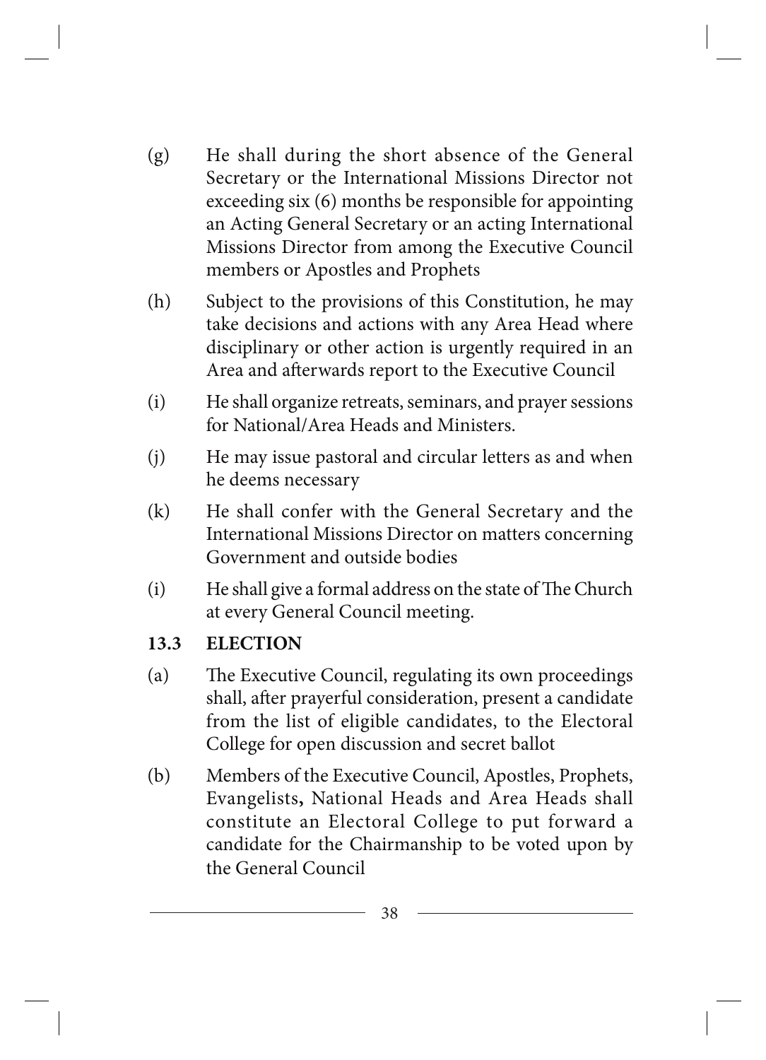(g) He shall during the short absence of the General Secretary or the International Missions Director not exceeding six (6) months be responsible for appointing an Acting General Secretary or an acting International Missions Director from among the Executive Council members or Apostles and Prophets

(h) Subject to the provisions of this Constitution, he may take decisions and actions with any Area Head where disciplinary or other action is urgently required in an Area and afterwards report to the Executive Council

(i) He shall organize retreats, seminars, and prayer sessions for National/Area Heads and Ministers.

(j) He may issue pastoral and circular letters as and when he deems necessary

(k) He shall confer with the General Secretary and the International Missions Director on matters concerning Government and outside bodies

(i) He shall give a formal address on the state of The Church at every General Council meeting.

**13.3 ELECTION**

(a) The Executive Council, regulating its own proceedings shall, after prayerful consideration, present a candidate from the list of eligible candidates, to the Electoral College for open discussion and secret ballot

(b) Members of the Executive Council, Apostles, Prophets, Evangelists**,** National Heads and Area Heads shall constitute an Electoral College to put forward a candidate for the Chairmanship to be voted upon by the General Council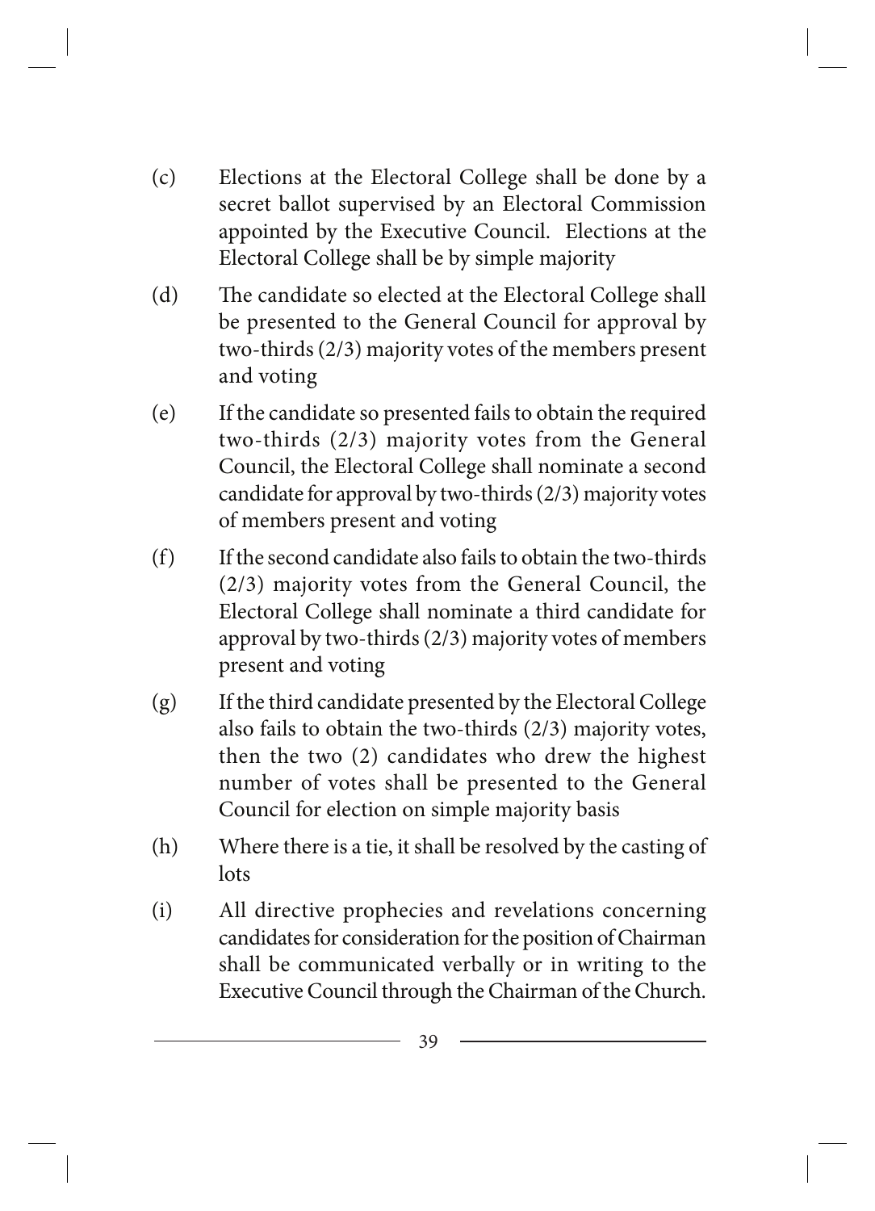(c) Elections at the Electoral College shall be done by a secret ballot supervised by an Electoral Commission appointed by the Executive Council. Elections at the Electoral College shall be by simple majority

(d) The candidate so elected at the Electoral College shall be presented to the General Council for approval by two-thirds (2/3) majority votes of the members present and voting

(e) If the candidate so presented fails to obtain the required two-thirds (2/3) majority votes from the General Council, the Electoral College shall nominate a second candidate for approval by two-thirds (2/3) majority votes of members present and voting

(f) If the second candidate also fails to obtain the two-thirds (2/3) majority votes from the General Council, the Electoral College shall nominate a third candidate for approval by two-thirds (2/3) majority votes of members present and voting

(g) If the third candidate presented by the Electoral College also fails to obtain the two-thirds (2/3) majority votes, then the two (2) candidates who drew the highest number of votes shall be presented to the General Council for election on simple majority basis

(h) Where there is a tie, it shall be resolved by the casting of lots

(i) All directive prophecies and revelations concerning candidates for consideration for the position of Chairman shall be communicated verbally or in writing to the Executive Council through the Chairman of the Church.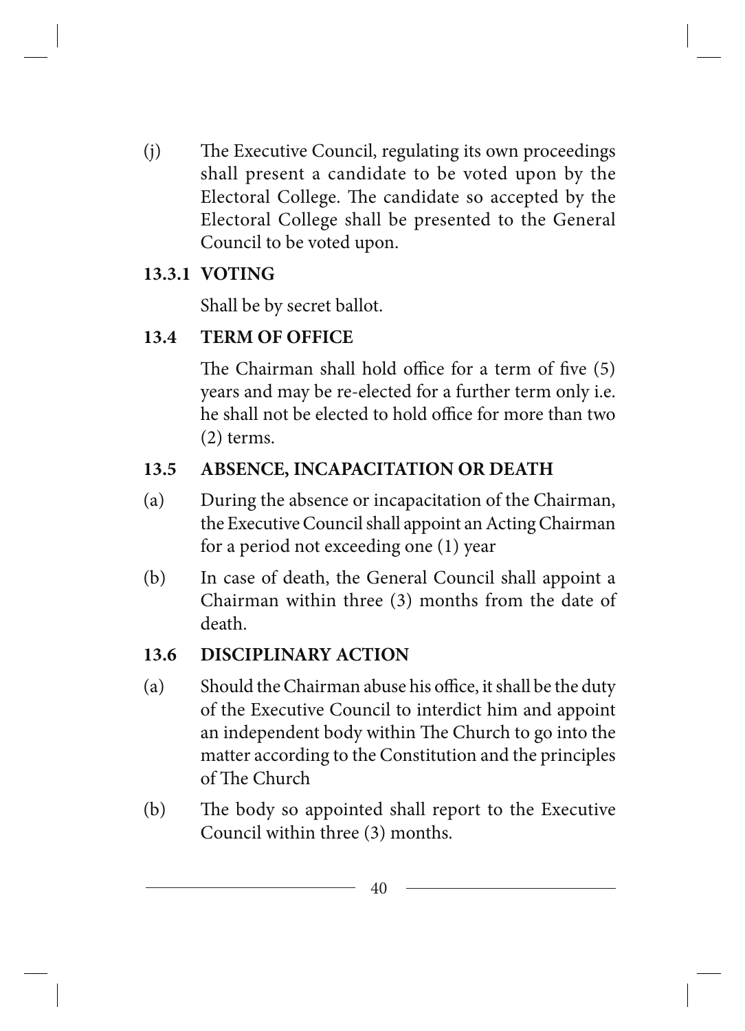(j) The Executive Council, regulating its own proceedings shall present a candidate to be voted upon by the Electoral College. The candidate so accepted by the Electoral College shall be presented to the General Council to be voted upon.

### 13.3.1 VOTING

Shall be by secret ballot.

### 13.4 TERM OF OFFICE

The Chairman shall hold office for a term of five (5) years and may be re-elected for a further term only i.e. he shall not be elected to hold office for more than two (2) terms.

### 13.5 ABSENCE, INCAPACITATION OR DEATH

(a) During the absence or incapacitation of the Chairman, the Executive Council shall appoint an Acting Chairman for a period not exceeding one (1) year

(b) In case of death, the General Council shall appoint a Chairman within three (3) months from the date of death.

### 13.6 DISCIPLINARY ACTION

(a) Should the Chairman abuse his office, it shall be the duty of the Executive Council to interdict him and appoint an independent body within The Church to go into the matter according to the Constitution and the principles of The Church

(b) The body so appointed shall report to the Executive Council within three (3) months.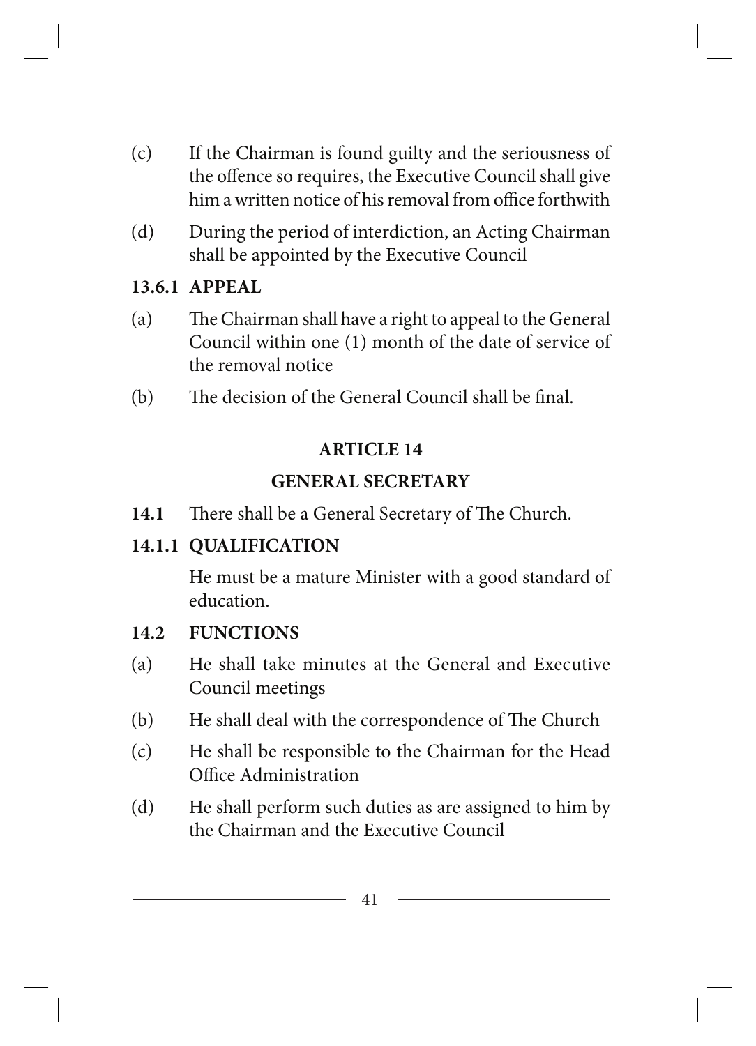(c) If the Chairman is found guilty and the seriousness of the offence so requires, the Executive Council shall give him a written notice of his removal from office forthwith

(d) During the period of interdiction, an Acting Chairman shall be appointed by the Executive Council

**13.6.1 APPEAL**

(a) The Chairman shall have a right to appeal to the General Council within one (1) month of the date of service of the removal notice

(b) The decision of the General Council shall be final.

## ARTICLE 14

## GENERAL SECRETARY

**14.1** There shall be a General Secretary of The Church.

**14.1.1 QUALIFICATION**

He must be a mature Minister with a good standard of education.

**14.2 FUNCTIONS**

(a) He shall take minutes at the General and Executive Council meetings

(b) He shall deal with the correspondence of The Church

(c) He shall be responsible to the Chairman for the Head Office Administration

(d) He shall perform such duties as are assigned to him by the Chairman and the Executive Council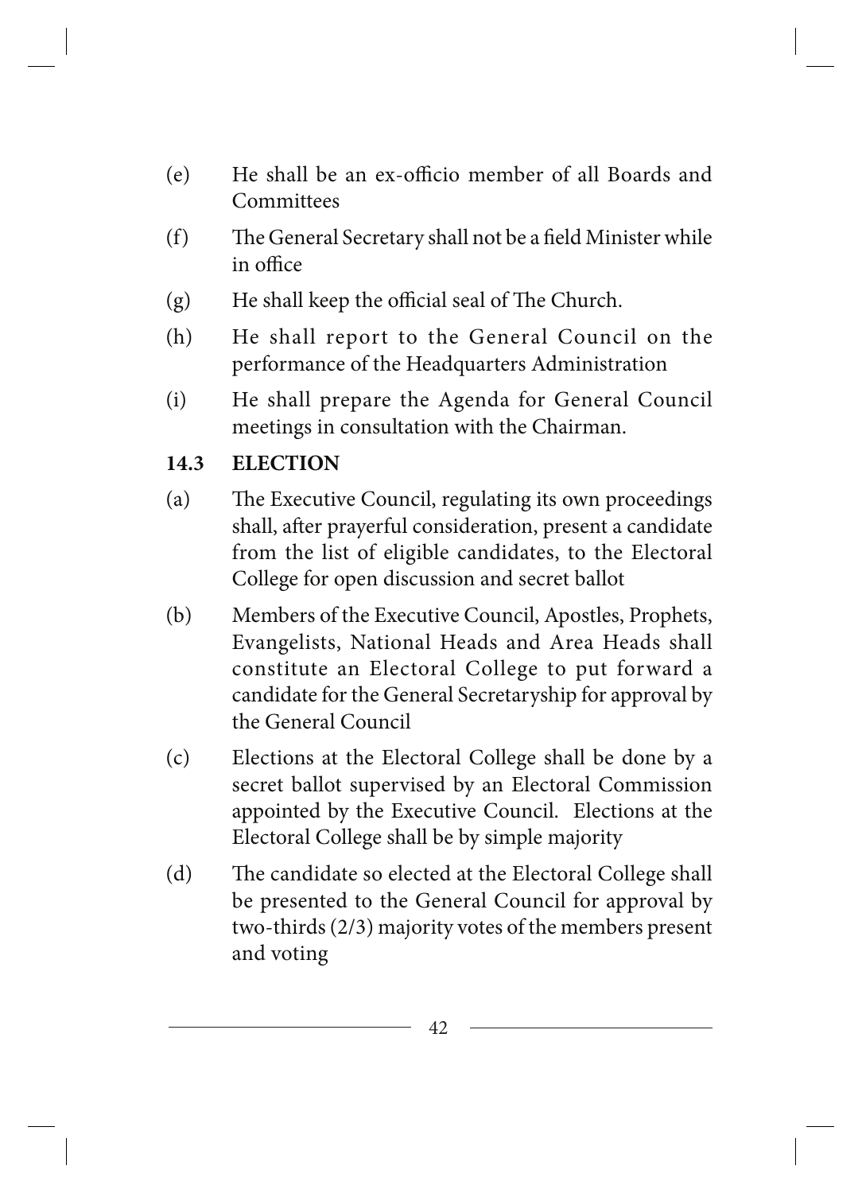(e) He shall be an ex-officio member of all Boards and Committees

(f) The General Secretary shall not be a field Minister while in office

(g) He shall keep the official seal of The Church.

(h) He shall report to the General Council on the performance of the Headquarters Administration

(i) He shall prepare the Agenda for General Council meetings in consultation with the Chairman.

### 14.3 ELECTION

(a) The Executive Council, regulating its own proceedings shall, after prayerful consideration, present a candidate from the list of eligible candidates, to the Electoral College for open discussion and secret ballot

(b) Members of the Executive Council, Apostles, Prophets, Evangelists, National Heads and Area Heads shall constitute an Electoral College to put forward a candidate for the General Secretaryship for approval by the General Council

(c) Elections at the Electoral College shall be done by a secret ballot supervised by an Electoral Commission appointed by the Executive Council. Elections at the Electoral College shall be by simple majority

(d) The candidate so elected at the Electoral College shall be presented to the General Council for approval by two-thirds (2/3) majority votes of the members present and voting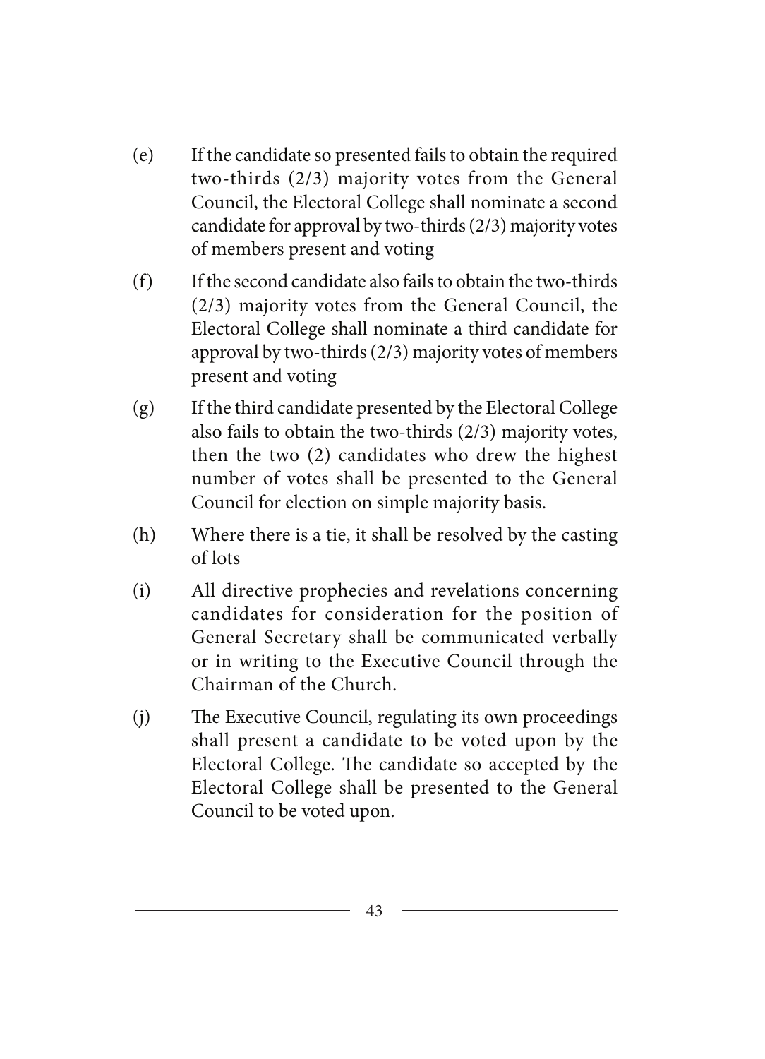(e) If the candidate so presented fails to obtain the required two-thirds (2/3) majority votes from the General Council, the Electoral College shall nominate a second candidate for approval by two-thirds (2/3) majority votes of members present and voting

(f) If the second candidate also fails to obtain the two-thirds (2/3) majority votes from the General Council, the Electoral College shall nominate a third candidate for approval by two-thirds (2/3) majority votes of members present and voting

(g) If the third candidate presented by the Electoral College also fails to obtain the two-thirds (2/3) majority votes, then the two (2) candidates who drew the highest number of votes shall be presented to the General Council for election on simple majority basis.

(h) Where there is a tie, it shall be resolved by the casting of lots

(i) All directive prophecies and revelations concerning candidates for consideration for the position of General Secretary shall be communicated verbally or in writing to the Executive Council through the Chairman of the Church.

(j) The Executive Council, regulating its own proceedings shall present a candidate to be voted upon by the Electoral College. The candidate so accepted by the Electoral College shall be presented to the General Council to be voted upon.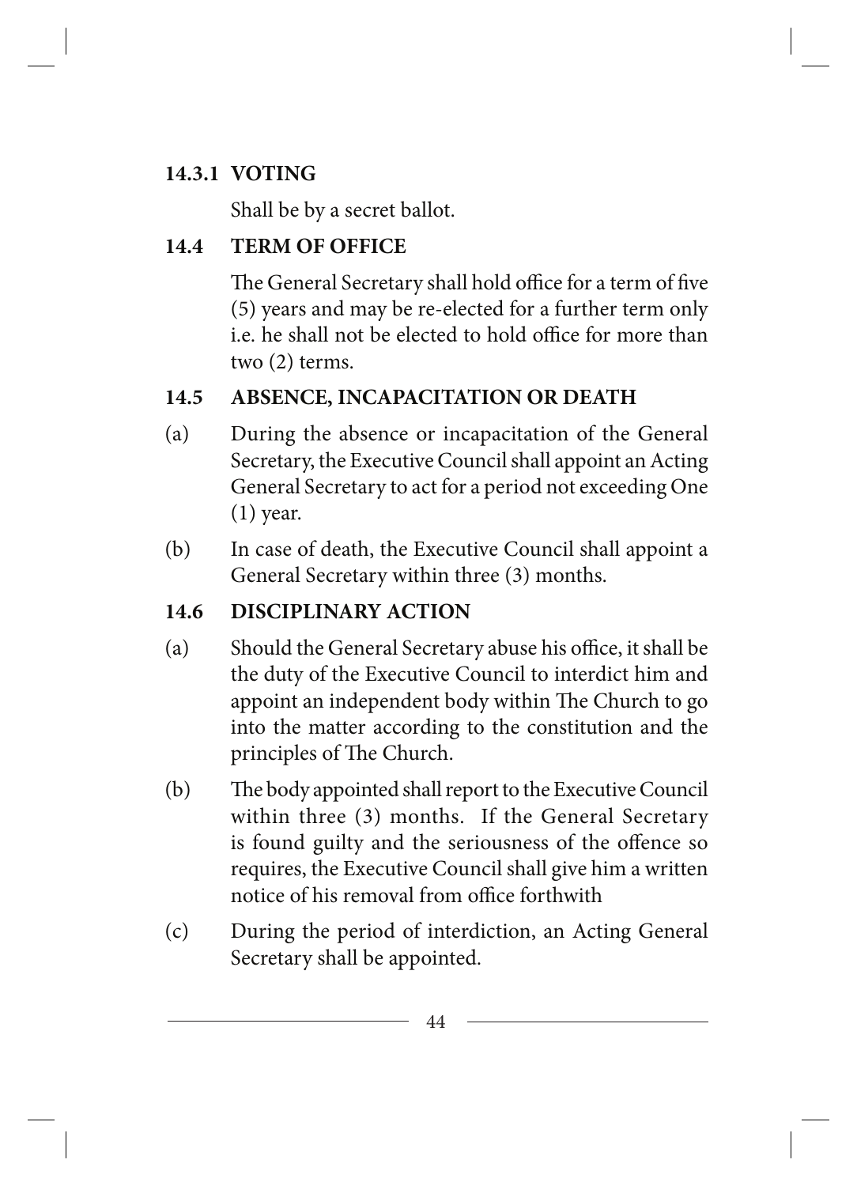### 14.3.1 VOTING

Shall be by a secret ballot.

### 14.4 TERM OF OFFICE

The General Secretary shall hold office for a term of five (5) years and may be re-elected for a further term only i.e. he shall not be elected to hold office for more than two (2) terms.

### 14.5 ABSENCE, INCAPACITATION OR DEATH

(a) During the absence or incapacitation of the General Secretary, the Executive Council shall appoint an Acting General Secretary to act for a period not exceeding One (1) year.

(b) In case of death, the Executive Council shall appoint a General Secretary within three (3) months.

### 14.6 DISCIPLINARY ACTION

(a) Should the General Secretary abuse his office, it shall be the duty of the Executive Council to interdict him and appoint an independent body within The Church to go into the matter according to the constitution and the principles of The Church.

(b) The body appointed shall report to the Executive Council within three (3) months. If the General Secretary is found guilty and the seriousness of the offence so requires, the Executive Council shall give him a written notice of his removal from office forthwith

(c) During the period of interdiction, an Acting General Secretary shall be appointed.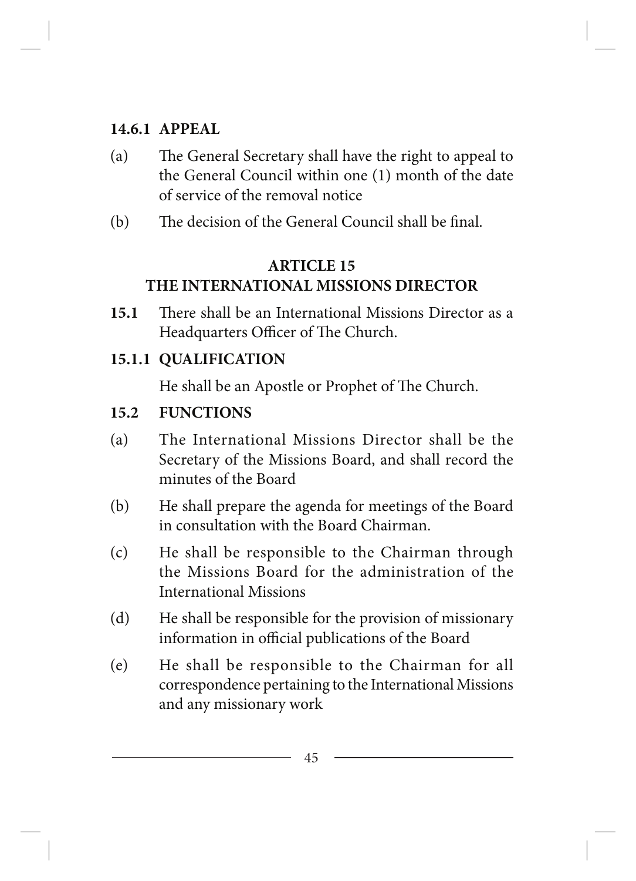### 14.6.1 APPEAL

(a) The General Secretary shall have the right to appeal to the General Council within one (1) month of the date of service of the removal notice

(b) The decision of the General Council shall be final.

## ARTICLE 15
## THE INTERNATIONAL MISSIONS DIRECTOR

**15.1** There shall be an International Missions Director as a Headquarters Officer of The Church.

### 15.1.1 QUALIFICATION

He shall be an Apostle or Prophet of The Church.

### 15.2 FUNCTIONS

(a) The International Missions Director shall be the Secretary of the Missions Board, and shall record the minutes of the Board

(b) He shall prepare the agenda for meetings of the Board in consultation with the Board Chairman.

(c) He shall be responsible to the Chairman through the Missions Board for the administration of the International Missions

(d) He shall be responsible for the provision of missionary information in official publications of the Board

(e) He shall be responsible to the Chairman for all correspondence pertaining to the International Missions and any missionary work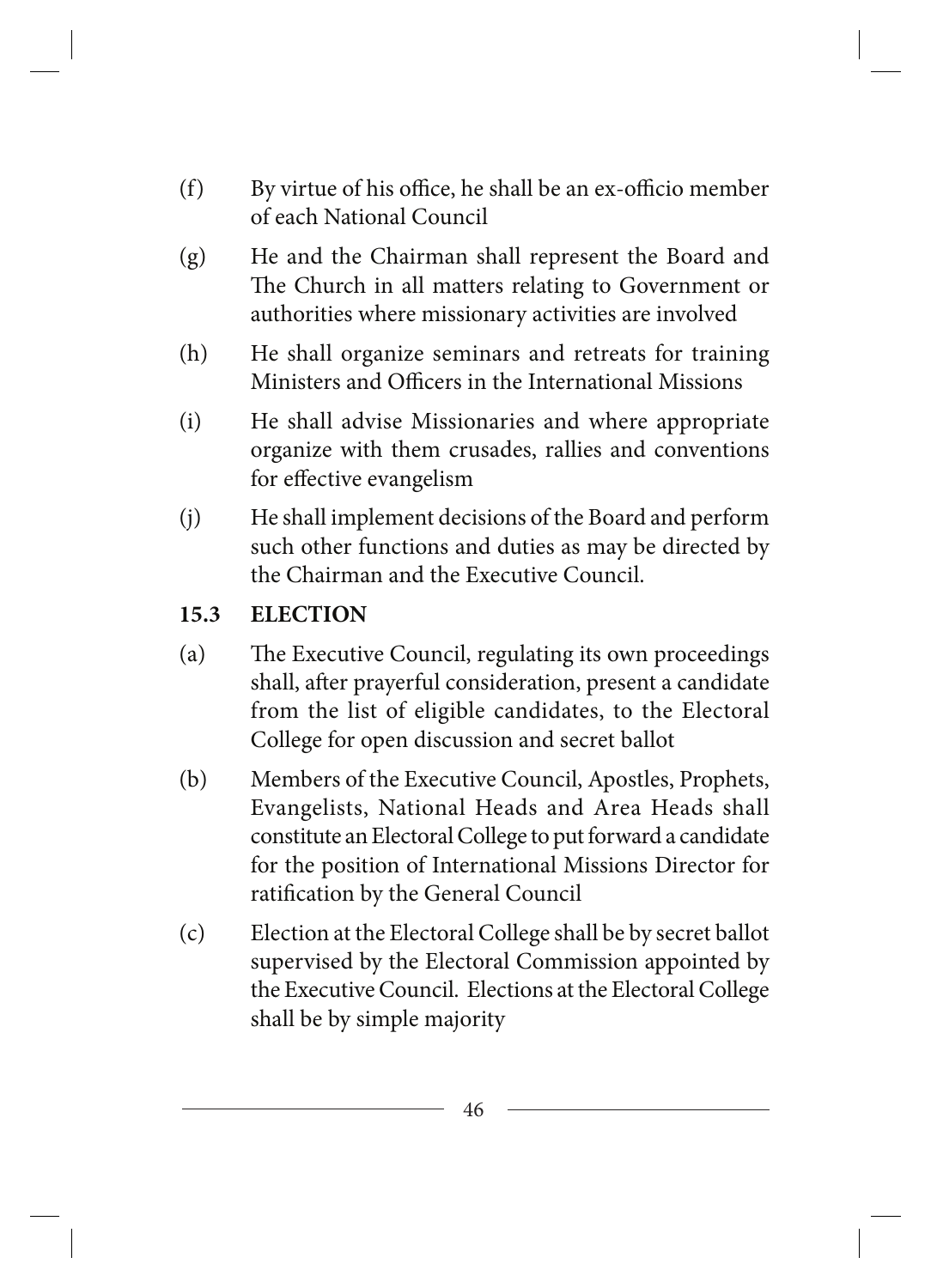(f) By virtue of his office, he shall be an ex-officio member of each National Council

(g) He and the Chairman shall represent the Board and The Church in all matters relating to Government or authorities where missionary activities are involved

(h) He shall organize seminars and retreats for training Ministers and Officers in the International Missions

(i) He shall advise Missionaries and where appropriate organize with them crusades, rallies and conventions for effective evangelism

(j) He shall implement decisions of the Board and perform such other functions and duties as may be directed by the Chairman and the Executive Council.

### 15.3 ELECTION

(a) The Executive Council, regulating its own proceedings shall, after prayerful consideration, present a candidate from the list of eligible candidates, to the Electoral College for open discussion and secret ballot

(b) Members of the Executive Council, Apostles, Prophets, Evangelists, National Heads and Area Heads shall constitute an Electoral College to put forward a candidate for the position of International Missions Director for ratification by the General Council

(c) Election at the Electoral College shall be by secret ballot supervised by the Electoral Commission appointed by the Executive Council. Elections at the Electoral College shall be by simple majority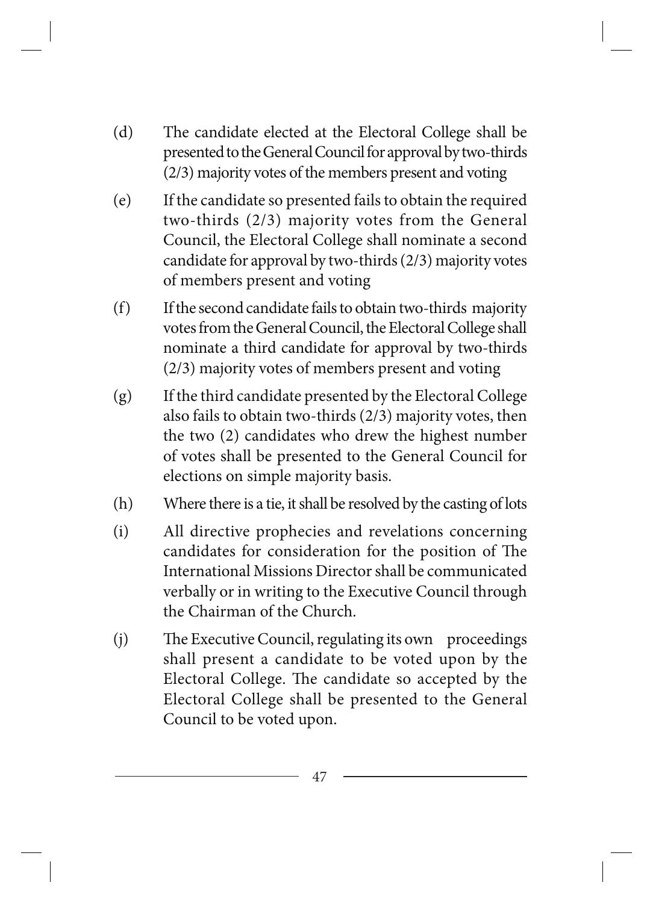(d) The candidate elected at the Electoral College shall be presented to the General Council for approval by two-thirds (2/3) majority votes of the members present and voting

(e) If the candidate so presented fails to obtain the required two-thirds (2/3) majority votes from the General Council, the Electoral College shall nominate a second candidate for approval by two-thirds (2/3) majority votes of members present and voting

(f) If the second candidate fails to obtain two-thirds majority votes from the General Council, the Electoral College shall nominate a third candidate for approval by two-thirds (2/3) majority votes of members present and voting

(g) If the third candidate presented by the Electoral College also fails to obtain two-thirds (2/3) majority votes, then the two (2) candidates who drew the highest number of votes shall be presented to the General Council for elections on simple majority basis.

(h) Where there is a tie, it shall be resolved by the casting of lots

(i) All directive prophecies and revelations concerning candidates for consideration for the position of The International Missions Director shall be communicated verbally or in writing to the Executive Council through the Chairman of the Church.

(j) The Executive Council, regulating its own proceedings shall present a candidate to be voted upon by the Electoral College. The candidate so accepted by the Electoral College shall be presented to the General Council to be voted upon.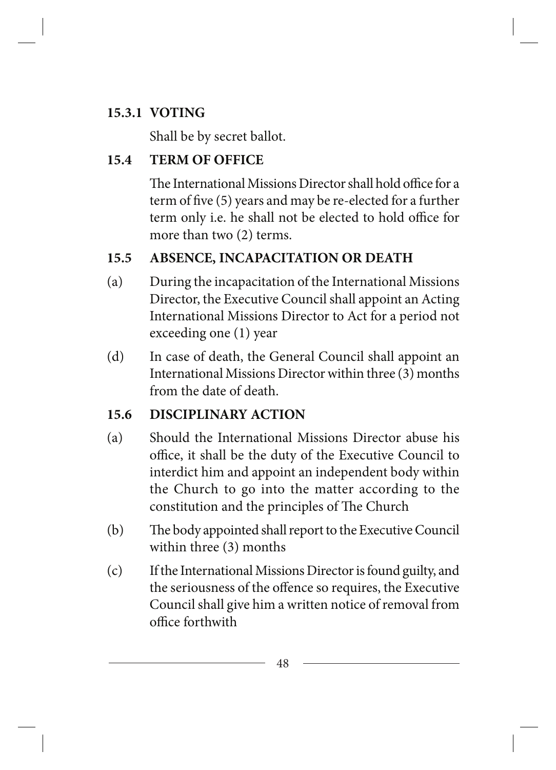#### 15.3.1 VOTING

Shall be by secret ballot.

### 15.4 TERM OF OFFICE

The International Missions Director shall hold office for a term of five (5) years and may be re-elected for a further term only i.e. he shall not be elected to hold office for more than two (2) terms.

### 15.5 ABSENCE, INCAPACITATION OR DEATH

(a) During the incapacitation of the International Missions Director, the Executive Council shall appoint an Acting International Missions Director to Act for a period not exceeding one (1) year

(d) In case of death, the General Council shall appoint an International Missions Director within three (3) months from the date of death.

### 15.6 DISCIPLINARY ACTION

(a) Should the International Missions Director abuse his office, it shall be the duty of the Executive Council to interdict him and appoint an independent body within the Church to go into the matter according to the constitution and the principles of The Church

(b) The body appointed shall report to the Executive Council within three (3) months

(c) If the International Missions Director is found guilty, and the seriousness of the offence so requires, the Executive Council shall give him a written notice of removal from office forthwith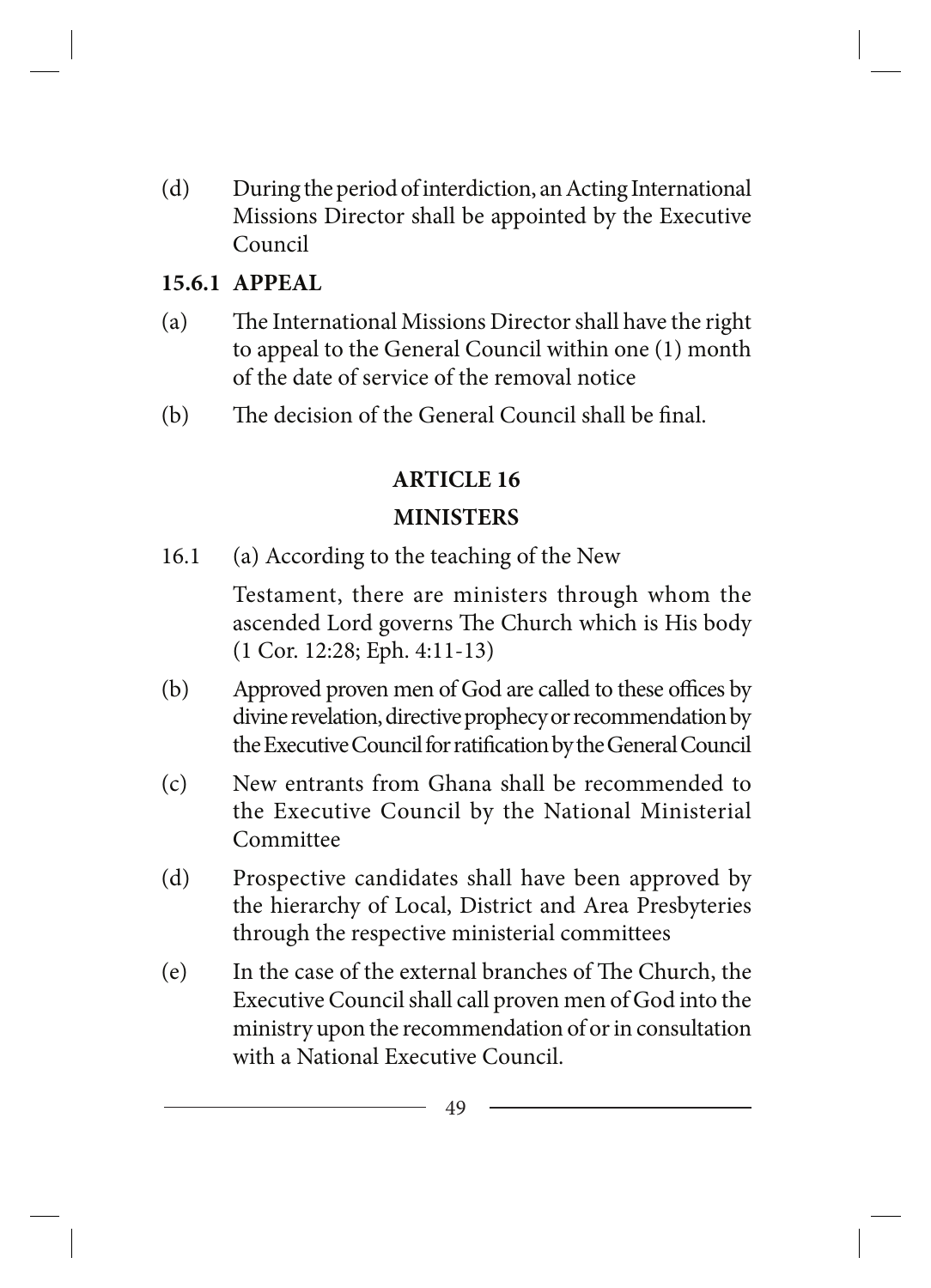(d) During the period of interdiction, an Acting International Missions Director shall be appointed by the Executive Council

**15.6.1 APPEAL**

(a) The International Missions Director shall have the right to appeal to the General Council within one (1) month of the date of service of the removal notice

(b) The decision of the General Council shall be final.

## ARTICLE 16

## MINISTERS

16.1 (a) According to the teaching of the New Testament, there are ministers through whom the ascended Lord governs The Church which is His body (1 Cor. 12:28; Eph. 4:11-13)

(b) Approved proven men of God are called to these offices by divine revelation, directive prophecy or recommendation by the Executive Council for ratification by the General Council

(c) New entrants from Ghana shall be recommended to the Executive Council by the National Ministerial Committee

(d) Prospective candidates shall have been approved by the hierarchy of Local, District and Area Presbyteries through the respective ministerial committees

(e) In the case of the external branches of The Church, the Executive Council shall call proven men of God into the ministry upon the recommendation of or in consultation with a National Executive Council.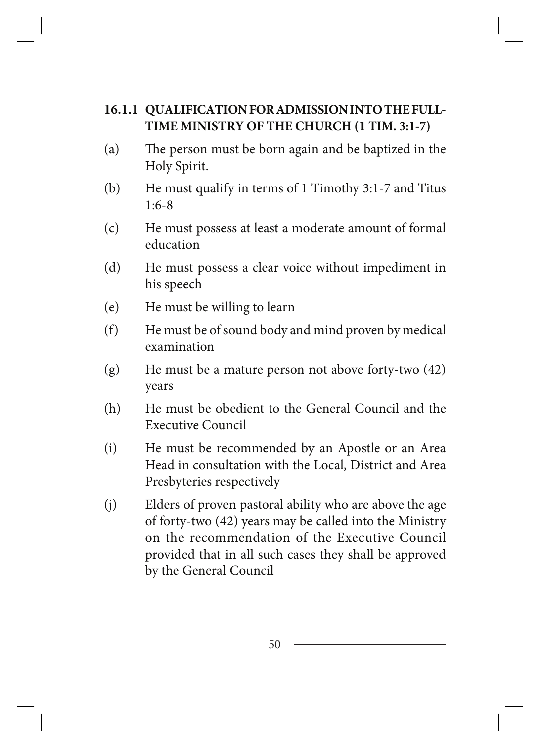### 16.1.1 QUALIFICATION FOR ADMISSION INTO THE FULL-TIME MINISTRY OF THE CHURCH (1 TIM. 3:1-7)

(a) The person must be born again and be baptized in the Holy Spirit.

(b) He must qualify in terms of 1 Timothy 3:1-7 and Titus 1:6-8

(c) He must possess at least a moderate amount of formal education

(d) He must possess a clear voice without impediment in his speech

(e) He must be willing to learn

(f) He must be of sound body and mind proven by medical examination

(g) He must be a mature person not above forty-two (42) years

(h) He must be obedient to the General Council and the Executive Council

(i) He must be recommended by an Apostle or an Area Head in consultation with the Local, District and Area Presbyteries respectively

(j) Elders of proven pastoral ability who are above the age of forty-two (42) years may be called into the Ministry on the recommendation of the Executive Council provided that in all such cases they shall be approved by the General Council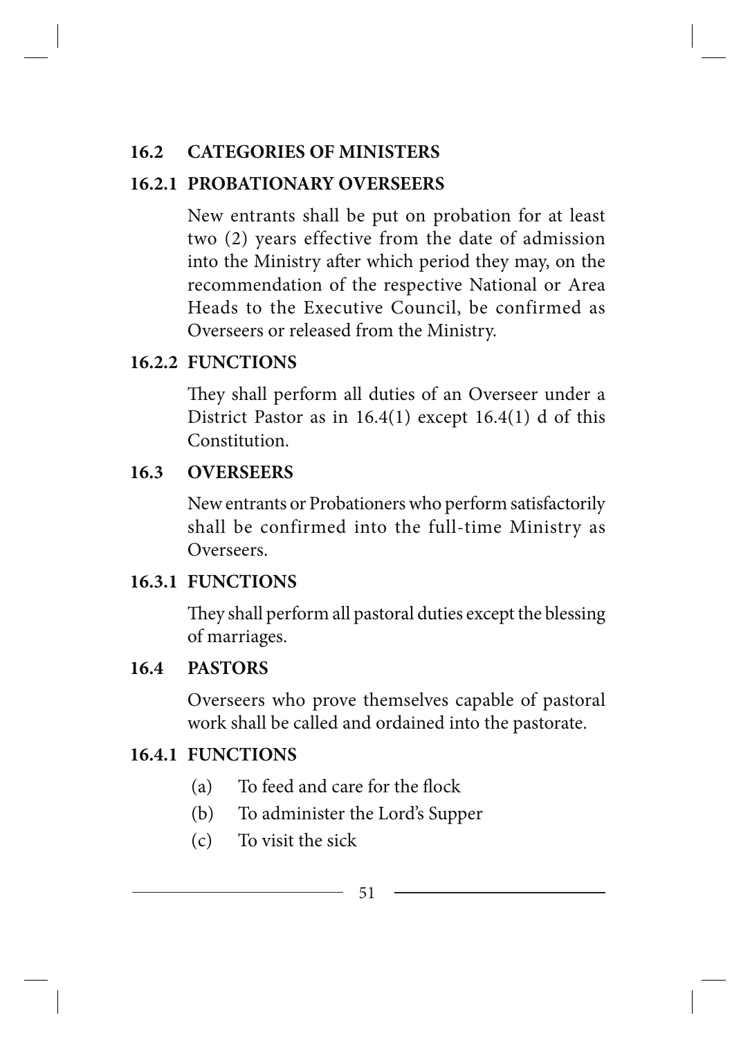## 16.2 CATEGORIES OF MINISTERS

### 16.2.1 PROBATIONARY OVERSEERS

New entrants shall be put on probation for at least two (2) years effective from the date of admission into the Ministry after which period they may, on the recommendation of the respective National or Area Heads to the Executive Council, be confirmed as Overseers or released from the Ministry.

### 16.2.2 FUNCTIONS

They shall perform all duties of an Overseer under a District Pastor as in 16.4(1) except 16.4(1) d of this Constitution.

## 16.3 OVERSEERS

New entrants or Probationers who perform satisfactorily shall be confirmed into the full-time Ministry as Overseers.

### 16.3.1 FUNCTIONS

They shall perform all pastoral duties except the blessing of marriages.

## 16.4 PASTORS

Overseers who prove themselves capable of pastoral work shall be called and ordained into the pastorate.

### 16.4.1 FUNCTIONS

(a) To feed and care for the flock

(b) To administer the Lord's Supper

(c) To visit the sick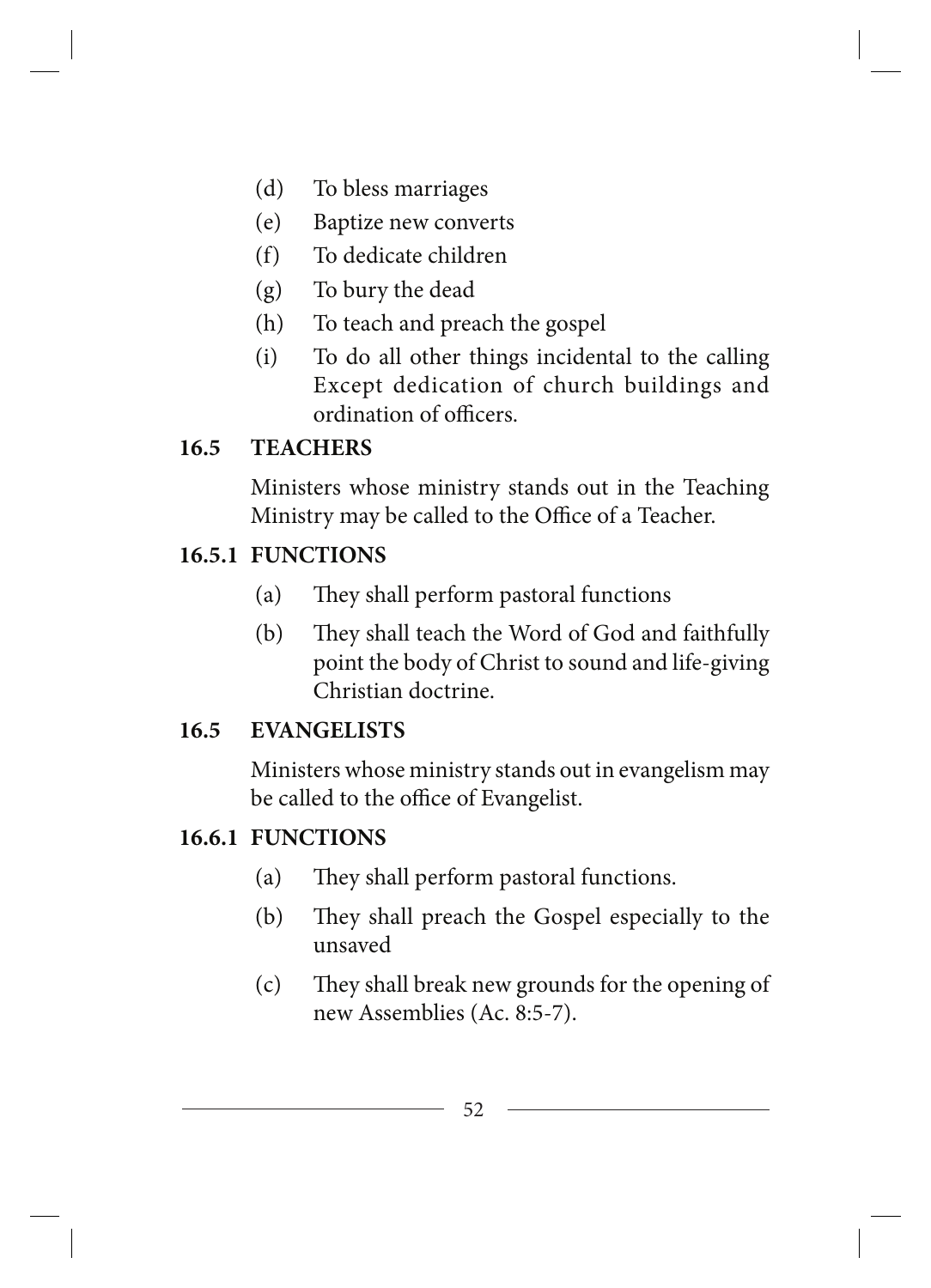(d) To bless marriages

(e) Baptize new converts

(f) To dedicate children

(g) To bury the dead

(h) To teach and preach the gospel

(i) To do all other things incidental to the calling Except dedication of church buildings and ordination of officers.

### 16.5 TEACHERS

Ministers whose ministry stands out in the Teaching Ministry may be called to the Office of a Teacher.

### 16.5.1 FUNCTIONS

(a) They shall perform pastoral functions

(b) They shall teach the Word of God and faithfully point the body of Christ to sound and life-giving Christian doctrine.

### 16.5 EVANGELISTS

Ministers whose ministry stands out in evangelism may be called to the office of Evangelist.

### 16.6.1 FUNCTIONS

(a) They shall perform pastoral functions.

(b) They shall preach the Gospel especially to the unsaved

(c) They shall break new grounds for the opening of new Assemblies (Ac. 8:5-7).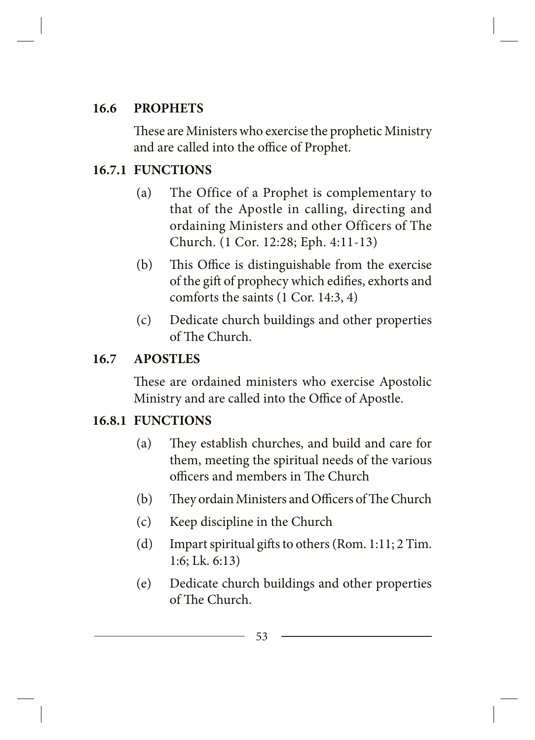### 16.6 PROPHETS

These are Ministers who exercise the prophetic Ministry and are called into the office of Prophet.

### 16.7.1 FUNCTIONS

(a) The Office of a Prophet is complementary to that of the Apostle in calling, directing and ordaining Ministers and other Officers of The Church. (1 Cor. 12:28; Eph. 4:11-13)

(b) This Office is distinguishable from the exercise of the gift of prophecy which edifies, exhorts and comforts the saints (1 Cor. 14:3, 4)

(c) Dedicate church buildings and other properties of The Church.

### 16.7 APOSTLES

These are ordained ministers who exercise Apostolic Ministry and are called into the Office of Apostle.

### 16.8.1 FUNCTIONS

(a) They establish churches, and build and care for them, meeting the spiritual needs of the various officers and members in The Church

(b) They ordain Ministers and Officers of The Church

(c) Keep discipline in the Church

(d) Impart spiritual gifts to others (Rom. 1:11; 2 Tim. 1:6; Lk. 6:13)

(e) Dedicate church buildings and other properties of The Church.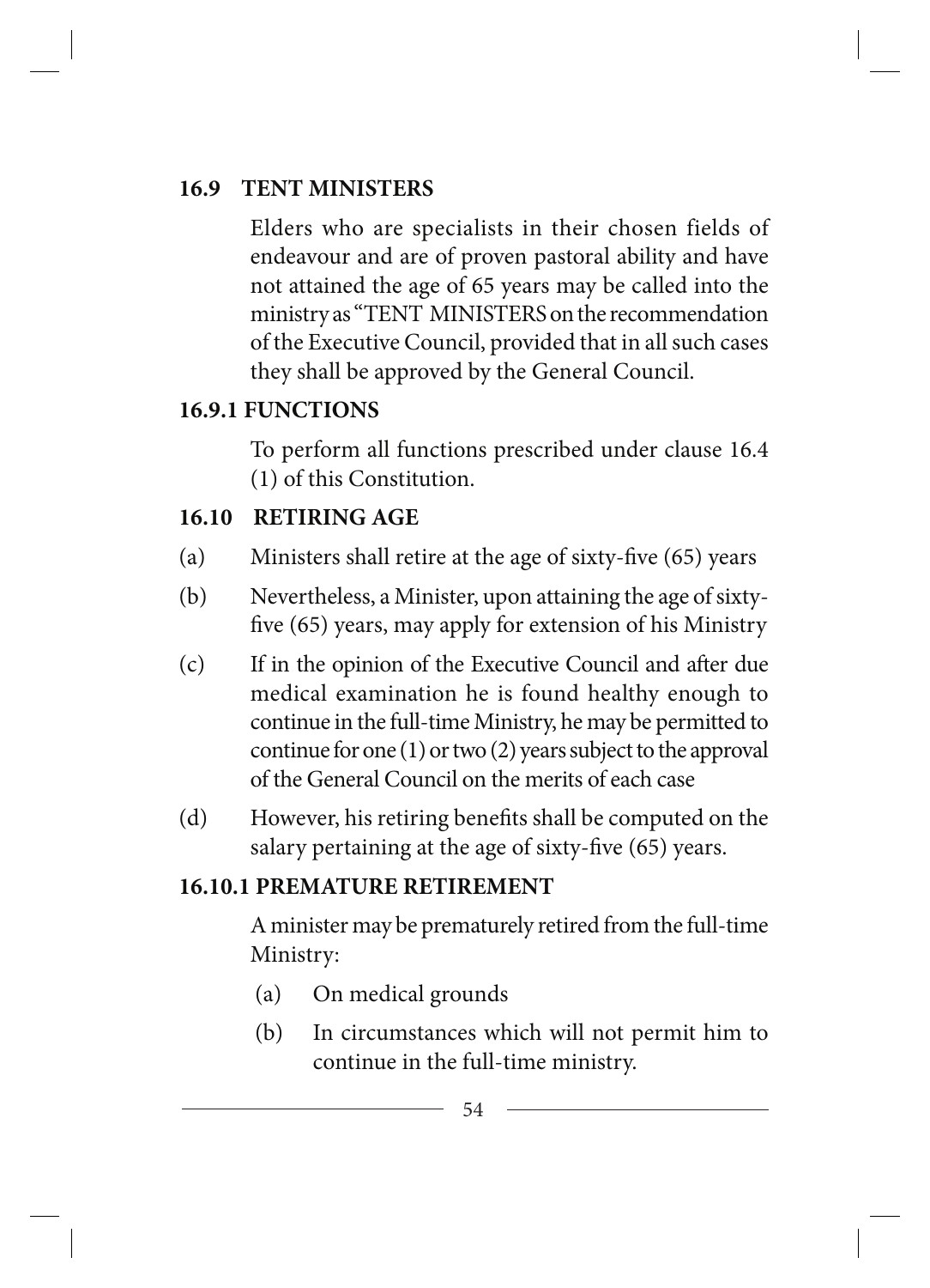## 16.9 TENT MINISTERS

Elders who are specialists in their chosen fields of endeavour and are of proven pastoral ability and have not attained the age of 65 years may be called into the ministry as "TENT MINISTERS on the recommendation of the Executive Council, provided that in all such cases they shall be approved by the General Council.

### 16.9.1 FUNCTIONS

To perform all functions prescribed under clause 16.4 (1) of this Constitution.

## 16.10 RETIRING AGE

(a) Ministers shall retire at the age of sixty-five (65) years

(b) Nevertheless, a Minister, upon attaining the age of sixty-five (65) years, may apply for extension of his Ministry

(c) If in the opinion of the Executive Council and after due medical examination he is found healthy enough to continue in the full-time Ministry, he may be permitted to continue for one (1) or two (2) years subject to the approval of the General Council on the merits of each case

(d) However, his retiring benefits shall be computed on the salary pertaining at the age of sixty-five (65) years.

### 16.10.1 PREMATURE RETIREMENT

A minister may be prematurely retired from the full-time Ministry:

(a) On medical grounds

(b) In circumstances which will not permit him to continue in the full-time ministry.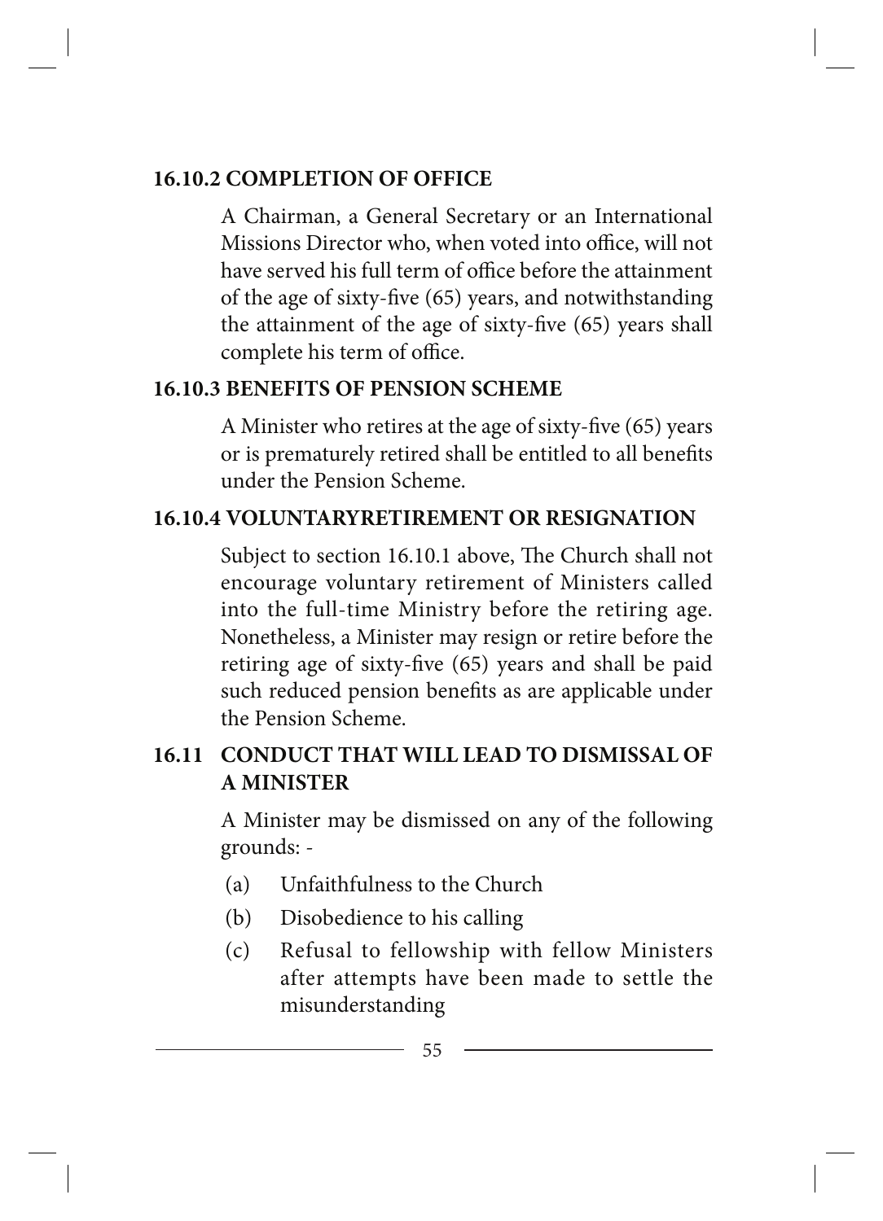### 16.10.2 COMPLETION OF OFFICE

A Chairman, a General Secretary or an International Missions Director who, when voted into office, will not have served his full term of office before the attainment of the age of sixty-five (65) years, and notwithstanding the attainment of the age of sixty-five (65) years shall complete his term of office.

### 16.10.3 BENEFITS OF PENSION SCHEME

A Minister who retires at the age of sixty-five (65) years or is prematurely retired shall be entitled to all benefits under the Pension Scheme.

### 16.10.4 VOLUNTARYRETIREMENT OR RESIGNATION

Subject to section 16.10.1 above, The Church shall not encourage voluntary retirement of Ministers called into the full-time Ministry before the retiring age. Nonetheless, a Minister may resign or retire before the retiring age of sixty-five (65) years and shall be paid such reduced pension benefits as are applicable under the Pension Scheme.

## 16.11 CONDUCT THAT WILL LEAD TO DISMISSAL OF A MINISTER

A Minister may be dismissed on any of the following grounds: -

(a) Unfaithfulness to the Church

(b) Disobedience to his calling

(c) Refusal to fellowship with fellow Ministers after attempts have been made to settle the misunderstanding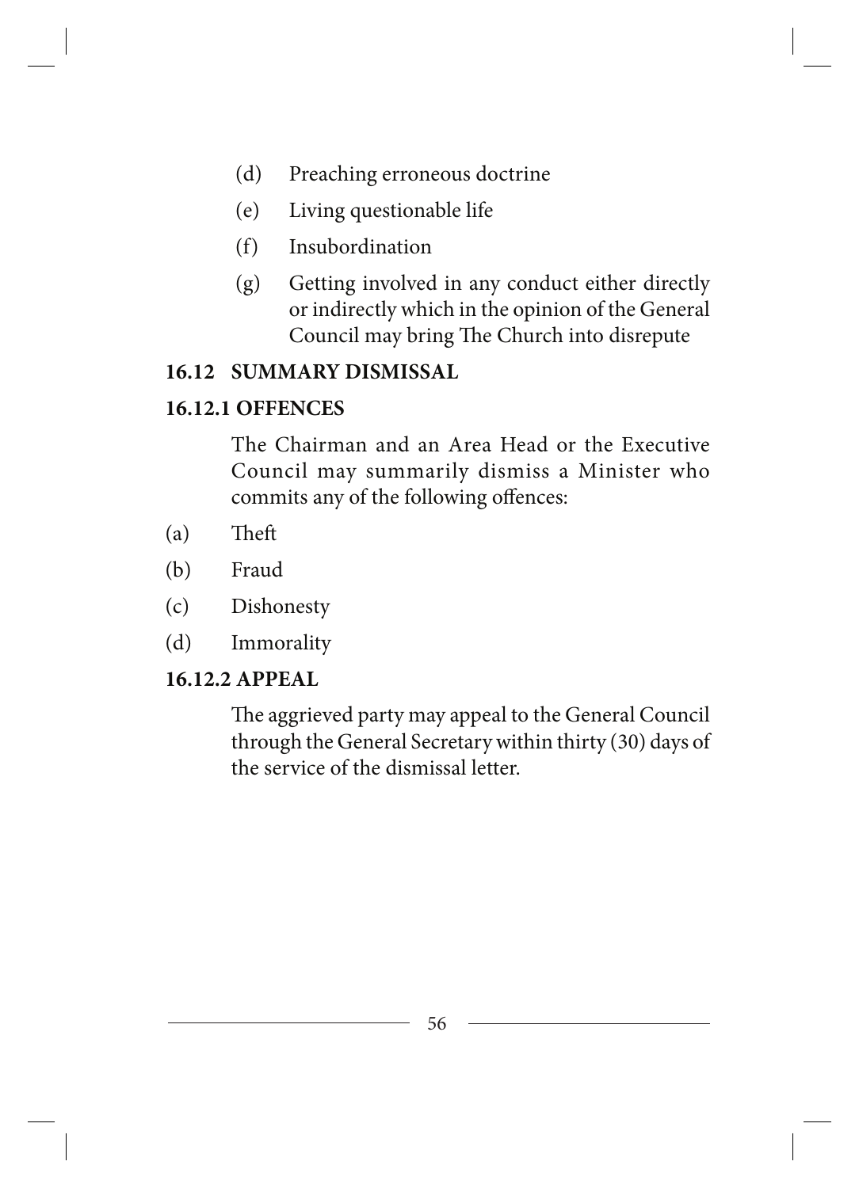(d) Preaching erroneous doctrine

(e) Living questionable life

(f) Insubordination

(g) Getting involved in any conduct either directly or indirectly which in the opinion of the General Council may bring The Church into disrepute

### 16.12 SUMMARY DISMISSAL

#### 16.12.1 OFFENCES

The Chairman and an Area Head or the Executive Council may summarily dismiss a Minister who commits any of the following offences:

(a) Theft

(b) Fraud

(c) Dishonesty

(d) Immorality

#### 16.12.2 APPEAL

The aggrieved party may appeal to the General Council through the General Secretary within thirty (30) days of the service of the dismissal letter.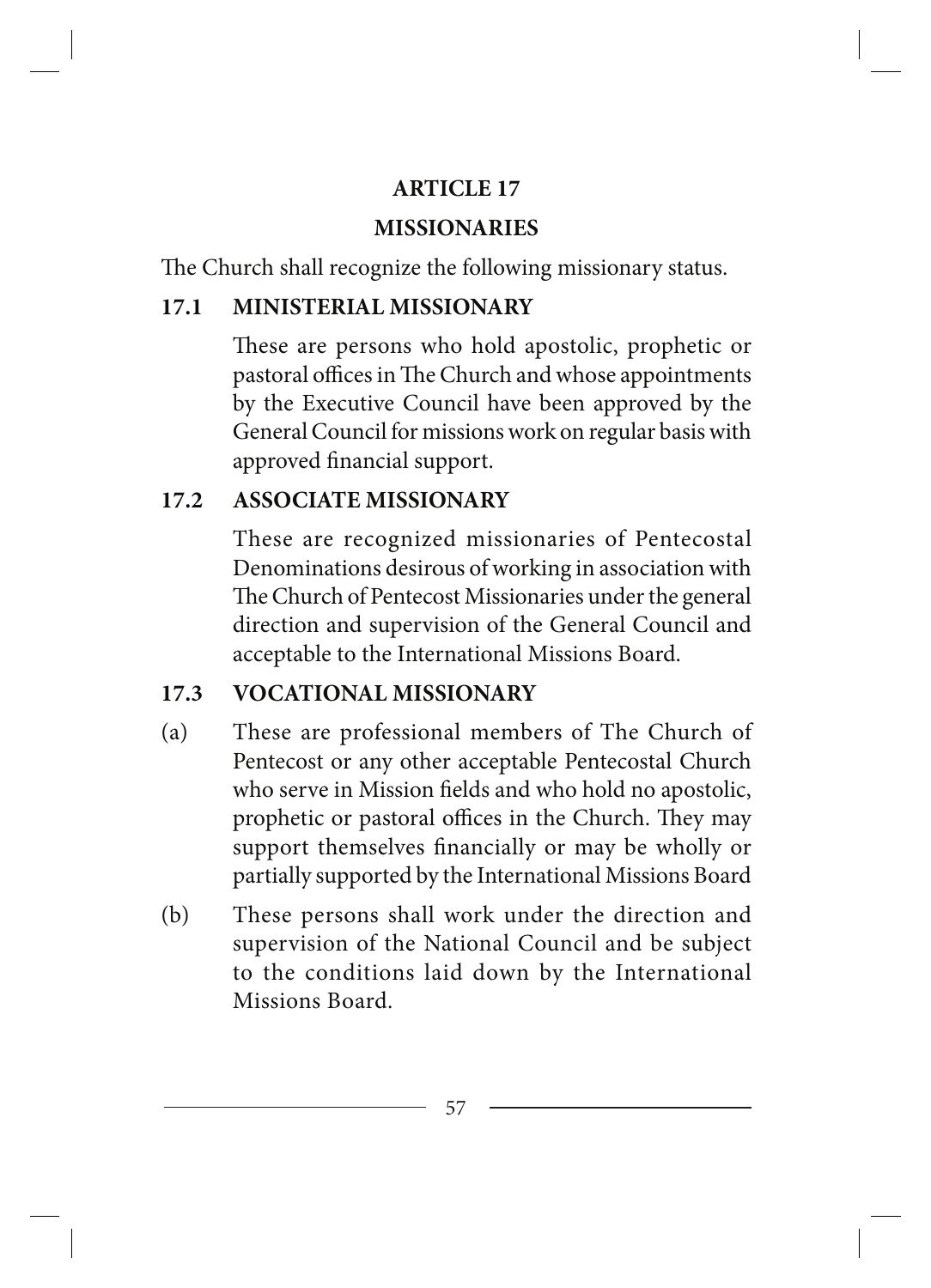# ARTICLE 17

## MISSIONARIES

The Church shall recognize the following missionary status.

### 17.1 MINISTERIAL MISSIONARY

These are persons who hold apostolic, prophetic or pastoral offices in The Church and whose appointments by the Executive Council have been approved by the General Council for missions work on regular basis with approved financial support.

### 17.2 ASSOCIATE MISSIONARY

These are recognized missionaries of Pentecostal Denominations desirous of working in association with The Church of Pentecost Missionaries under the general direction and supervision of the General Council and acceptable to the International Missions Board.

### 17.3 VOCATIONAL MISSIONARY

(a) These are professional members of The Church of Pentecost or any other acceptable Pentecostal Church who serve in Mission fields and who hold no apostolic, prophetic or pastoral offices in the Church. They may support themselves financially or may be wholly or partially supported by the International Missions Board

(b) These persons shall work under the direction and supervision of the National Council and be subject to the conditions laid down by the International Missions Board.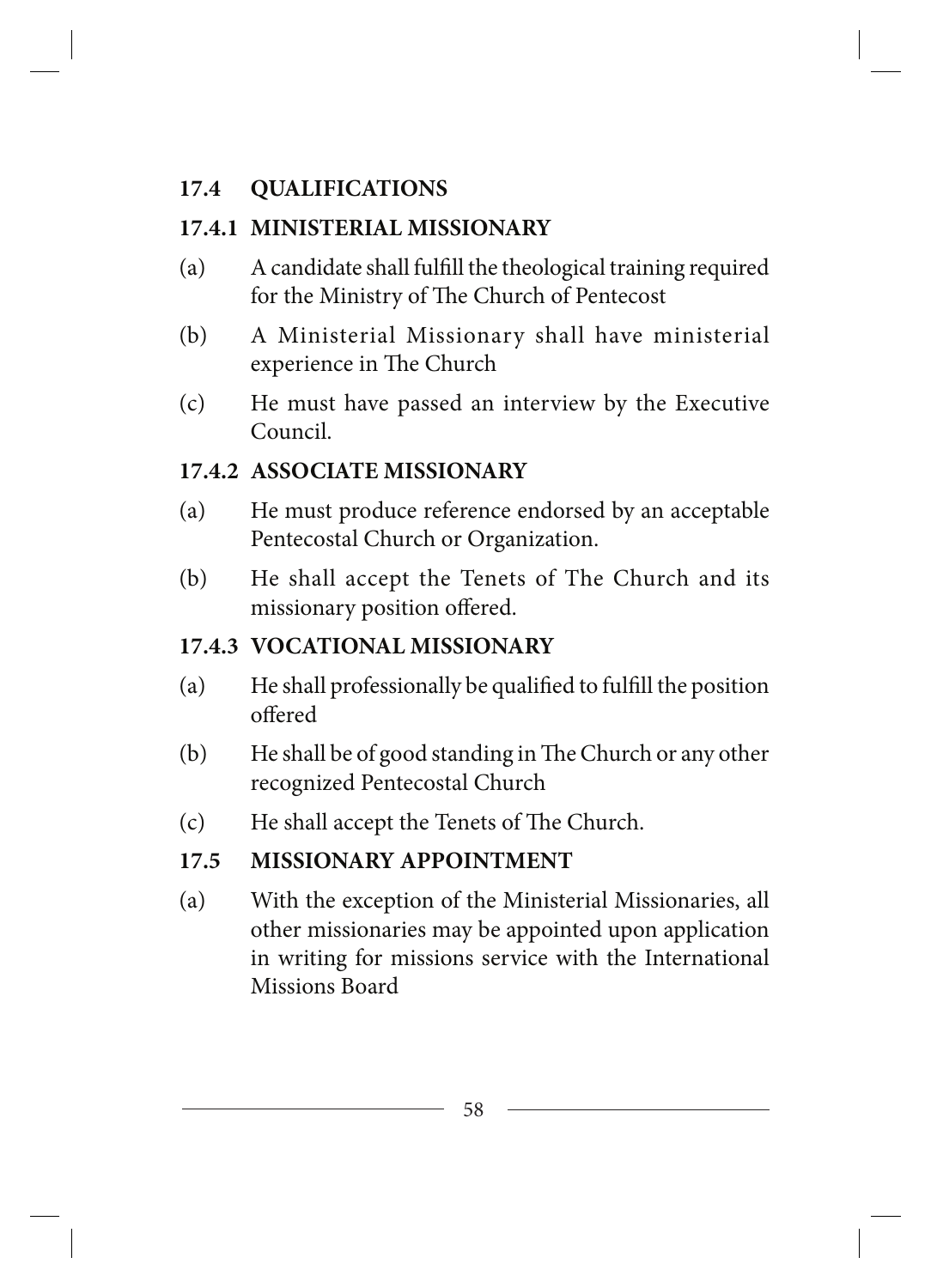## 17.4 QUALIFICATIONS

### 17.4.1 MINISTERIAL MISSIONARY

(a) A candidate shall fulfill the theological training required for the Ministry of The Church of Pentecost

(b) A Ministerial Missionary shall have ministerial experience in The Church

(c) He must have passed an interview by the Executive Council.

### 17.4.2 ASSOCIATE MISSIONARY

(a) He must produce reference endorsed by an acceptable Pentecostal Church or Organization.

(b) He shall accept the Tenets of The Church and its missionary position offered.

### 17.4.3 VOCATIONAL MISSIONARY

(a) He shall professionally be qualified to fulfill the position offered

(b) He shall be of good standing in The Church or any other recognized Pentecostal Church

(c) He shall accept the Tenets of The Church.

## 17.5 MISSIONARY APPOINTMENT

(a) With the exception of the Ministerial Missionaries, all other missionaries may be appointed upon application in writing for missions service with the International Missions Board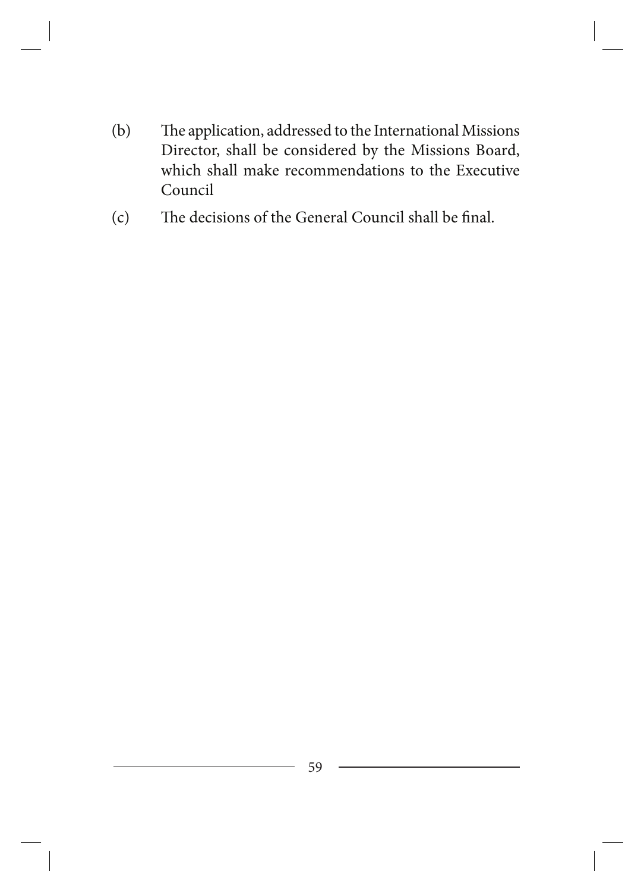(b) The application, addressed to the International Missions Director, shall be considered by the Missions Board, which shall make recommendations to the Executive Council

(c) The decisions of the General Council shall be final.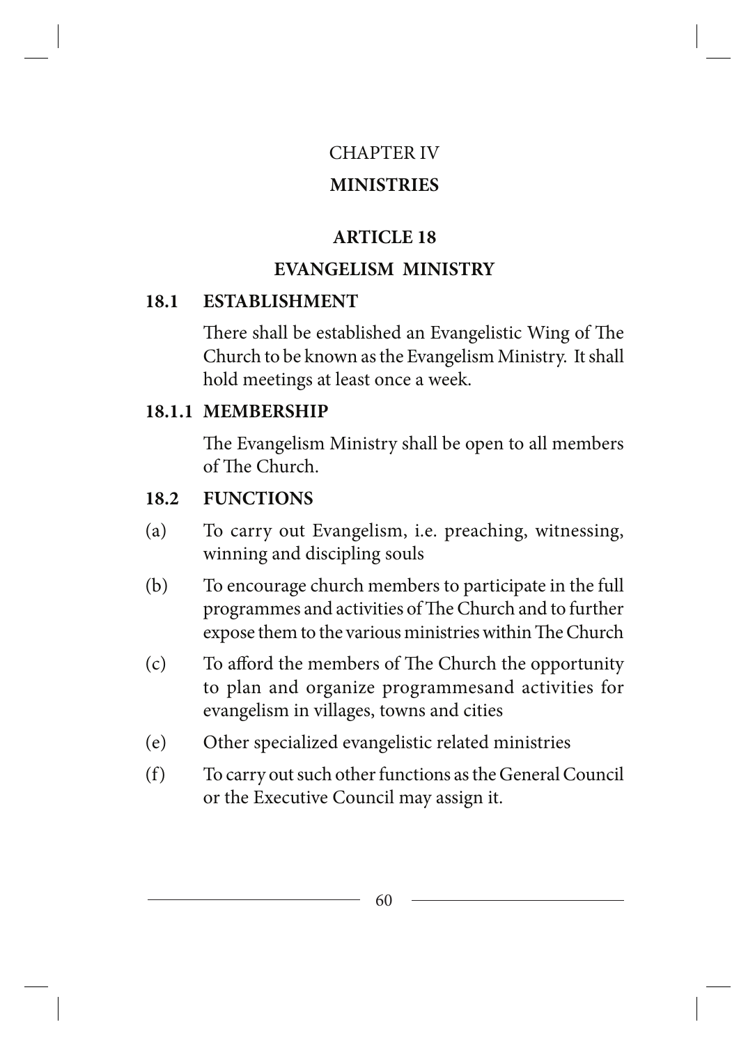# CHAPTER IV

# MINISTRIES

## ARTICLE 18

## EVANGELISM MINISTRY

### 18.1 ESTABLISHMENT

There shall be established an Evangelistic Wing of The Church to be known as the Evangelism Ministry. It shall hold meetings at least once a week.

### 18.1.1 MEMBERSHIP

The Evangelism Ministry shall be open to all members of The Church.

### 18.2 FUNCTIONS

(a) To carry out Evangelism, i.e. preaching, witnessing, winning and discipling souls

(b) To encourage church members to participate in the full programmes and activities of The Church and to further expose them to the various ministries within The Church

(c) To afford the members of The Church the opportunity to plan and organize programmesand activities for evangelism in villages, towns and cities

(e) Other specialized evangelistic related ministries

(f) To carry out such other functions as the General Council or the Executive Council may assign it.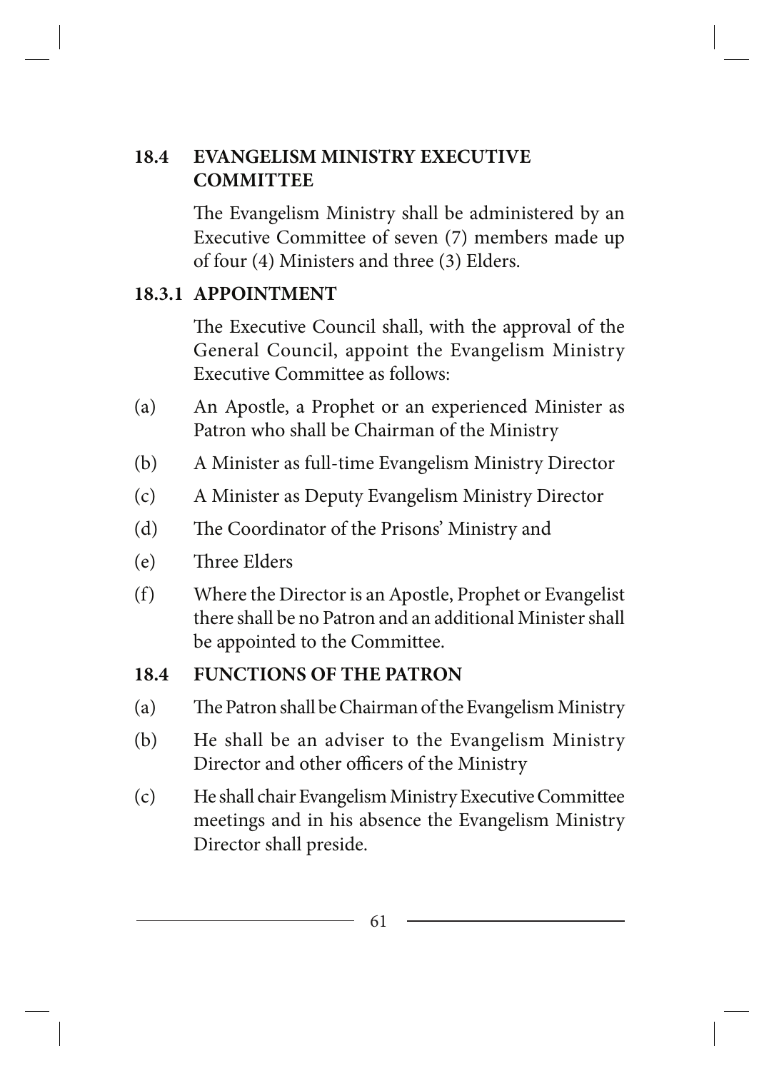## 18.4 EVANGELISM MINISTRY EXECUTIVE COMMITTEE

The Evangelism Ministry shall be administered by an Executive Committee of seven (7) members made up of four (4) Ministers and three (3) Elders.

### 18.3.1 APPOINTMENT

The Executive Council shall, with the approval of the General Council, appoint the Evangelism Ministry Executive Committee as follows:

(a) An Apostle, a Prophet or an experienced Minister as Patron who shall be Chairman of the Ministry

(b) A Minister as full-time Evangelism Ministry Director

(c) A Minister as Deputy Evangelism Ministry Director

(d) The Coordinator of the Prisons' Ministry and

(e) Three Elders

(f) Where the Director is an Apostle, Prophet or Evangelist there shall be no Patron and an additional Minister shall be appointed to the Committee.

## 18.4 FUNCTIONS OF THE PATRON

(a) The Patron shall be Chairman of the Evangelism Ministry

(b) He shall be an adviser to the Evangelism Ministry Director and other officers of the Ministry

(c) He shall chair Evangelism Ministry Executive Committee meetings and in his absence the Evangelism Ministry Director shall preside.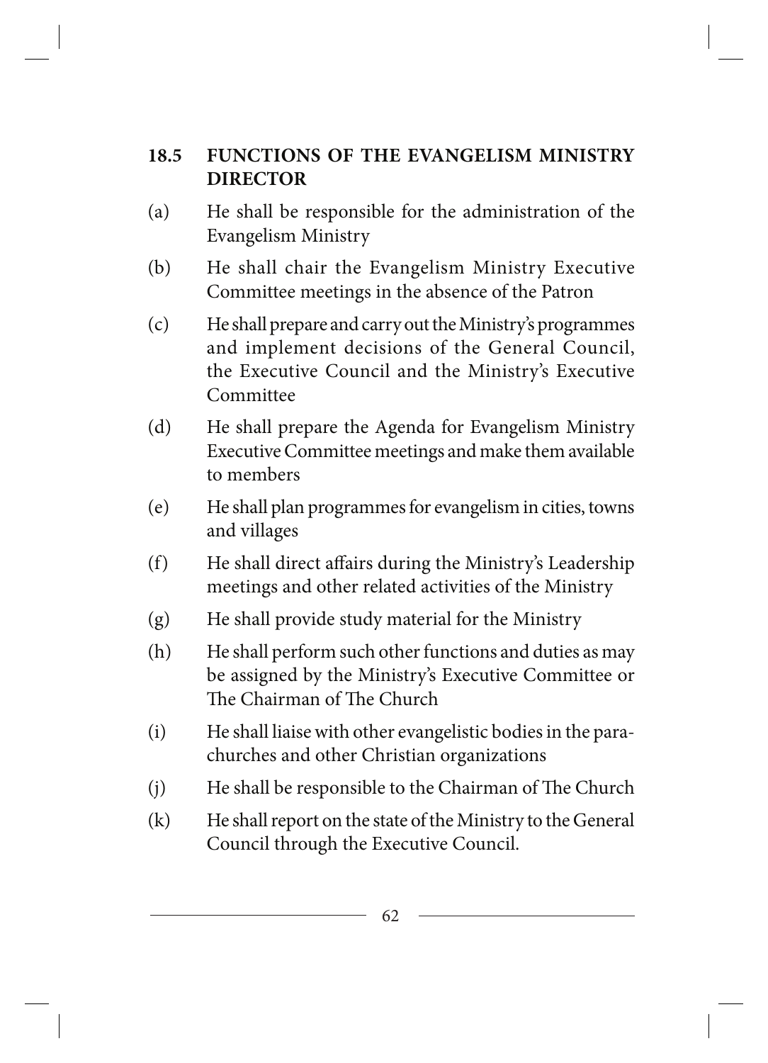## 18.5 FUNCTIONS OF THE EVANGELISM MINISTRY DIRECTOR

(a) He shall be responsible for the administration of the Evangelism Ministry

(b) He shall chair the Evangelism Ministry Executive Committee meetings in the absence of the Patron

(c) He shall prepare and carry out the Ministry's programmes and implement decisions of the General Council, the Executive Council and the Ministry's Executive Committee

(d) He shall prepare the Agenda for Evangelism Ministry Executive Committee meetings and make them available to members

(e) He shall plan programmes for evangelism in cities, towns and villages

(f) He shall direct affairs during the Ministry's Leadership meetings and other related activities of the Ministry

(g) He shall provide study material for the Ministry

(h) He shall perform such other functions and duties as may be assigned by the Ministry's Executive Committee or The Chairman of The Church

(i) He shall liaise with other evangelistic bodies in the para-churches and other Christian organizations

(j) He shall be responsible to the Chairman of The Church

(k) He shall report on the state of the Ministry to the General Council through the Executive Council.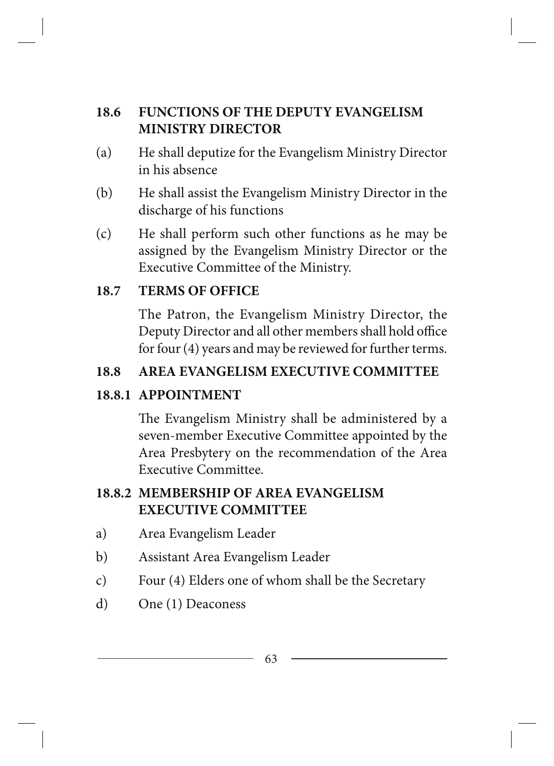### 18.6 FUNCTIONS OF THE DEPUTY EVANGELISM MINISTRY DIRECTOR

(a) He shall deputize for the Evangelism Ministry Director in his absence

(b) He shall assist the Evangelism Ministry Director in the discharge of his functions

(c) He shall perform such other functions as he may be assigned by the Evangelism Ministry Director or the Executive Committee of the Ministry.

### 18.7 TERMS OF OFFICE

The Patron, the Evangelism Ministry Director, the Deputy Director and all other members shall hold office for four (4) years and may be reviewed for further terms.

### 18.8 AREA EVANGELISM EXECUTIVE COMMITTEE

#### 18.8.1 APPOINTMENT

The Evangelism Ministry shall be administered by a seven-member Executive Committee appointed by the Area Presbytery on the recommendation of the Area Executive Committee.

#### 18.8.2 MEMBERSHIP OF AREA EVANGELISM EXECUTIVE COMMITTEE

a) Area Evangelism Leader

b) Assistant Area Evangelism Leader

c) Four (4) Elders one of whom shall be the Secretary

d) One (1) Deaconess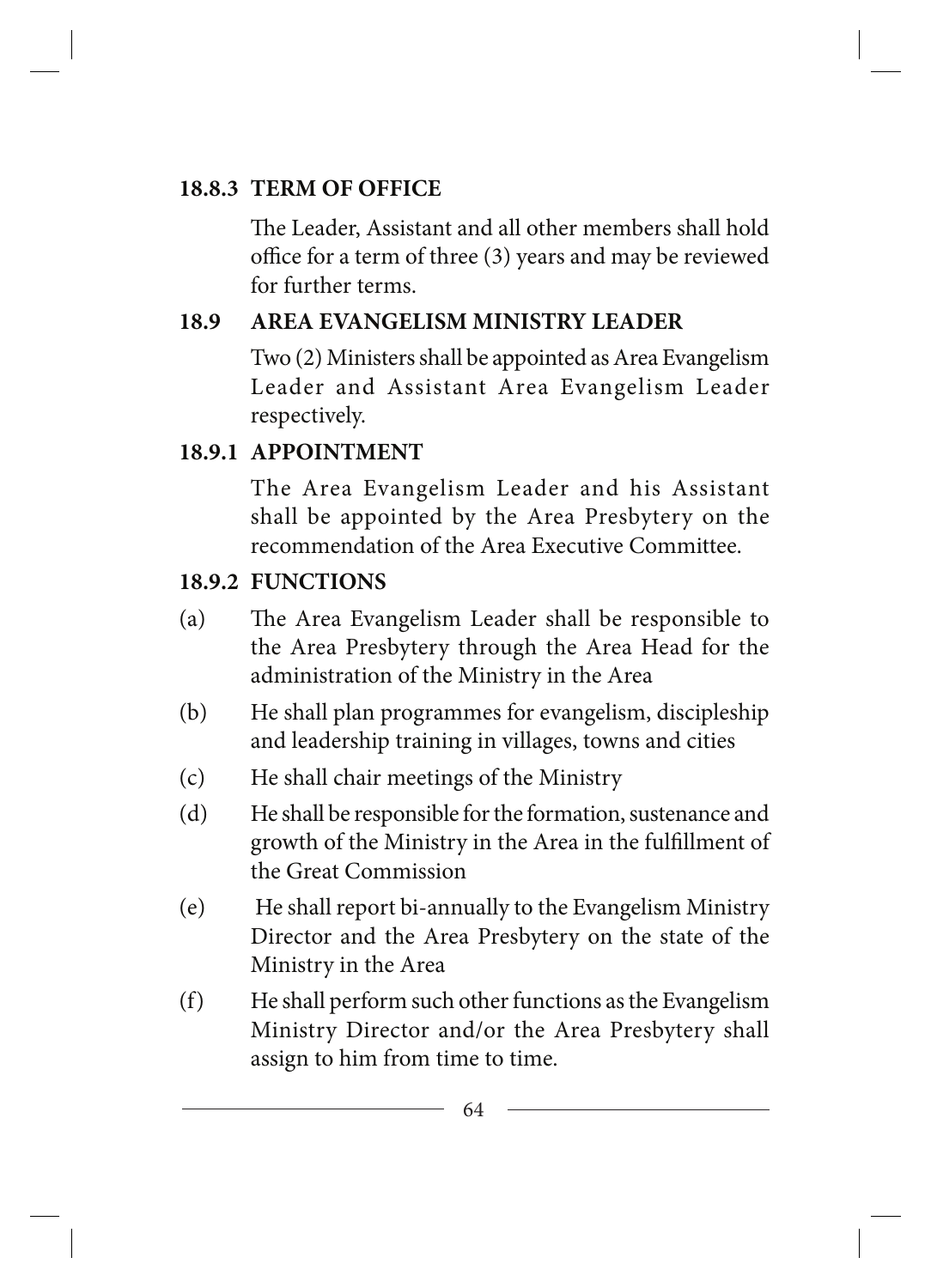### 18.8.3 TERM OF OFFICE

The Leader, Assistant and all other members shall hold office for a term of three (3) years and may be reviewed for further terms.

## 18.9 AREA EVANGELISM MINISTRY LEADER

Two (2) Ministers shall be appointed as Area Evangelism Leader and Assistant Area Evangelism Leader respectively.

### 18.9.1 APPOINTMENT

The Area Evangelism Leader and his Assistant shall be appointed by the Area Presbytery on the recommendation of the Area Executive Committee.

### 18.9.2 FUNCTIONS

(a) The Area Evangelism Leader shall be responsible to the Area Presbytery through the Area Head for the administration of the Ministry in the Area

(b) He shall plan programmes for evangelism, discipleship and leadership training in villages, towns and cities

(c) He shall chair meetings of the Ministry

(d) He shall be responsible for the formation, sustenance and growth of the Ministry in the Area in the fulfillment of the Great Commission

(e) He shall report bi-annually to the Evangelism Ministry Director and the Area Presbytery on the state of the Ministry in the Area

(f) He shall perform such other functions as the Evangelism Ministry Director and/or the Area Presbytery shall assign to him from time to time.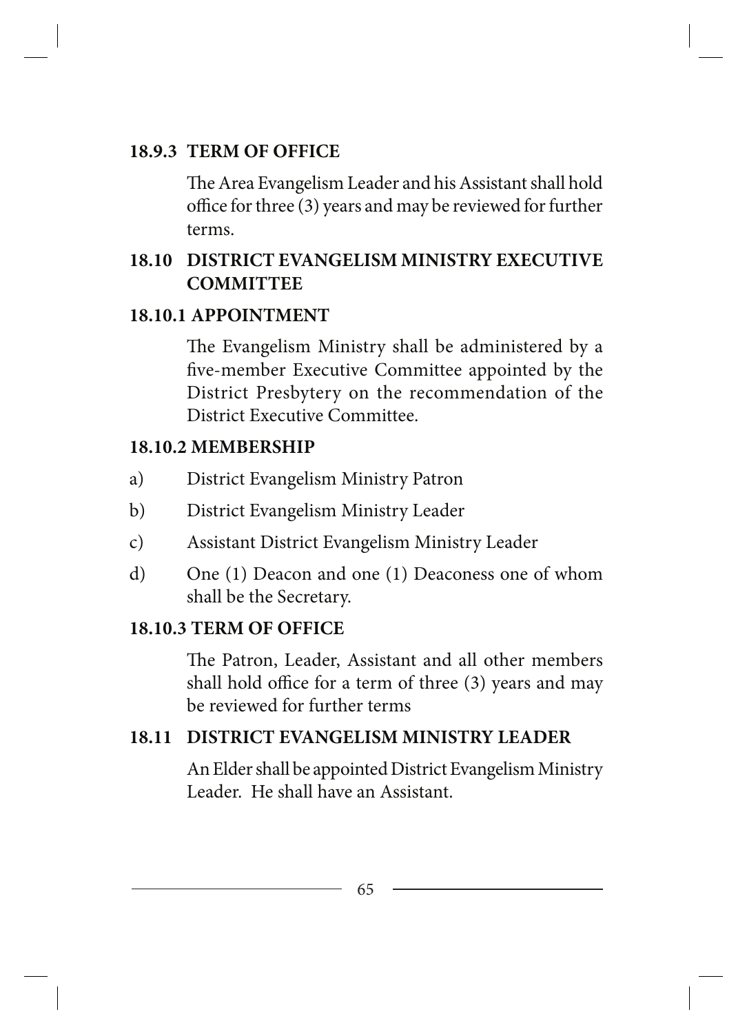#### 18.9.3 TERM OF OFFICE

The Area Evangelism Leader and his Assistant shall hold office for three (3) years and may be reviewed for further terms.

### 18.10 DISTRICT EVANGELISM MINISTRY EXECUTIVE COMMITTEE

#### 18.10.1 APPOINTMENT

The Evangelism Ministry shall be administered by a five-member Executive Committee appointed by the District Presbytery on the recommendation of the District Executive Committee.

#### 18.10.2 MEMBERSHIP

a) District Evangelism Ministry Patron

b) District Evangelism Ministry Leader

c) Assistant District Evangelism Ministry Leader

d) One (1) Deacon and one (1) Deaconess one of whom shall be the Secretary.

#### 18.10.3 TERM OF OFFICE

The Patron, Leader, Assistant and all other members shall hold office for a term of three (3) years and may be reviewed for further terms

### 18.11 DISTRICT EVANGELISM MINISTRY LEADER

An Elder shall be appointed District Evangelism Ministry Leader. He shall have an Assistant.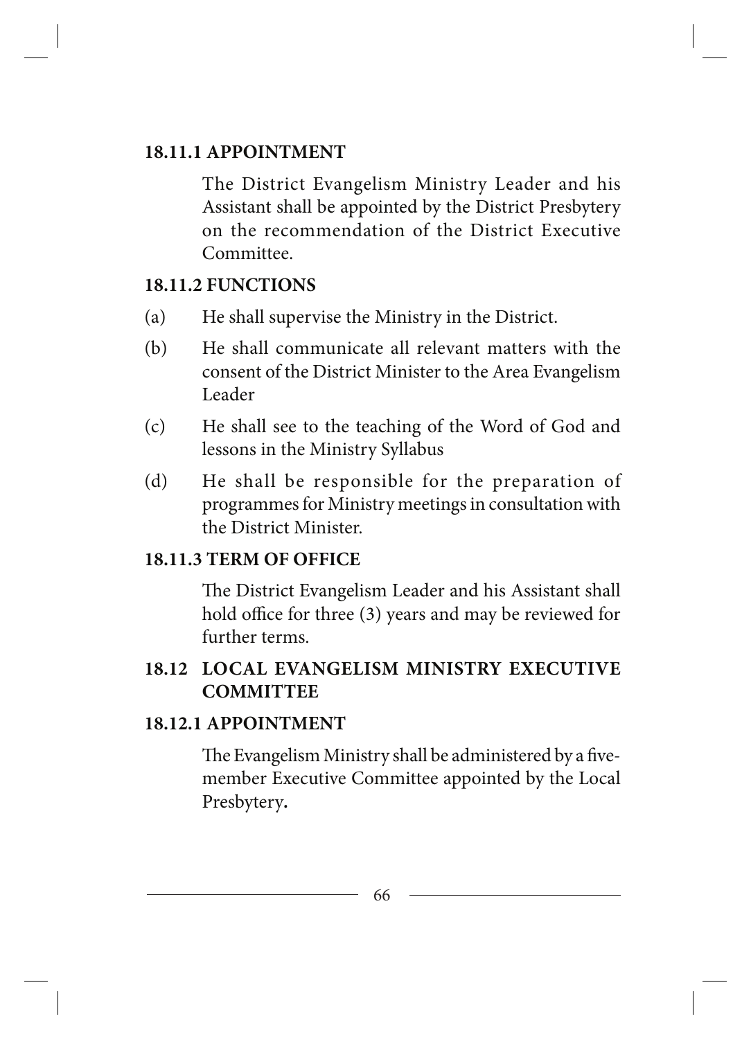**18.11.1 APPOINTMENT**

The District Evangelism Ministry Leader and his Assistant shall be appointed by the District Presbytery on the recommendation of the District Executive Committee.

**18.11.2 FUNCTIONS**

(a) He shall supervise the Ministry in the District.

(b) He shall communicate all relevant matters with the consent of the District Minister to the Area Evangelism Leader

(c) He shall see to the teaching of the Word of God and lessons in the Ministry Syllabus

(d) He shall be responsible for the preparation of programmes for Ministry meetings in consultation with the District Minister.

**18.11.3 TERM OF OFFICE**

The District Evangelism Leader and his Assistant shall hold office for three (3) years and may be reviewed for further terms.

## 18.12 LOCAL EVANGELISM MINISTRY EXECUTIVE COMMITTEE

**18.12.1 APPOINTMENT**

The Evangelism Ministry shall be administered by a five-member Executive Committee appointed by the Local Presbytery**.**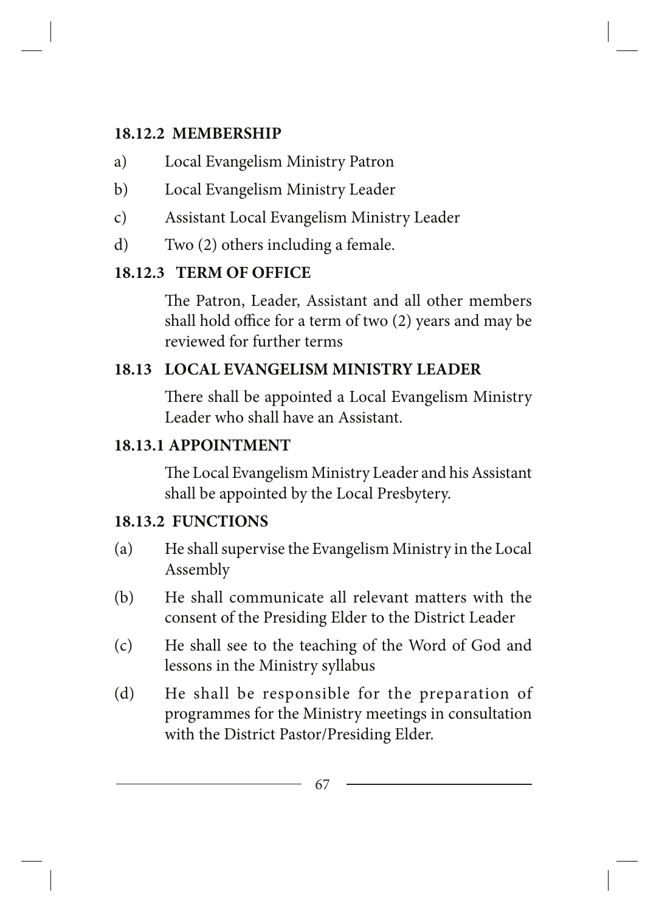### 18.12.2 MEMBERSHIP

a) Local Evangelism Ministry Patron

b) Local Evangelism Ministry Leader

c) Assistant Local Evangelism Ministry Leader

d) Two (2) others including a female.

### 18.12.3 TERM OF OFFICE

The Patron, Leader, Assistant and all other members shall hold office for a term of two (2) years and may be reviewed for further terms

## 18.13 LOCAL EVANGELISM MINISTRY LEADER

There shall be appointed a Local Evangelism Ministry Leader who shall have an Assistant.

### 18.13.1 APPOINTMENT

The Local Evangelism Ministry Leader and his Assistant shall be appointed by the Local Presbytery.

### 18.13.2 FUNCTIONS

(a) He shall supervise the Evangelism Ministry in the Local Assembly

(b) He shall communicate all relevant matters with the consent of the Presiding Elder to the District Leader

(c) He shall see to the teaching of the Word of God and lessons in the Ministry syllabus

(d) He shall be responsible for the preparation of programmes for the Ministry meetings in consultation with the District Pastor/Presiding Elder.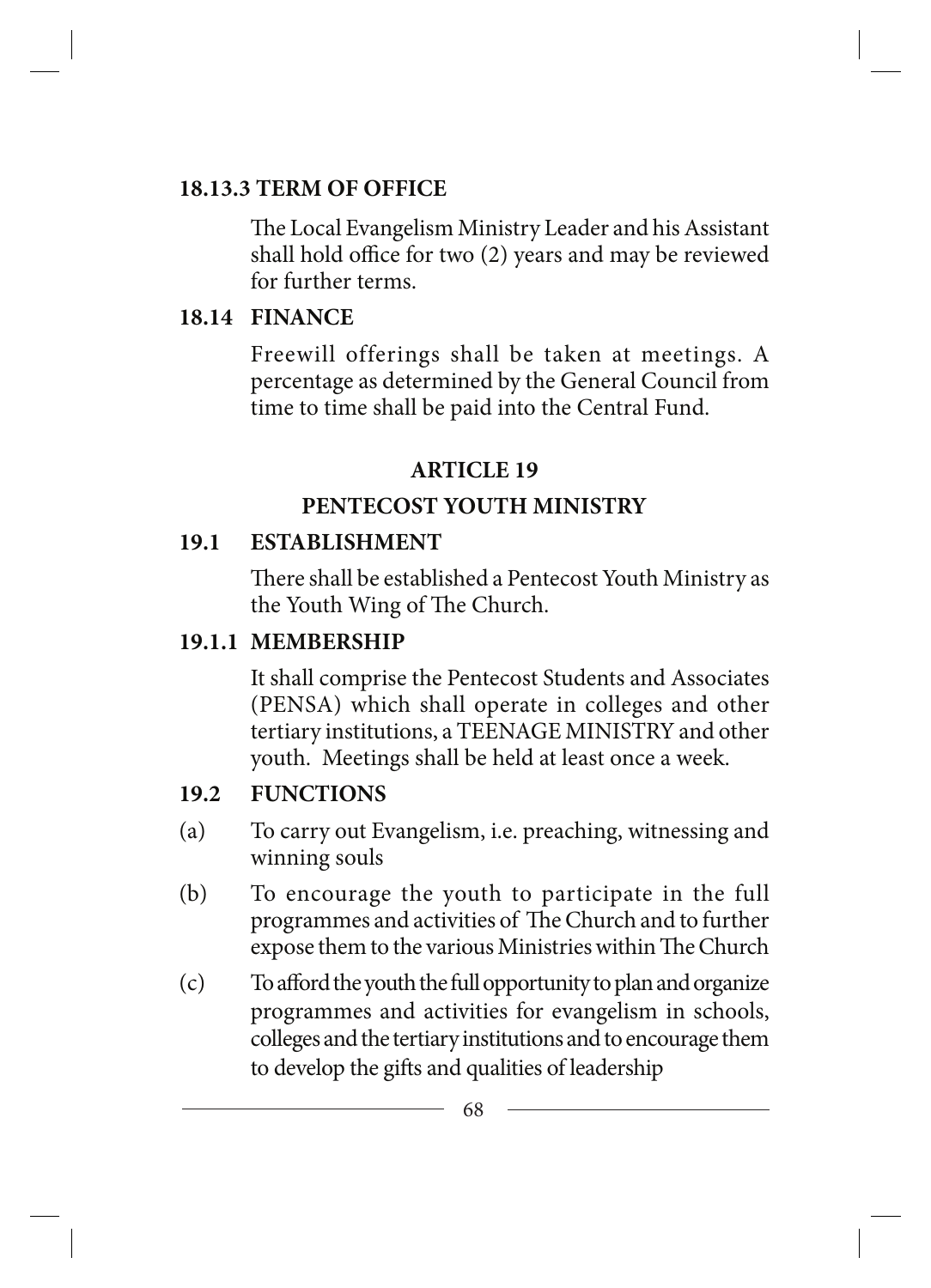### 18.13.3 TERM OF OFFICE

The Local Evangelism Ministry Leader and his Assistant shall hold office for two (2) years and may be reviewed for further terms.

### 18.14 FINANCE

Freewill offerings shall be taken at meetings. A percentage as determined by the General Council from time to time shall be paid into the Central Fund.

## ARTICLE 19

## PENTECOST YOUTH MINISTRY

### 19.1 ESTABLISHMENT

There shall be established a Pentecost Youth Ministry as the Youth Wing of The Church.

### 19.1.1 MEMBERSHIP

It shall comprise the Pentecost Students and Associates (PENSA) which shall operate in colleges and other tertiary institutions, a TEENAGE MINISTRY and other youth. Meetings shall be held at least once a week.

### 19.2 FUNCTIONS

(a) To carry out Evangelism, i.e. preaching, witnessing and winning souls

(b) To encourage the youth to participate in the full programmes and activities of The Church and to further expose them to the various Ministries within The Church

(c) To afford the youth the full opportunity to plan and organize programmes and activities for evangelism in schools, colleges and the tertiary institutions and to encourage them to develop the gifts and qualities of leadership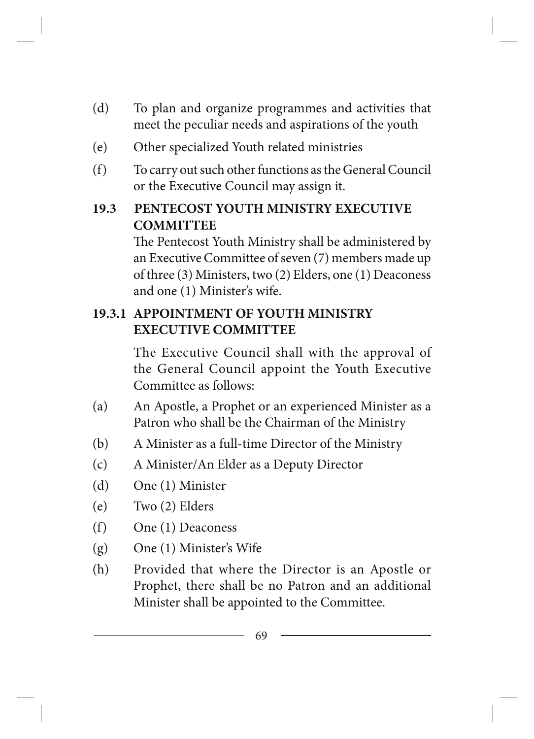(d) To plan and organize programmes and activities that meet the peculiar needs and aspirations of the youth

(e) Other specialized Youth related ministries

(f) To carry out such other functions as the General Council or the Executive Council may assign it.

### 19.3 PENTECOST YOUTH MINISTRY EXECUTIVE COMMITTEE

The Pentecost Youth Ministry shall be administered by an Executive Committee of seven (7) members made up of three (3) Ministers, two (2) Elders, one (1) Deaconess and one (1) Minister's wife.

#### 19.3.1 APPOINTMENT OF YOUTH MINISTRY EXECUTIVE COMMITTEE

The Executive Council shall with the approval of the General Council appoint the Youth Executive Committee as follows:

(a) An Apostle, a Prophet or an experienced Minister as a Patron who shall be the Chairman of the Ministry

(b) A Minister as a full-time Director of the Ministry

(c) A Minister/An Elder as a Deputy Director

(d) One (1) Minister

(e) Two (2) Elders

(f) One (1) Deaconess

(g) One (1) Minister's Wife

(h) Provided that where the Director is an Apostle or Prophet, there shall be no Patron and an additional Minister shall be appointed to the Committee.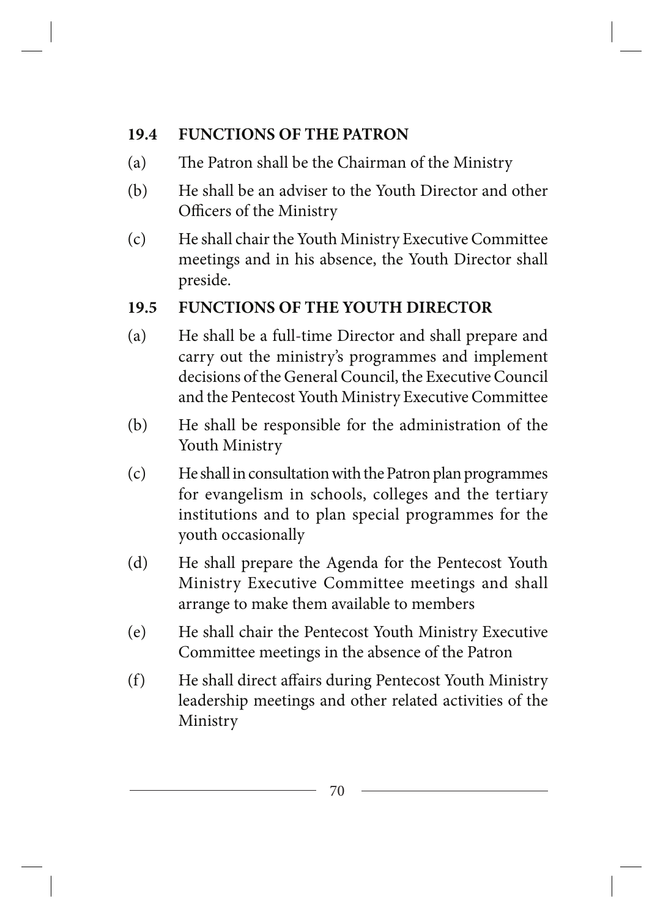### 19.4 FUNCTIONS OF THE PATRON

(a) The Patron shall be the Chairman of the Ministry

(b) He shall be an adviser to the Youth Director and other Officers of the Ministry

(c) He shall chair the Youth Ministry Executive Committee meetings and in his absence, the Youth Director shall preside.

### 19.5 FUNCTIONS OF THE YOUTH DIRECTOR

(a) He shall be a full-time Director and shall prepare and carry out the ministry's programmes and implement decisions of the General Council, the Executive Council and the Pentecost Youth Ministry Executive Committee

(b) He shall be responsible for the administration of the Youth Ministry

(c) He shall in consultation with the Patron plan programmes for evangelism in schools, colleges and the tertiary institutions and to plan special programmes for the youth occasionally

(d) He shall prepare the Agenda for the Pentecost Youth Ministry Executive Committee meetings and shall arrange to make them available to members

(e) He shall chair the Pentecost Youth Ministry Executive Committee meetings in the absence of the Patron

(f) He shall direct affairs during Pentecost Youth Ministry leadership meetings and other related activities of the Ministry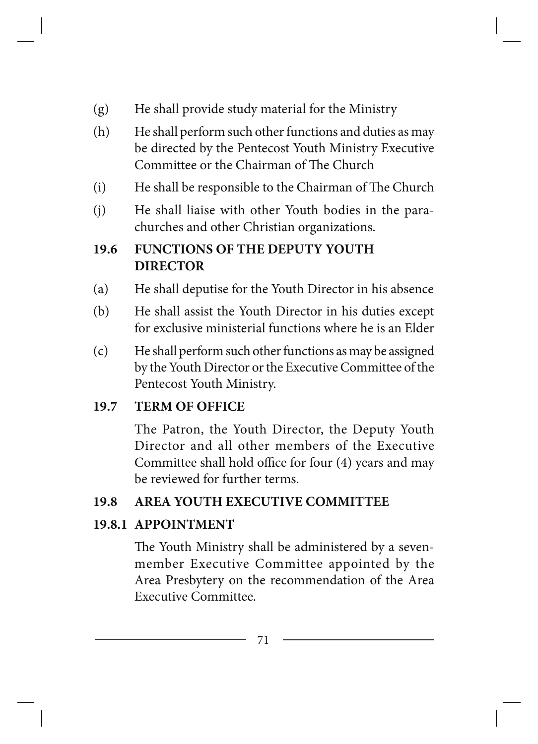(g) He shall provide study material for the Ministry

(h) He shall perform such other functions and duties as may be directed by the Pentecost Youth Ministry Executive Committee or the Chairman of The Church

(i) He shall be responsible to the Chairman of The Church

(j) He shall liaise with other Youth bodies in the para-churches and other Christian organizations.

### 19.6 FUNCTIONS OF THE DEPUTY YOUTH DIRECTOR

(a) He shall deputise for the Youth Director in his absence

(b) He shall assist the Youth Director in his duties except for exclusive ministerial functions where he is an Elder

(c) He shall perform such other functions as may be assigned by the Youth Director or the Executive Committee of the Pentecost Youth Ministry.

### 19.7 TERM OF OFFICE

The Patron, the Youth Director, the Deputy Youth Director and all other members of the Executive Committee shall hold office for four (4) years and may be reviewed for further terms.

### 19.8 AREA YOUTH EXECUTIVE COMMITTEE

#### 19.8.1 APPOINTMENT

The Youth Ministry shall be administered by a seven-member Executive Committee appointed by the Area Presbytery on the recommendation of the Area Executive Committee.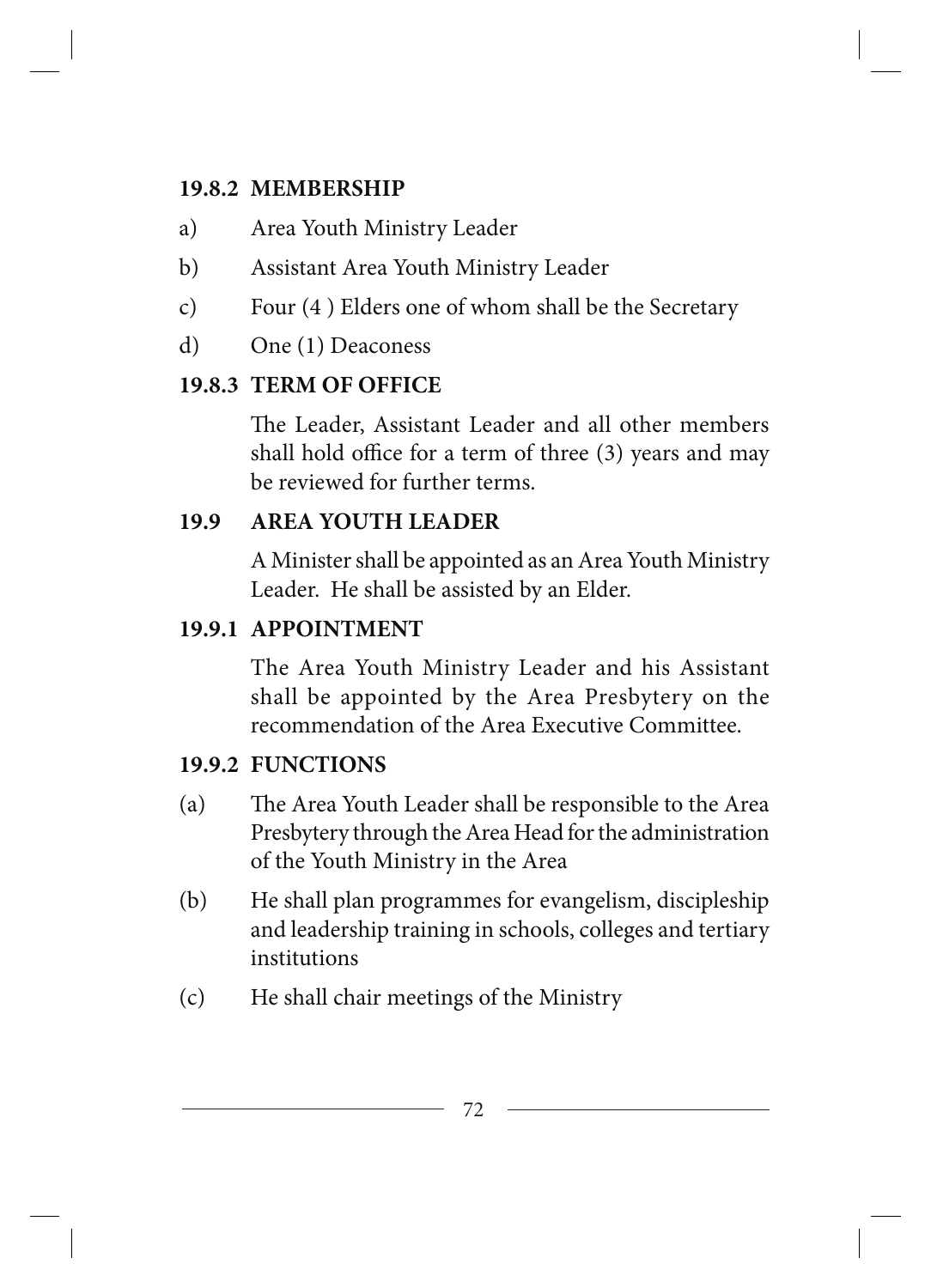#### 19.8.2 MEMBERSHIP

a) Area Youth Ministry Leader

b) Assistant Area Youth Ministry Leader

c) Four (4 ) Elders one of whom shall be the Secretary

d) One (1) Deaconess

#### 19.8.3 TERM OF OFFICE

The Leader, Assistant Leader and all other members shall hold office for a term of three (3) years and may be reviewed for further terms.

### 19.9 AREA YOUTH LEADER

A Minister shall be appointed as an Area Youth Ministry Leader. He shall be assisted by an Elder.

#### 19.9.1 APPOINTMENT

The Area Youth Ministry Leader and his Assistant shall be appointed by the Area Presbytery on the recommendation of the Area Executive Committee.

#### 19.9.2 FUNCTIONS

(a) The Area Youth Leader shall be responsible to the Area Presbytery through the Area Head for the administration of the Youth Ministry in the Area

(b) He shall plan programmes for evangelism, discipleship and leadership training in schools, colleges and tertiary institutions

(c) He shall chair meetings of the Ministry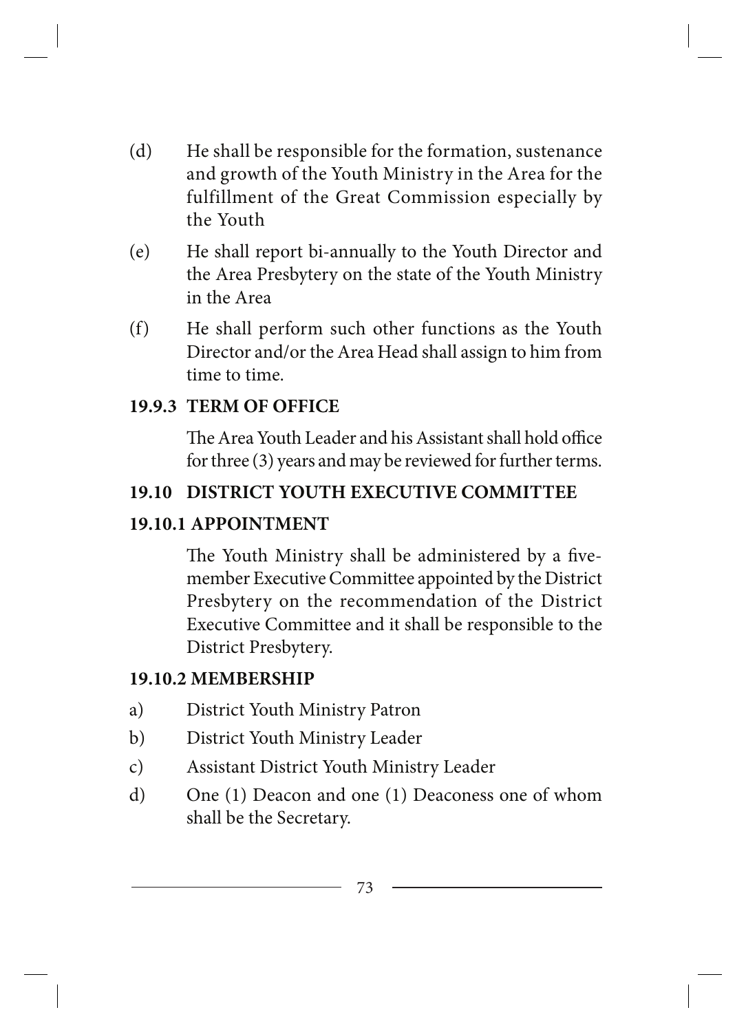(d) He shall be responsible for the formation, sustenance and growth of the Youth Ministry in the Area for the fulfillment of the Great Commission especially by the Youth

(e) He shall report bi-annually to the Youth Director and the Area Presbytery on the state of the Youth Ministry in the Area

(f) He shall perform such other functions as the Youth Director and/or the Area Head shall assign to him from time to time.

### 19.9.3 TERM OF OFFICE

The Area Youth Leader and his Assistant shall hold office for three (3) years and may be reviewed for further terms.

## 19.10 DISTRICT YOUTH EXECUTIVE COMMITTEE

### 19.10.1 APPOINTMENT

The Youth Ministry shall be administered by a five-member Executive Committee appointed by the District Presbytery on the recommendation of the District Executive Committee and it shall be responsible to the District Presbytery.

### 19.10.2 MEMBERSHIP

a) District Youth Ministry Patron

b) District Youth Ministry Leader

c) Assistant District Youth Ministry Leader

d) One (1) Deacon and one (1) Deaconess one of whom shall be the Secretary.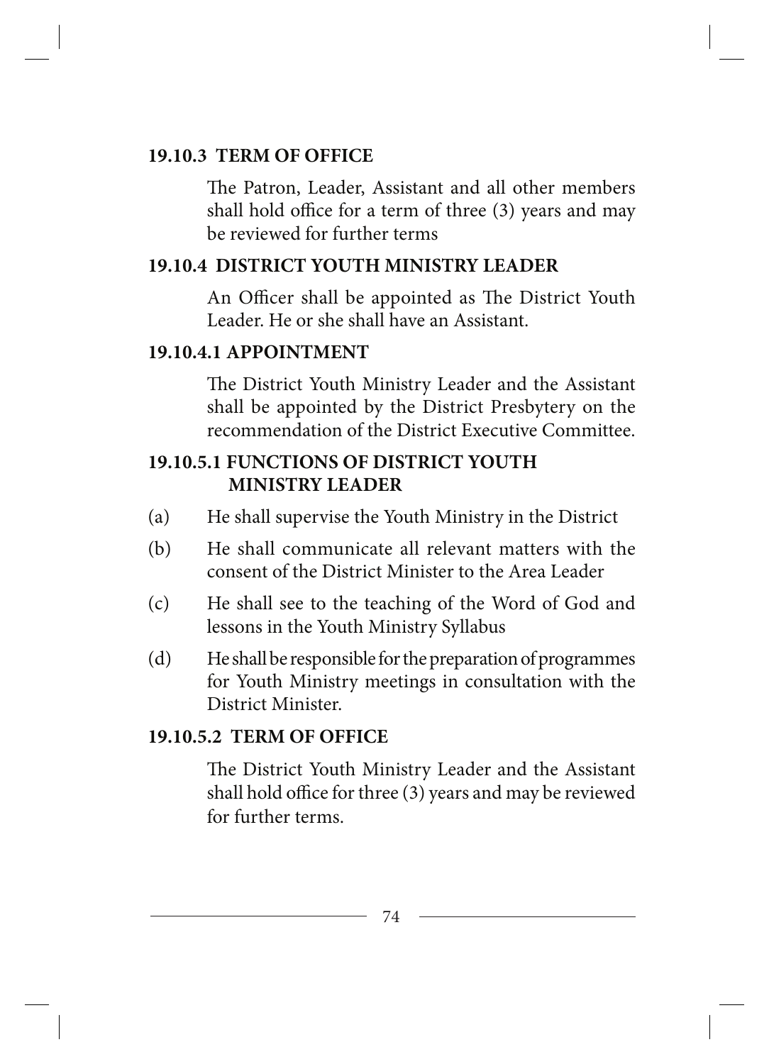### 19.10.3 TERM OF OFFICE

The Patron, Leader, Assistant and all other members shall hold office for a term of three (3) years and may be reviewed for further terms

### 19.10.4 DISTRICT YOUTH MINISTRY LEADER

An Officer shall be appointed as The District Youth Leader. He or she shall have an Assistant.

### 19.10.4.1 APPOINTMENT

The District Youth Ministry Leader and the Assistant shall be appointed by the District Presbytery on the recommendation of the District Executive Committee.

### 19.10.5.1 FUNCTIONS OF DISTRICT YOUTH MINISTRY LEADER

(a) He shall supervise the Youth Ministry in the District

(b) He shall communicate all relevant matters with the consent of the District Minister to the Area Leader

(c) He shall see to the teaching of the Word of God and lessons in the Youth Ministry Syllabus

(d) He shall be responsible for the preparation of programmes for Youth Ministry meetings in consultation with the District Minister.

### 19.10.5.2 TERM OF OFFICE

The District Youth Ministry Leader and the Assistant shall hold office for three (3) years and may be reviewed for further terms.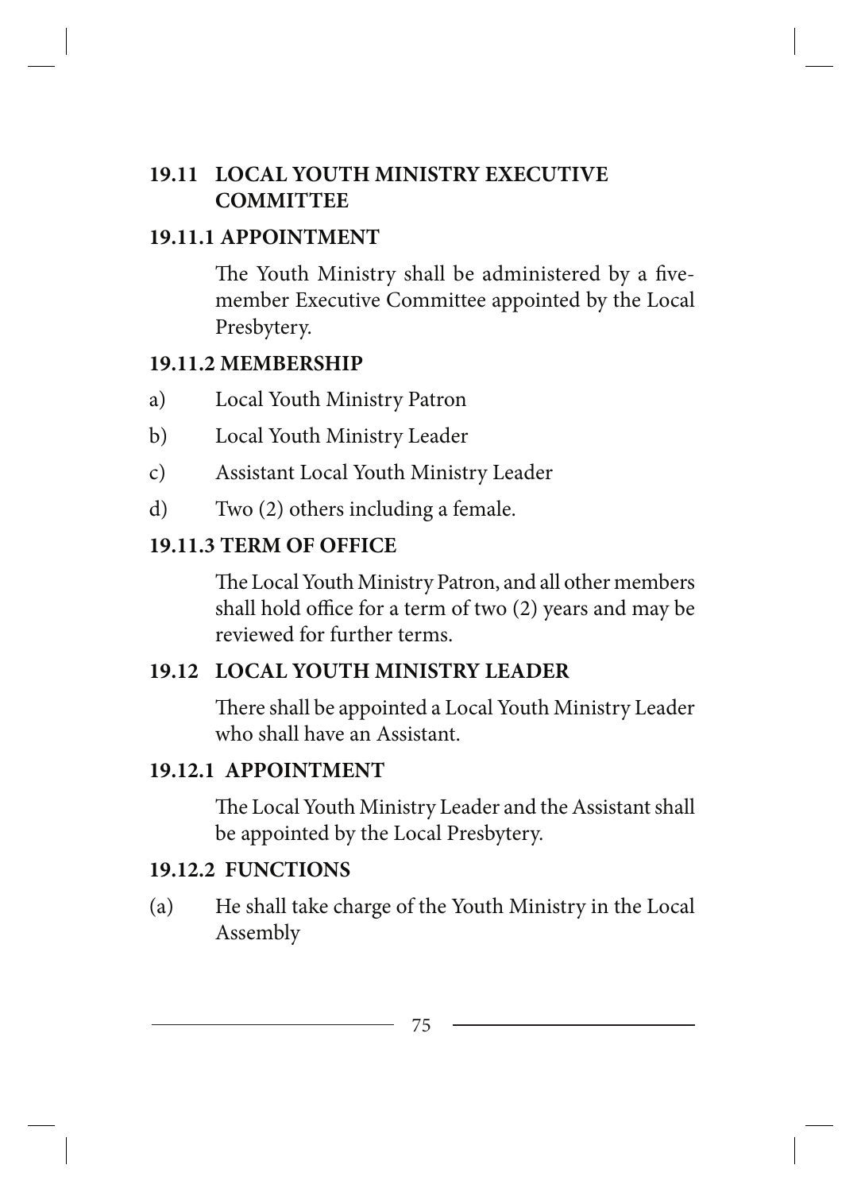## 19.11 LOCAL YOUTH MINISTRY EXECUTIVE COMMITTEE

### 19.11.1 APPOINTMENT

The Youth Ministry shall be administered by a five-member Executive Committee appointed by the Local Presbytery.

### 19.11.2 MEMBERSHIP

a) Local Youth Ministry Patron

b) Local Youth Ministry Leader

c) Assistant Local Youth Ministry Leader

d) Two (2) others including a female.

### 19.11.3 TERM OF OFFICE

The Local Youth Ministry Patron, and all other members shall hold office for a term of two (2) years and may be reviewed for further terms.

## 19.12 LOCAL YOUTH MINISTRY LEADER

There shall be appointed a Local Youth Ministry Leader who shall have an Assistant.

### 19.12.1 APPOINTMENT

The Local Youth Ministry Leader and the Assistant shall be appointed by the Local Presbytery.

### 19.12.2 FUNCTIONS

(a) He shall take charge of the Youth Ministry in the Local Assembly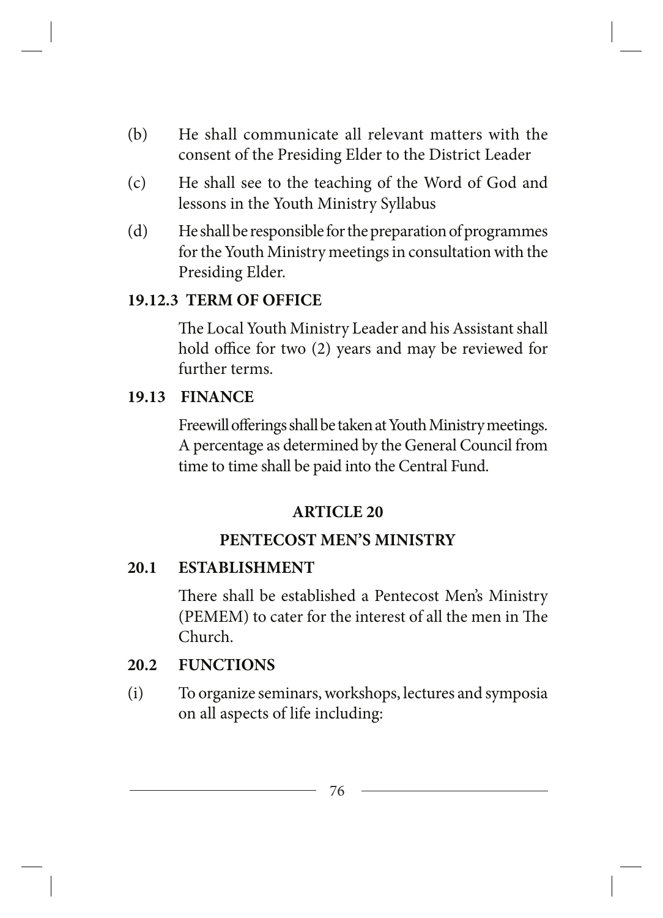(b) He shall communicate all relevant matters with the consent of the Presiding Elder to the District Leader

(c) He shall see to the teaching of the Word of God and lessons in the Youth Ministry Syllabus

(d) He shall be responsible for the preparation of programmes for the Youth Ministry meetings in consultation with the Presiding Elder.

**19.12.3 TERM OF OFFICE**

The Local Youth Ministry Leader and his Assistant shall hold office for two (2) years and may be reviewed for further terms.

**19.13 FINANCE**

Freewill offerings shall be taken at Youth Ministry meetings. A percentage as determined by the General Council from time to time shall be paid into the Central Fund.

## ARTICLE 20

## PENTECOST MEN'S MINISTRY

**20.1 ESTABLISHMENT**

There shall be established a Pentecost Men's Ministry (PEMEM) to cater for the interest of all the men in The Church.

**20.2 FUNCTIONS**

(i) To organize seminars, workshops, lectures and symposia on all aspects of life including: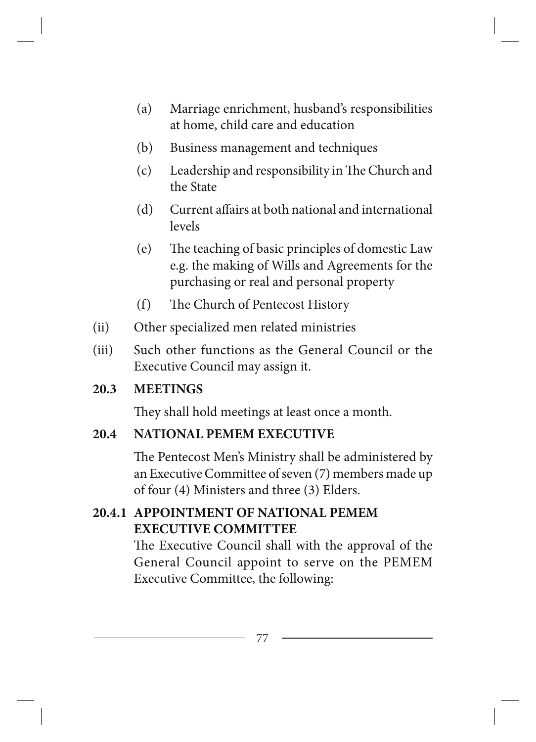(a) Marriage enrichment, husband's responsibilities at home, child care and education

(b) Business management and techniques

(c) Leadership and responsibility in The Church and the State

(d) Current affairs at both national and international levels

(e) The teaching of basic principles of domestic Law e.g. the making of Wills and Agreements for the purchasing or real and personal property

(f) The Church of Pentecost History

(ii) Other specialized men related ministries

(iii) Such other functions as the General Council or the Executive Council may assign it.

**20.3 MEETINGS**

They shall hold meetings at least once a month.

**20.4 NATIONAL PEMEM EXECUTIVE**

The Pentecost Men's Ministry shall be administered by an Executive Committee of seven (7) members made up of four (4) Ministers and three (3) Elders.

**20.4.1 APPOINTMENT OF NATIONAL PEMEM EXECUTIVE COMMITTEE**

The Executive Council shall with the approval of the General Council appoint to serve on the PEMEM Executive Committee, the following: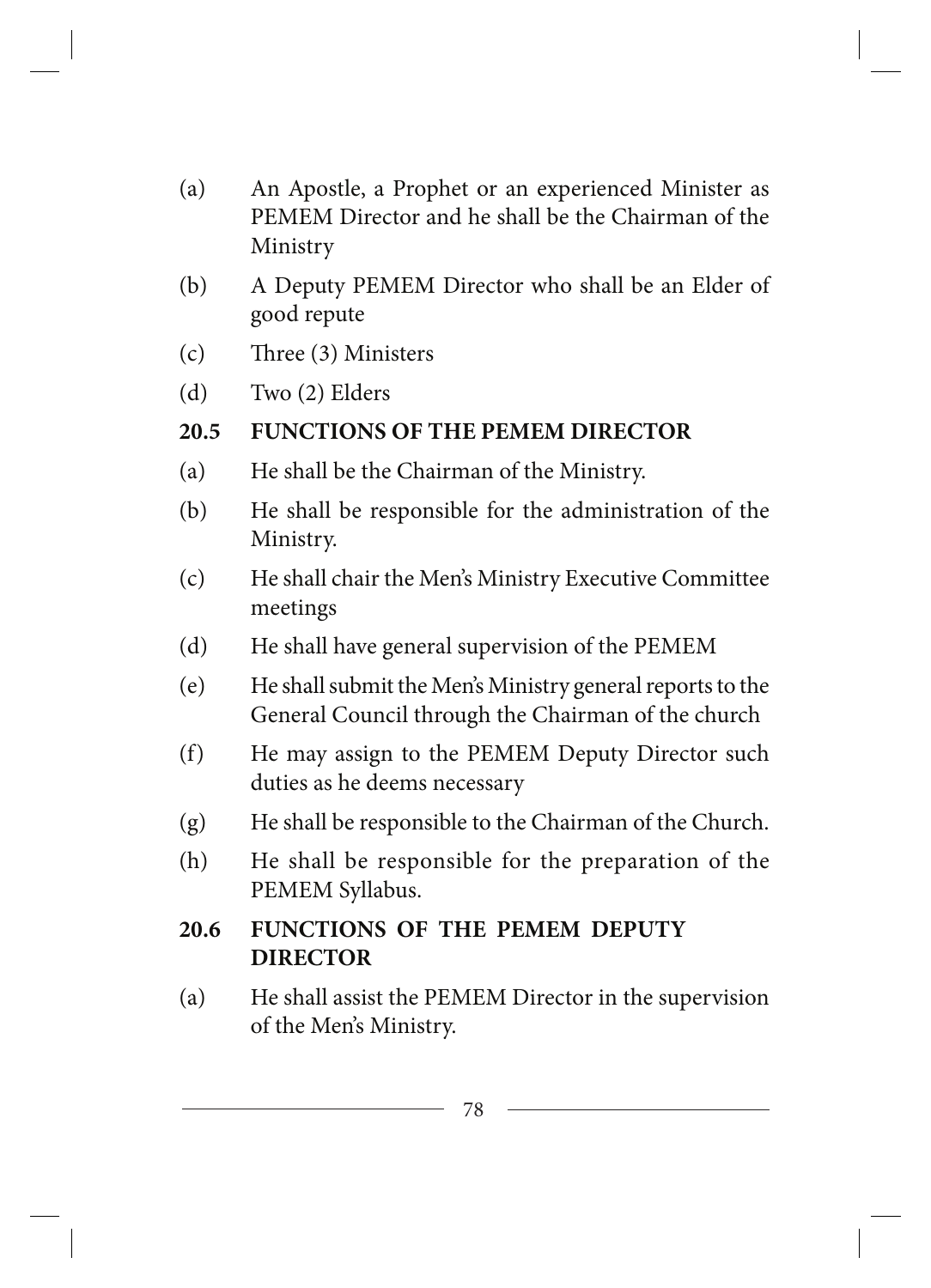(a) An Apostle, a Prophet or an experienced Minister as PEMEM Director and he shall be the Chairman of the Ministry

(b) A Deputy PEMEM Director who shall be an Elder of good repute

(c) Three (3) Ministers

(d) Two (2) Elders

### 20.5 FUNCTIONS OF THE PEMEM DIRECTOR

(a) He shall be the Chairman of the Ministry.

(b) He shall be responsible for the administration of the Ministry.

(c) He shall chair the Men's Ministry Executive Committee meetings

(d) He shall have general supervision of the PEMEM

(e) He shall submit the Men's Ministry general reports to the General Council through the Chairman of the church

(f) He may assign to the PEMEM Deputy Director such duties as he deems necessary

(g) He shall be responsible to the Chairman of the Church.

(h) He shall be responsible for the preparation of the PEMEM Syllabus.

### 20.6 FUNCTIONS OF THE PEMEM DEPUTY DIRECTOR

(a) He shall assist the PEMEM Director in the supervision of the Men's Ministry.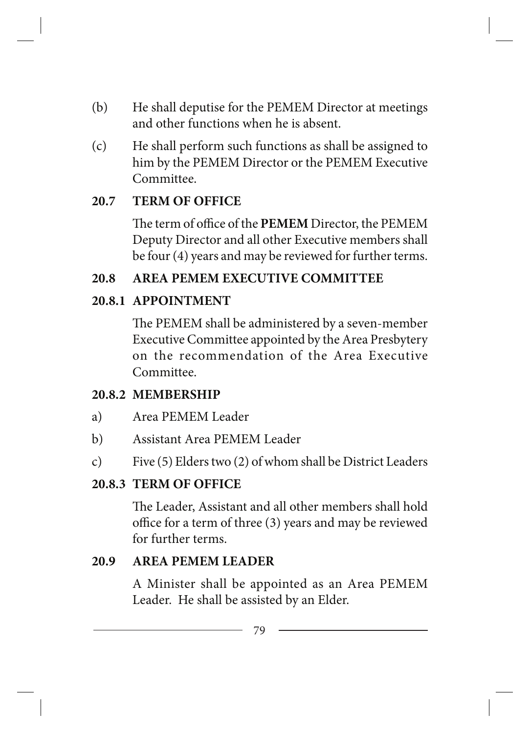(b) He shall deputise for the PEMEM Director at meetings and other functions when he is absent.

(c) He shall perform such functions as shall be assigned to him by the PEMEM Director or the PEMEM Executive Committee.

### 20.7 TERM OF OFFICE

The term of office of the **PEMEM** Director, the PEMEM Deputy Director and all other Executive members shall be four (4) years and may be reviewed for further terms.

### 20.8 AREA PEMEM EXECUTIVE COMMITTEE

#### 20.8.1 APPOINTMENT

The PEMEM shall be administered by a seven-member Executive Committee appointed by the Area Presbytery on the recommendation of the Area Executive Committee.

#### 20.8.2 MEMBERSHIP

a) Area PEMEM Leader

b) Assistant Area PEMEM Leader

c) Five (5) Elders two (2) of whom shall be District Leaders

#### 20.8.3 TERM OF OFFICE

The Leader, Assistant and all other members shall hold office for a term of three (3) years and may be reviewed for further terms.

### 20.9 AREA PEMEM LEADER

A Minister shall be appointed as an Area PEMEM Leader. He shall be assisted by an Elder.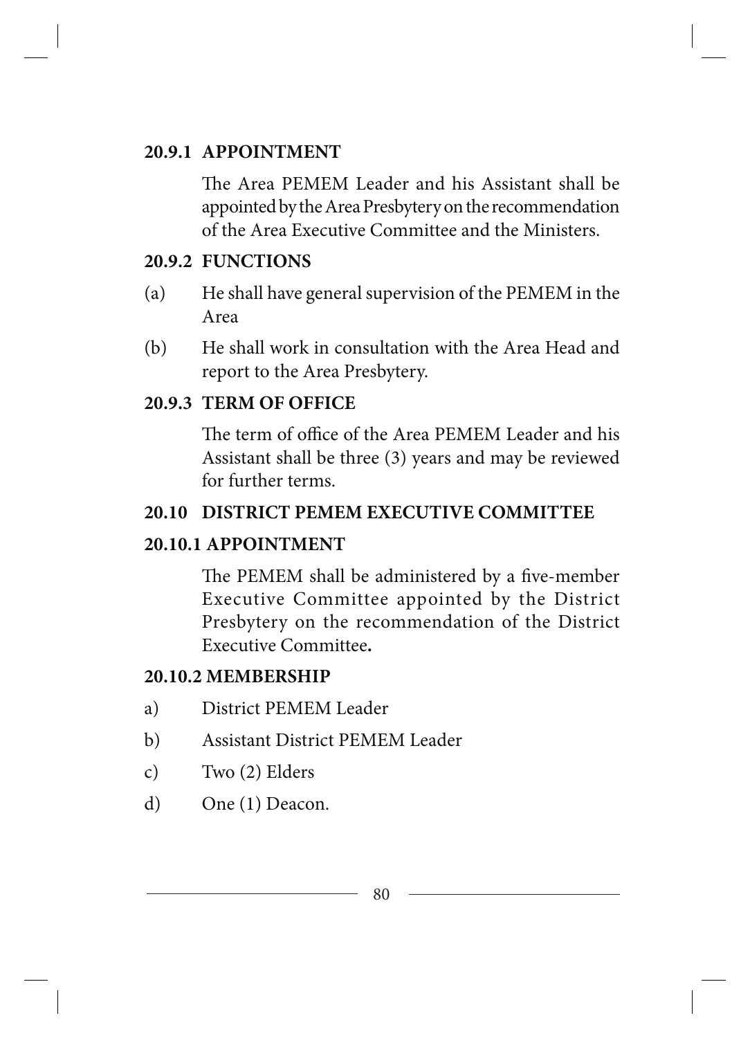#### 20.9.1 APPOINTMENT

The Area PEMEM Leader and his Assistant shall be appointed by the Area Presbytery on the recommendation of the Area Executive Committee and the Ministers.

#### 20.9.2 FUNCTIONS

(a) He shall have general supervision of the PEMEM in the Area

(b) He shall work in consultation with the Area Head and report to the Area Presbytery.

#### 20.9.3 TERM OF OFFICE

The term of office of the Area PEMEM Leader and his Assistant shall be three (3) years and may be reviewed for further terms.

### 20.10 DISTRICT PEMEM EXECUTIVE COMMITTEE

#### 20.10.1 APPOINTMENT

The PEMEM shall be administered by a five-member Executive Committee appointed by the District Presbytery on the recommendation of the District Executive Committee**.**

#### 20.10.2 MEMBERSHIP

a) District PEMEM Leader

b) Assistant District PEMEM Leader

c) Two (2) Elders

d) One (1) Deacon.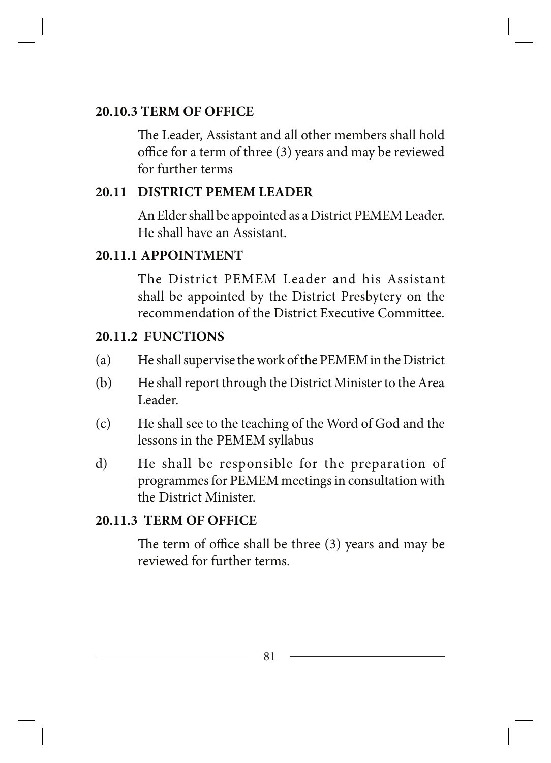### 20.10.3 TERM OF OFFICE

The Leader, Assistant and all other members shall hold office for a term of three (3) years and may be reviewed for further terms

### 20.11 DISTRICT PEMEM LEADER

An Elder shall be appointed as a District PEMEM Leader. He shall have an Assistant.

### 20.11.1 APPOINTMENT

The District PEMEM Leader and his Assistant shall be appointed by the District Presbytery on the recommendation of the District Executive Committee.

### 20.11.2 FUNCTIONS

(a) He shall supervise the work of the PEMEM in the District

(b) He shall report through the District Minister to the Area Leader.

(c) He shall see to the teaching of the Word of God and the lessons in the PEMEM syllabus

d) He shall be responsible for the preparation of programmes for PEMEM meetings in consultation with the District Minister.

### 20.11.3 TERM OF OFFICE

The term of office shall be three (3) years and may be reviewed for further terms.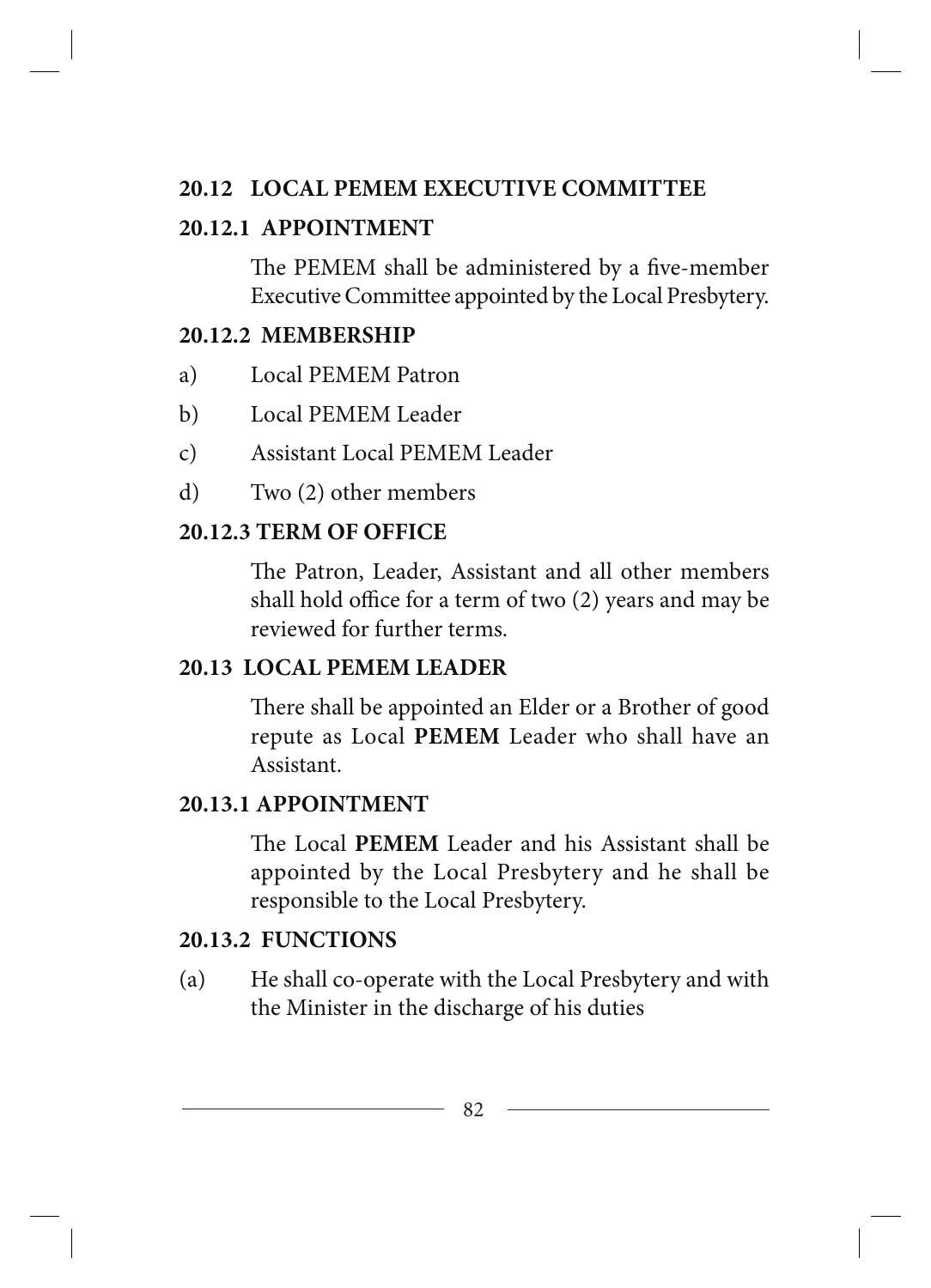## 20.12 LOCAL PEMEM EXECUTIVE COMMITTEE

### 20.12.1 APPOINTMENT

The PEMEM shall be administered by a five-member Executive Committee appointed by the Local Presbytery.

### 20.12.2 MEMBERSHIP

a) Local PEMEM Patron

b) Local PEMEM Leader

c) Assistant Local PEMEM Leader

d) Two (2) other members

### 20.12.3 TERM OF OFFICE

The Patron, Leader, Assistant and all other members shall hold office for a term of two (2) years and may be reviewed for further terms.

## 20.13 LOCAL PEMEM LEADER

There shall be appointed an Elder or a Brother of good repute as Local **PEMEM** Leader who shall have an Assistant.

### 20.13.1 APPOINTMENT

The Local **PEMEM** Leader and his Assistant shall be appointed by the Local Presbytery and he shall be responsible to the Local Presbytery.

### 20.13.2 FUNCTIONS

(a) He shall co-operate with the Local Presbytery and with the Minister in the discharge of his duties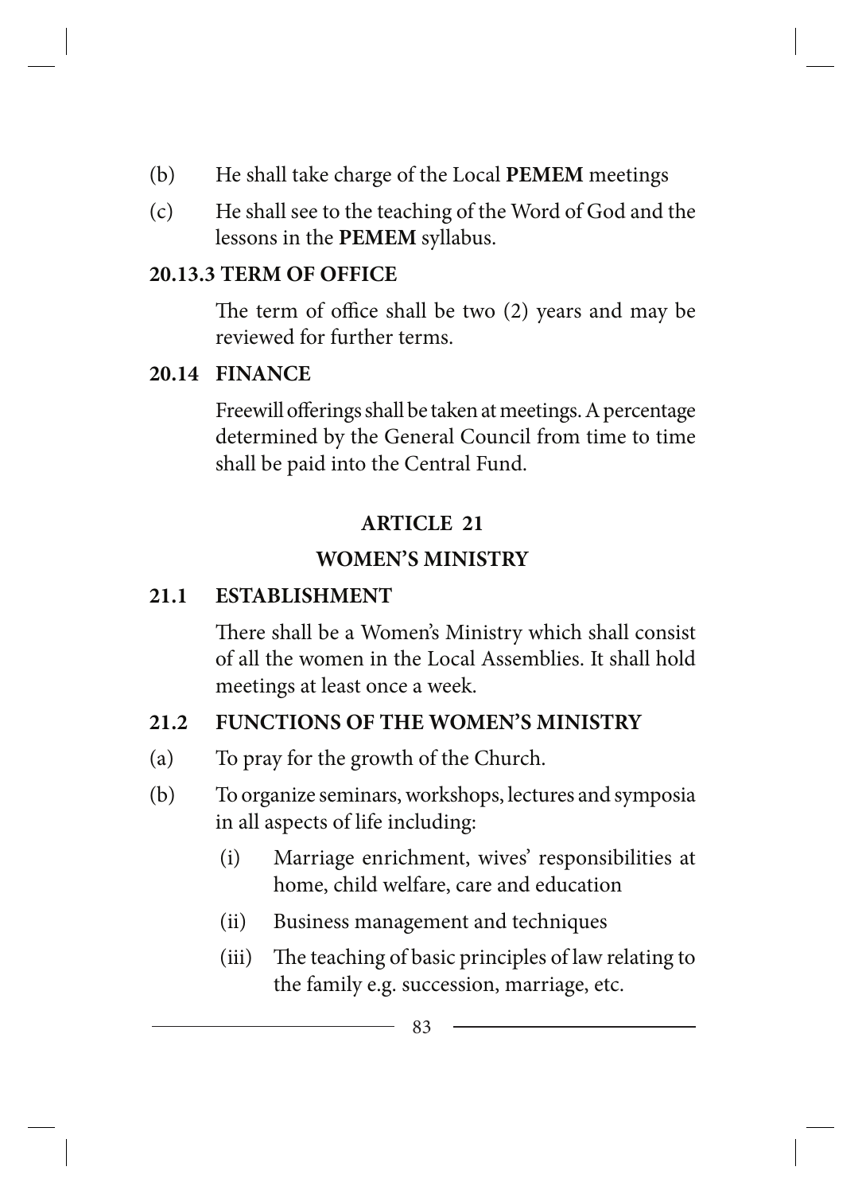(b) He shall take charge of the Local **PEMEM** meetings

(c) He shall see to the teaching of the Word of God and the lessons in the **PEMEM** syllabus.

**20.13.3 TERM OF OFFICE**

The term of office shall be two (2) years and may be reviewed for further terms.

**20.14 FINANCE**

Freewill offerings shall be taken at meetings. A percentage determined by the General Council from time to time shall be paid into the Central Fund.

## ARTICLE 21

## WOMEN'S MINISTRY

**21.1 ESTABLISHMENT**

There shall be a Women's Ministry which shall consist of all the women in the Local Assemblies. It shall hold meetings at least once a week.

**21.2 FUNCTIONS OF THE WOMEN'S MINISTRY**

(a) To pray for the growth of the Church.

(b) To organize seminars, workshops, lectures and symposia in all aspects of life including:

   (i) Marriage enrichment, wives' responsibilities at home, child welfare, care and education

   (ii) Business management and techniques

   (iii) The teaching of basic principles of law relating to the family e.g. succession, marriage, etc.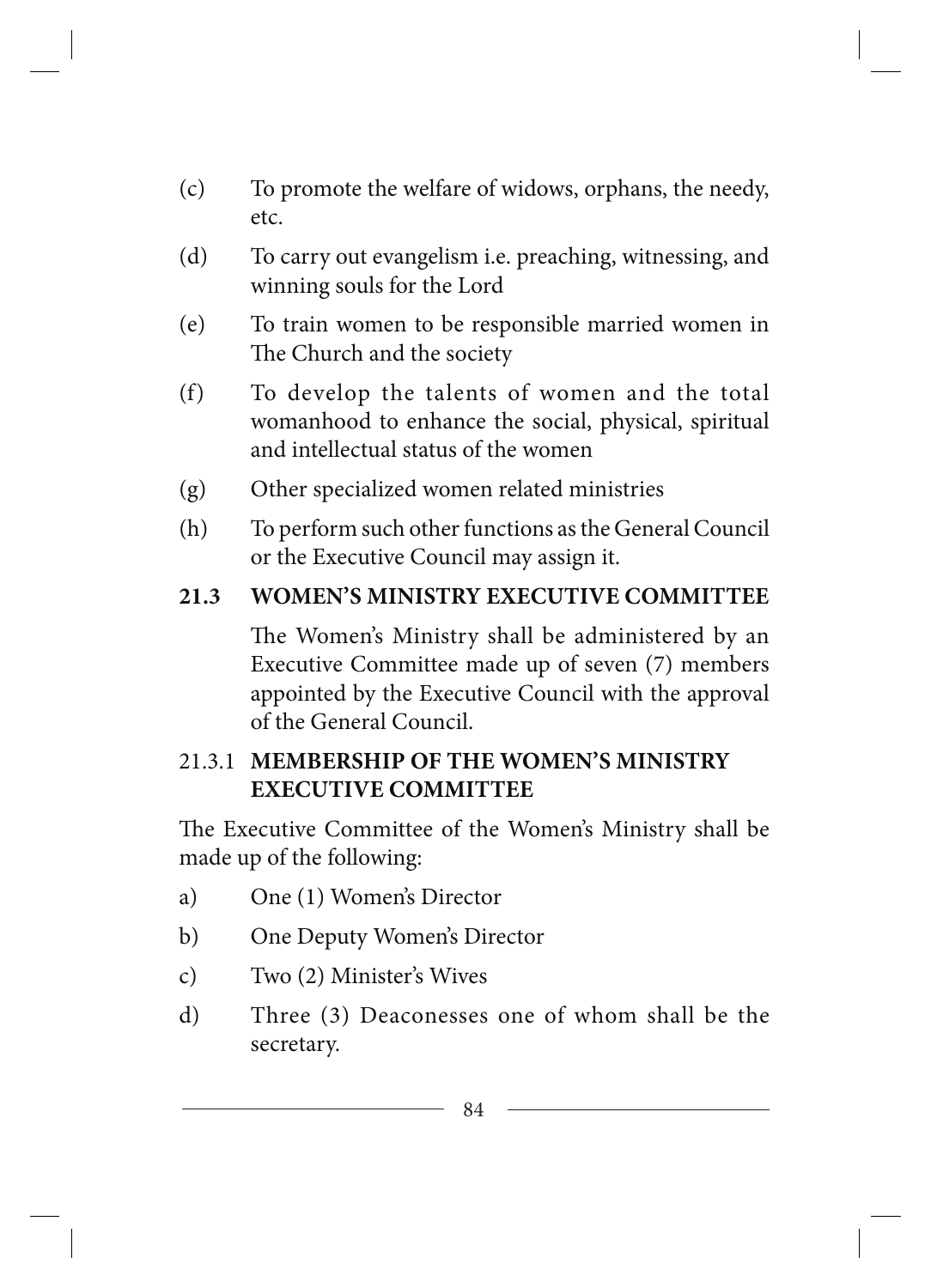(c) To promote the welfare of widows, orphans, the needy, etc.

(d) To carry out evangelism i.e. preaching, witnessing, and winning souls for the Lord

(e) To train women to be responsible married women in The Church and the society

(f) To develop the talents of women and the total womanhood to enhance the social, physical, spiritual and intellectual status of the women

(g) Other specialized women related ministries

(h) To perform such other functions as the General Council or the Executive Council may assign it.

### 21.3 WOMEN'S MINISTRY EXECUTIVE COMMITTEE

The Women's Ministry shall be administered by an Executive Committee made up of seven (7) members appointed by the Executive Council with the approval of the General Council.

#### 21.3.1 MEMBERSHIP OF THE WOMEN'S MINISTRY EXECUTIVE COMMITTEE

The Executive Committee of the Women's Ministry shall be made up of the following:

a) One (1) Women's Director

b) One Deputy Women's Director

c) Two (2) Minister's Wives

d) Three (3) Deaconesses one of whom shall be the secretary.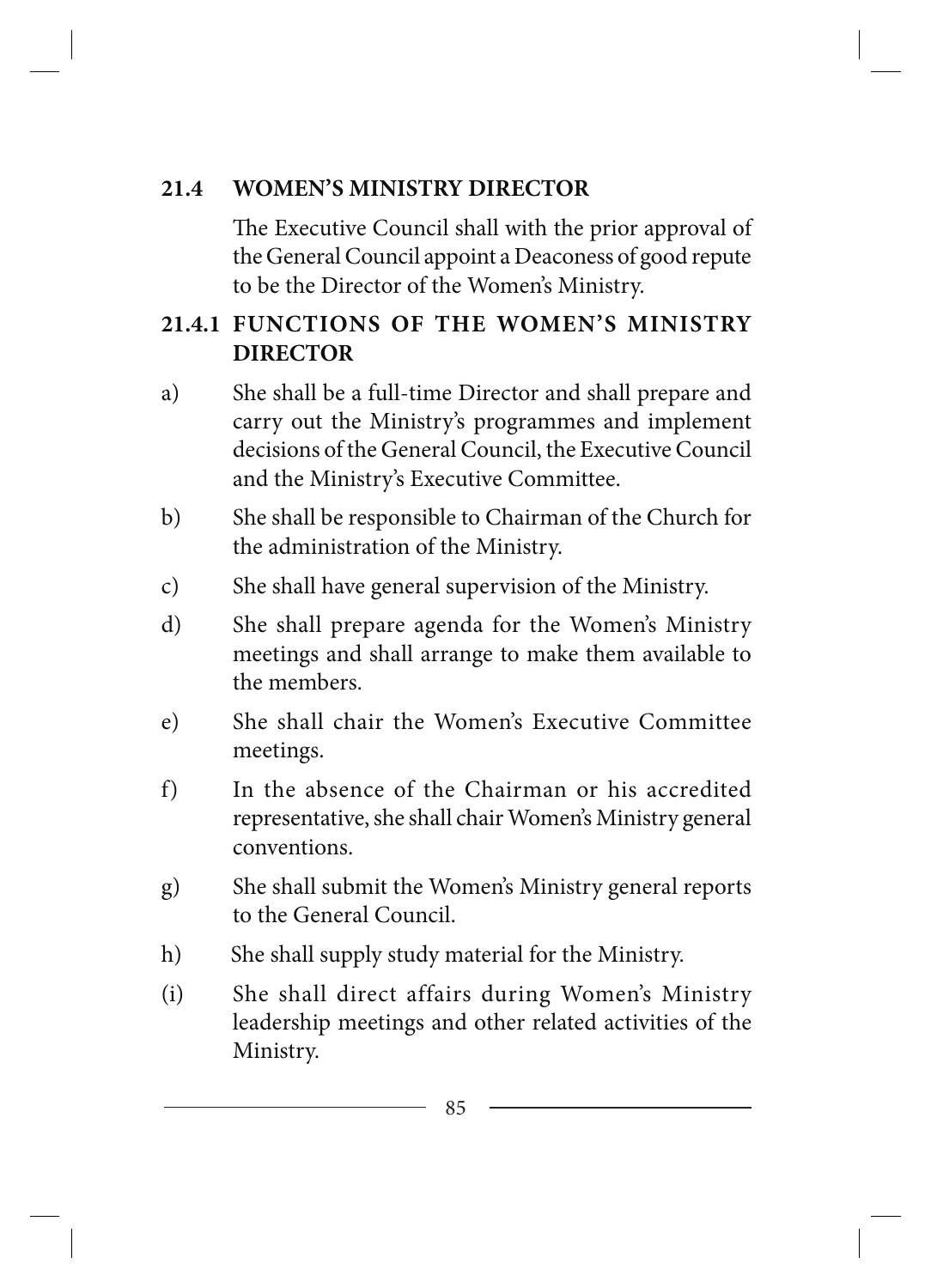## 21.4 WOMEN'S MINISTRY DIRECTOR

The Executive Council shall with the prior approval of the General Council appoint a Deaconess of good repute to be the Director of the Women's Ministry.

### 21.4.1 FUNCTIONS OF THE WOMEN'S MINISTRY DIRECTOR

a) She shall be a full-time Director and shall prepare and carry out the Ministry's programmes and implement decisions of the General Council, the Executive Council and the Ministry's Executive Committee.

b) She shall be responsible to Chairman of the Church for the administration of the Ministry.

c) She shall have general supervision of the Ministry.

d) She shall prepare agenda for the Women's Ministry meetings and shall arrange to make them available to the members.

e) She shall chair the Women's Executive Committee meetings.

f) In the absence of the Chairman or his accredited representative, she shall chair Women's Ministry general conventions.

g) She shall submit the Women's Ministry general reports to the General Council.

h) She shall supply study material for the Ministry.

(i) She shall direct affairs during Women's Ministry leadership meetings and other related activities of the Ministry.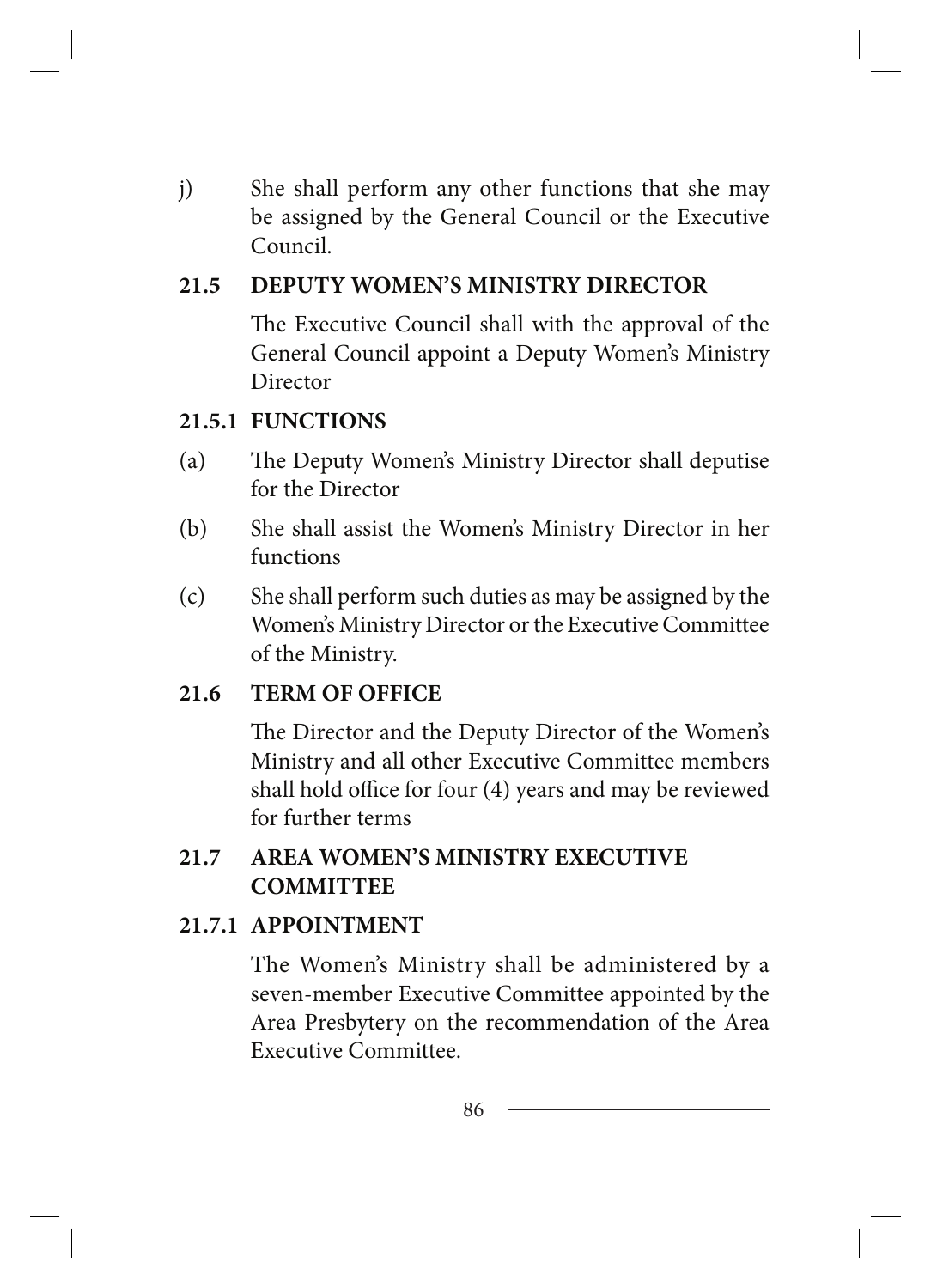j) She shall perform any other functions that she may be assigned by the General Council or the Executive Council.

### 21.5 DEPUTY WOMEN'S MINISTRY DIRECTOR

The Executive Council shall with the approval of the General Council appoint a Deputy Women's Ministry Director

#### 21.5.1 FUNCTIONS

(a) The Deputy Women's Ministry Director shall deputise for the Director

(b) She shall assist the Women's Ministry Director in her functions

(c) She shall perform such duties as may be assigned by the Women's Ministry Director or the Executive Committee of the Ministry.

### 21.6 TERM OF OFFICE

The Director and the Deputy Director of the Women's Ministry and all other Executive Committee members shall hold office for four (4) years and may be reviewed for further terms

### 21.7 AREA WOMEN'S MINISTRY EXECUTIVE COMMITTEE

#### 21.7.1 APPOINTMENT

The Women's Ministry shall be administered by a seven-member Executive Committee appointed by the Area Presbytery on the recommendation of the Area Executive Committee.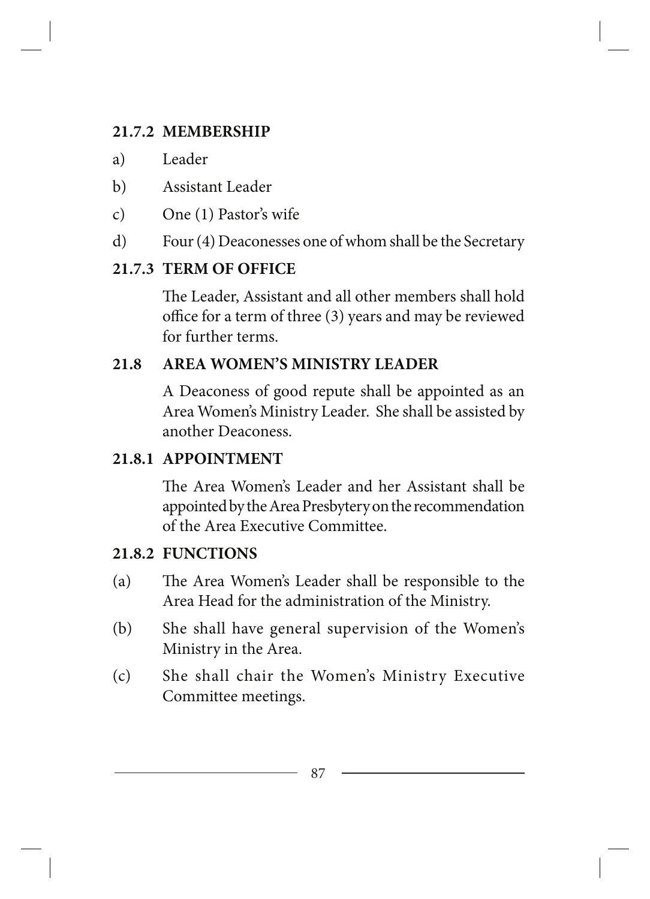### 21.7.2 MEMBERSHIP

a) Leader

b) Assistant Leader

c) One (1) Pastor's wife

d) Four (4) Deaconesses one of whom shall be the Secretary

### 21.7.3 TERM OF OFFICE

The Leader, Assistant and all other members shall hold office for a term of three (3) years and may be reviewed for further terms.

### 21.8 AREA WOMEN'S MINISTRY LEADER

A Deaconess of good repute shall be appointed as an Area Women's Ministry Leader. She shall be assisted by another Deaconess.

### 21.8.1 APPOINTMENT

The Area Women's Leader and her Assistant shall be appointed by the Area Presbytery on the recommendation of the Area Executive Committee.

### 21.8.2 FUNCTIONS

(a) The Area Women's Leader shall be responsible to the Area Head for the administration of the Ministry.

(b) She shall have general supervision of the Women's Ministry in the Area.

(c) She shall chair the Women's Ministry Executive Committee meetings.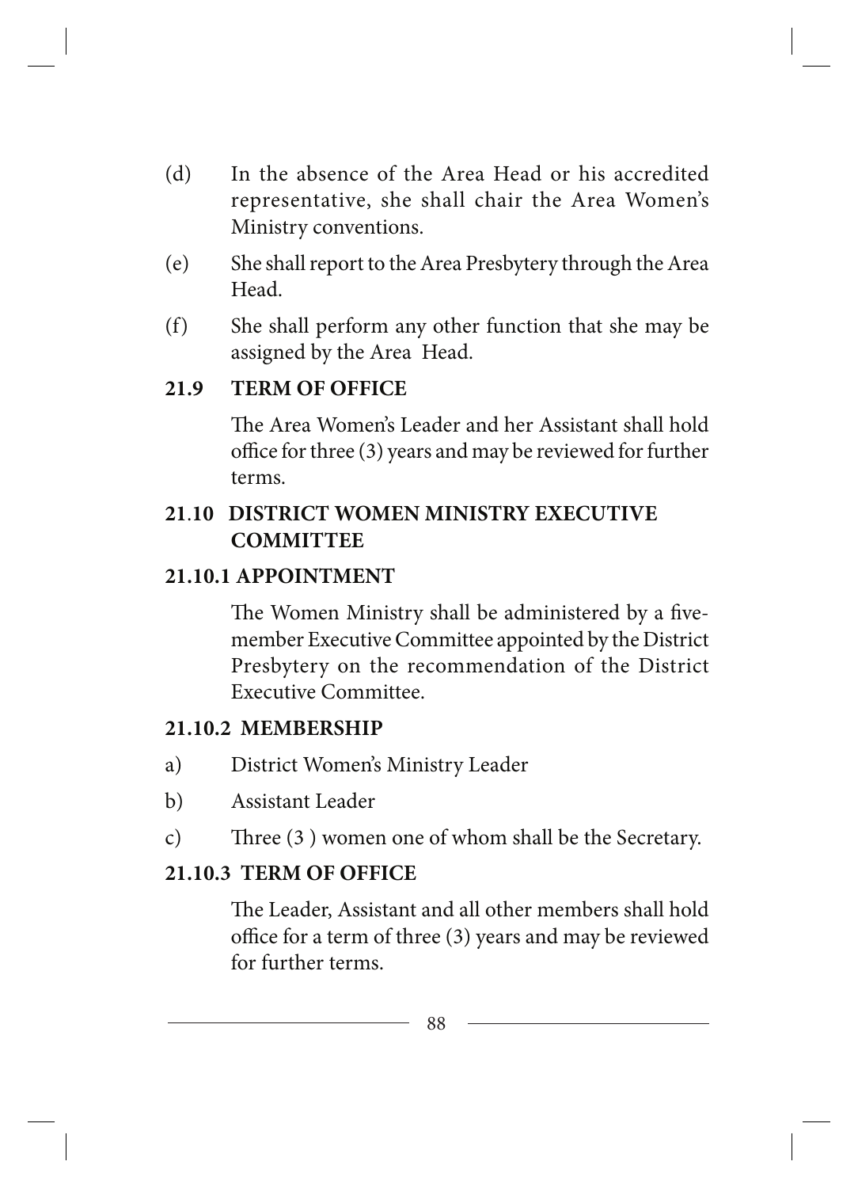(d) In the absence of the Area Head or his accredited representative, she shall chair the Area Women's Ministry conventions.

(e) She shall report to the Area Presbytery through the Area Head.

(f) She shall perform any other function that she may be assigned by the Area Head.

**21.9 TERM OF OFFICE**

The Area Women's Leader and her Assistant shall hold office for three (3) years and may be reviewed for further terms.

**21.10 DISTRICT WOMEN MINISTRY EXECUTIVE COMMITTEE**

**21.10.1 APPOINTMENT**

The Women Ministry shall be administered by a five-member Executive Committee appointed by the District Presbytery on the recommendation of the District Executive Committee.

**21.10.2 MEMBERSHIP**

a) District Women's Ministry Leader

b) Assistant Leader

c) Three (3 ) women one of whom shall be the Secretary.

**21.10.3 TERM OF OFFICE**

The Leader, Assistant and all other members shall hold office for a term of three (3) years and may be reviewed for further terms.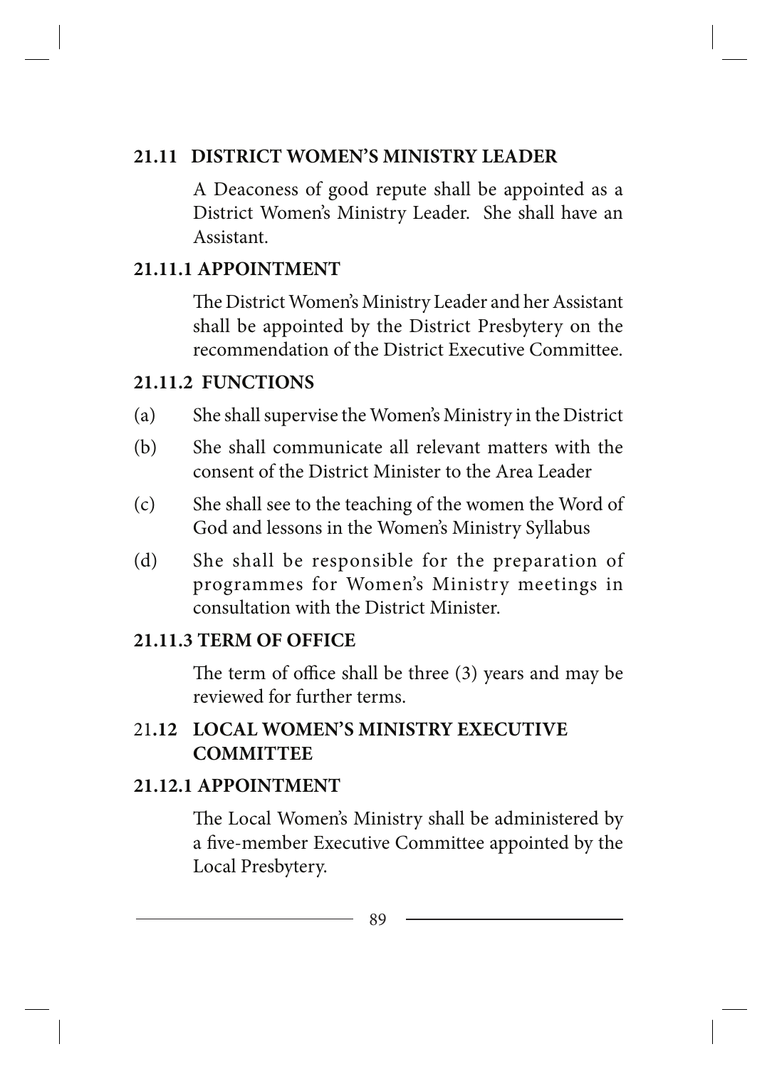## 21.11 DISTRICT WOMEN'S MINISTRY LEADER

A Deaconess of good repute shall be appointed as a District Women's Ministry Leader. She shall have an Assistant.

### 21.11.1 APPOINTMENT

The District Women's Ministry Leader and her Assistant shall be appointed by the District Presbytery on the recommendation of the District Executive Committee.

### 21.11.2 FUNCTIONS

(a) She shall supervise the Women's Ministry in the District

(b) She shall communicate all relevant matters with the consent of the District Minister to the Area Leader

(c) She shall see to the teaching of the women the Word of God and lessons in the Women's Ministry Syllabus

(d) She shall be responsible for the preparation of programmes for Women's Ministry meetings in consultation with the District Minister.

### 21.11.3 TERM OF OFFICE

The term of office shall be three (3) years and may be reviewed for further terms.

## 21.12 LOCAL WOMEN'S MINISTRY EXECUTIVE COMMITTEE

### 21.12.1 APPOINTMENT

The Local Women's Ministry shall be administered by a five-member Executive Committee appointed by the Local Presbytery.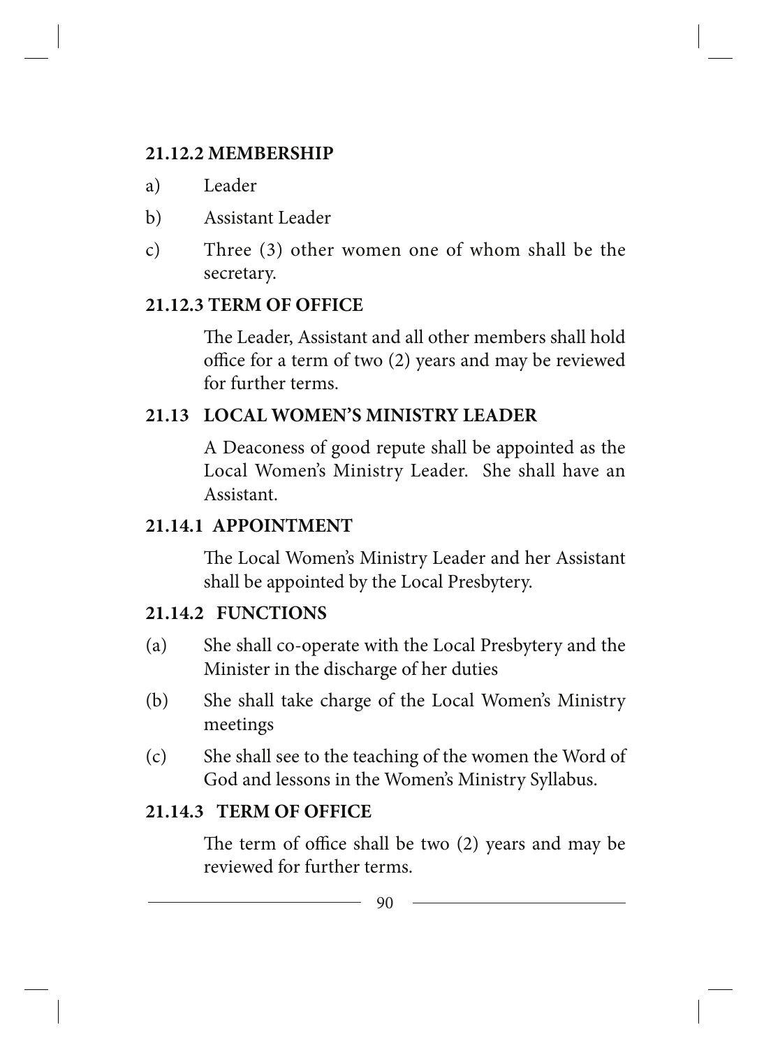### 21.12.2 MEMBERSHIP

a) Leader

b) Assistant Leader

c) Three (3) other women one of whom shall be the secretary.

### 21.12.3 TERM OF OFFICE

The Leader, Assistant and all other members shall hold office for a term of two (2) years and may be reviewed for further terms.

### 21.13 LOCAL WOMEN'S MINISTRY LEADER

A Deaconess of good repute shall be appointed as the Local Women's Ministry Leader. She shall have an Assistant.

### 21.14.1 APPOINTMENT

The Local Women's Ministry Leader and her Assistant shall be appointed by the Local Presbytery.

### 21.14.2 FUNCTIONS

(a) She shall co-operate with the Local Presbytery and the Minister in the discharge of her duties

(b) She shall take charge of the Local Women's Ministry meetings

(c) She shall see to the teaching of the women the Word of God and lessons in the Women's Ministry Syllabus.

### 21.14.3 TERM OF OFFICE

The term of office shall be two (2) years and may be reviewed for further terms.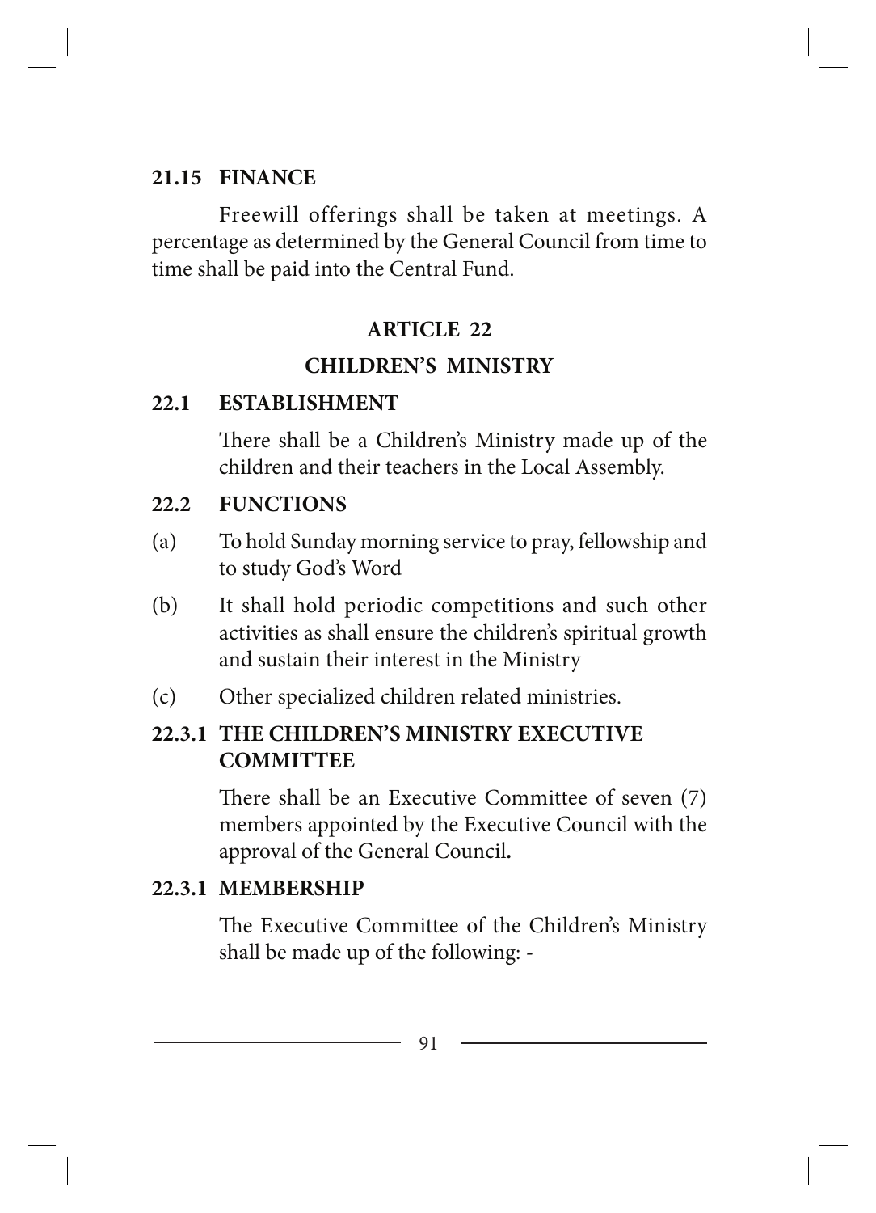### 21.15 FINANCE

Freewill offerings shall be taken at meetings. A percentage as determined by the General Council from time to time shall be paid into the Central Fund.

## ARTICLE 22

## CHILDREN'S MINISTRY

### 22.1 ESTABLISHMENT

There shall be a Children's Ministry made up of the children and their teachers in the Local Assembly.

### 22.2 FUNCTIONS

(a) To hold Sunday morning service to pray, fellowship and to study God's Word

(b) It shall hold periodic competitions and such other activities as shall ensure the children's spiritual growth and sustain their interest in the Ministry

(c) Other specialized children related ministries.

### 22.3.1 THE CHILDREN'S MINISTRY EXECUTIVE COMMITTEE

There shall be an Executive Committee of seven (7) members appointed by the Executive Council with the approval of the General Council**.**

### 22.3.1 MEMBERSHIP

The Executive Committee of the Children's Ministry shall be made up of the following: -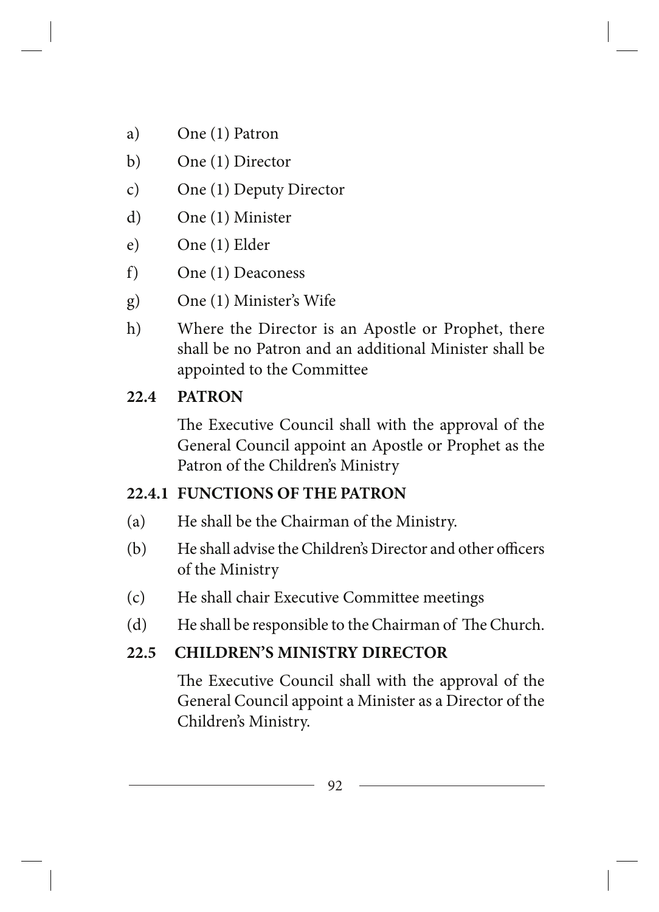a) One (1) Patron

b) One (1) Director

c) One (1) Deputy Director

d) One (1) Minister

e) One (1) Elder

f) One (1) Deaconess

g) One (1) Minister's Wife

h) Where the Director is an Apostle or Prophet, there shall be no Patron and an additional Minister shall be appointed to the Committee

**22.4 PATRON**

The Executive Council shall with the approval of the General Council appoint an Apostle or Prophet as the Patron of the Children's Ministry

**22.4.1 FUNCTIONS OF THE PATRON**

(a) He shall be the Chairman of the Ministry.

(b) He shall advise the Children's Director and other officers of the Ministry

(c) He shall chair Executive Committee meetings

(d) He shall be responsible to the Chairman of The Church.

**22.5 CHILDREN'S MINISTRY DIRECTOR**

The Executive Council shall with the approval of the General Council appoint a Minister as a Director of the Children's Ministry.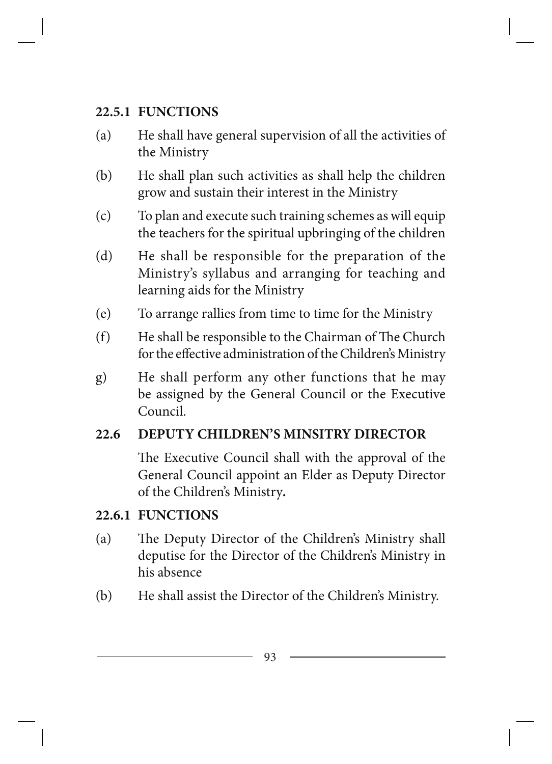### 22.5.1 FUNCTIONS

(a) He shall have general supervision of all the activities of the Ministry

(b) He shall plan such activities as shall help the children grow and sustain their interest in the Ministry

(c) To plan and execute such training schemes as will equip the teachers for the spiritual upbringing of the children

(d) He shall be responsible for the preparation of the Ministry's syllabus and arranging for teaching and learning aids for the Ministry

(e) To arrange rallies from time to time for the Ministry

(f) He shall be responsible to the Chairman of The Church for the effective administration of the Children's Ministry

g) He shall perform any other functions that he may be assigned by the General Council or the Executive Council.

### 22.6 DEPUTY CHILDREN'S MINSITRY DIRECTOR

The Executive Council shall with the approval of the General Council appoint an Elder as Deputy Director of the Children's Ministry**.**

### 22.6.1 FUNCTIONS

(a) The Deputy Director of the Children's Ministry shall deputise for the Director of the Children's Ministry in his absence

(b) He shall assist the Director of the Children's Ministry.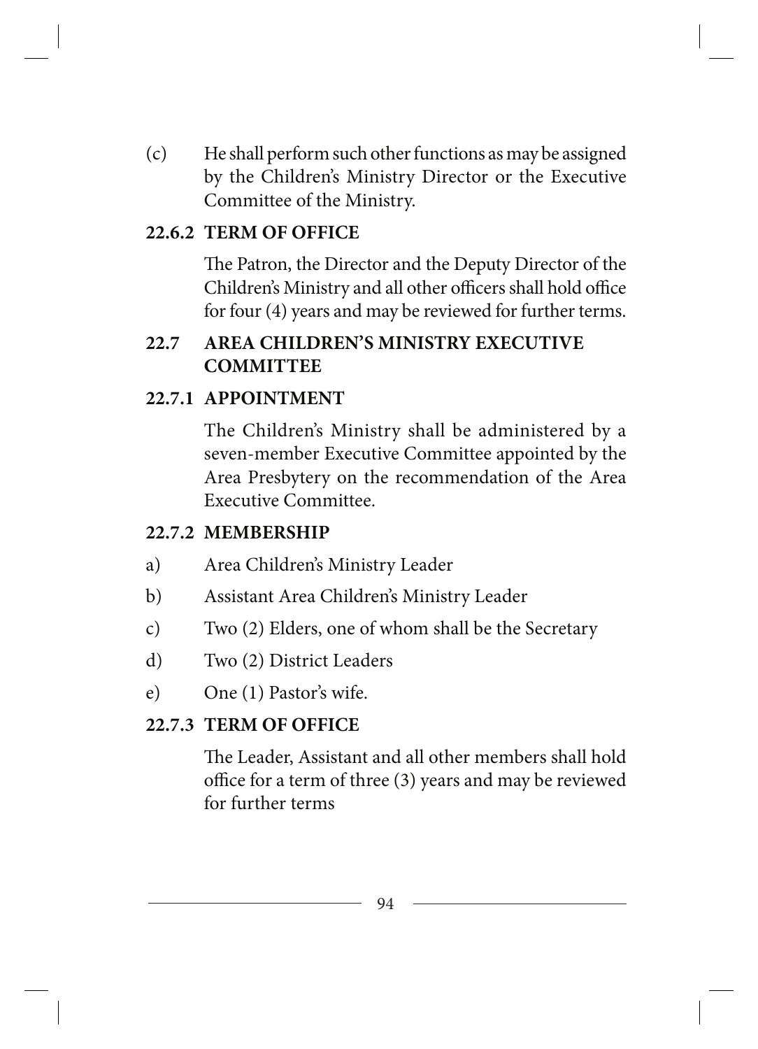(c) He shall perform such other functions as may be assigned by the Children's Ministry Director or the Executive Committee of the Ministry.

**22.6.2 TERM OF OFFICE**

The Patron, the Director and the Deputy Director of the Children's Ministry and all other officers shall hold office for four (4) years and may be reviewed for further terms.

**22.7 AREA CHILDREN'S MINISTRY EXECUTIVE COMMITTEE**

**22.7.1 APPOINTMENT**

The Children's Ministry shall be administered by a seven-member Executive Committee appointed by the Area Presbytery on the recommendation of the Area Executive Committee.

**22.7.2 MEMBERSHIP**

a) Area Children's Ministry Leader

b) Assistant Area Children's Ministry Leader

c) Two (2) Elders, one of whom shall be the Secretary

d) Two (2) District Leaders

e) One (1) Pastor's wife.

**22.7.3 TERM OF OFFICE**

The Leader, Assistant and all other members shall hold office for a term of three (3) years and may be reviewed for further terms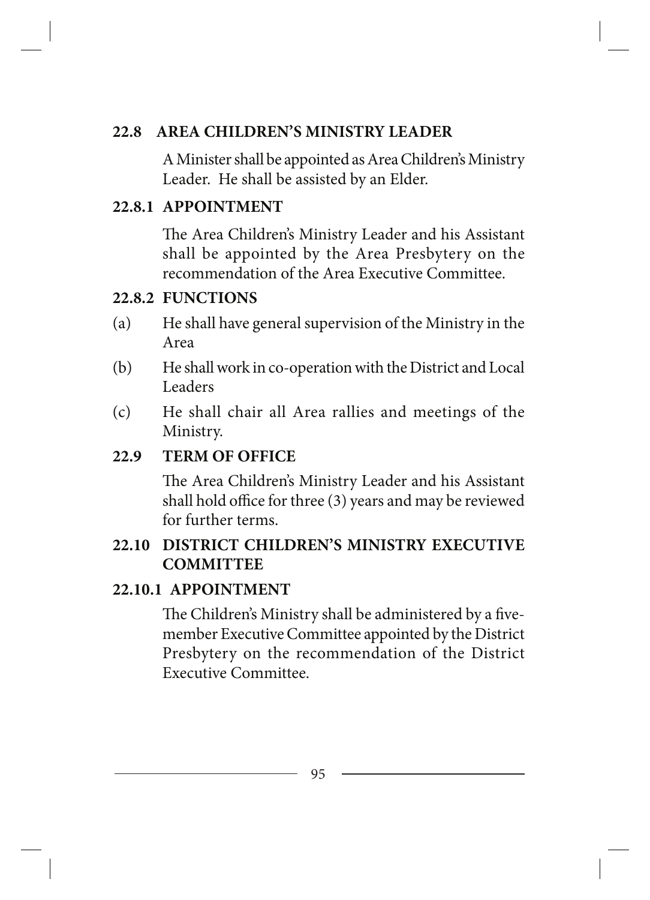## 22.8 AREA CHILDREN'S MINISTRY LEADER

A Minister shall be appointed as Area Children's Ministry Leader. He shall be assisted by an Elder.

### 22.8.1 APPOINTMENT

The Area Children's Ministry Leader and his Assistant shall be appointed by the Area Presbytery on the recommendation of the Area Executive Committee.

### 22.8.2 FUNCTIONS

(a) He shall have general supervision of the Ministry in the Area

(b) He shall work in co-operation with the District and Local Leaders

(c) He shall chair all Area rallies and meetings of the Ministry.

## 22.9 TERM OF OFFICE

The Area Children's Ministry Leader and his Assistant shall hold office for three (3) years and may be reviewed for further terms.

## 22.10 DISTRICT CHILDREN'S MINISTRY EXECUTIVE COMMITTEE

### 22.10.1 APPOINTMENT

The Children's Ministry shall be administered by a five-member Executive Committee appointed by the District Presbytery on the recommendation of the District Executive Committee.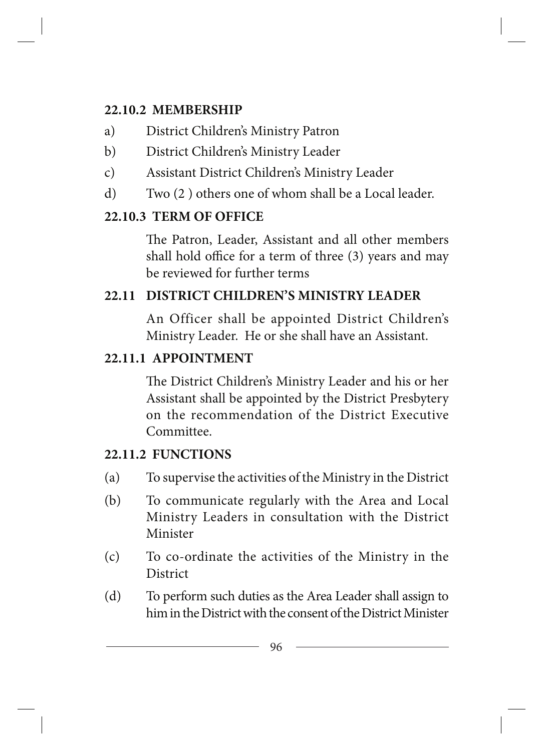**22.10.2 MEMBERSHIP**

a) District Children's Ministry Patron

b) District Children's Ministry Leader

c) Assistant District Children's Ministry Leader

d) Two (2 ) others one of whom shall be a Local leader.

**22.10.3 TERM OF OFFICE**

The Patron, Leader, Assistant and all other members shall hold office for a term of three (3) years and may be reviewed for further terms

**22.11 DISTRICT CHILDREN'S MINISTRY LEADER**

An Officer shall be appointed District Children's Ministry Leader. He or she shall have an Assistant.

**22.11.1 APPOINTMENT**

The District Children's Ministry Leader and his or her Assistant shall be appointed by the District Presbytery on the recommendation of the District Executive Committee.

**22.11.2 FUNCTIONS**

(a) To supervise the activities of the Ministry in the District

(b) To communicate regularly with the Area and Local Ministry Leaders in consultation with the District Minister

(c) To co-ordinate the activities of the Ministry in the District

(d) To perform such duties as the Area Leader shall assign to him in the District with the consent of the District Minister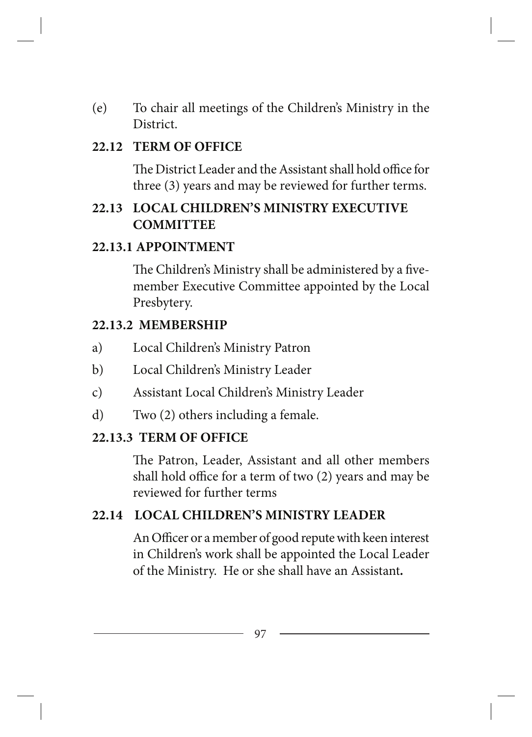(e) To chair all meetings of the Children's Ministry in the District.

### 22.12 TERM OF OFFICE

The District Leader and the Assistant shall hold office for three (3) years and may be reviewed for further terms.

### 22.13 LOCAL CHILDREN'S MINISTRY EXECUTIVE COMMITTEE

#### 22.13.1 APPOINTMENT

The Children's Ministry shall be administered by a five-member Executive Committee appointed by the Local Presbytery.

#### 22.13.2 MEMBERSHIP

a) Local Children's Ministry Patron

b) Local Children's Ministry Leader

c) Assistant Local Children's Ministry Leader

d) Two (2) others including a female.

#### 22.13.3 TERM OF OFFICE

The Patron, Leader, Assistant and all other members shall hold office for a term of two (2) years and may be reviewed for further terms

### 22.14 LOCAL CHILDREN'S MINISTRY LEADER

An Officer or a member of good repute with keen interest in Children's work shall be appointed the Local Leader of the Ministry. He or she shall have an Assistant**.**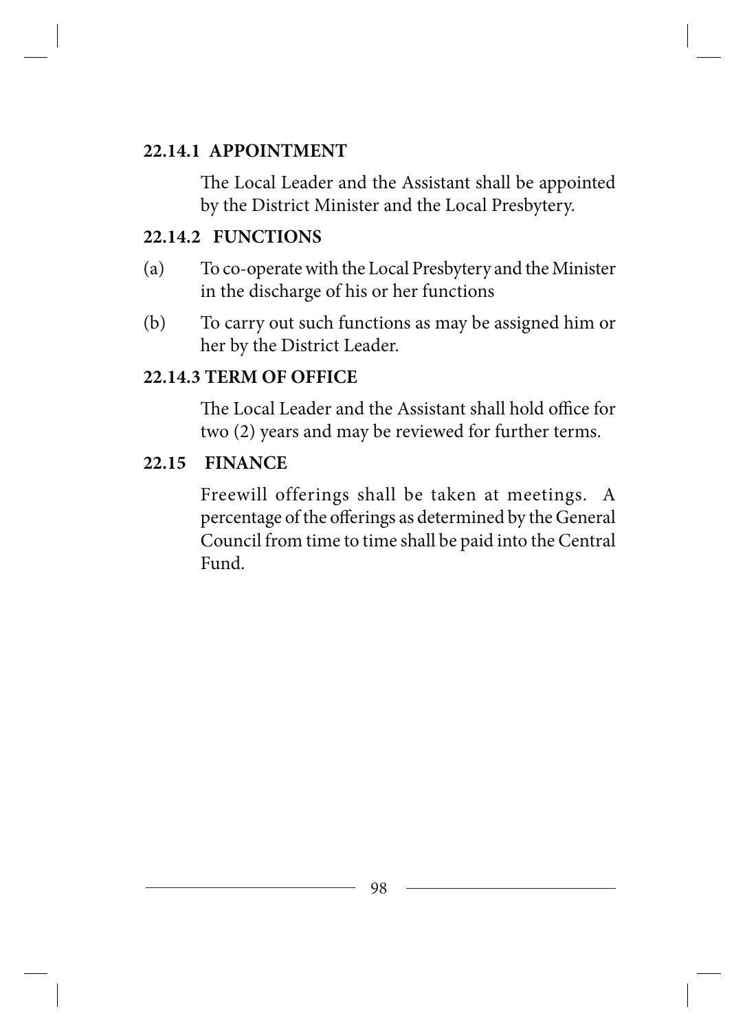#### 22.14.1 APPOINTMENT

The Local Leader and the Assistant shall be appointed by the District Minister and the Local Presbytery.

#### 22.14.2 FUNCTIONS

(a) To co-operate with the Local Presbytery and the Minister in the discharge of his or her functions

(b) To carry out such functions as may be assigned him or her by the District Leader.

#### 22.14.3 TERM OF OFFICE

The Local Leader and the Assistant shall hold office for two (2) years and may be reviewed for further terms.

### 22.15 FINANCE

Freewill offerings shall be taken at meetings. A percentage of the offerings as determined by the General Council from time to time shall be paid into the Central Fund.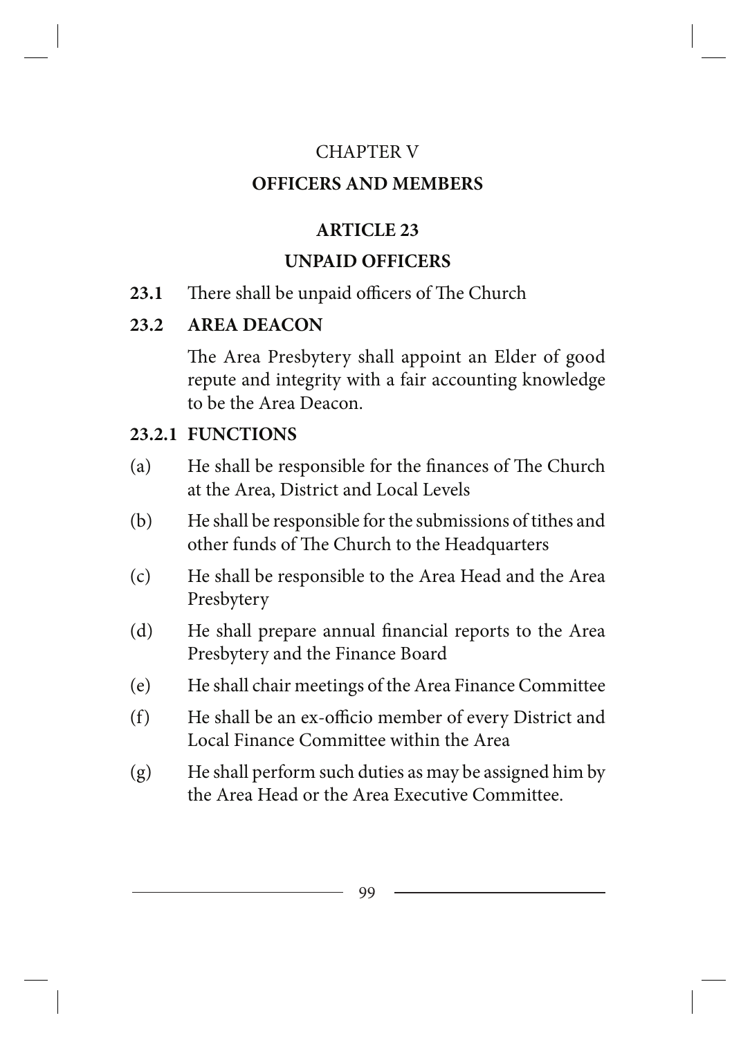CHAPTER V

# OFFICERS AND MEMBERS

## ARTICLE 23

## UNPAID OFFICERS

**23.1** There shall be unpaid officers of The Church

### 23.2 AREA DEACON

The Area Presbytery shall appoint an Elder of good repute and integrity with a fair accounting knowledge to be the Area Deacon.

### 23.2.1 FUNCTIONS

(a) He shall be responsible for the finances of The Church at the Area, District and Local Levels

(b) He shall be responsible for the submissions of tithes and other funds of The Church to the Headquarters

(c) He shall be responsible to the Area Head and the Area Presbytery

(d) He shall prepare annual financial reports to the Area Presbytery and the Finance Board

(e) He shall chair meetings of the Area Finance Committee

(f) He shall be an ex-officio member of every District and Local Finance Committee within the Area

(g) He shall perform such duties as may be assigned him by the Area Head or the Area Executive Committee.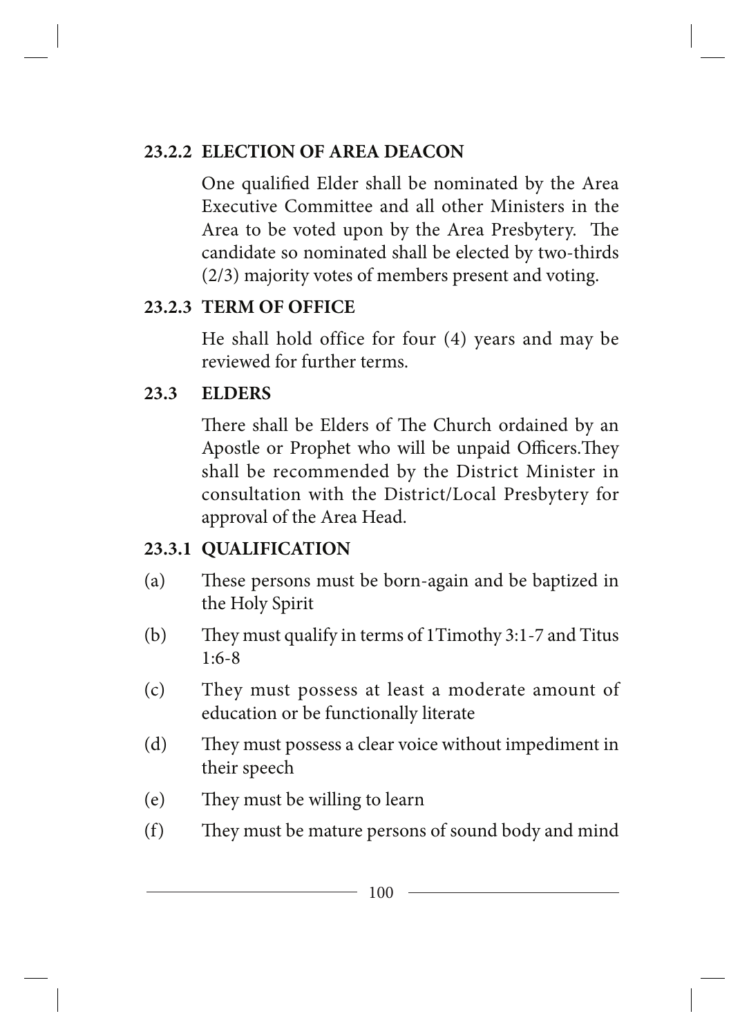### 23.2.2 ELECTION OF AREA DEACON

One qualified Elder shall be nominated by the Area Executive Committee and all other Ministers in the Area to be voted upon by the Area Presbytery. The candidate so nominated shall be elected by two-thirds (2/3) majority votes of members present and voting.

### 23.2.3 TERM OF OFFICE

He shall hold office for four (4) years and may be reviewed for further terms.

## 23.3 ELDERS

There shall be Elders of The Church ordained by an Apostle or Prophet who will be unpaid Officers.They shall be recommended by the District Minister in consultation with the District/Local Presbytery for approval of the Area Head.

### 23.3.1 QUALIFICATION

(a) These persons must be born-again and be baptized in the Holy Spirit

(b) They must qualify in terms of 1Timothy 3:1-7 and Titus 1:6-8

(c) They must possess at least a moderate amount of education or be functionally literate

(d) They must possess a clear voice without impediment in their speech

(e) They must be willing to learn

(f) They must be mature persons of sound body and mind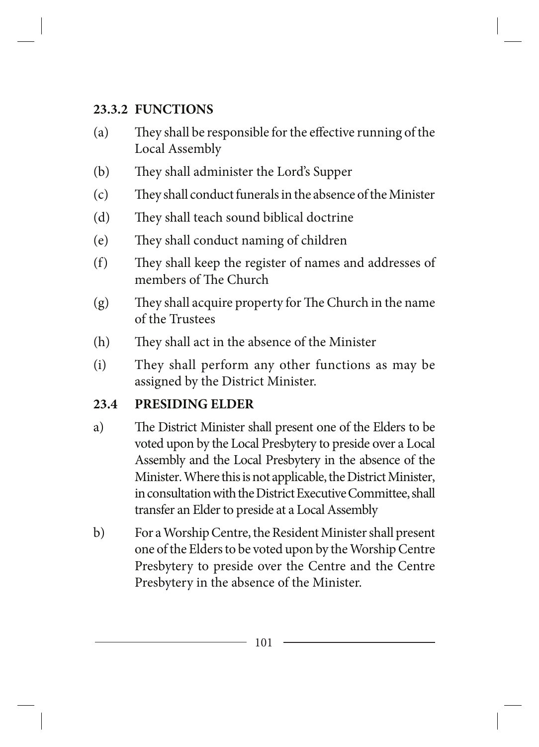### 23.3.2 FUNCTIONS

(a) They shall be responsible for the effective running of the Local Assembly

(b) They shall administer the Lord's Supper

(c) They shall conduct funerals in the absence of the Minister

(d) They shall teach sound biblical doctrine

(e) They shall conduct naming of children

(f) They shall keep the register of names and addresses of members of The Church

(g) They shall acquire property for The Church in the name of the Trustees

(h) They shall act in the absence of the Minister

(i) They shall perform any other functions as may be assigned by the District Minister.

### 23.4 PRESIDING ELDER

a) The District Minister shall present one of the Elders to be voted upon by the Local Presbytery to preside over a Local Assembly and the Local Presbytery in the absence of the Minister. Where this is not applicable, the District Minister, in consultation with the District Executive Committee, shall transfer an Elder to preside at a Local Assembly

b) For a Worship Centre, the Resident Minister shall present one of the Elders to be voted upon by the Worship Centre Presbytery to preside over the Centre and the Centre Presbytery in the absence of the Minister.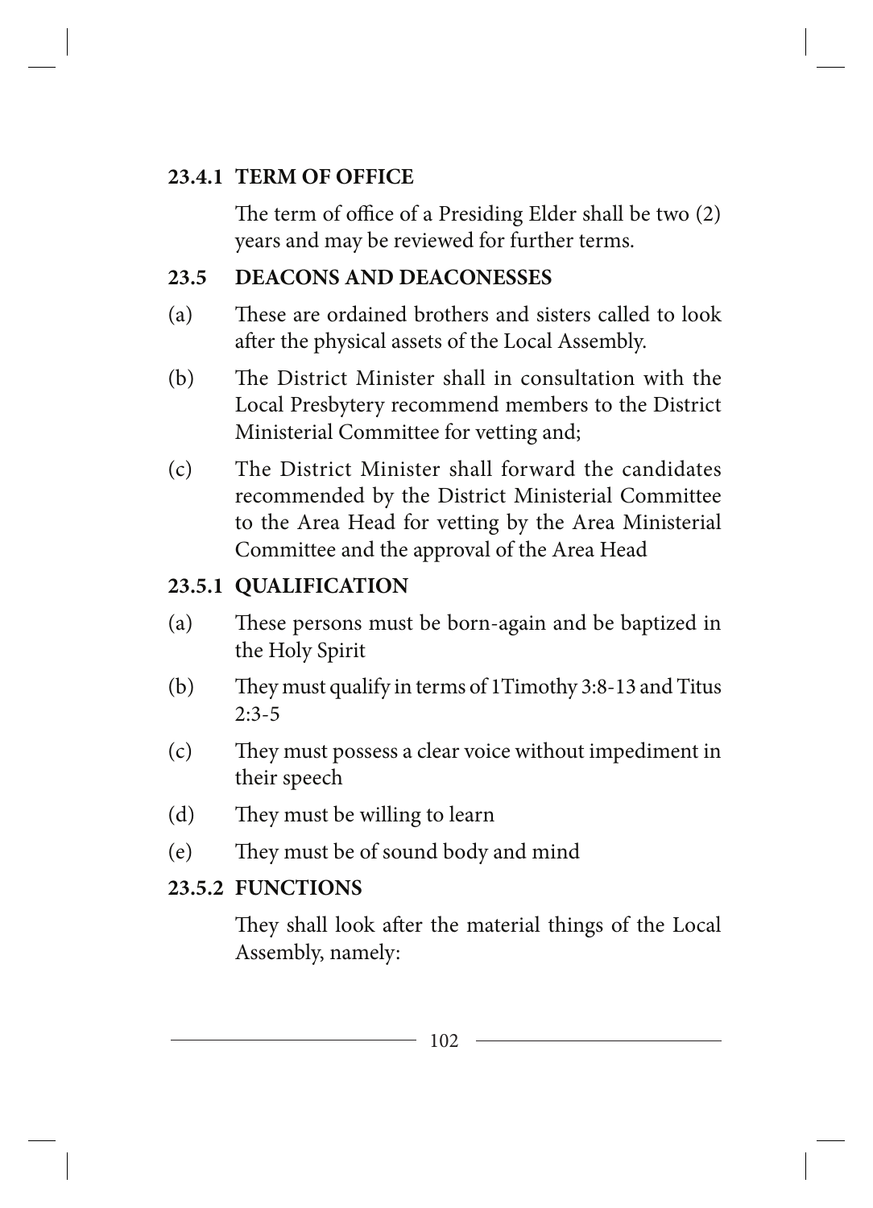### 23.4.1 TERM OF OFFICE

The term of office of a Presiding Elder shall be two (2) years and may be reviewed for further terms.

### 23.5 DEACONS AND DEACONESSES

(a) These are ordained brothers and sisters called to look after the physical assets of the Local Assembly.

(b) The District Minister shall in consultation with the Local Presbytery recommend members to the District Ministerial Committee for vetting and;

(c) The District Minister shall forward the candidates recommended by the District Ministerial Committee to the Area Head for vetting by the Area Ministerial Committee and the approval of the Area Head

### 23.5.1 QUALIFICATION

(a) These persons must be born-again and be baptized in the Holy Spirit

(b) They must qualify in terms of 1Timothy 3:8-13 and Titus 2:3-5

(c) They must possess a clear voice without impediment in their speech

(d) They must be willing to learn

(e) They must be of sound body and mind

### 23.5.2 FUNCTIONS

They shall look after the material things of the Local Assembly, namely: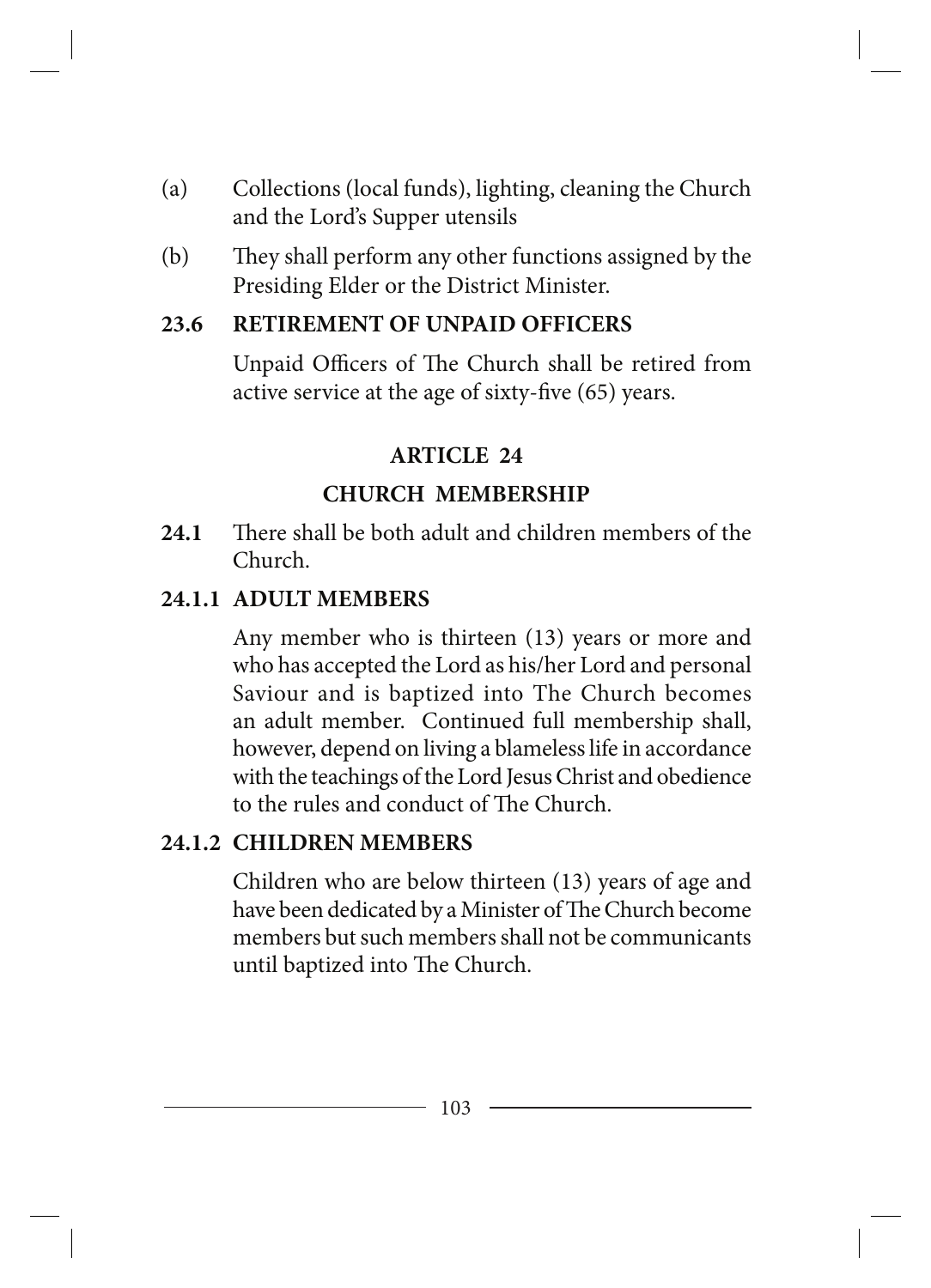(a) Collections (local funds), lighting, cleaning the Church and the Lord's Supper utensils

(b) They shall perform any other functions assigned by the Presiding Elder or the District Minister.

**23.6 RETIREMENT OF UNPAID OFFICERS**

Unpaid Officers of The Church shall be retired from active service at the age of sixty-five (65) years.

## ARTICLE 24

## CHURCH MEMBERSHIP

**24.1** There shall be both adult and children members of the Church.

**24.1.1 ADULT MEMBERS**

Any member who is thirteen (13) years or more and who has accepted the Lord as his/her Lord and personal Saviour and is baptized into The Church becomes an adult member. Continued full membership shall, however, depend on living a blameless life in accordance with the teachings of the Lord Jesus Christ and obedience to the rules and conduct of The Church.

**24.1.2 CHILDREN MEMBERS**

Children who are below thirteen (13) years of age and have been dedicated by a Minister of The Church become members but such members shall not be communicants until baptized into The Church.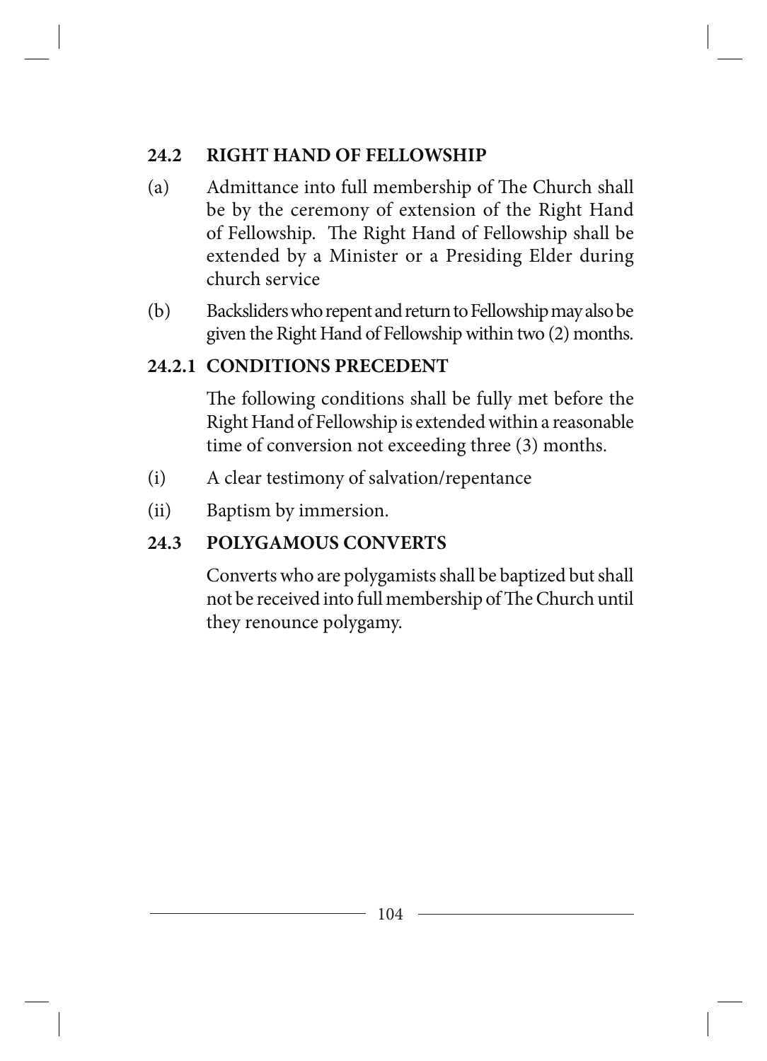## 24.2 RIGHT HAND OF FELLOWSHIP

(a) Admittance into full membership of The Church shall be by the ceremony of extension of the Right Hand of Fellowship. The Right Hand of Fellowship shall be extended by a Minister or a Presiding Elder during church service

(b) Backsliders who repent and return to Fellowship may also be given the Right Hand of Fellowship within two (2) months.

### 24.2.1 CONDITIONS PRECEDENT

The following conditions shall be fully met before the Right Hand of Fellowship is extended within a reasonable time of conversion not exceeding three (3) months.

(i) A clear testimony of salvation/repentance

(ii) Baptism by immersion.

## 24.3 POLYGAMOUS CONVERTS

Converts who are polygamists shall be baptized but shall not be received into full membership of The Church until they renounce polygamy.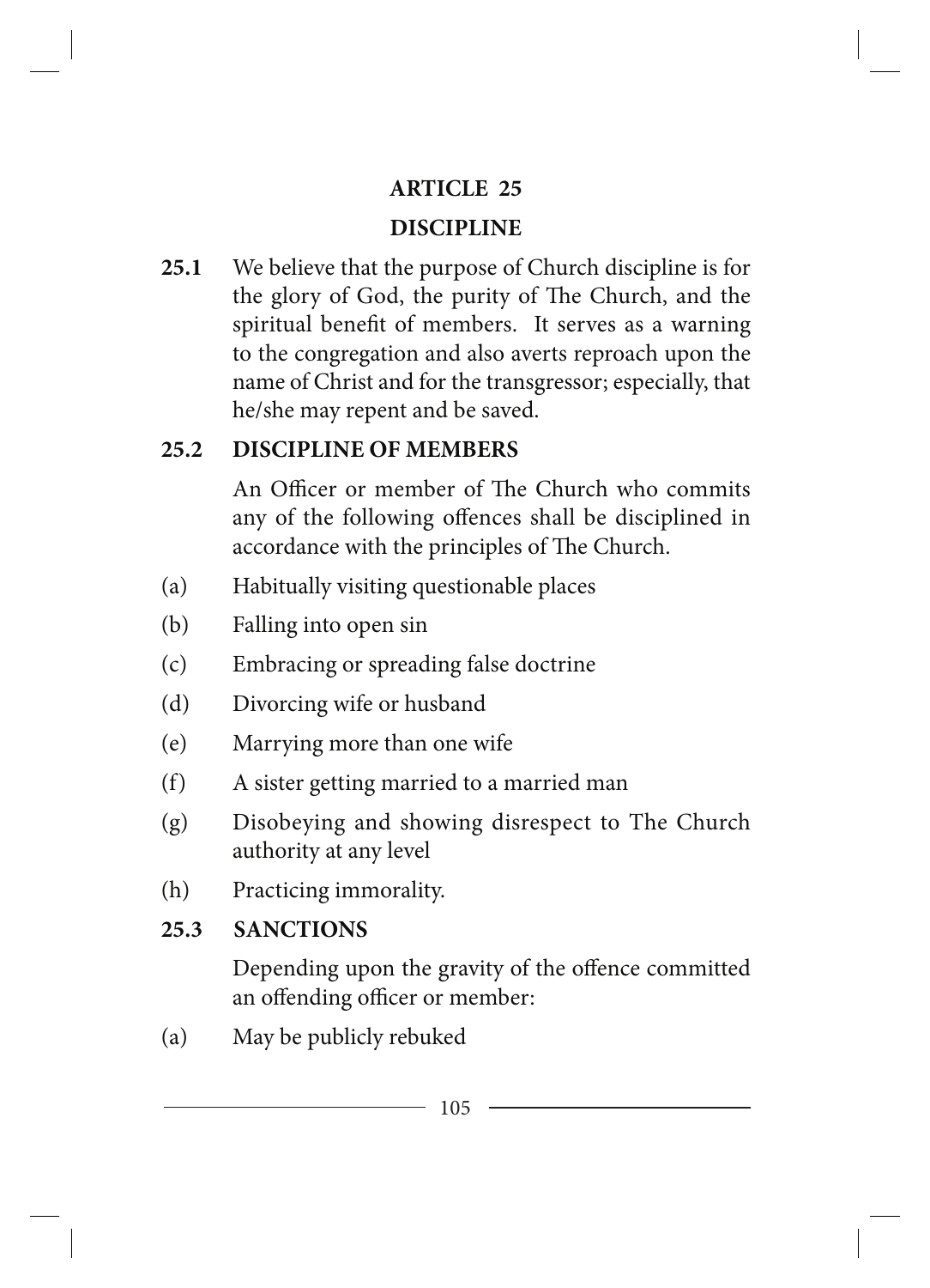## ARTICLE 25

## DISCIPLINE

**25.1** We believe that the purpose of Church discipline is for the glory of God, the purity of The Church, and the spiritual benefit of members. It serves as a warning to the congregation and also averts reproach upon the name of Christ and for the transgressor; especially, that he/she may repent and be saved.

**25.2 DISCIPLINE OF MEMBERS**

An Officer or member of The Church who commits any of the following offences shall be disciplined in accordance with the principles of The Church.

(a) Habitually visiting questionable places

(b) Falling into open sin

(c) Embracing or spreading false doctrine

(d) Divorcing wife or husband

(e) Marrying more than one wife

(f) A sister getting married to a married man

(g) Disobeying and showing disrespect to The Church authority at any level

(h) Practicing immorality.

**25.3 SANCTIONS**

Depending upon the gravity of the offence committed an offending officer or member:

(a) May be publicly rebuked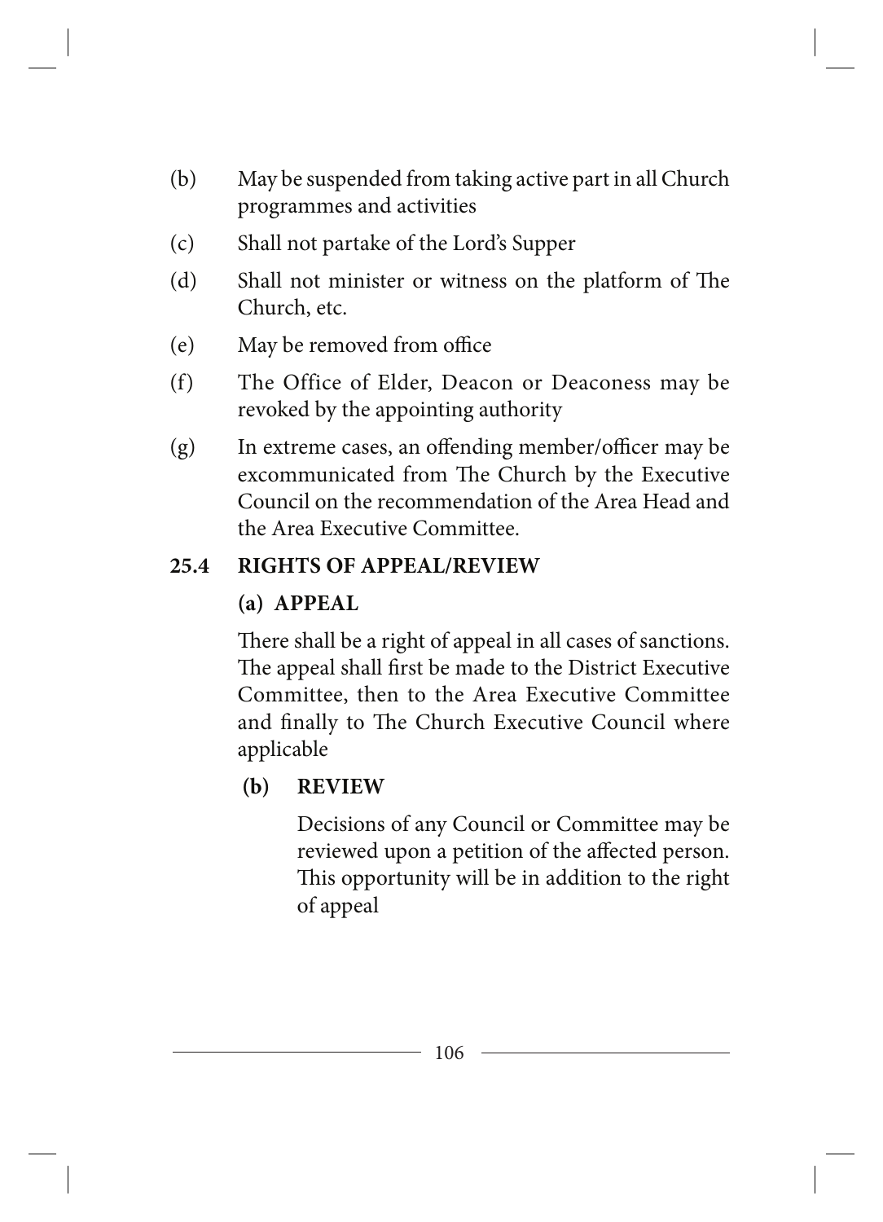(b) May be suspended from taking active part in all Church programmes and activities

(c) Shall not partake of the Lord's Supper

(d) Shall not minister or witness on the platform of The Church, etc.

(e) May be removed from office

(f) The Office of Elder, Deacon or Deaconess may be revoked by the appointing authority

(g) In extreme cases, an offending member/officer may be excommunicated from The Church by the Executive Council on the recommendation of the Area Head and the Area Executive Committee.

### 25.4 RIGHTS OF APPEAL/REVIEW

#### (a) APPEAL

There shall be a right of appeal in all cases of sanctions. The appeal shall first be made to the District Executive Committee, then to the Area Executive Committee and finally to The Church Executive Council where applicable

#### (b) REVIEW

Decisions of any Council or Committee may be reviewed upon a petition of the affected person. This opportunity will be in addition to the right of appeal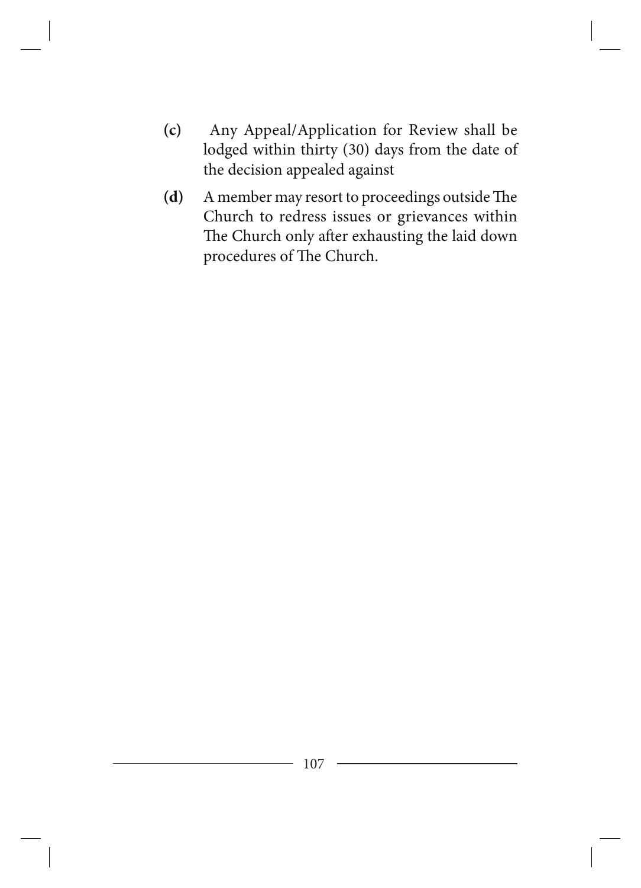**(c)** Any Appeal/Application for Review shall be lodged within thirty (30) days from the date of the decision appealed against

**(d)** A member may resort to proceedings outside The Church to redress issues or grievances within The Church only after exhausting the laid down procedures of The Church.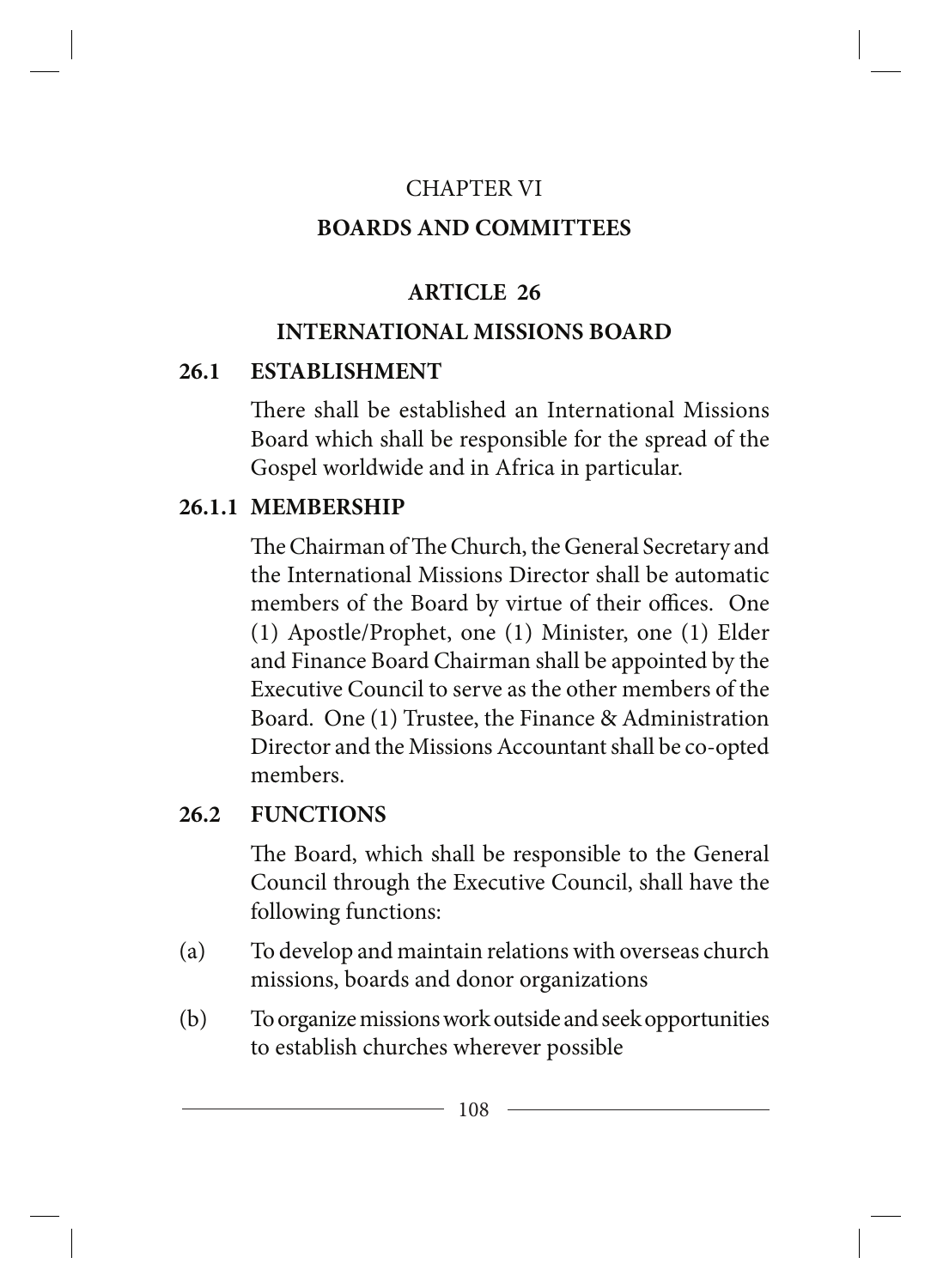# CHAPTER VI

# BOARDS AND COMMITTEES

## ARTICLE 26

## INTERNATIONAL MISSIONS BOARD

### 26.1 ESTABLISHMENT

There shall be established an International Missions Board which shall be responsible for the spread of the Gospel worldwide and in Africa in particular.

### 26.1.1 MEMBERSHIP

The Chairman of The Church, the General Secretary and the International Missions Director shall be automatic members of the Board by virtue of their offices. One (1) Apostle/Prophet, one (1) Minister, one (1) Elder and Finance Board Chairman shall be appointed by the Executive Council to serve as the other members of the Board. One (1) Trustee, the Finance & Administration Director and the Missions Accountant shall be co-opted members.

### 26.2 FUNCTIONS

The Board, which shall be responsible to the General Council through the Executive Council, shall have the following functions:

(a) To develop and maintain relations with overseas church missions, boards and donor organizations

(b) To organize missions work outside and seek opportunities to establish churches wherever possible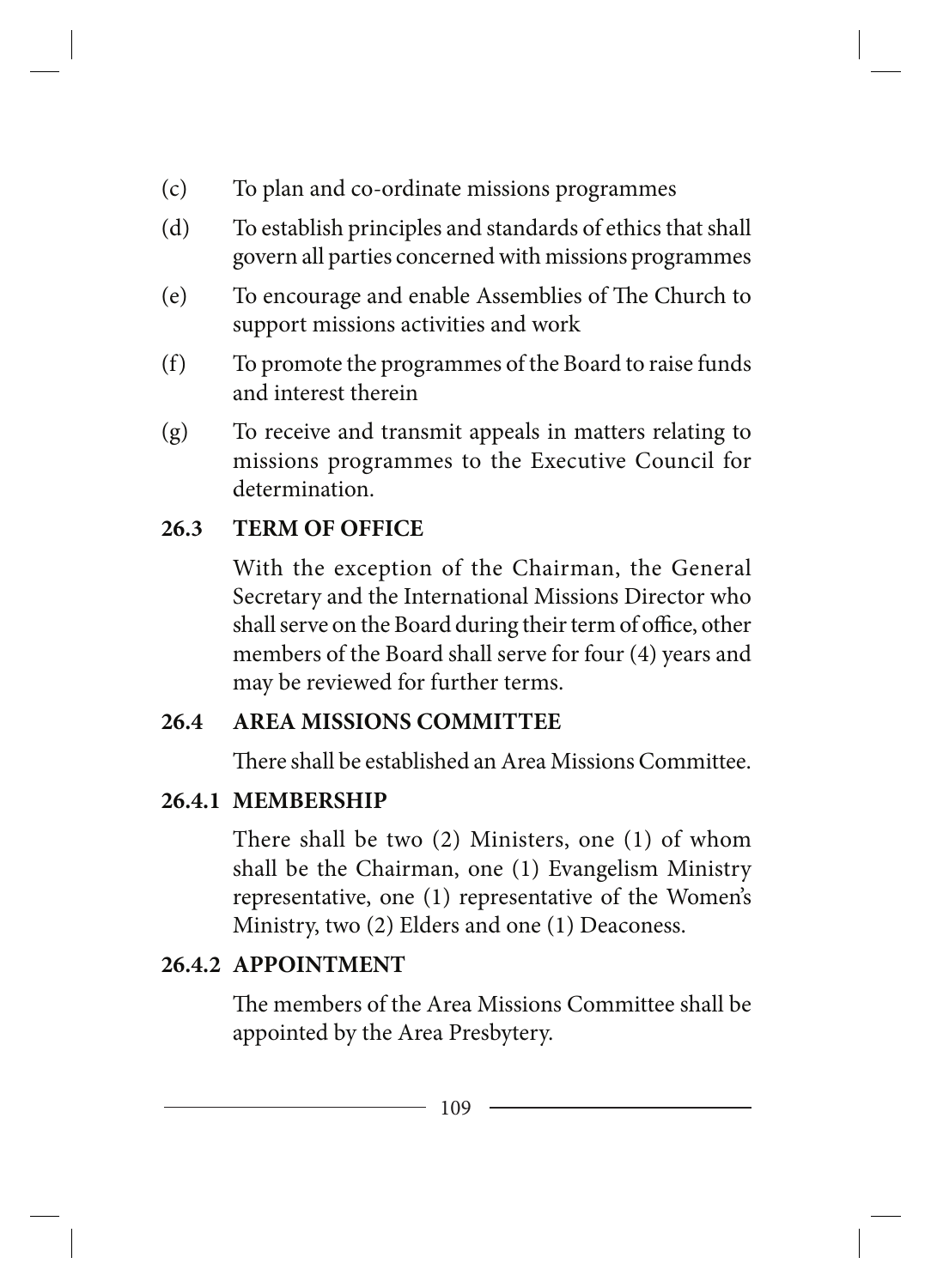(c) To plan and co-ordinate missions programmes

(d) To establish principles and standards of ethics that shall govern all parties concerned with missions programmes

(e) To encourage and enable Assemblies of The Church to support missions activities and work

(f) To promote the programmes of the Board to raise funds and interest therein

(g) To receive and transmit appeals in matters relating to missions programmes to the Executive Council for determination.

**26.3 TERM OF OFFICE**

With the exception of the Chairman, the General Secretary and the International Missions Director who shall serve on the Board during their term of office, other members of the Board shall serve for four (4) years and may be reviewed for further terms.

**26.4 AREA MISSIONS COMMITTEE**

There shall be established an Area Missions Committee.

**26.4.1 MEMBERSHIP**

There shall be two (2) Ministers, one (1) of whom shall be the Chairman, one (1) Evangelism Ministry representative, one (1) representative of the Women's Ministry, two (2) Elders and one (1) Deaconess.

**26.4.2 APPOINTMENT**

The members of the Area Missions Committee shall be appointed by the Area Presbytery.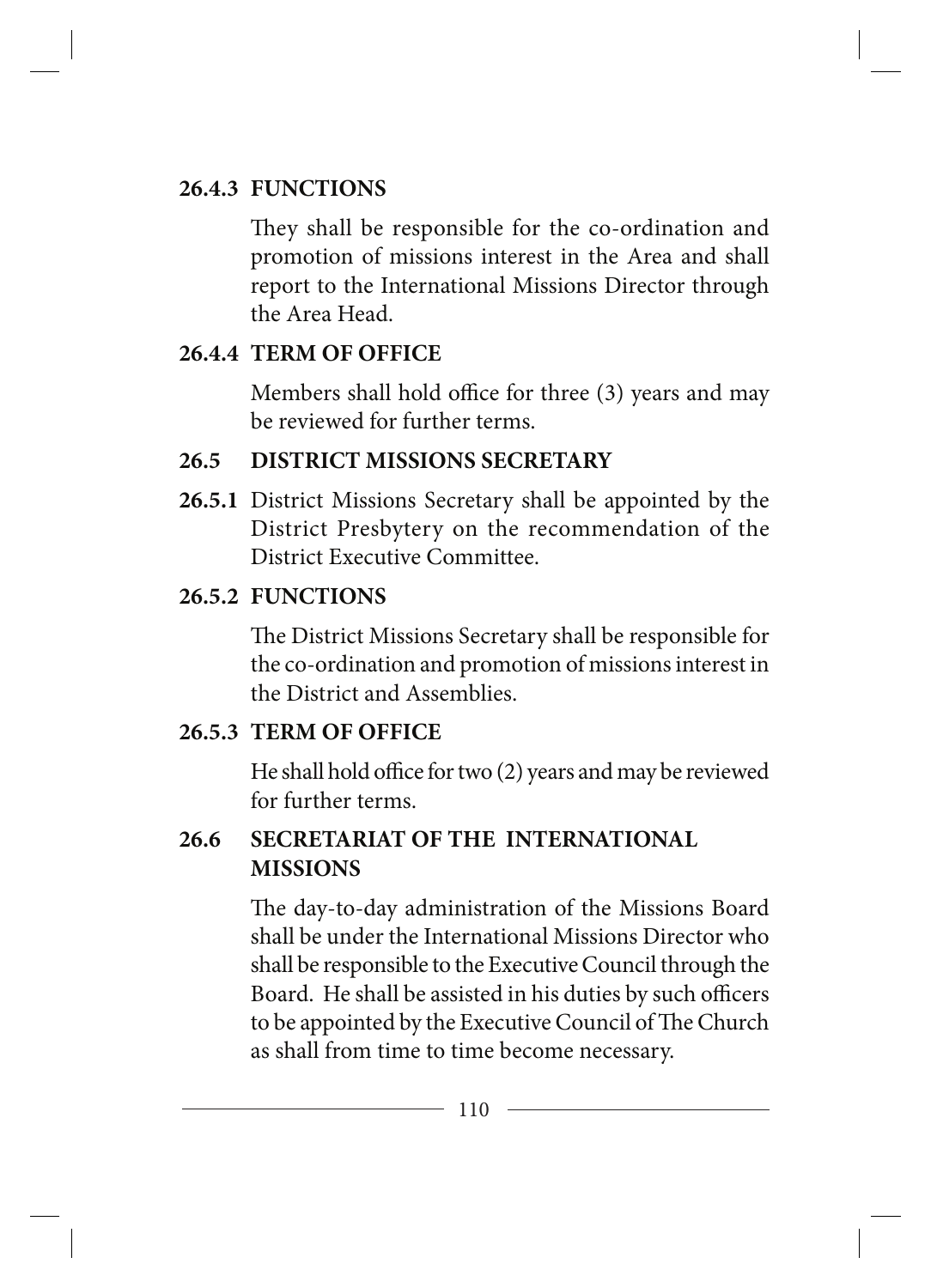### 26.4.3 FUNCTIONS

They shall be responsible for the co-ordination and promotion of missions interest in the Area and shall report to the International Missions Director through the Area Head.

### 26.4.4 TERM OF OFFICE

Members shall hold office for three (3) years and may be reviewed for further terms.

## 26.5 DISTRICT MISSIONS SECRETARY

**26.5.1** District Missions Secretary shall be appointed by the District Presbytery on the recommendation of the District Executive Committee.

### 26.5.2 FUNCTIONS

The District Missions Secretary shall be responsible for the co-ordination and promotion of missions interest in the District and Assemblies.

### 26.5.3 TERM OF OFFICE

He shall hold office for two (2) years and may be reviewed for further terms.

## 26.6 SECRETARIAT OF THE INTERNATIONAL MISSIONS

The day-to-day administration of the Missions Board shall be under the International Missions Director who shall be responsible to the Executive Council through the Board. He shall be assisted in his duties by such officers to be appointed by the Executive Council of The Church as shall from time to time become necessary.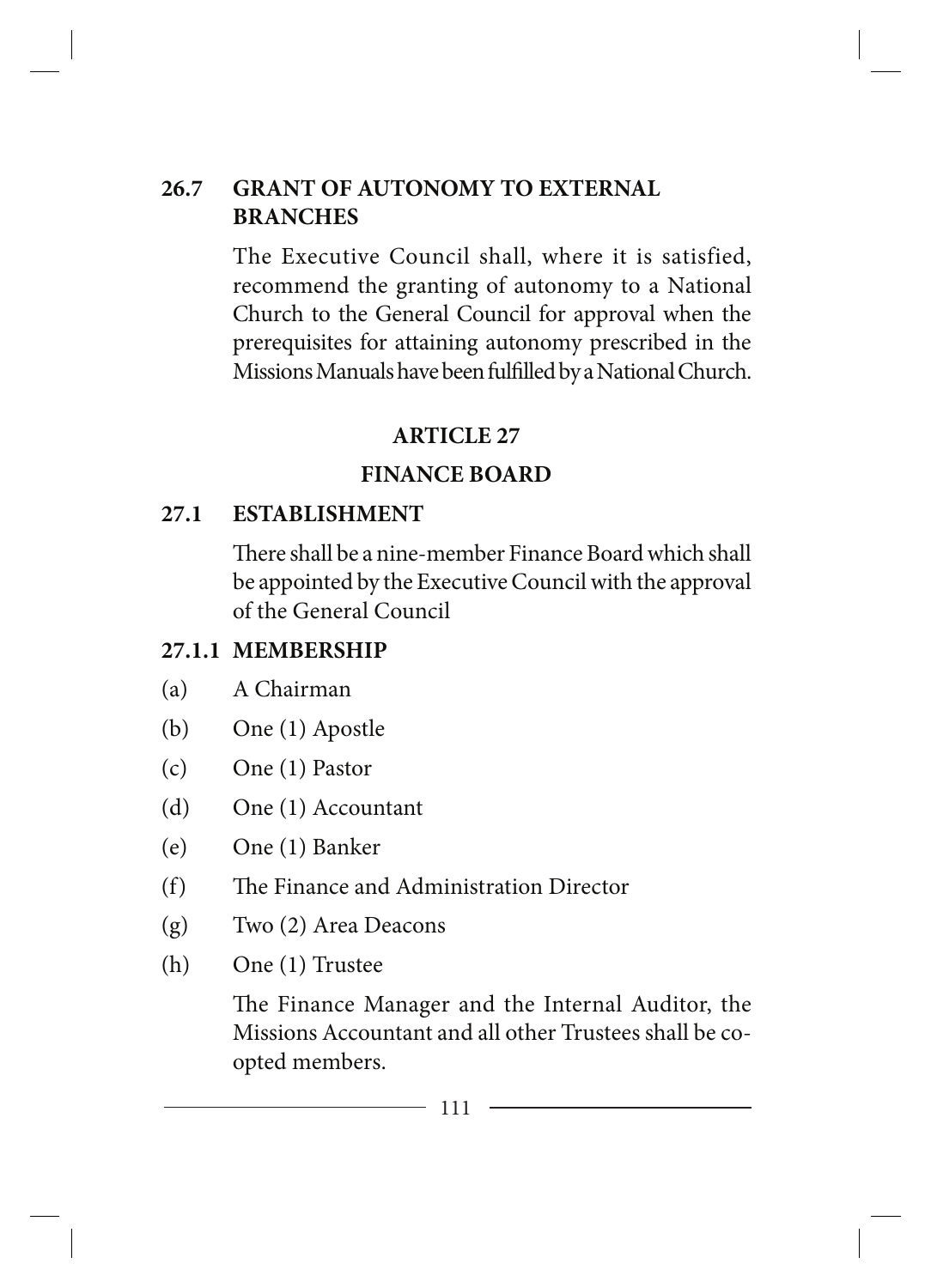### 26.7 GRANT OF AUTONOMY TO EXTERNAL BRANCHES

The Executive Council shall, where it is satisfied, recommend the granting of autonomy to a National Church to the General Council for approval when the prerequisites for attaining autonomy prescribed in the Missions Manuals have been fulfilled by a National Church.

## ARTICLE 27

## FINANCE BOARD

### 27.1 ESTABLISHMENT

There shall be a nine-member Finance Board which shall be appointed by the Executive Council with the approval of the General Council

### 27.1.1 MEMBERSHIP

(a) A Chairman

(b) One (1) Apostle

(c) One (1) Pastor

(d) One (1) Accountant

(e) One (1) Banker

(f) The Finance and Administration Director

(g) Two (2) Area Deacons

(h) One (1) Trustee

The Finance Manager and the Internal Auditor, the Missions Accountant and all other Trustees shall be co-opted members.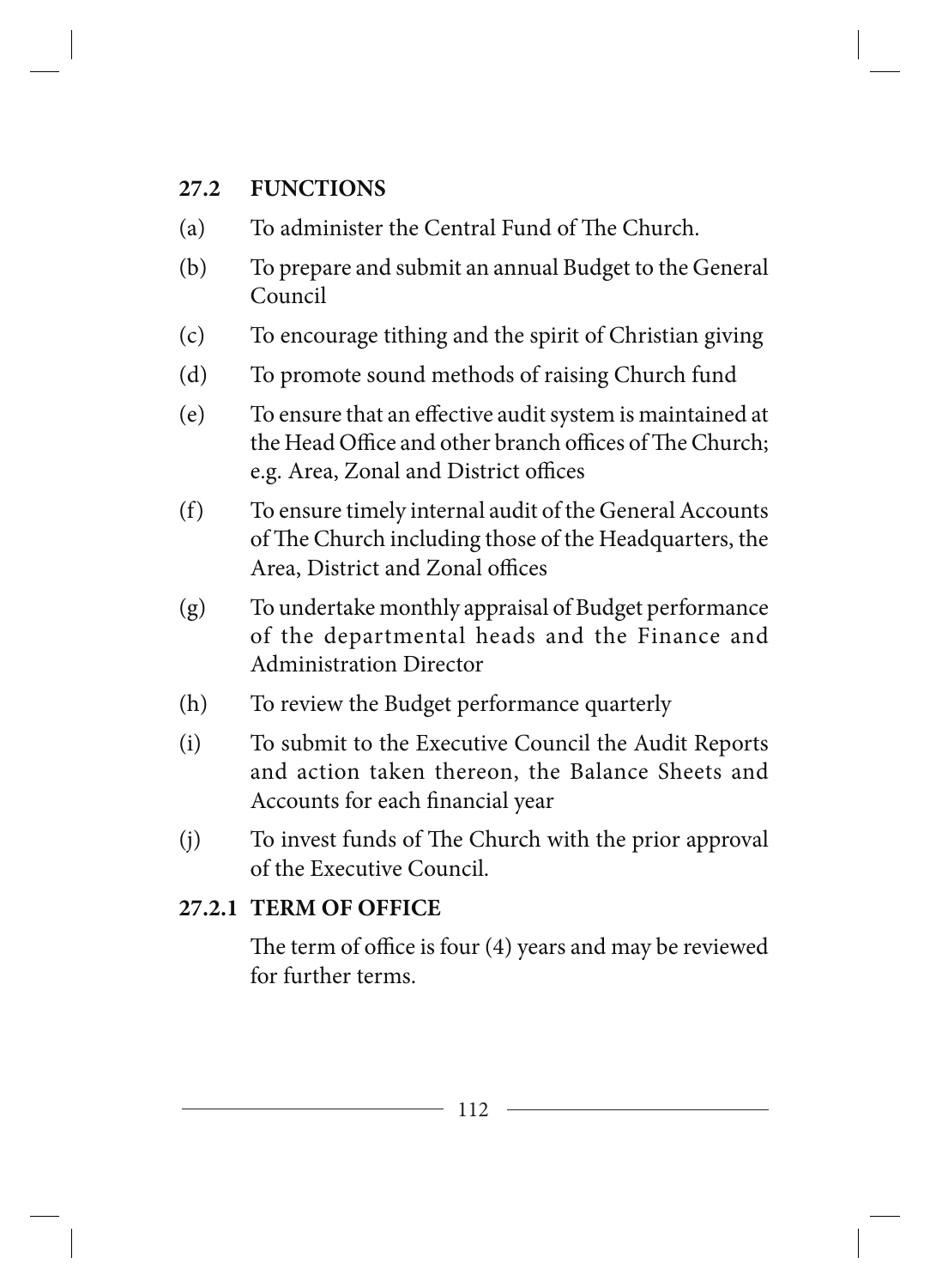## 27.2 FUNCTIONS

(a) To administer the Central Fund of The Church.

(b) To prepare and submit an annual Budget to the General Council

(c) To encourage tithing and the spirit of Christian giving

(d) To promote sound methods of raising Church fund

(e) To ensure that an effective audit system is maintained at the Head Office and other branch offices of The Church; e.g. Area, Zonal and District offices

(f) To ensure timely internal audit of the General Accounts of The Church including those of the Headquarters, the Area, District and Zonal offices

(g) To undertake monthly appraisal of Budget performance of the departmental heads and the Finance and Administration Director

(h) To review the Budget performance quarterly

(i) To submit to the Executive Council the Audit Reports and action taken thereon, the Balance Sheets and Accounts for each financial year

(j) To invest funds of The Church with the prior approval of the Executive Council.

### 27.2.1 TERM OF OFFICE

The term of office is four (4) years and may be reviewed for further terms.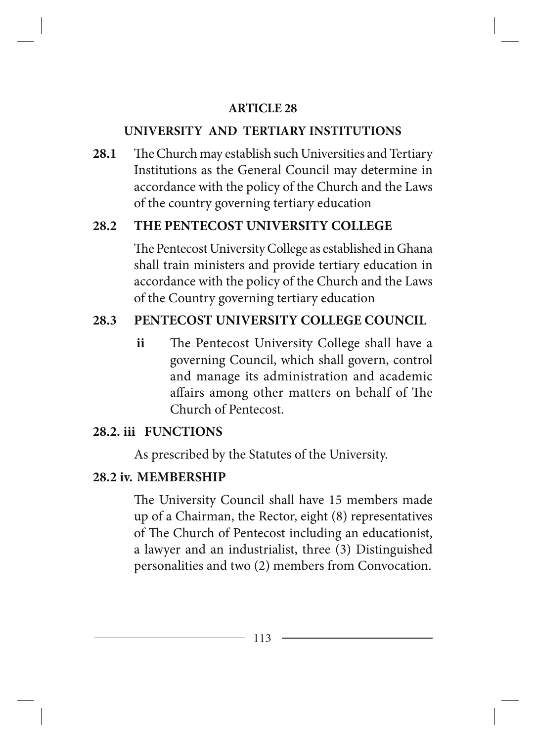## ARTICLE 28

### UNIVERSITY AND TERTIARY INSTITUTIONS

**28.1** The Church may establish such Universities and Tertiary Institutions as the General Council may determine in accordance with the policy of the Church and the Laws of the country governing tertiary education

**28.2 THE PENTECOST UNIVERSITY COLLEGE**

The Pentecost University College as established in Ghana shall train ministers and provide tertiary education in accordance with the policy of the Church and the Laws of the Country governing tertiary education

**28.3 PENTECOST UNIVERSITY COLLEGE COUNCIL**

**ii** The Pentecost University College shall have a governing Council, which shall govern, control and manage its administration and academic affairs among other matters on behalf of The Church of Pentecost.

**28.2. iii FUNCTIONS**

As prescribed by the Statutes of the University.

**28.2 iv. MEMBERSHIP**

The University Council shall have 15 members made up of a Chairman, the Rector, eight (8) representatives of The Church of Pentecost including an educationist, a lawyer and an industrialist, three (3) Distinguished personalities and two (2) members from Convocation.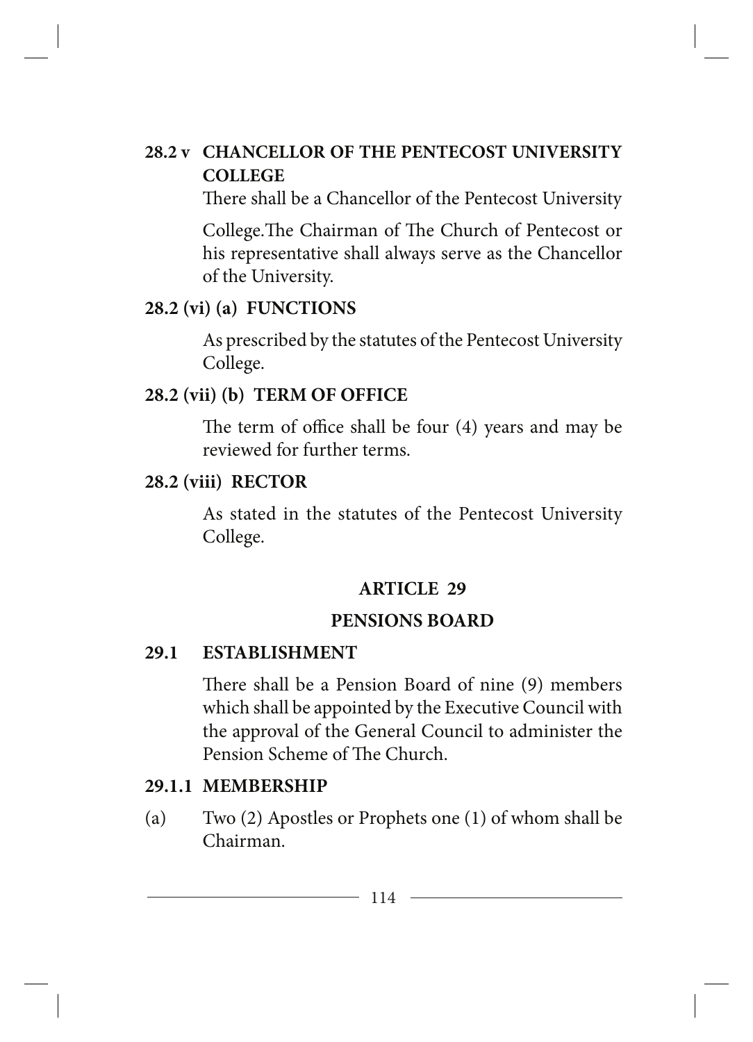**28.2 v CHANCELLOR OF THE PENTECOST UNIVERSITY COLLEGE**

There shall be a Chancellor of the Pentecost University

College.The Chairman of The Church of Pentecost or his representative shall always serve as the Chancellor of the University.

**28.2 (vi) (a) FUNCTIONS**

As prescribed by the statutes of the Pentecost University College.

**28.2 (vii) (b) TERM OF OFFICE**

The term of office shall be four (4) years and may be reviewed for further terms.

**28.2 (viii) RECTOR**

As stated in the statutes of the Pentecost University College.

## ARTICLE 29

## PENSIONS BOARD

**29.1 ESTABLISHMENT**

There shall be a Pension Board of nine (9) members which shall be appointed by the Executive Council with the approval of the General Council to administer the Pension Scheme of The Church.

**29.1.1 MEMBERSHIP**

(a) Two (2) Apostles or Prophets one (1) of whom shall be Chairman.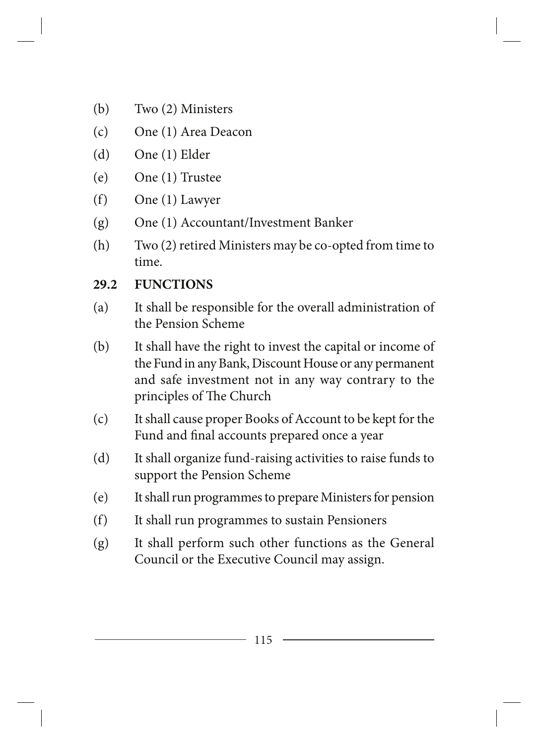(b) Two (2) Ministers

(c) One (1) Area Deacon

(d) One (1) Elder

(e) One (1) Trustee

(f) One (1) Lawyer

(g) One (1) Accountant/Investment Banker

(h) Two (2) retired Ministers may be co-opted from time to time.

**29.2 FUNCTIONS**

(a) It shall be responsible for the overall administration of the Pension Scheme

(b) It shall have the right to invest the capital or income of the Fund in any Bank, Discount House or any permanent and safe investment not in any way contrary to the principles of The Church

(c) It shall cause proper Books of Account to be kept for the Fund and final accounts prepared once a year

(d) It shall organize fund-raising activities to raise funds to support the Pension Scheme

(e) It shall run programmes to prepare Ministers for pension

(f) It shall run programmes to sustain Pensioners

(g) It shall perform such other functions as the General Council or the Executive Council may assign.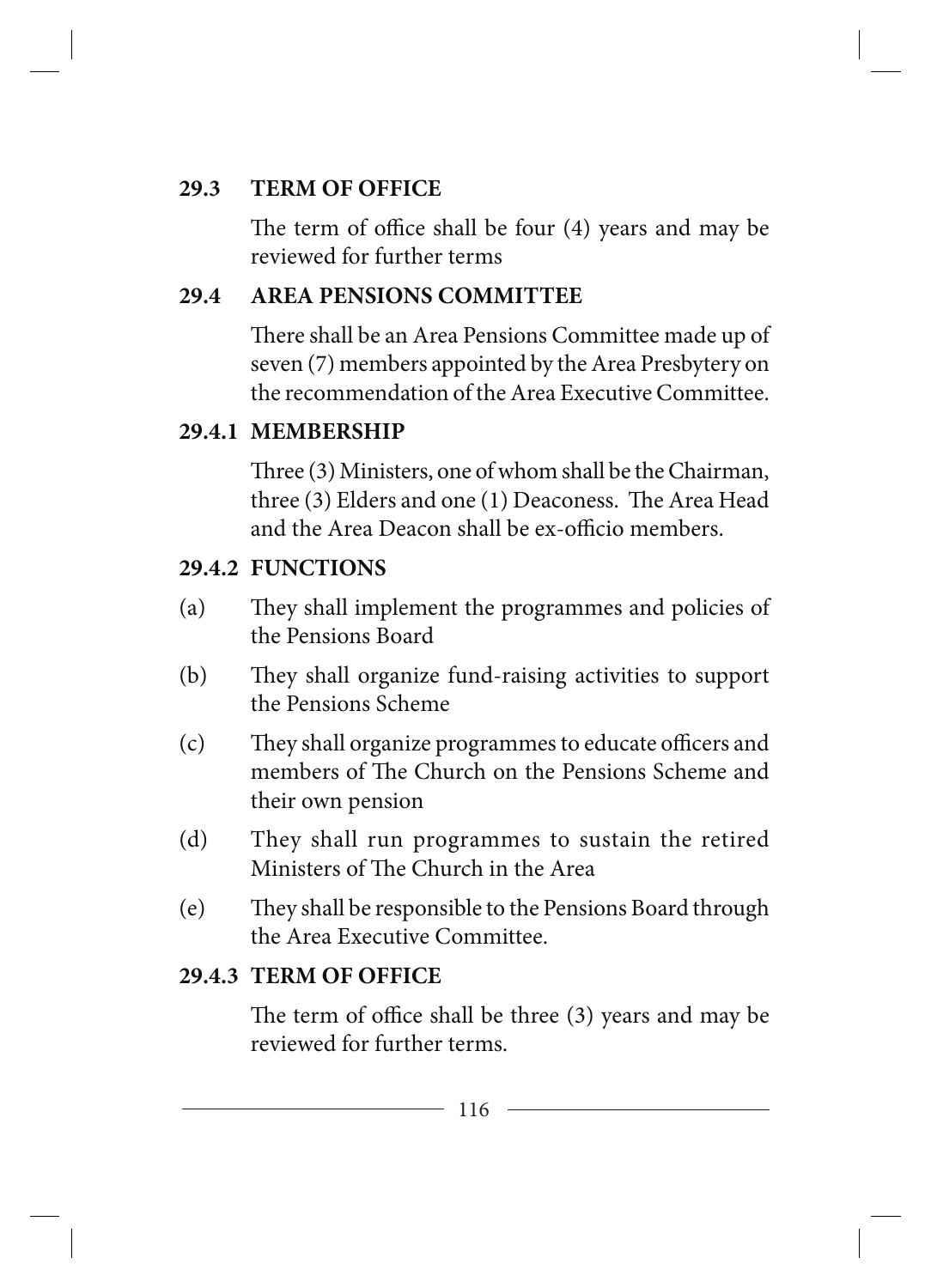## 29.3 TERM OF OFFICE

The term of office shall be four (4) years and may be reviewed for further terms

## 29.4 AREA PENSIONS COMMITTEE

There shall be an Area Pensions Committee made up of seven (7) members appointed by the Area Presbytery on the recommendation of the Area Executive Committee.

### 29.4.1 MEMBERSHIP

Three (3) Ministers, one of whom shall be the Chairman, three (3) Elders and one (1) Deaconess. The Area Head and the Area Deacon shall be ex-officio members.

### 29.4.2 FUNCTIONS

(a) They shall implement the programmes and policies of the Pensions Board

(b) They shall organize fund-raising activities to support the Pensions Scheme

(c) They shall organize programmes to educate officers and members of The Church on the Pensions Scheme and their own pension

(d) They shall run programmes to sustain the retired Ministers of The Church in the Area

(e) They shall be responsible to the Pensions Board through the Area Executive Committee.

### 29.4.3 TERM OF OFFICE

The term of office shall be three (3) years and may be reviewed for further terms.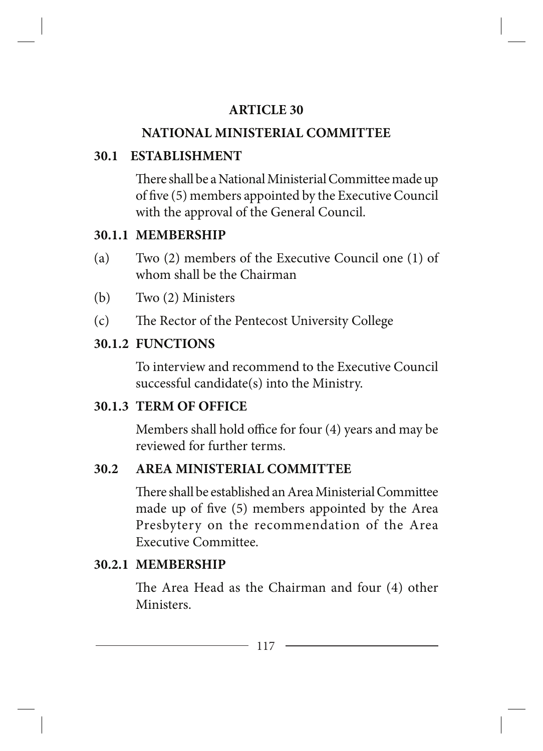## ARTICLE 30

## NATIONAL MINISTERIAL COMMITTEE

### 30.1 ESTABLISHMENT

There shall be a National Ministerial Committee made up of five (5) members appointed by the Executive Council with the approval of the General Council.

#### 30.1.1 MEMBERSHIP

(a) Two (2) members of the Executive Council one (1) of whom shall be the Chairman

(b) Two (2) Ministers

(c) The Rector of the Pentecost University College

#### 30.1.2 FUNCTIONS

To interview and recommend to the Executive Council successful candidate(s) into the Ministry.

#### 30.1.3 TERM OF OFFICE

Members shall hold office for four (4) years and may be reviewed for further terms.

### 30.2 AREA MINISTERIAL COMMITTEE

There shall be established an Area Ministerial Committee made up of five (5) members appointed by the Area Presbytery on the recommendation of the Area Executive Committee.

#### 30.2.1 MEMBERSHIP

The Area Head as the Chairman and four (4) other Ministers.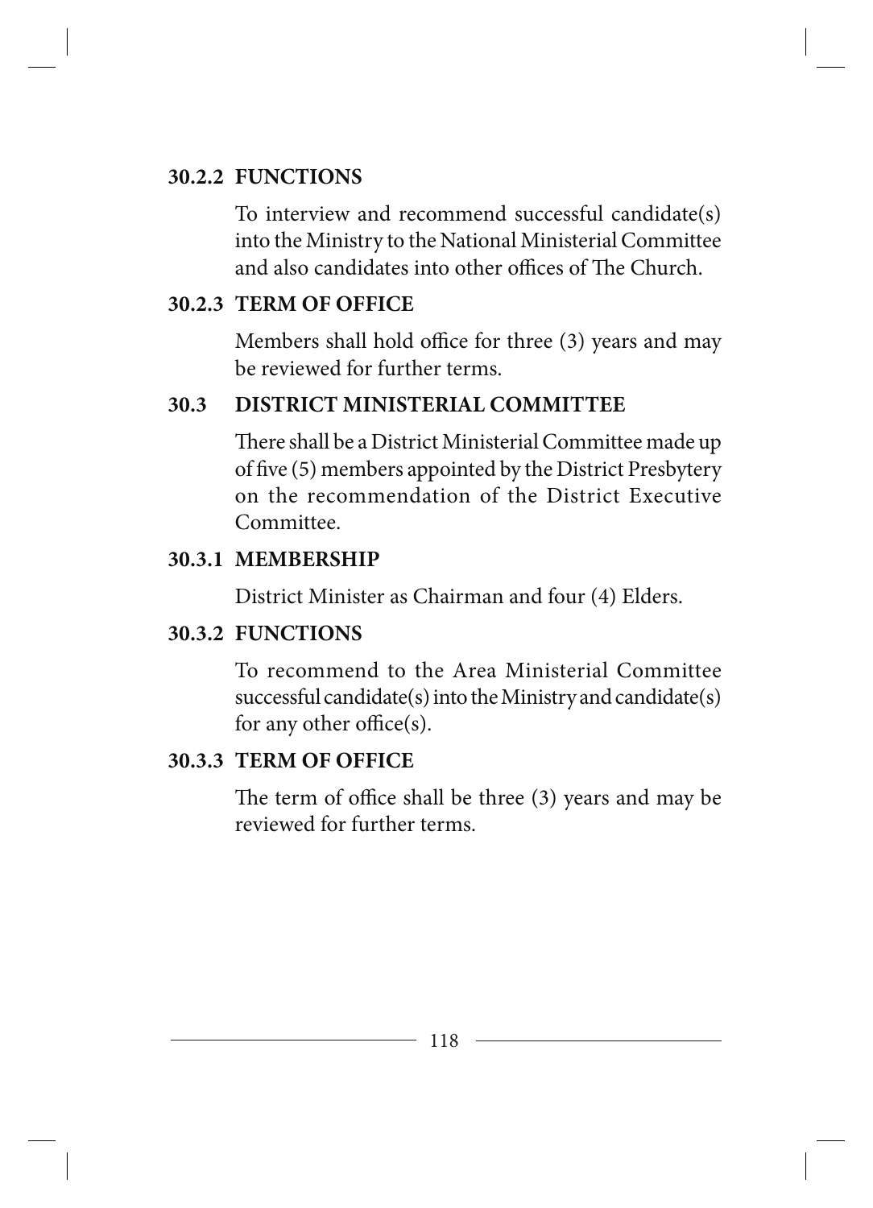### 30.2.2 FUNCTIONS

To interview and recommend successful candidate(s) into the Ministry to the National Ministerial Committee and also candidates into other offices of The Church.

### 30.2.3 TERM OF OFFICE

Members shall hold office for three (3) years and may be reviewed for further terms.

## 30.3 DISTRICT MINISTERIAL COMMITTEE

There shall be a District Ministerial Committee made up of five (5) members appointed by the District Presbytery on the recommendation of the District Executive Committee.

### 30.3.1 MEMBERSHIP

District Minister as Chairman and four (4) Elders.

### 30.3.2 FUNCTIONS

To recommend to the Area Ministerial Committee successful candidate(s) into the Ministry and candidate(s) for any other office(s).

### 30.3.3 TERM OF OFFICE

The term of office shall be three (3) years and may be reviewed for further terms.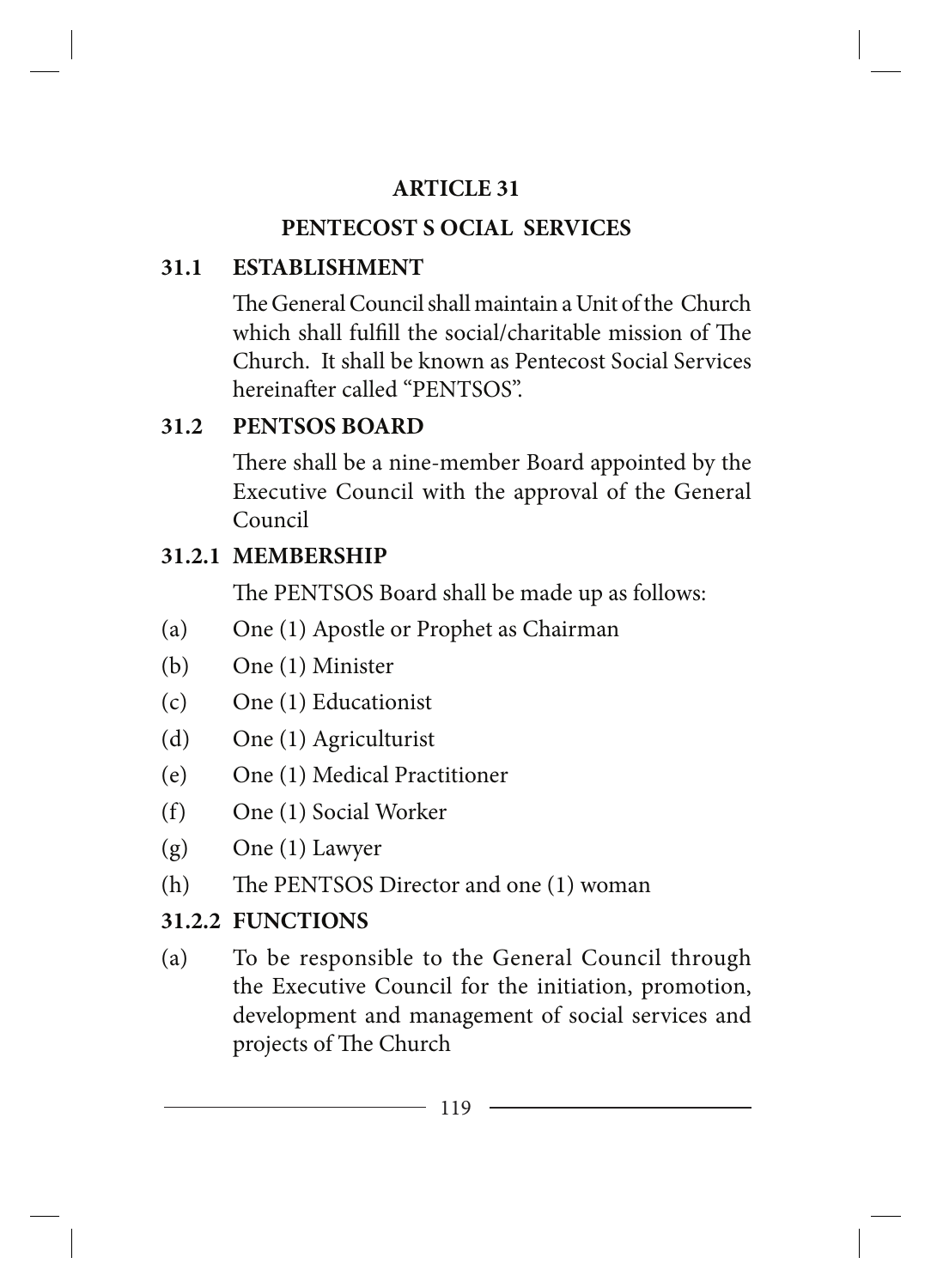## ARTICLE 31

## PENTECOST S OCIAL SERVICES

### 31.1 ESTABLISHMENT

The General Council shall maintain a Unit of the Church which shall fulfill the social/charitable mission of The Church. It shall be known as Pentecost Social Services hereinafter called "PENTSOS".

### 31.2 PENTSOS BOARD

There shall be a nine-member Board appointed by the Executive Council with the approval of the General Council

### 31.2.1 MEMBERSHIP

The PENTSOS Board shall be made up as follows:

(a) One (1) Apostle or Prophet as Chairman

(b) One (1) Minister

(c) One (1) Educationist

(d) One (1) Agriculturist

(e) One (1) Medical Practitioner

(f) One (1) Social Worker

(g) One (1) Lawyer

(h) The PENTSOS Director and one (1) woman

### 31.2.2 FUNCTIONS

(a) To be responsible to the General Council through the Executive Council for the initiation, promotion, development and management of social services and projects of The Church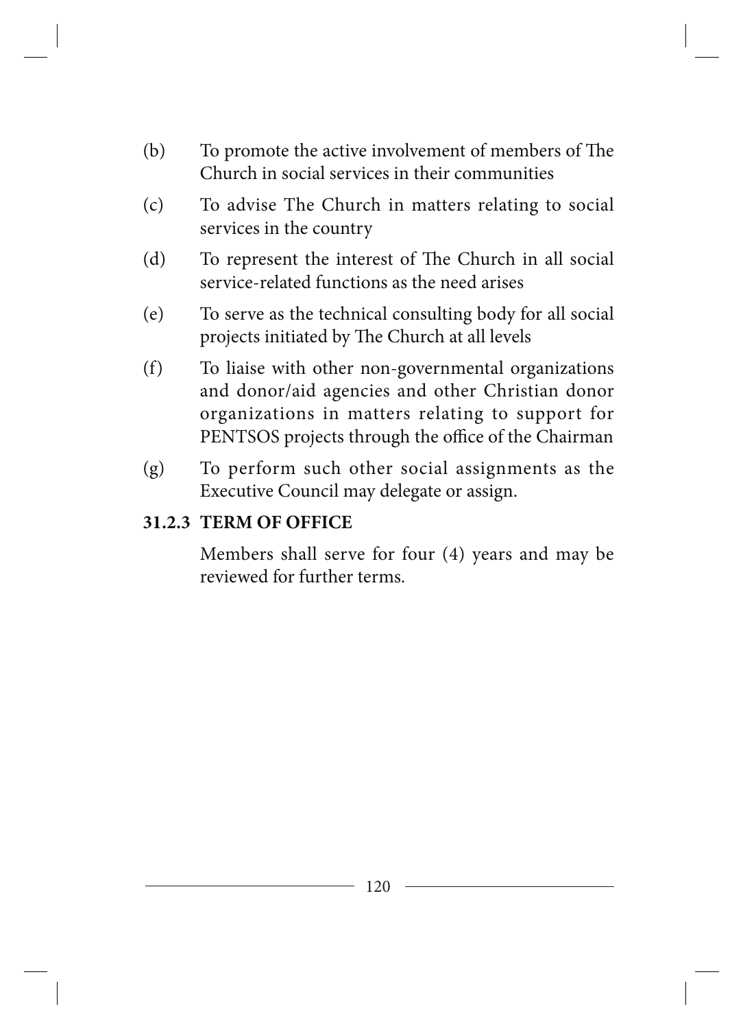(b) To promote the active involvement of members of The Church in social services in their communities

(c) To advise The Church in matters relating to social services in the country

(d) To represent the interest of The Church in all social service-related functions as the need arises

(e) To serve as the technical consulting body for all social projects initiated by The Church at all levels

(f) To liaise with other non-governmental organizations and donor/aid agencies and other Christian donor organizations in matters relating to support for PENTSOS projects through the office of the Chairman

(g) To perform such other social assignments as the Executive Council may delegate or assign.

### 31.2.3 TERM OF OFFICE

Members shall serve for four (4) years and may be reviewed for further terms.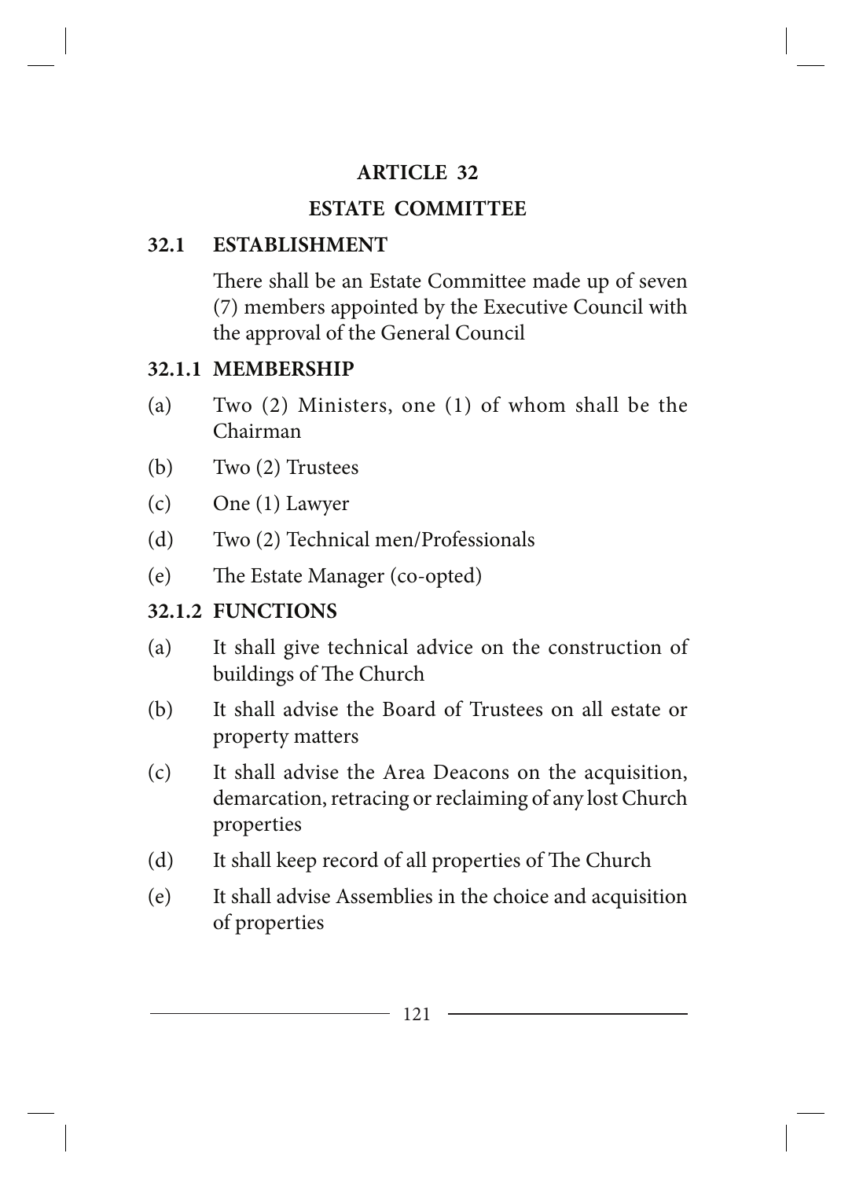## ARTICLE 32

## ESTATE COMMITTEE

### 32.1 ESTABLISHMENT

There shall be an Estate Committee made up of seven (7) members appointed by the Executive Council with the approval of the General Council

#### 32.1.1 MEMBERSHIP

(a) Two (2) Ministers, one (1) of whom shall be the Chairman

(b) Two (2) Trustees

(c) One (1) Lawyer

(d) Two (2) Technical men/Professionals

(e) The Estate Manager (co-opted)

#### 32.1.2 FUNCTIONS

(a) It shall give technical advice on the construction of buildings of The Church

(b) It shall advise the Board of Trustees on all estate or property matters

(c) It shall advise the Area Deacons on the acquisition, demarcation, retracing or reclaiming of any lost Church properties

(d) It shall keep record of all properties of The Church

(e) It shall advise Assemblies in the choice and acquisition of properties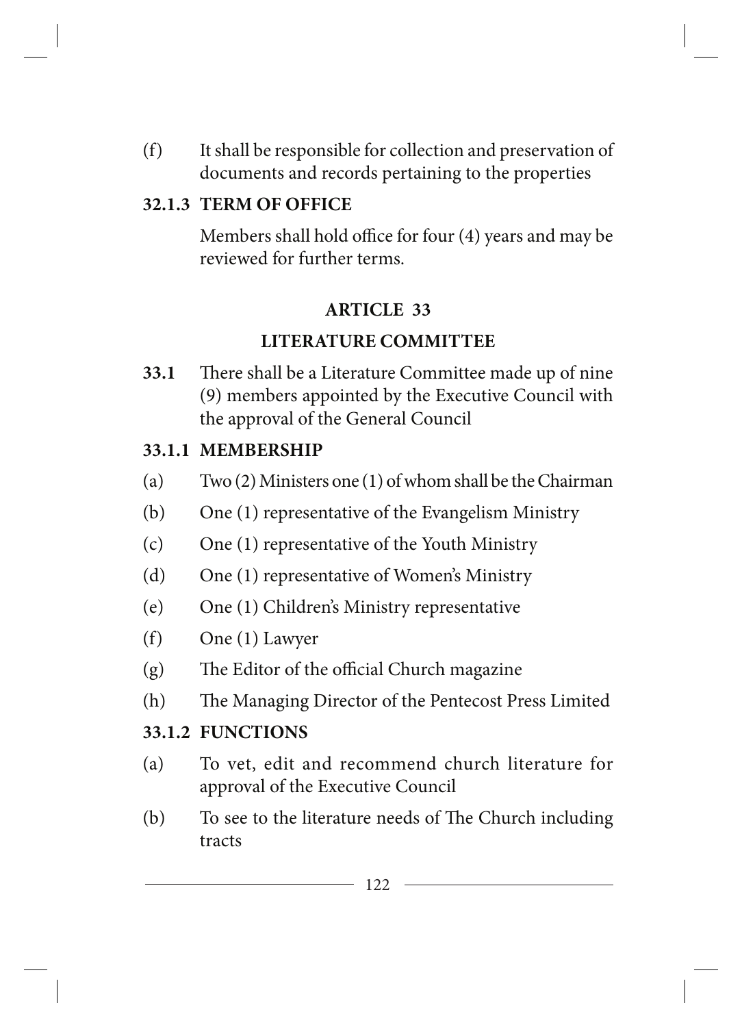(f) It shall be responsible for collection and preservation of documents and records pertaining to the properties

**32.1.3 TERM OF OFFICE**

Members shall hold office for four (4) years and may be reviewed for further terms.

## ARTICLE 33

## LITERATURE COMMITTEE

**33.1** There shall be a Literature Committee made up of nine (9) members appointed by the Executive Council with the approval of the General Council

**33.1.1 MEMBERSHIP**

(a) Two (2) Ministers one (1) of whom shall be the Chairman

(b) One (1) representative of the Evangelism Ministry

(c) One (1) representative of the Youth Ministry

(d) One (1) representative of Women's Ministry

(e) One (1) Children's Ministry representative

(f) One (1) Lawyer

(g) The Editor of the official Church magazine

(h) The Managing Director of the Pentecost Press Limited

**33.1.2 FUNCTIONS**

(a) To vet, edit and recommend church literature for approval of the Executive Council

(b) To see to the literature needs of The Church including tracts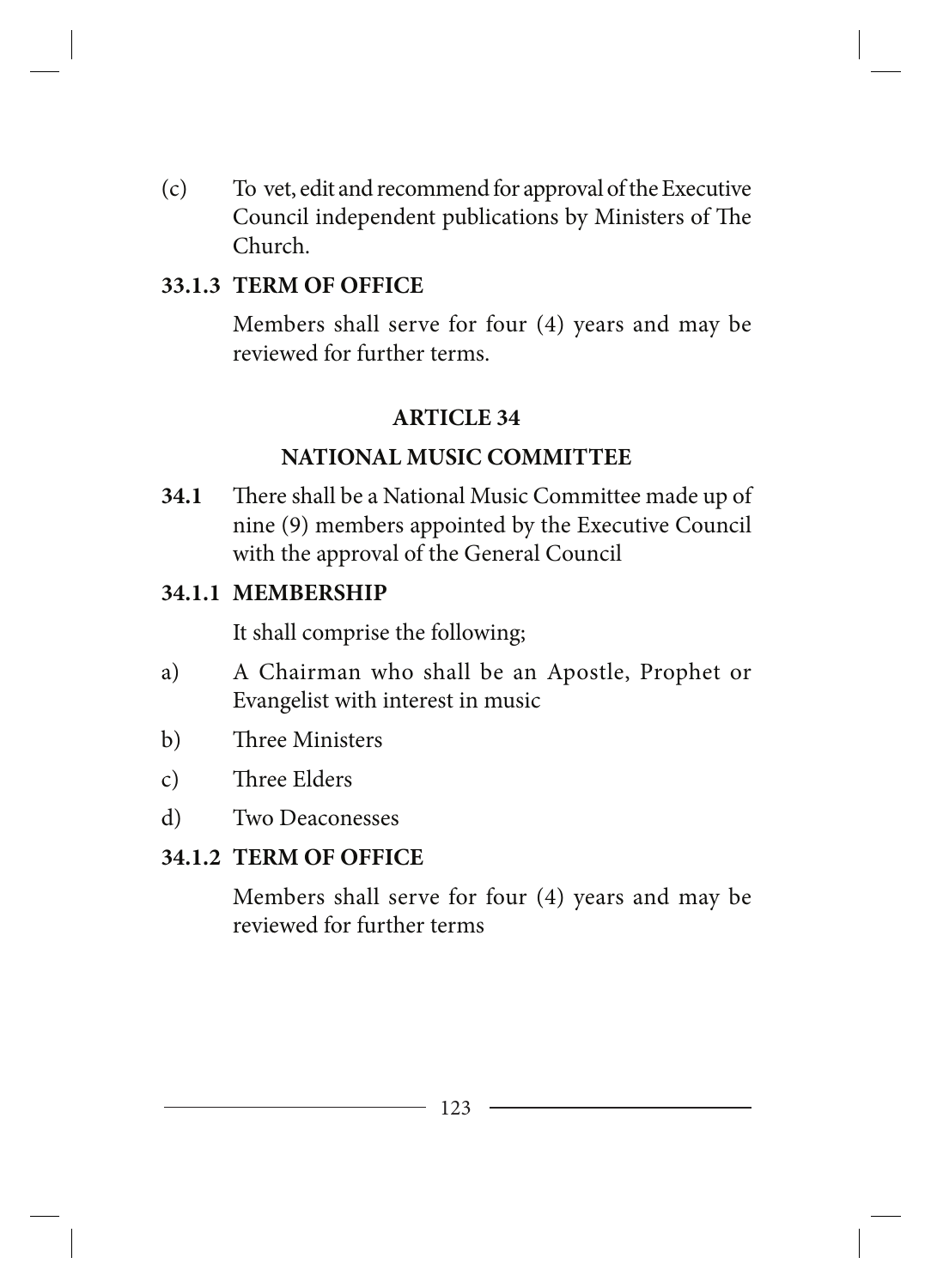(c) To vet, edit and recommend for approval of the Executive Council independent publications by Ministers of The Church.

**33.1.3 TERM OF OFFICE**

Members shall serve for four (4) years and may be reviewed for further terms.

## ARTICLE 34

## NATIONAL MUSIC COMMITTEE

**34.1** There shall be a National Music Committee made up of nine (9) members appointed by the Executive Council with the approval of the General Council

**34.1.1 MEMBERSHIP**

It shall comprise the following;

a) A Chairman who shall be an Apostle, Prophet or Evangelist with interest in music

b) Three Ministers

c) Three Elders

d) Two Deaconesses

**34.1.2 TERM OF OFFICE**

Members shall serve for four (4) years and may be reviewed for further terms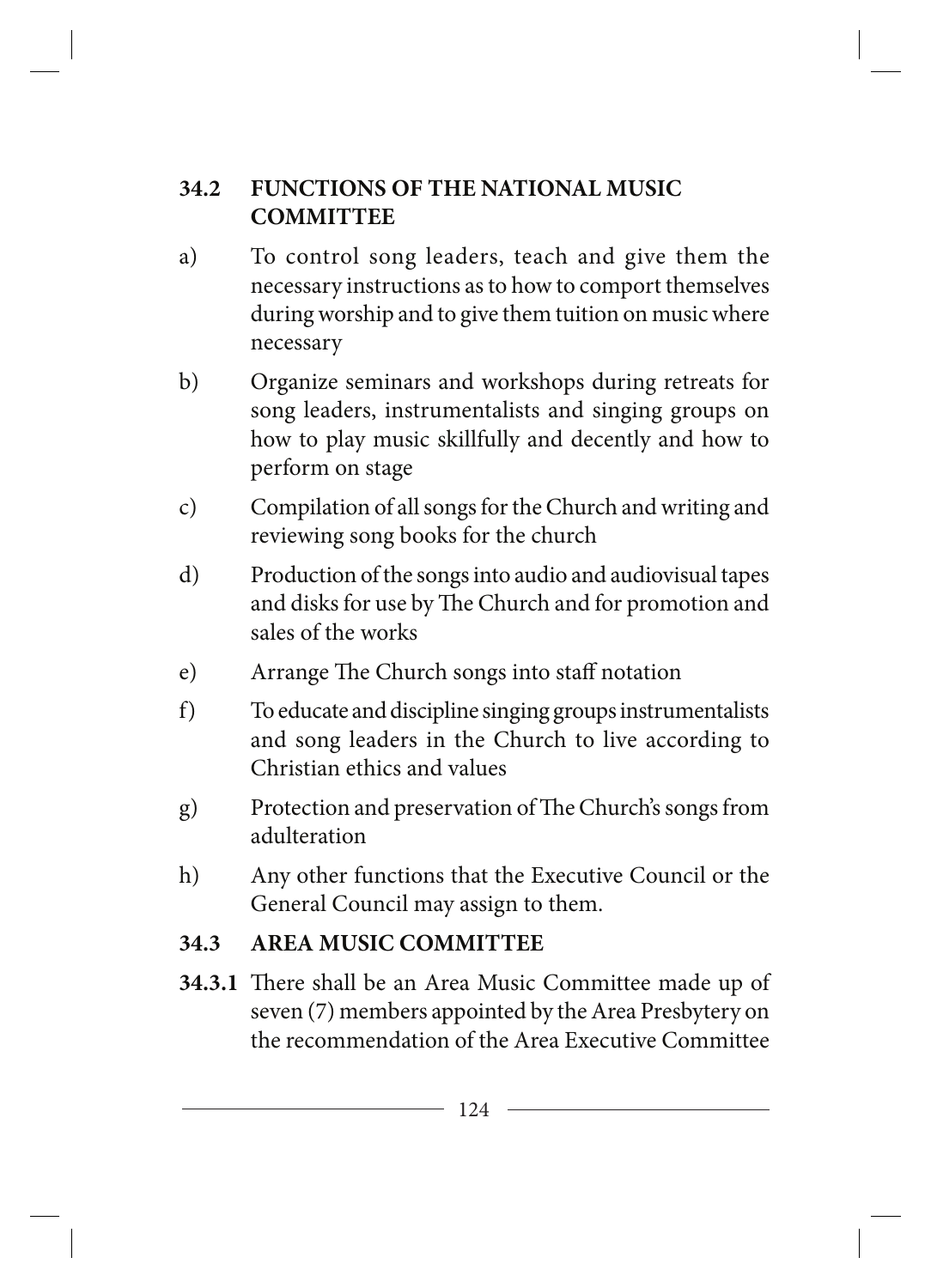## 34.2 FUNCTIONS OF THE NATIONAL MUSIC COMMITTEE

a) To control song leaders, teach and give them the necessary instructions as to how to comport themselves during worship and to give them tuition on music where necessary

b) Organize seminars and workshops during retreats for song leaders, instrumentalists and singing groups on how to play music skillfully and decently and how to perform on stage

c) Compilation of all songs for the Church and writing and reviewing song books for the church

d) Production of the songs into audio and audiovisual tapes and disks for use by The Church and for promotion and sales of the works

e) Arrange The Church songs into staff notation

f) To educate and discipline singing groups instrumentalists and song leaders in the Church to live according to Christian ethics and values

g) Protection and preservation of The Church's songs from adulteration

h) Any other functions that the Executive Council or the General Council may assign to them.

## 34.3 AREA MUSIC COMMITTEE

**34.3.1** There shall be an Area Music Committee made up of seven (7) members appointed by the Area Presbytery on the recommendation of the Area Executive Committee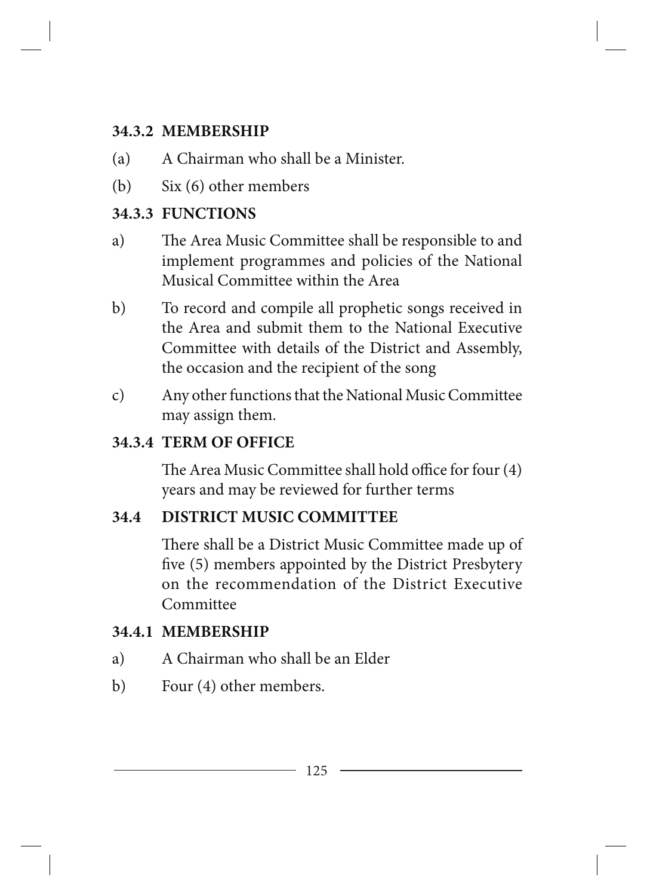### 34.3.2 MEMBERSHIP

(a) A Chairman who shall be a Minister.

(b) Six (6) other members

### 34.3.3 FUNCTIONS

a) The Area Music Committee shall be responsible to and implement programmes and policies of the National Musical Committee within the Area

b) To record and compile all prophetic songs received in the Area and submit them to the National Executive Committee with details of the District and Assembly, the occasion and the recipient of the song

c) Any other functions that the National Music Committee may assign them.

### 34.3.4 TERM OF OFFICE

The Area Music Committee shall hold office for four (4) years and may be reviewed for further terms

## 34.4 DISTRICT MUSIC COMMITTEE

There shall be a District Music Committee made up of five (5) members appointed by the District Presbytery on the recommendation of the District Executive Committee

### 34.4.1 MEMBERSHIP

a) A Chairman who shall be an Elder

b) Four (4) other members.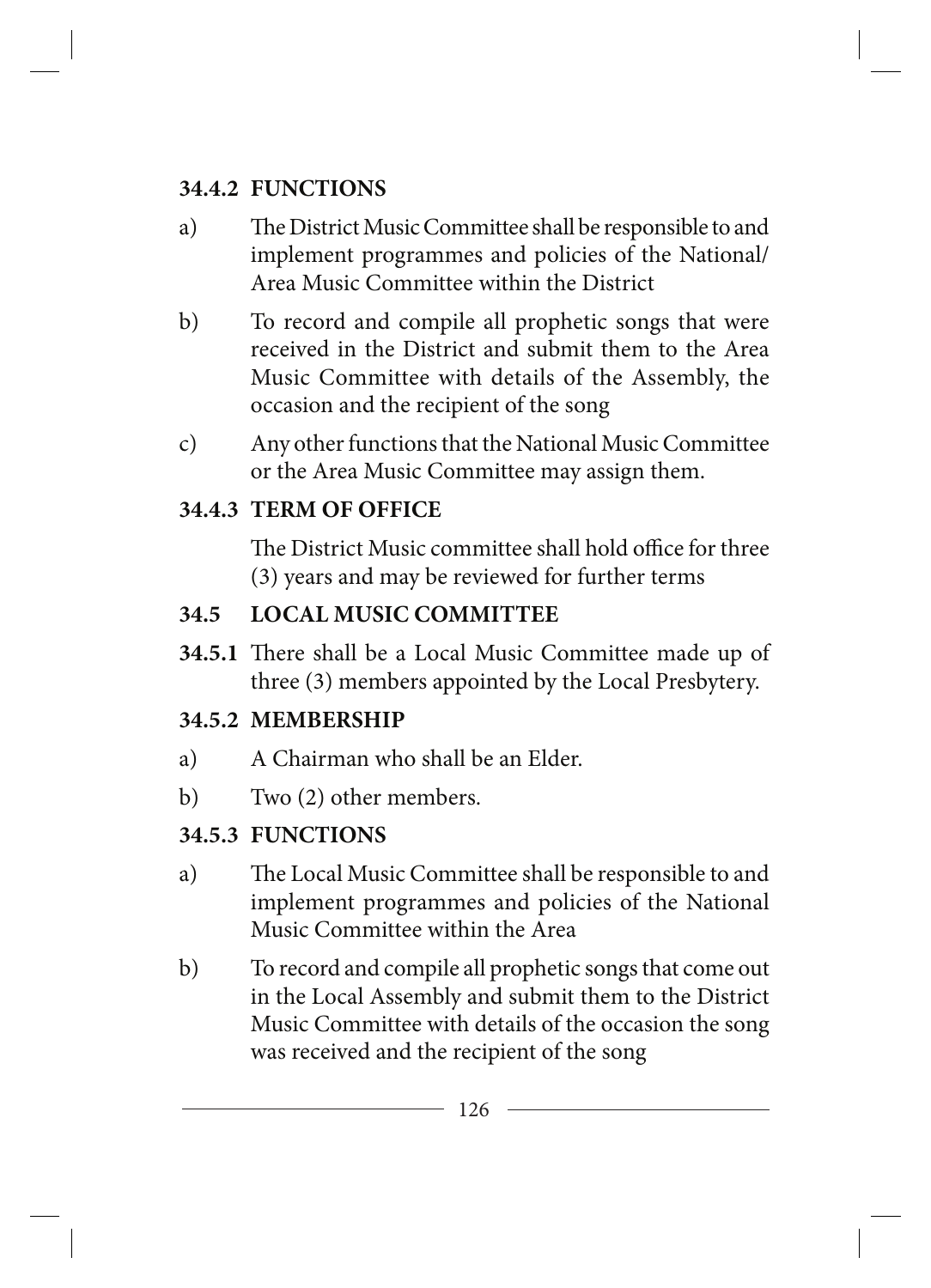### 34.4.2 FUNCTIONS

a) The District Music Committee shall be responsible to and implement programmes and policies of the National/ Area Music Committee within the District

b) To record and compile all prophetic songs that were received in the District and submit them to the Area Music Committee with details of the Assembly, the occasion and the recipient of the song

c) Any other functions that the National Music Committee or the Area Music Committee may assign them.

### 34.4.3 TERM OF OFFICE

The District Music committee shall hold office for three (3) years and may be reviewed for further terms

## 34.5 LOCAL MUSIC COMMITTEE

**34.5.1** There shall be a Local Music Committee made up of three (3) members appointed by the Local Presbytery.

### 34.5.2 MEMBERSHIP

a) A Chairman who shall be an Elder.

b) Two (2) other members.

### 34.5.3 FUNCTIONS

a) The Local Music Committee shall be responsible to and implement programmes and policies of the National Music Committee within the Area

b) To record and compile all prophetic songs that come out in the Local Assembly and submit them to the District Music Committee with details of the occasion the song was received and the recipient of the song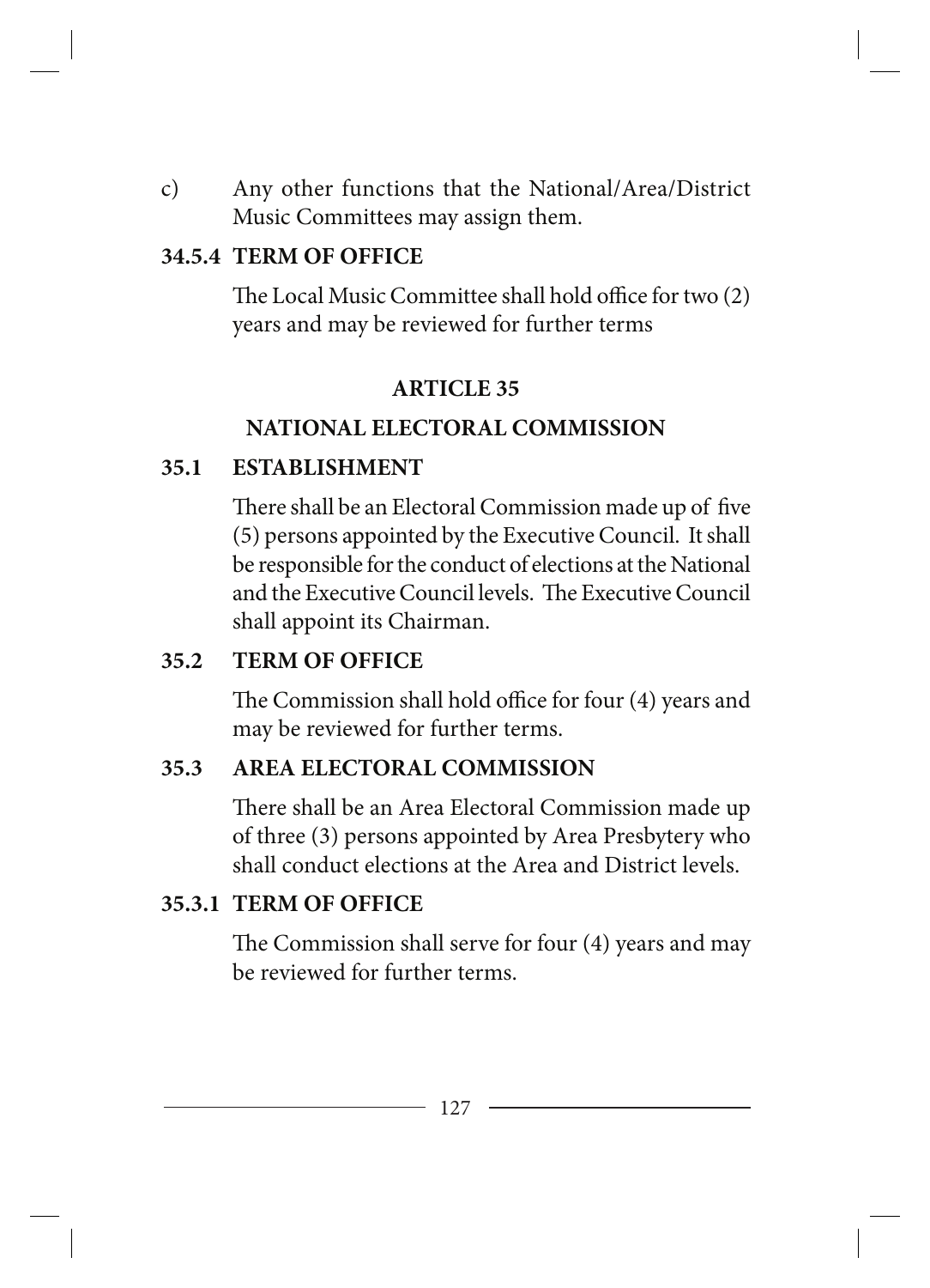c) Any other functions that the National/Area/District Music Committees may assign them.

**34.5.4 TERM OF OFFICE**

The Local Music Committee shall hold office for two (2) years and may be reviewed for further terms

## ARTICLE 35

## NATIONAL ELECTORAL COMMISSION

**35.1 ESTABLISHMENT**

There shall be an Electoral Commission made up of five (5) persons appointed by the Executive Council. It shall be responsible for the conduct of elections at the National and the Executive Council levels. The Executive Council shall appoint its Chairman.

**35.2 TERM OF OFFICE**

The Commission shall hold office for four (4) years and may be reviewed for further terms.

**35.3 AREA ELECTORAL COMMISSION**

There shall be an Area Electoral Commission made up of three (3) persons appointed by Area Presbytery who shall conduct elections at the Area and District levels.

**35.3.1 TERM OF OFFICE**

The Commission shall serve for four (4) years and may be reviewed for further terms.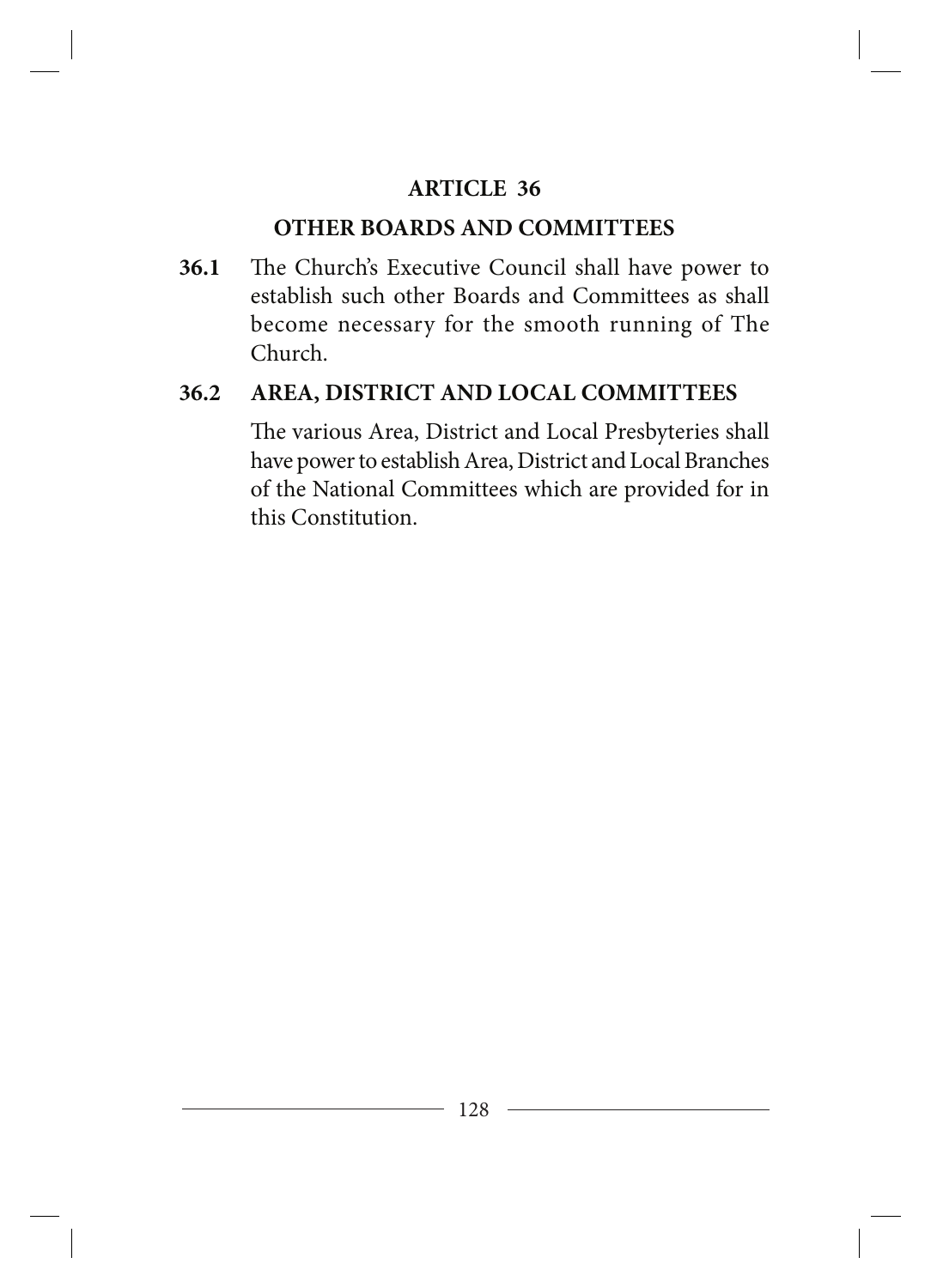## ARTICLE 36

## OTHER BOARDS AND COMMITTEES

**36.1** The Church's Executive Council shall have power to establish such other Boards and Committees as shall become necessary for the smooth running of The Church.

**36.2 AREA, DISTRICT AND LOCAL COMMITTEES**

The various Area, District and Local Presbyteries shall have power to establish Area, District and Local Branches of the National Committees which are provided for in this Constitution.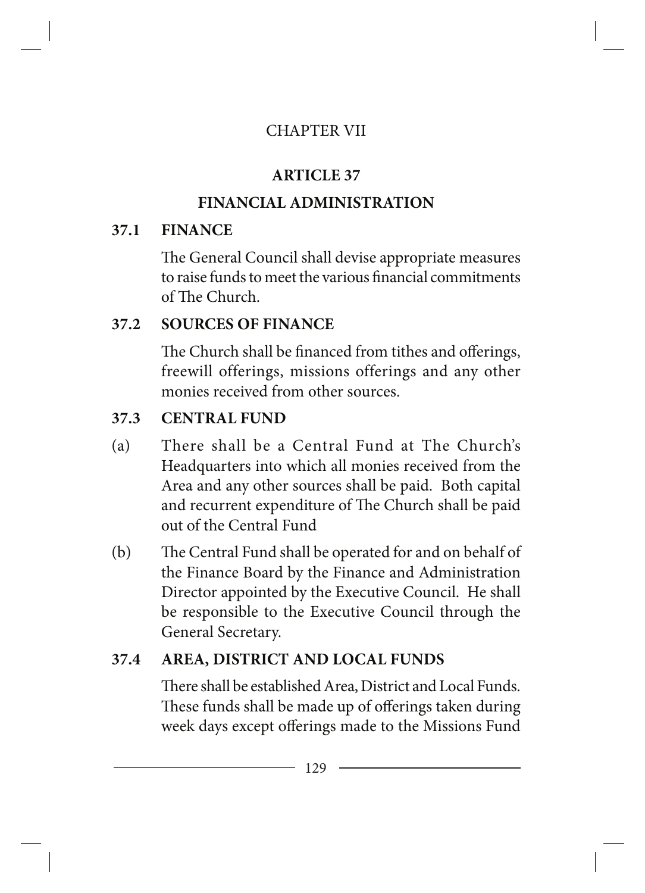CHAPTER VII

# ARTICLE 37

# FINANCIAL ADMINISTRATION

## 37.1 FINANCE

The General Council shall devise appropriate measures to raise funds to meet the various financial commitments of The Church.

## 37.2 SOURCES OF FINANCE

The Church shall be financed from tithes and offerings, freewill offerings, missions offerings and any other monies received from other sources.

## 37.3 CENTRAL FUND

(a) There shall be a Central Fund at The Church's Headquarters into which all monies received from the Area and any other sources shall be paid. Both capital and recurrent expenditure of The Church shall be paid out of the Central Fund

(b) The Central Fund shall be operated for and on behalf of the Finance Board by the Finance and Administration Director appointed by the Executive Council. He shall be responsible to the Executive Council through the General Secretary.

## 37.4 AREA, DISTRICT AND LOCAL FUNDS

There shall be established Area, District and Local Funds. These funds shall be made up of offerings taken during week days except offerings made to the Missions Fund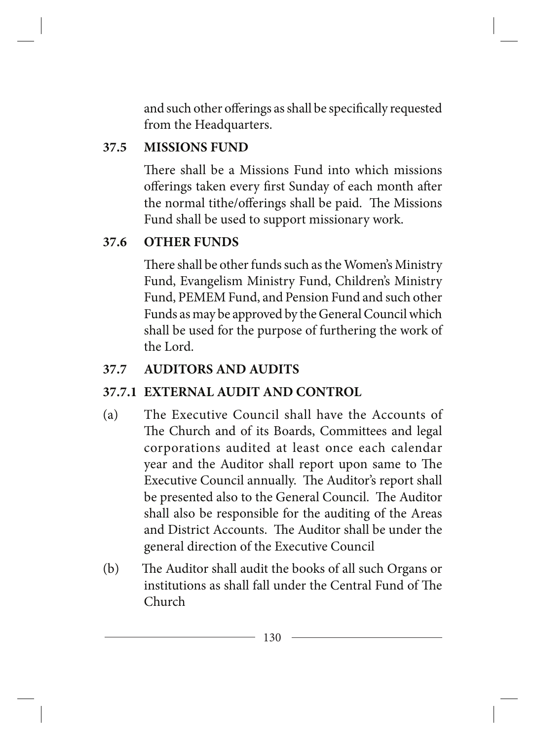and such other offerings as shall be specifically requested from the Headquarters.

### 37.5 MISSIONS FUND

There shall be a Missions Fund into which missions offerings taken every first Sunday of each month after the normal tithe/offerings shall be paid. The Missions Fund shall be used to support missionary work.

### 37.6 OTHER FUNDS

There shall be other funds such as the Women's Ministry Fund, Evangelism Ministry Fund, Children's Ministry Fund, PEMEM Fund, and Pension Fund and such other Funds as may be approved by the General Council which shall be used for the purpose of furthering the work of the Lord.

### 37.7 AUDITORS AND AUDITS

#### 37.7.1 EXTERNAL AUDIT AND CONTROL

(a) The Executive Council shall have the Accounts of The Church and of its Boards, Committees and legal corporations audited at least once each calendar year and the Auditor shall report upon same to The Executive Council annually. The Auditor's report shall be presented also to the General Council. The Auditor shall also be responsible for the auditing of the Areas and District Accounts. The Auditor shall be under the general direction of the Executive Council

(b) The Auditor shall audit the books of all such Organs or institutions as shall fall under the Central Fund of The Church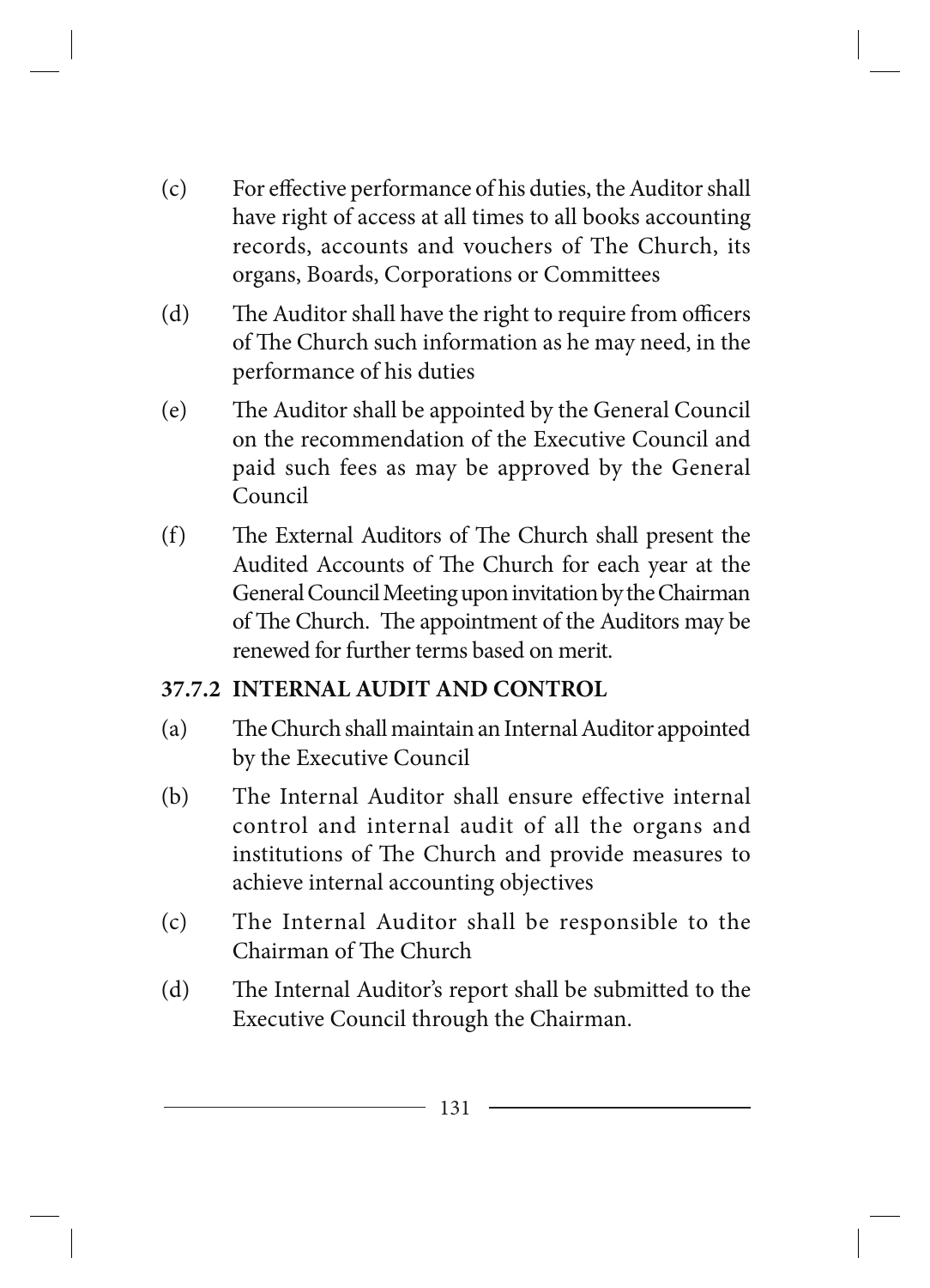(c) For effective performance of his duties, the Auditor shall have right of access at all times to all books accounting records, accounts and vouchers of The Church, its organs, Boards, Corporations or Committees

(d) The Auditor shall have the right to require from officers of The Church such information as he may need, in the performance of his duties

(e) The Auditor shall be appointed by the General Council on the recommendation of the Executive Council and paid such fees as may be approved by the General Council

(f) The External Auditors of The Church shall present the Audited Accounts of The Church for each year at the General Council Meeting upon invitation by the Chairman of The Church. The appointment of the Auditors may be renewed for further terms based on merit.

**37.7.2 INTERNAL AUDIT AND CONTROL**

(a) The Church shall maintain an Internal Auditor appointed by the Executive Council

(b) The Internal Auditor shall ensure effective internal control and internal audit of all the organs and institutions of The Church and provide measures to achieve internal accounting objectives

(c) The Internal Auditor shall be responsible to the Chairman of The Church

(d) The Internal Auditor's report shall be submitted to the Executive Council through the Chairman.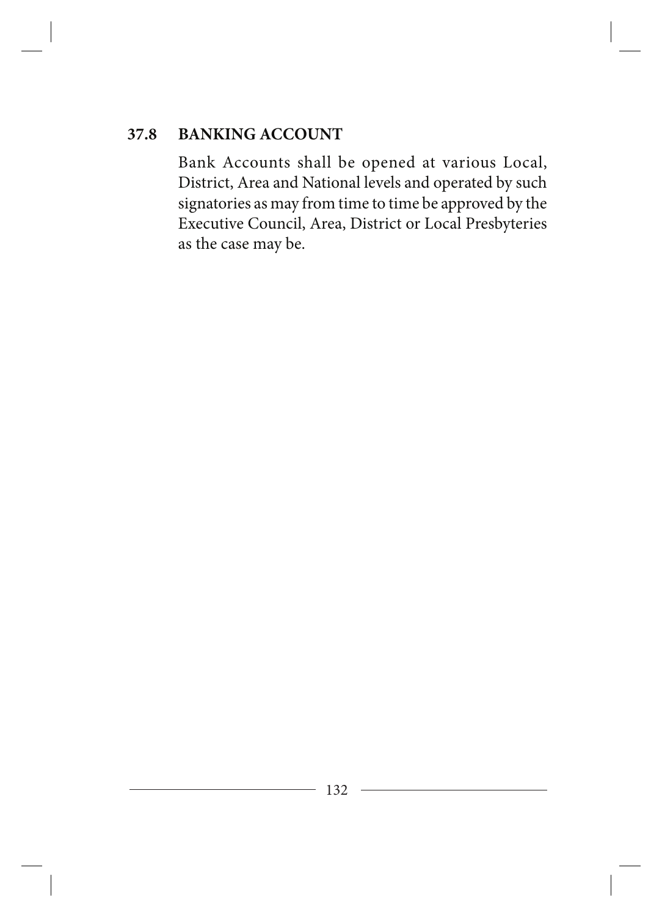### 37.8 BANKING ACCOUNT

Bank Accounts shall be opened at various Local, District, Area and National levels and operated by such signatories as may from time to time be approved by the Executive Council, Area, District or Local Presbyteries as the case may be.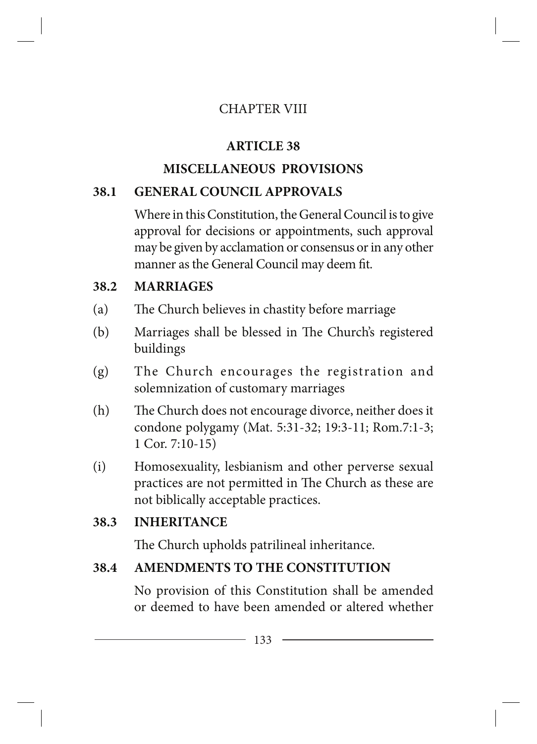CHAPTER VIII

## ARTICLE 38

## MISCELLANEOUS PROVISIONS

### 38.1 GENERAL COUNCIL APPROVALS

Where in this Constitution, the General Council is to give approval for decisions or appointments, such approval may be given by acclamation or consensus or in any other manner as the General Council may deem fit.

### 38.2 MARRIAGES

(a) The Church believes in chastity before marriage

(b) Marriages shall be blessed in The Church's registered buildings

(g) The Church encourages the registration and solemnization of customary marriages

(h) The Church does not encourage divorce, neither does it condone polygamy (Mat. 5:31-32; 19:3-11; Rom.7:1-3; 1 Cor. 7:10-15)

(i) Homosexuality, lesbianism and other perverse sexual practices are not permitted in The Church as these are not biblically acceptable practices.

### 38.3 INHERITANCE

The Church upholds patrilineal inheritance.

### 38.4 AMENDMENTS TO THE CONSTITUTION

No provision of this Constitution shall be amended or deemed to have been amended or altered whether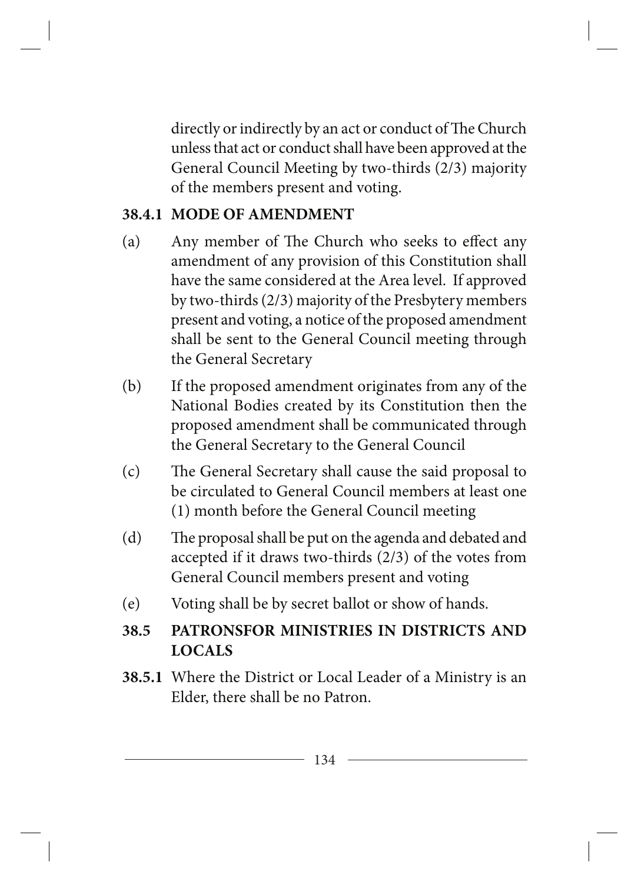directly or indirectly by an act or conduct of The Church unless that act or conduct shall have been approved at the General Council Meeting by two-thirds (2/3) majority of the members present and voting.

**38.4.1 MODE OF AMENDMENT**

(a) Any member of The Church who seeks to effect any amendment of any provision of this Constitution shall have the same considered at the Area level. If approved by two-thirds (2/3) majority of the Presbytery members present and voting, a notice of the proposed amendment shall be sent to the General Council meeting through the General Secretary

(b) If the proposed amendment originates from any of the National Bodies created by its Constitution then the proposed amendment shall be communicated through the General Secretary to the General Council

(c) The General Secretary shall cause the said proposal to be circulated to General Council members at least one (1) month before the General Council meeting

(d) The proposal shall be put on the agenda and debated and accepted if it draws two-thirds (2/3) of the votes from General Council members present and voting

(e) Voting shall be by secret ballot or show of hands.

**38.5 PATRONSFOR MINISTRIES IN DISTRICTS AND LOCALS**

**38.5.1** Where the District or Local Leader of a Ministry is an Elder, there shall be no Patron.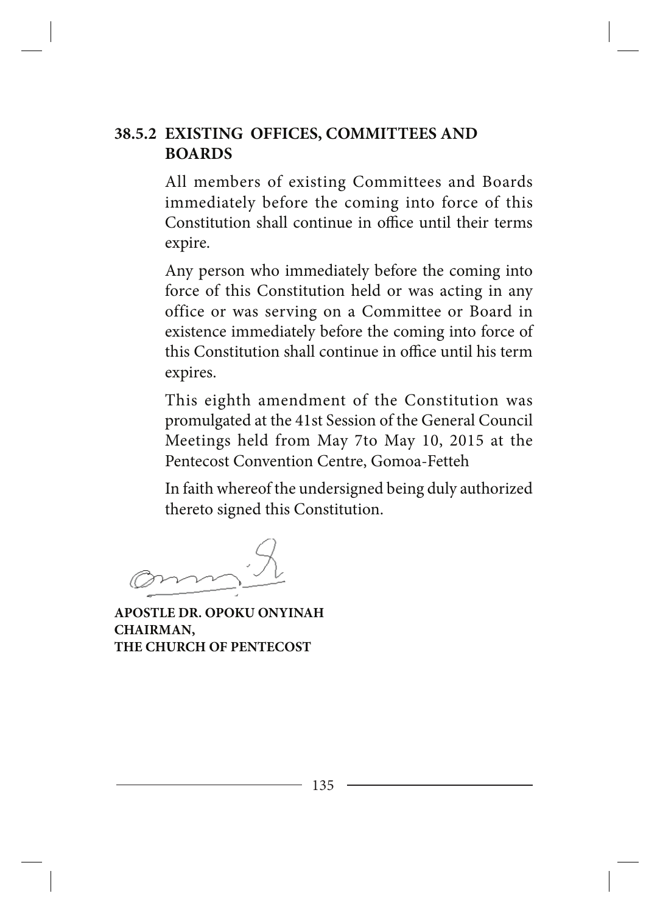### 38.5.2 EXISTING OFFICES, COMMITTEES AND BOARDS

All members of existing Committees and Boards immediately before the coming into force of this Constitution shall continue in office until their terms expire.

Any person who immediately before the coming into force of this Constitution held or was acting in any office or was serving on a Committee or Board in existence immediately before the coming into force of this Constitution shall continue in office until his term expires.

This eighth amendment of the Constitution was promulgated at the 41st Session of the General Council Meetings held from May 7to May 10, 2015 at the Pentecost Convention Centre, Gomoa-Fetteh

In faith whereof the undersigned being duly authorized thereto signed this Constitution.

**APOSTLE DR. OPOKU ONYINAH**
**CHAIRMAN,**
**THE CHURCH OF PENTECOST**